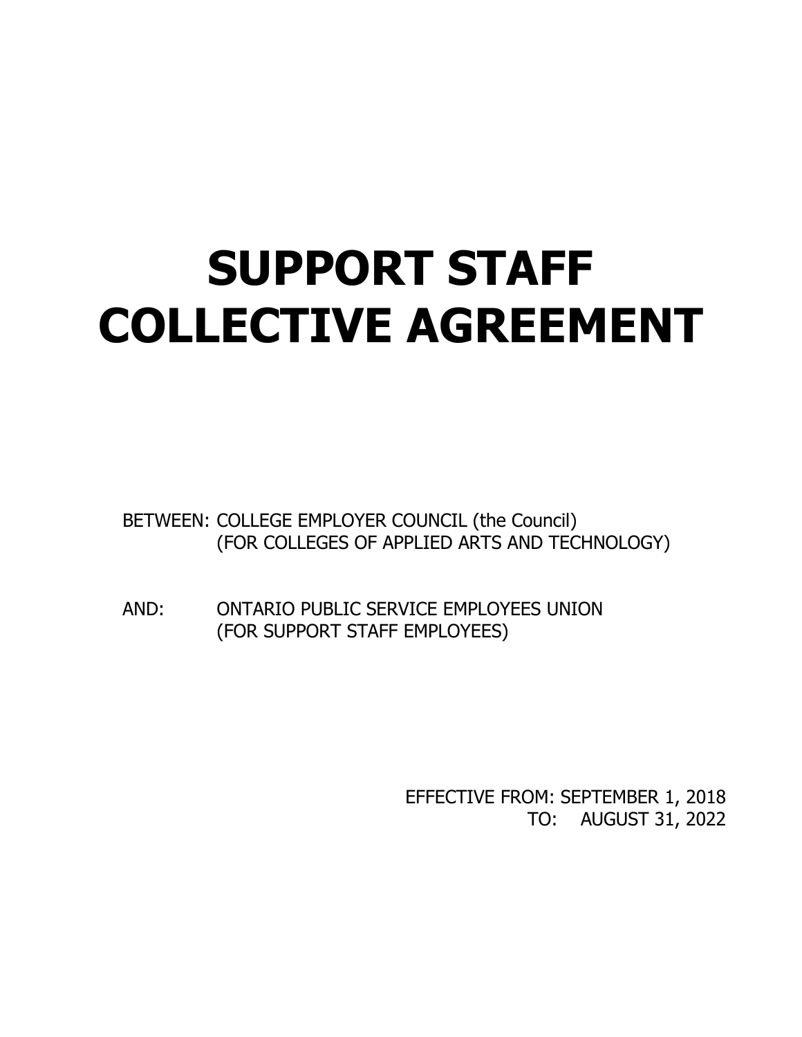# SUPPORT STAFF COLLECTIVE AGREEMENT

BETWEEN: COLLEGE EMPLOYER COUNCIL (the Council)
(FOR COLLEGES OF APPLIED ARTS AND TECHNOLOGY)

AND: ONTARIO PUBLIC SERVICE EMPLOYEES UNION
(FOR SUPPORT STAFF EMPLOYEES)

EFFECTIVE FROM: SEPTEMBER 1, 2018
TO: AUGUST 31, 2022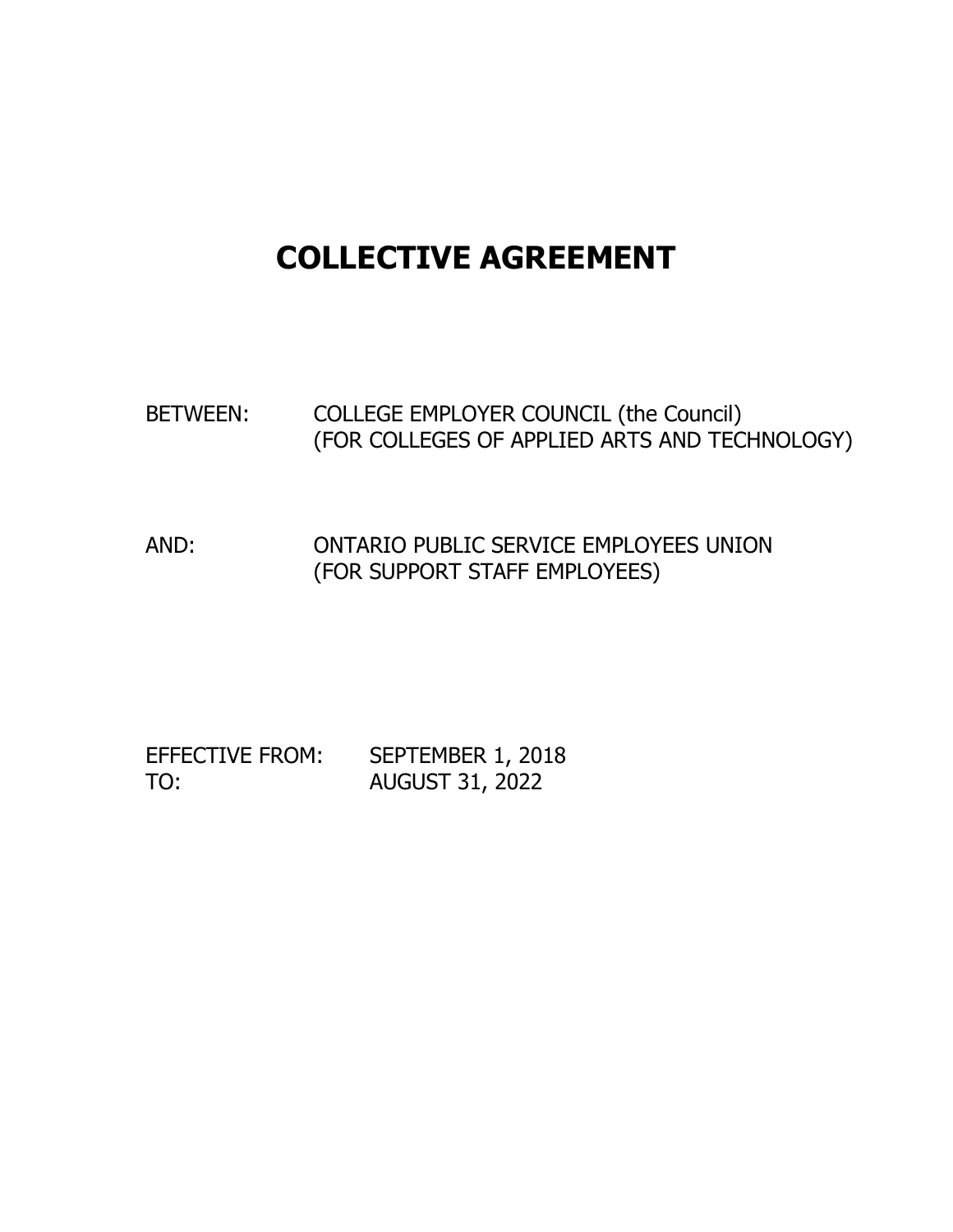# COLLECTIVE AGREEMENT

BETWEEN: COLLEGE EMPLOYER COUNCIL (the Council)
(FOR COLLEGES OF APPLIED ARTS AND TECHNOLOGY)

AND: ONTARIO PUBLIC SERVICE EMPLOYEES UNION
(FOR SUPPORT STAFF EMPLOYEES)

EFFECTIVE FROM: SEPTEMBER 1, 2018
TO: AUGUST 31, 2022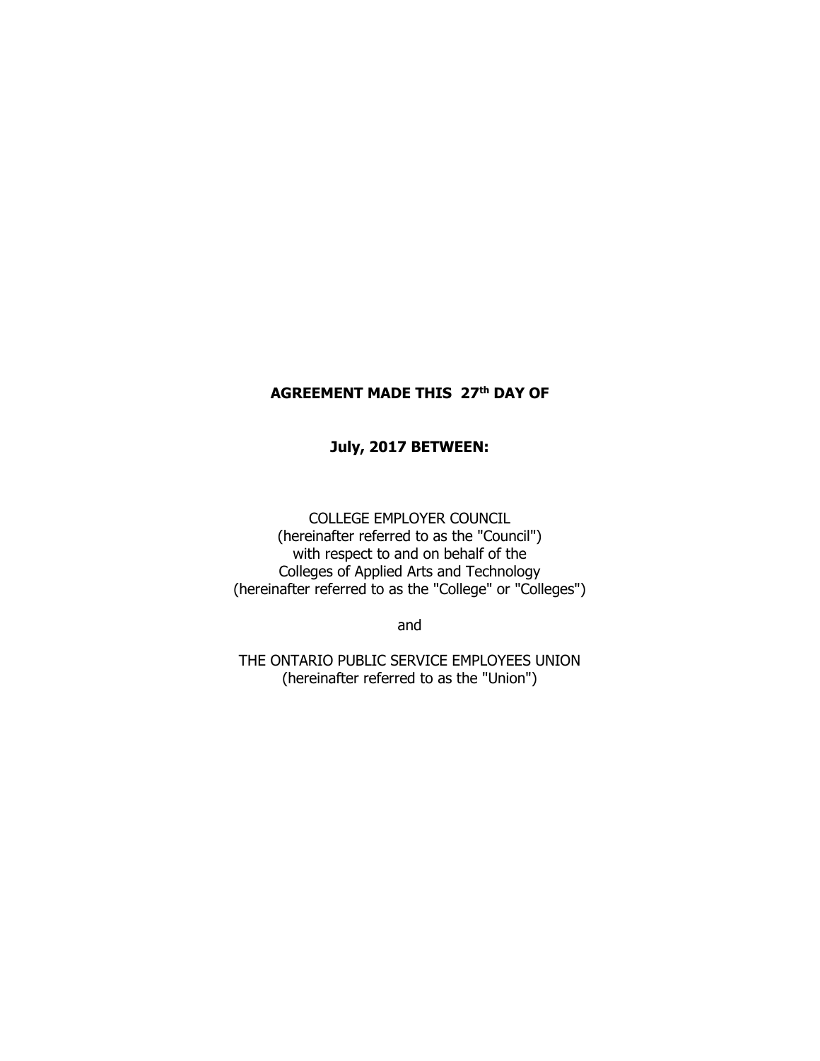**AGREEMENT MADE THIS 27th DAY OF**

**July, 2017 BETWEEN:**

COLLEGE EMPLOYER COUNCIL
(hereinafter referred to as the "Council")
with respect to and on behalf of the
Colleges of Applied Arts and Technology
(hereinafter referred to as the "College" or "Colleges")

and

THE ONTARIO PUBLIC SERVICE EMPLOYEES UNION
(hereinafter referred to as the "Union")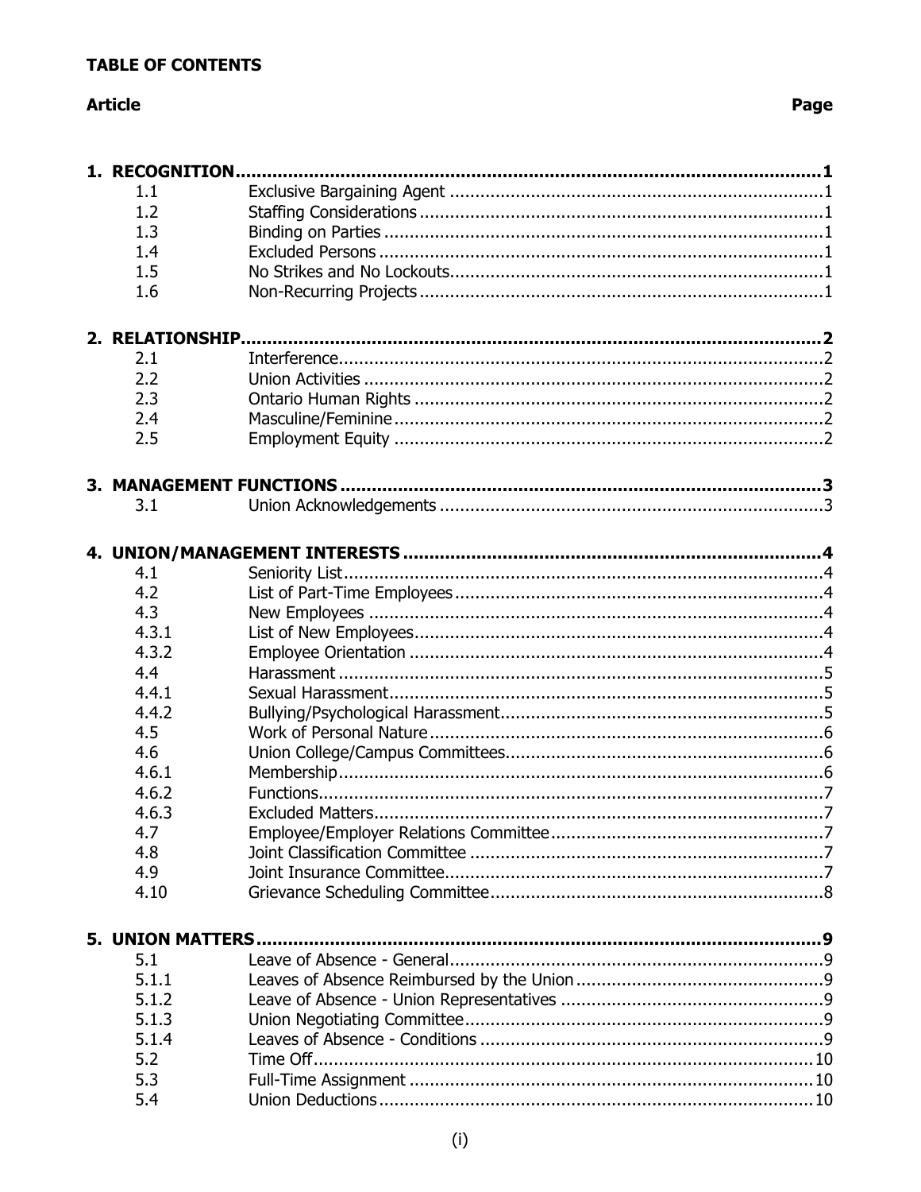**TABLE OF CONTENTS**

| Article | | Page |
|---|---|---|
| **1. RECOGNITION** | | **1** |
| 1.1 | Exclusive Bargaining Agent | 1 |
| 1.2 | Staffing Considerations | 1 |
| 1.3 | Binding on Parties | 1 |
| 1.4 | Excluded Persons | 1 |
| 1.5 | No Strikes and No Lockouts | 1 |
| 1.6 | Non-Recurring Projects | 1 |
| **2. RELATIONSHIP** | | **2** |
| 2.1 | Interference | 2 |
| 2.2 | Union Activities | 2 |
| 2.3 | Ontario Human Rights | 2 |
| 2.4 | Masculine/Feminine | 2 |
| 2.5 | Employment Equity | 2 |
| **3. MANAGEMENT FUNCTIONS** | | **3** |
| 3.1 | Union Acknowledgements | 3 |
| **4. UNION/MANAGEMENT INTERESTS** | | **4** |
| 4.1 | Seniority List | 4 |
| 4.2 | List of Part-Time Employees | 4 |
| 4.3 | New Employees | 4 |
| 4.3.1 | List of New Employees | 4 |
| 4.3.2 | Employee Orientation | 4 |
| 4.4 | Harassment | 5 |
| 4.4.1 | Sexual Harassment | 5 |
| 4.4.2 | Bullying/Psychological Harassment | 5 |
| 4.5 | Work of Personal Nature | 6 |
| 4.6 | Union College/Campus Committees | 6 |
| 4.6.1 | Membership | 6 |
| 4.6.2 | Functions | 7 |
| 4.6.3 | Excluded Matters | 7 |
| 4.7 | Employee/Employer Relations Committee | 7 |
| 4.8 | Joint Classification Committee | 7 |
| 4.9 | Joint Insurance Committee | 7 |
| 4.10 | Grievance Scheduling Committee | 8 |
| **5. UNION MATTERS** | | **9** |
| 5.1 | Leave of Absence - General | 9 |
| 5.1.1 | Leaves of Absence Reimbursed by the Union | 9 |
| 5.1.2 | Leave of Absence - Union Representatives | 9 |
| 5.1.3 | Union Negotiating Committee | 9 |
| 5.1.4 | Leaves of Absence - Conditions | 9 |
| 5.2 | Time Off | 10 |
| 5.3 | Full-Time Assignment | 10 |
| 5.4 | Union Deductions | 10 |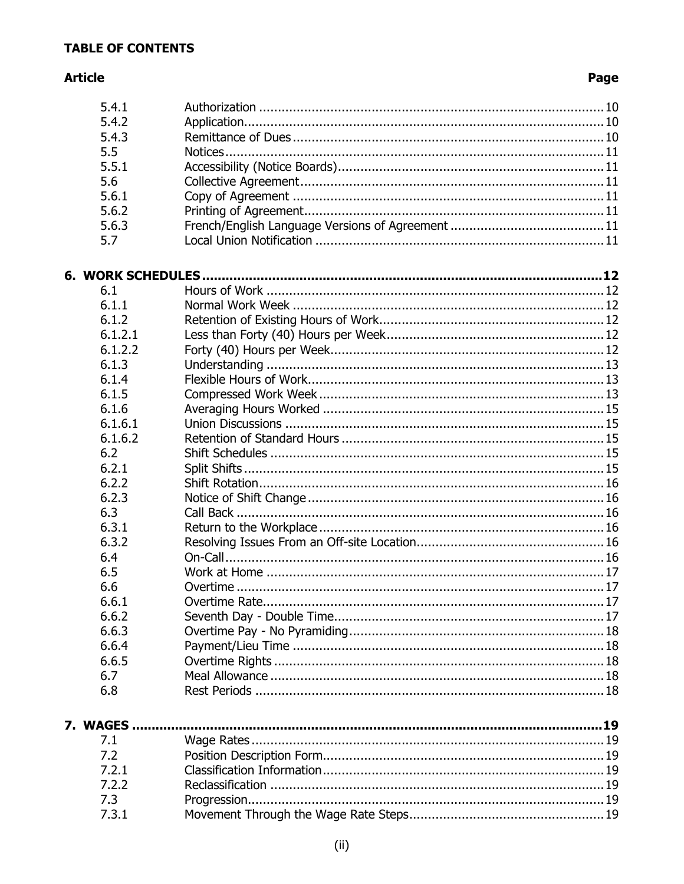**TABLE OF CONTENTS**

| Article | | Page |
|---|---|---|
| 5.4.1 | Authorization | 10 |
| 5.4.2 | Application | 10 |
| 5.4.3 | Remittance of Dues | 10 |
| 5.5 | Notices | 11 |
| 5.5.1 | Accessibility (Notice Boards) | 11 |
| 5.6 | Collective Agreement | 11 |
| 5.6.1 | Copy of Agreement | 11 |
| 5.6.2 | Printing of Agreement | 11 |
| 5.6.3 | French/English Language Versions of Agreement | 11 |
| 5.7 | Local Union Notification | 11 |
| **6. WORK SCHEDULES** | | **12** |
| 6.1 | Hours of Work | 12 |
| 6.1.1 | Normal Work Week | 12 |
| 6.1.2 | Retention of Existing Hours of Work | 12 |
| 6.1.2.1 | Less than Forty (40) Hours per Week | 12 |
| 6.1.2.2 | Forty (40) Hours per Week | 12 |
| 6.1.3 | Understanding | 13 |
| 6.1.4 | Flexible Hours of Work | 13 |
| 6.1.5 | Compressed Work Week | 13 |
| 6.1.6 | Averaging Hours Worked | 15 |
| 6.1.6.1 | Union Discussions | 15 |
| 6.1.6.2 | Retention of Standard Hours | 15 |
| 6.2 | Shift Schedules | 15 |
| 6.2.1 | Split Shifts | 15 |
| 6.2.2 | Shift Rotation | 16 |
| 6.2.3 | Notice of Shift Change | 16 |
| 6.3 | Call Back | 16 |
| 6.3.1 | Return to the Workplace | 16 |
| 6.3.2 | Resolving Issues From an Off-site Location | 16 |
| 6.4 | On-Call | 16 |
| 6.5 | Work at Home | 17 |
| 6.6 | Overtime | 17 |
| 6.6.1 | Overtime Rate | 17 |
| 6.6.2 | Seventh Day - Double Time | 17 |
| 6.6.3 | Overtime Pay - No Pyramiding | 18 |
| 6.6.4 | Payment/Lieu Time | 18 |
| 6.6.5 | Overtime Rights | 18 |
| 6.7 | Meal Allowance | 18 |
| 6.8 | Rest Periods | 18 |
| **7. WAGES** | | **19** |
| 7.1 | Wage Rates | 19 |
| 7.2 | Position Description Form | 19 |
| 7.2.1 | Classification Information | 19 |
| 7.2.2 | Reclassification | 19 |
| 7.3 | Progression | 19 |
| 7.3.1 | Movement Through the Wage Rate Steps | 19 |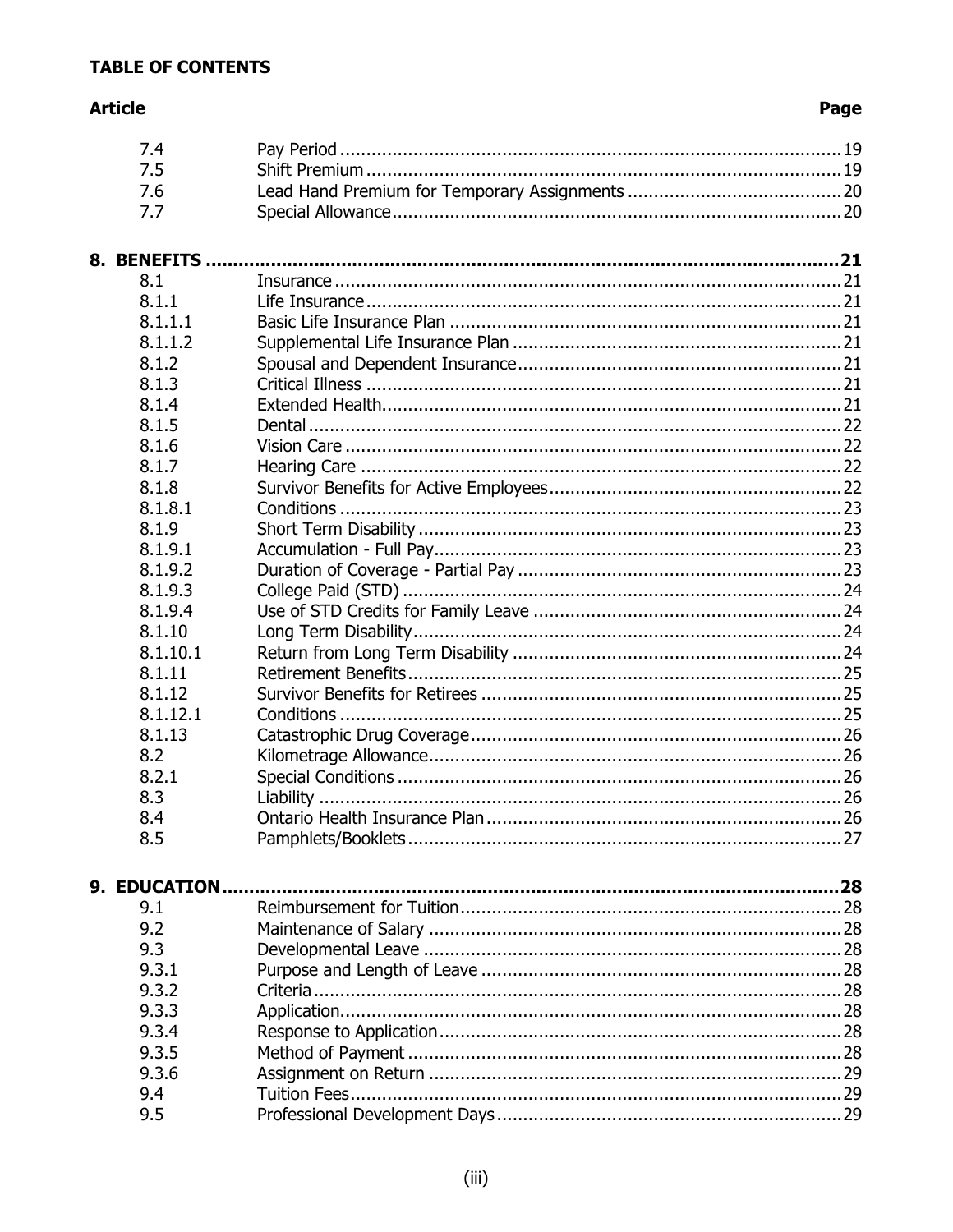**TABLE OF CONTENTS**

| Article | | Page |
|---|---|---|
| 7.4 | Pay Period | 19 |
| 7.5 | Shift Premium | 19 |
| 7.6 | Lead Hand Premium for Temporary Assignments | 20 |
| 7.7 | Special Allowance | 20 |
| **8. BENEFITS** | | **21** |
| 8.1 | Insurance | 21 |
| 8.1.1 | Life Insurance | 21 |
| 8.1.1.1 | Basic Life Insurance Plan | 21 |
| 8.1.1.2 | Supplemental Life Insurance Plan | 21 |
| 8.1.2 | Spousal and Dependent Insurance | 21 |
| 8.1.3 | Critical Illness | 21 |
| 8.1.4 | Extended Health | 21 |
| 8.1.5 | Dental | 22 |
| 8.1.6 | Vision Care | 22 |
| 8.1.7 | Hearing Care | 22 |
| 8.1.8 | Survivor Benefits for Active Employees | 22 |
| 8.1.8.1 | Conditions | 23 |
| 8.1.9 | Short Term Disability | 23 |
| 8.1.9.1 | Accumulation - Full Pay | 23 |
| 8.1.9.2 | Duration of Coverage - Partial Pay | 23 |
| 8.1.9.3 | College Paid (STD) | 24 |
| 8.1.9.4 | Use of STD Credits for Family Leave | 24 |
| 8.1.10 | Long Term Disability | 24 |
| 8.1.10.1 | Return from Long Term Disability | 24 |
| 8.1.11 | Retirement Benefits | 25 |
| 8.1.12 | Survivor Benefits for Retirees | 25 |
| 8.1.12.1 | Conditions | 25 |
| 8.1.13 | Catastrophic Drug Coverage | 26 |
| 8.2 | Kilometrage Allowance | 26 |
| 8.2.1 | Special Conditions | 26 |
| 8.3 | Liability | 26 |
| 8.4 | Ontario Health Insurance Plan | 26 |
| 8.5 | Pamphlets/Booklets | 27 |
| **9. EDUCATION** | | **28** |
| 9.1 | Reimbursement for Tuition | 28 |
| 9.2 | Maintenance of Salary | 28 |
| 9.3 | Developmental Leave | 28 |
| 9.3.1 | Purpose and Length of Leave | 28 |
| 9.3.2 | Criteria | 28 |
| 9.3.3 | Application | 28 |
| 9.3.4 | Response to Application | 28 |
| 9.3.5 | Method of Payment | 28 |
| 9.3.6 | Assignment on Return | 29 |
| 9.4 | Tuition Fees | 29 |
| 9.5 | Professional Development Days | 29 |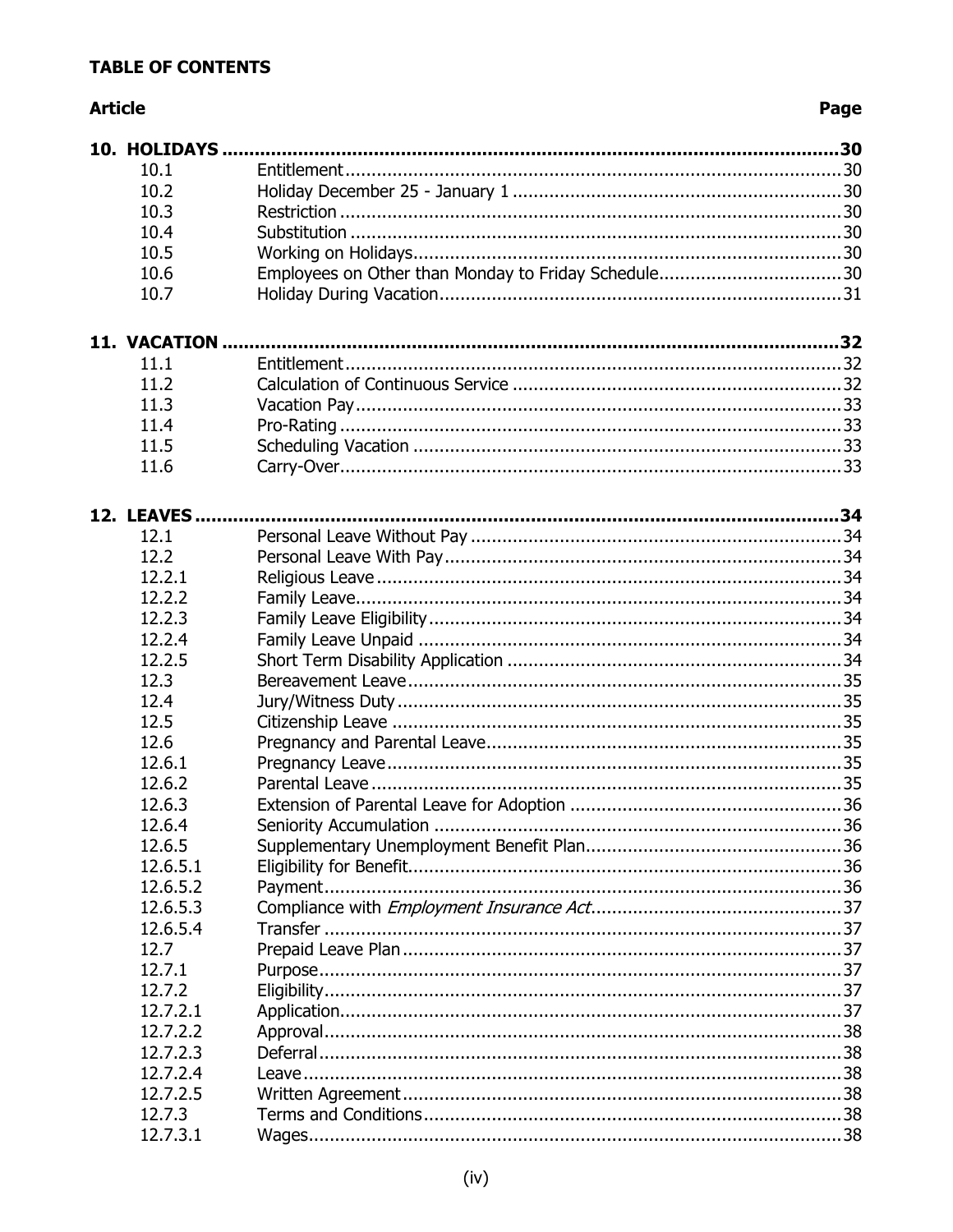**TABLE OF CONTENTS**

| Article | | Page |
|---|---|---|
| **10. HOLIDAYS** | | **30** |
| 10.1 | Entitlement | 30 |
| 10.2 | Holiday December 25 - January 1 | 30 |
| 10.3 | Restriction | 30 |
| 10.4 | Substitution | 30 |
| 10.5 | Working on Holidays | 30 |
| 10.6 | Employees on Other than Monday to Friday Schedule | 30 |
| 10.7 | Holiday During Vacation | 31 |
| **11. VACATION** | | **32** |
| 11.1 | Entitlement | 32 |
| 11.2 | Calculation of Continuous Service | 32 |
| 11.3 | Vacation Pay | 33 |
| 11.4 | Pro-Rating | 33 |
| 11.5 | Scheduling Vacation | 33 |
| 11.6 | Carry-Over | 33 |
| **12. LEAVES** | | **34** |
| 12.1 | Personal Leave Without Pay | 34 |
| 12.2 | Personal Leave With Pay | 34 |
| 12.2.1 | Religious Leave | 34 |
| 12.2.2 | Family Leave | 34 |
| 12.2.3 | Family Leave Eligibility | 34 |
| 12.2.4 | Family Leave Unpaid | 34 |
| 12.2.5 | Short Term Disability Application | 34 |
| 12.3 | Bereavement Leave | 35 |
| 12.4 | Jury/Witness Duty | 35 |
| 12.5 | Citizenship Leave | 35 |
| 12.6 | Pregnancy and Parental Leave | 35 |
| 12.6.1 | Pregnancy Leave | 35 |
| 12.6.2 | Parental Leave | 35 |
| 12.6.3 | Extension of Parental Leave for Adoption | 36 |
| 12.6.4 | Seniority Accumulation | 36 |
| 12.6.5 | Supplementary Unemployment Benefit Plan | 36 |
| 12.6.5.1 | Eligibility for Benefit | 36 |
| 12.6.5.2 | Payment | 36 |
| 12.6.5.3 | Compliance with *Employment Insurance Act* | 37 |
| 12.6.5.4 | Transfer | 37 |
| 12.7 | Prepaid Leave Plan | 37 |
| 12.7.1 | Purpose | 37 |
| 12.7.2 | Eligibility | 37 |
| 12.7.2.1 | Application | 37 |
| 12.7.2.2 | Approval | 38 |
| 12.7.2.3 | Deferral | 38 |
| 12.7.2.4 | Leave | 38 |
| 12.7.2.5 | Written Agreement | 38 |
| 12.7.3 | Terms and Conditions | 38 |
| 12.7.3.1 | Wages | 38 |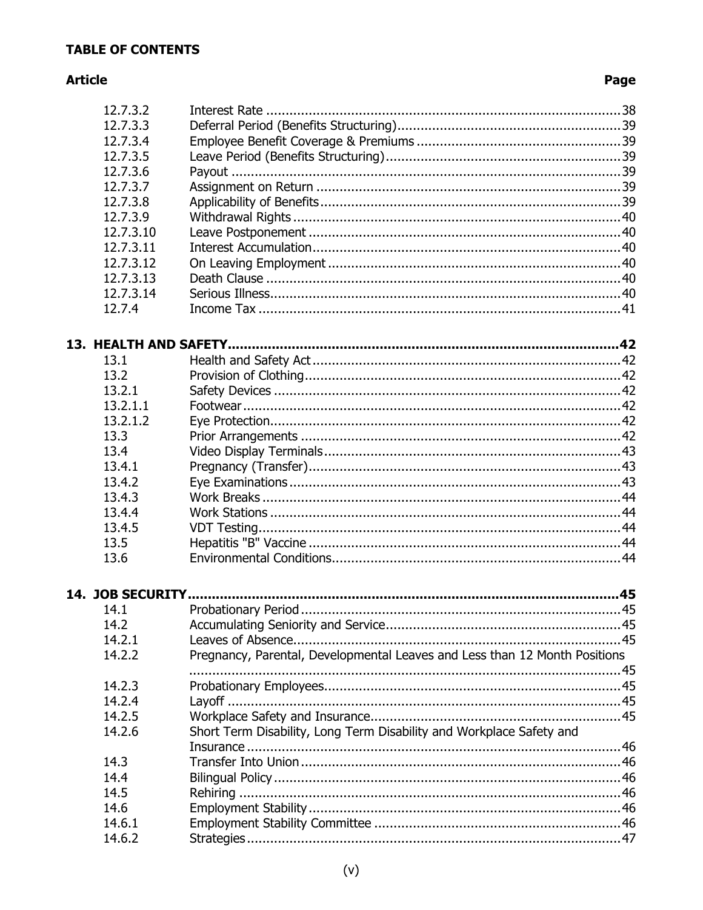**TABLE OF CONTENTS**

| Article | | Page |
|---|---|---|
| 12.7.3.2 | Interest Rate | 38 |
| 12.7.3.3 | Deferral Period (Benefits Structuring) | 39 |
| 12.7.3.4 | Employee Benefit Coverage & Premiums | 39 |
| 12.7.3.5 | Leave Period (Benefits Structuring) | 39 |
| 12.7.3.6 | Payout | 39 |
| 12.7.3.7 | Assignment on Return | 39 |
| 12.7.3.8 | Applicability of Benefits | 39 |
| 12.7.3.9 | Withdrawal Rights | 40 |
| 12.7.3.10 | Leave Postponement | 40 |
| 12.7.3.11 | Interest Accumulation | 40 |
| 12.7.3.12 | On Leaving Employment | 40 |
| 12.7.3.13 | Death Clause | 40 |
| 12.7.3.14 | Serious Illness | 40 |
| 12.7.4 | Income Tax | 41 |
| **13. HEALTH AND SAFETY** | | **42** |
| 13.1 | Health and Safety Act | 42 |
| 13.2 | Provision of Clothing | 42 |
| 13.2.1 | Safety Devices | 42 |
| 13.2.1.1 | Footwear | 42 |
| 13.2.1.2 | Eye Protection | 42 |
| 13.3 | Prior Arrangements | 42 |
| 13.4 | Video Display Terminals | 43 |
| 13.4.1 | Pregnancy (Transfer) | 43 |
| 13.4.2 | Eye Examinations | 43 |
| 13.4.3 | Work Breaks | 44 |
| 13.4.4 | Work Stations | 44 |
| 13.4.5 | VDT Testing | 44 |
| 13.5 | Hepatitis "B" Vaccine | 44 |
| 13.6 | Environmental Conditions | 44 |
| **14. JOB SECURITY** | | **45** |
| 14.1 | Probationary Period | 45 |
| 14.2 | Accumulating Seniority and Service | 45 |
| 14.2.1 | Leaves of Absence | 45 |
| 14.2.2 | Pregnancy, Parental, Developmental Leaves and Less than 12 Month Positions | 45 |
| 14.2.3 | Probationary Employees | 45 |
| 14.2.4 | Layoff | 45 |
| 14.2.5 | Workplace Safety and Insurance | 45 |
| 14.2.6 | Short Term Disability, Long Term Disability and Workplace Safety and Insurance | 46 |
| 14.3 | Transfer Into Union | 46 |
| 14.4 | Bilingual Policy | 46 |
| 14.5 | Rehiring | 46 |
| 14.6 | Employment Stability | 46 |
| 14.6.1 | Employment Stability Committee | 46 |
| 14.6.2 | Strategies | 47 |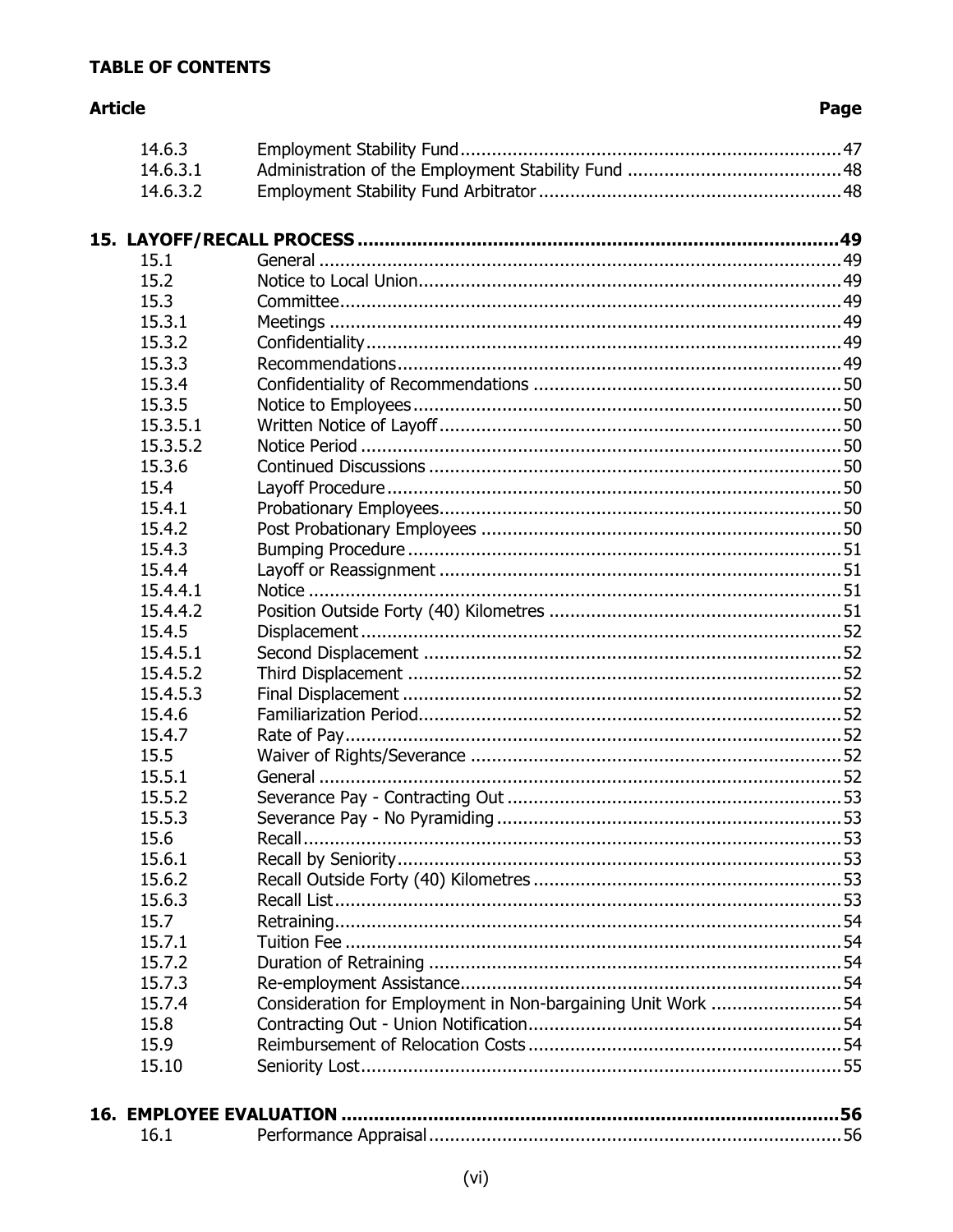**TABLE OF CONTENTS**

| Article | | Page |
|---|---|---|
| 14.6.3 | Employment Stability Fund | 47 |
| 14.6.3.1 | Administration of the Employment Stability Fund | 48 |
| 14.6.3.2 | Employment Stability Fund Arbitrator | 48 |
| **15. LAYOFF/RECALL PROCESS** | | **49** |
| 15.1 | General | 49 |
| 15.2 | Notice to Local Union | 49 |
| 15.3 | Committee | 49 |
| 15.3.1 | Meetings | 49 |
| 15.3.2 | Confidentiality | 49 |
| 15.3.3 | Recommendations | 49 |
| 15.3.4 | Confidentiality of Recommendations | 50 |
| 15.3.5 | Notice to Employees | 50 |
| 15.3.5.1 | Written Notice of Layoff | 50 |
| 15.3.5.2 | Notice Period | 50 |
| 15.3.6 | Continued Discussions | 50 |
| 15.4 | Layoff Procedure | 50 |
| 15.4.1 | Probationary Employees | 50 |
| 15.4.2 | Post Probationary Employees | 50 |
| 15.4.3 | Bumping Procedure | 51 |
| 15.4.4 | Layoff or Reassignment | 51 |
| 15.4.4.1 | Notice | 51 |
| 15.4.4.2 | Position Outside Forty (40) Kilometres | 51 |
| 15.4.5 | Displacement | 52 |
| 15.4.5.1 | Second Displacement | 52 |
| 15.4.5.2 | Third Displacement | 52 |
| 15.4.5.3 | Final Displacement | 52 |
| 15.4.6 | Familiarization Period | 52 |
| 15.4.7 | Rate of Pay | 52 |
| 15.5 | Waiver of Rights/Severance | 52 |
| 15.5.1 | General | 52 |
| 15.5.2 | Severance Pay - Contracting Out | 53 |
| 15.5.3 | Severance Pay - No Pyramiding | 53 |
| 15.6 | Recall | 53 |
| 15.6.1 | Recall by Seniority | 53 |
| 15.6.2 | Recall Outside Forty (40) Kilometres | 53 |
| 15.6.3 | Recall List | 53 |
| 15.7 | Retraining | 54 |
| 15.7.1 | Tuition Fee | 54 |
| 15.7.2 | Duration of Retraining | 54 |
| 15.7.3 | Re-employment Assistance | 54 |
| 15.7.4 | Consideration for Employment in Non-bargaining Unit Work | 54 |
| 15.8 | Contracting Out - Union Notification | 54 |
| 15.9 | Reimbursement of Relocation Costs | 54 |
| 15.10 | Seniority Lost | 55 |
| **16. EMPLOYEE EVALUATION** | | **56** |
| 16.1 | Performance Appraisal | 56 |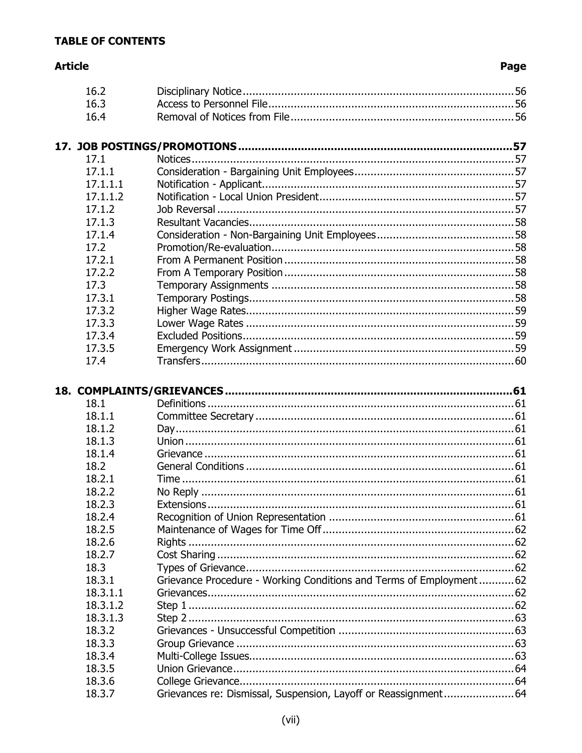**TABLE OF CONTENTS**

| Article | | Page |
|---|---|---|
| 16.2 | Disciplinary Notice | 56 |
| 16.3 | Access to Personnel File | 56 |
| 16.4 | Removal of Notices from File | 56 |
| **17. JOB POSTINGS/PROMOTIONS** | | **57** |
| 17.1 | Notices | 57 |
| 17.1.1 | Consideration - Bargaining Unit Employees | 57 |
| 17.1.1.1 | Notification - Applicant | 57 |
| 17.1.1.2 | Notification - Local Union President | 57 |
| 17.1.2 | Job Reversal | 57 |
| 17.1.3 | Resultant Vacancies | 58 |
| 17.1.4 | Consideration - Non-Bargaining Unit Employees | 58 |
| 17.2 | Promotion/Re-evaluation | 58 |
| 17.2.1 | From A Permanent Position | 58 |
| 17.2.2 | From A Temporary Position | 58 |
| 17.3 | Temporary Assignments | 58 |
| 17.3.1 | Temporary Postings | 58 |
| 17.3.2 | Higher Wage Rates | 59 |
| 17.3.3 | Lower Wage Rates | 59 |
| 17.3.4 | Excluded Positions | 59 |
| 17.3.5 | Emergency Work Assignment | 59 |
| 17.4 | Transfers | 60 |
| **18. COMPLAINTS/GRIEVANCES** | | **61** |
| 18.1 | Definitions | 61 |
| 18.1.1 | Committee Secretary | 61 |
| 18.1.2 | Day | 61 |
| 18.1.3 | Union | 61 |
| 18.1.4 | Grievance | 61 |
| 18.2 | General Conditions | 61 |
| 18.2.1 | Time | 61 |
| 18.2.2 | No Reply | 61 |
| 18.2.3 | Extensions | 61 |
| 18.2.4 | Recognition of Union Representation | 61 |
| 18.2.5 | Maintenance of Wages for Time Off | 62 |
| 18.2.6 | Rights | 62 |
| 18.2.7 | Cost Sharing | 62 |
| 18.3 | Types of Grievance | 62 |
| 18.3.1 | Grievance Procedure - Working Conditions and Terms of Employment | 62 |
| 18.3.1.1 | Grievances | 62 |
| 18.3.1.2 | Step 1 | 62 |
| 18.3.1.3 | Step 2 | 63 |
| 18.3.2 | Grievances - Unsuccessful Competition | 63 |
| 18.3.3 | Group Grievance | 63 |
| 18.3.4 | Multi-College Issues | 63 |
| 18.3.5 | Union Grievance | 64 |
| 18.3.6 | College Grievance | 64 |
| 18.3.7 | Grievances re: Dismissal, Suspension, Layoff or Reassignment | 64 |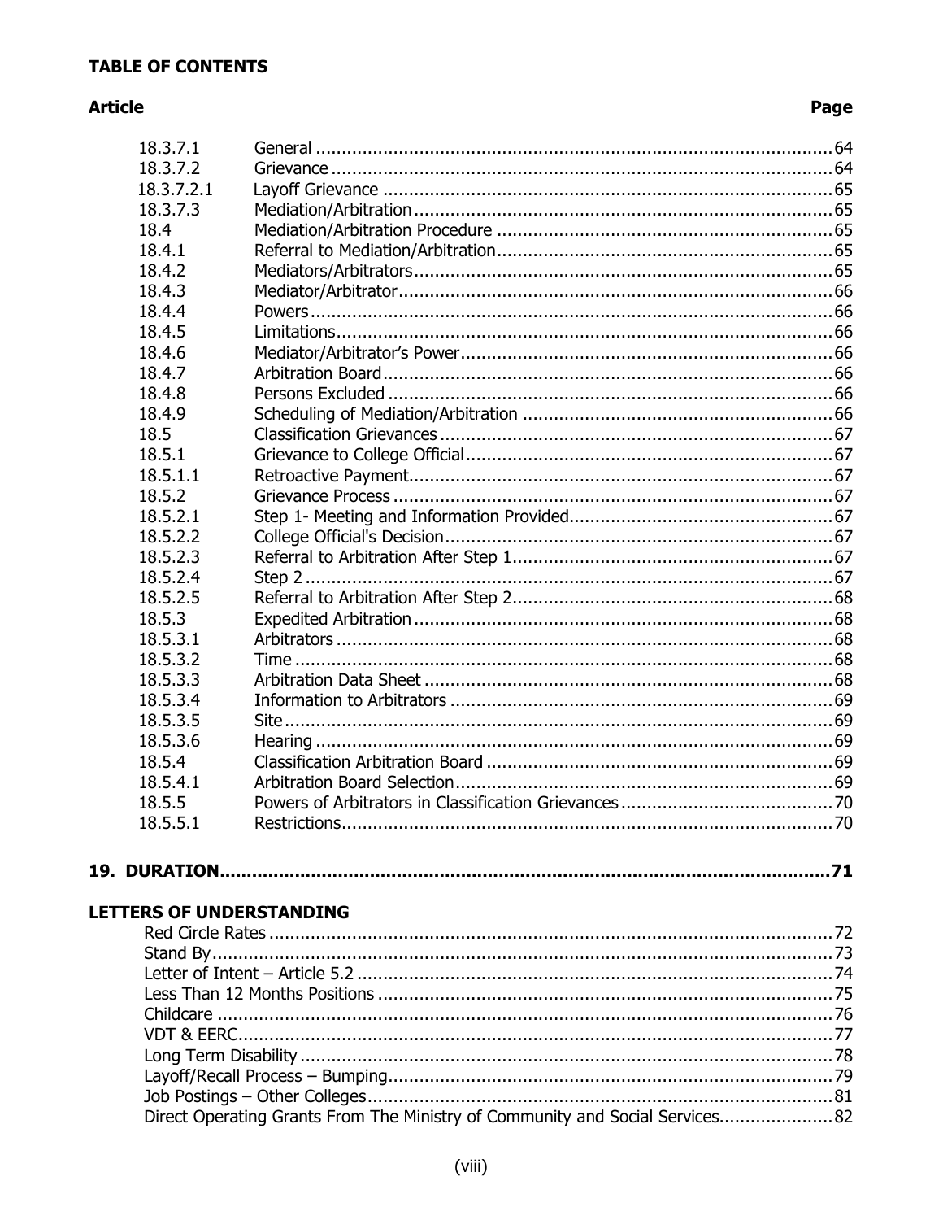**TABLE OF CONTENTS**

| Article | | Page |
|---|---|---|
| 18.3.7.1 | General | 64 |
| 18.3.7.2 | Grievance | 64 |
| 18.3.7.2.1 | Layoff Grievance | 65 |
| 18.3.7.3 | Mediation/Arbitration | 65 |
| 18.4 | Mediation/Arbitration Procedure | 65 |
| 18.4.1 | Referral to Mediation/Arbitration | 65 |
| 18.4.2 | Mediators/Arbitrators | 65 |
| 18.4.3 | Mediator/Arbitrator | 66 |
| 18.4.4 | Powers | 66 |
| 18.4.5 | Limitations | 66 |
| 18.4.6 | Mediator/Arbitrator's Power | 66 |
| 18.4.7 | Arbitration Board | 66 |
| 18.4.8 | Persons Excluded | 66 |
| 18.4.9 | Scheduling of Mediation/Arbitration | 66 |
| 18.5 | Classification Grievances | 67 |
| 18.5.1 | Grievance to College Official | 67 |
| 18.5.1.1 | Retroactive Payment | 67 |
| 18.5.2 | Grievance Process | 67 |
| 18.5.2.1 | Step 1- Meeting and Information Provided | 67 |
| 18.5.2.2 | College Official's Decision | 67 |
| 18.5.2.3 | Referral to Arbitration After Step 1 | 67 |
| 18.5.2.4 | Step 2 | 67 |
| 18.5.2.5 | Referral to Arbitration After Step 2 | 68 |
| 18.5.3 | Expedited Arbitration | 68 |
| 18.5.3.1 | Arbitrators | 68 |
| 18.5.3.2 | Time | 68 |
| 18.5.3.3 | Arbitration Data Sheet | 68 |
| 18.5.3.4 | Information to Arbitrators | 69 |
| 18.5.3.5 | Site | 69 |
| 18.5.3.6 | Hearing | 69 |
| 18.5.4 | Classification Arbitration Board | 69 |
| 18.5.4.1 | Arbitration Board Selection | 69 |
| 18.5.5 | Powers of Arbitrators in Classification Grievances | 70 |
| 18.5.5.1 | Restrictions | 70 |

**19. DURATION** .......... **71**

**LETTERS OF UNDERSTANDING**

| | Page |
|---|---|
| Red Circle Rates | 72 |
| Stand By | 73 |
| Letter of Intent – Article 5.2 | 74 |
| Less Than 12 Months Positions | 75 |
| Childcare | 76 |
| VDT & EERC | 77 |
| Long Term Disability | 78 |
| Layoff/Recall Process – Bumping | 79 |
| Job Postings – Other Colleges | 81 |
| Direct Operating Grants From The Ministry of Community and Social Services | 82 |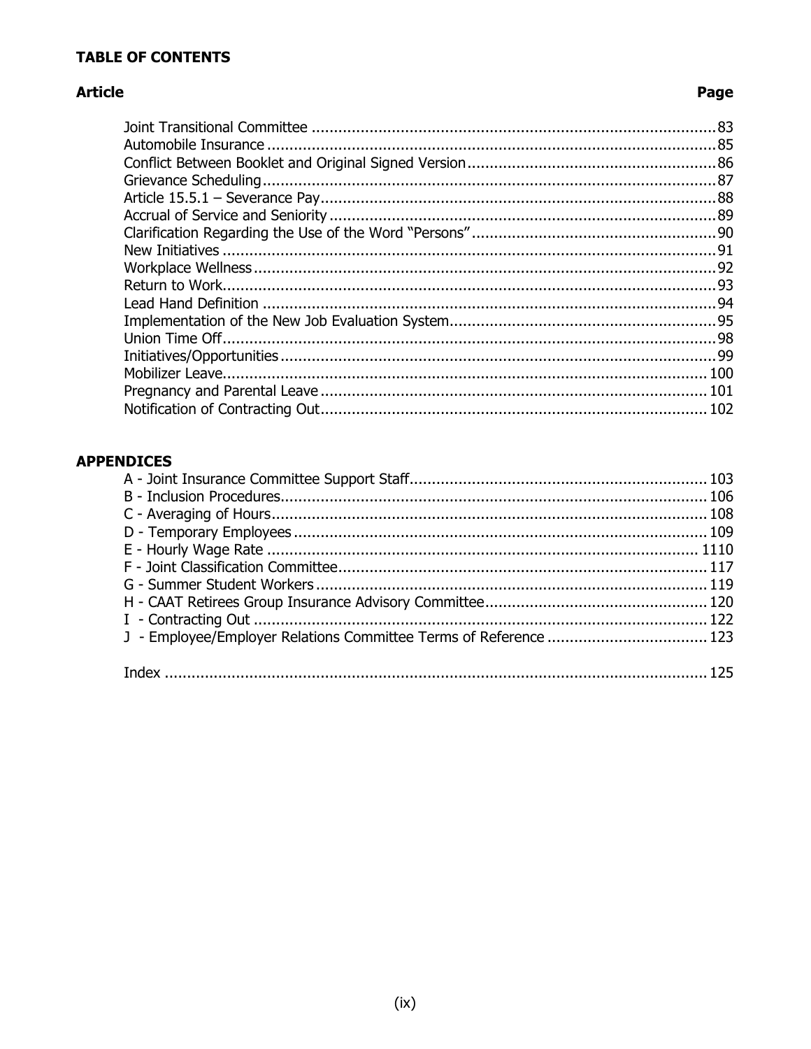**TABLE OF CONTENTS**

| Article | Page |
|---|---|
| Joint Transitional Committee | 83 |
| Automobile Insurance | 85 |
| Conflict Between Booklet and Original Signed Version | 86 |
| Grievance Scheduling | 87 |
| Article 15.5.1 – Severance Pay | 88 |
| Accrual of Service and Seniority | 89 |
| Clarification Regarding the Use of the Word "Persons" | 90 |
| New Initiatives | 91 |
| Workplace Wellness | 92 |
| Return to Work | 93 |
| Lead Hand Definition | 94 |
| Implementation of the New Job Evaluation System | 95 |
| Union Time Off | 98 |
| Initiatives/Opportunities | 99 |
| Mobilizer Leave | 100 |
| Pregnancy and Parental Leave | 101 |
| Notification of Contracting Out | 102 |

**APPENDICES**

| | |
|---|---|
| A - Joint Insurance Committee Support Staff | 103 |
| B - Inclusion Procedures | 106 |
| C - Averaging of Hours | 108 |
| D - Temporary Employees | 109 |
| E - Hourly Wage Rate | 1110 |
| F - Joint Classification Committee | 117 |
| G - Summer Student Workers | 119 |
| H - CAAT Retirees Group Insurance Advisory Committee | 120 |
| I - Contracting Out | 122 |
| J - Employee/Employer Relations Committee Terms of Reference | 123 |
| Index | 125 |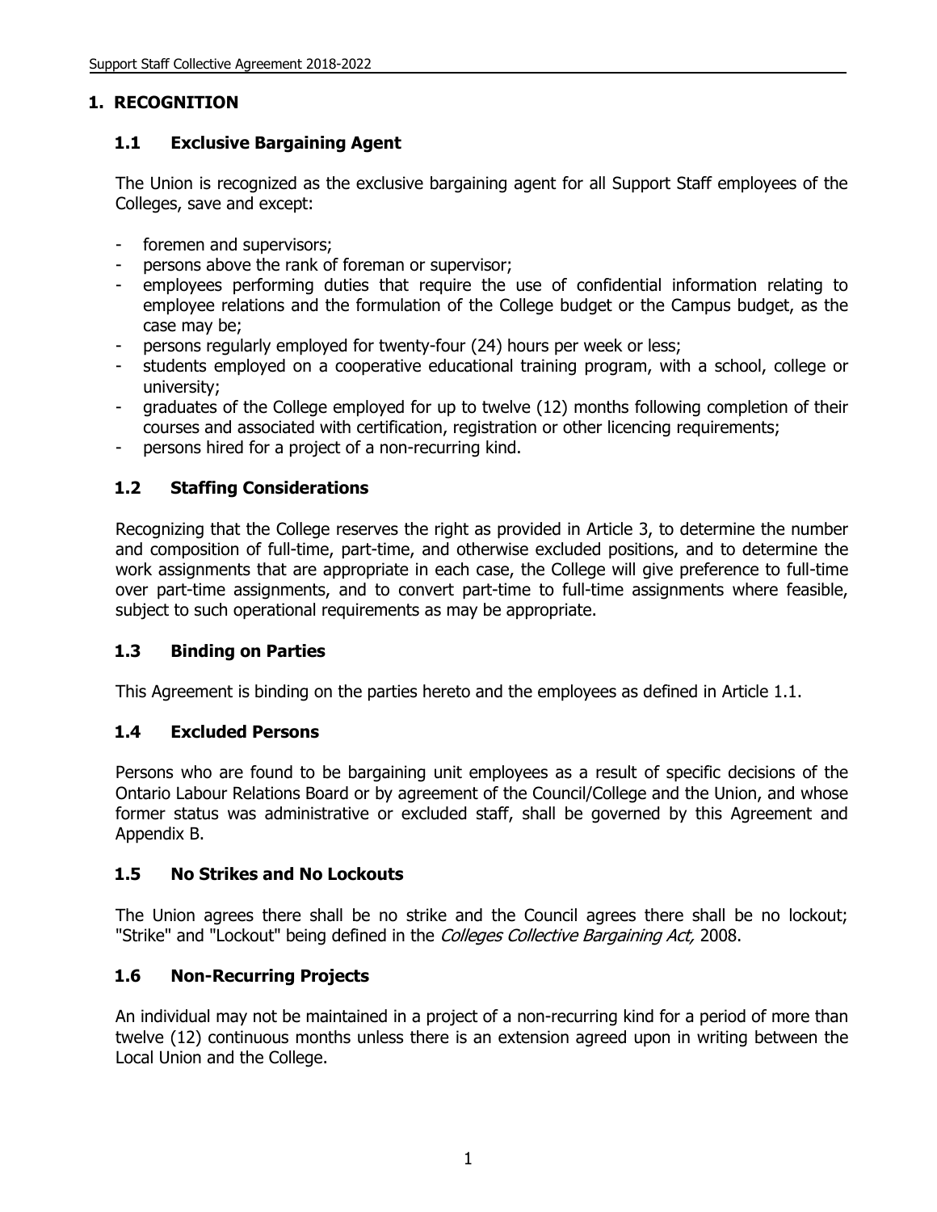# 1. RECOGNITION

## 1.1 Exclusive Bargaining Agent

The Union is recognized as the exclusive bargaining agent for all Support Staff employees of the Colleges, save and except:

- foremen and supervisors;
- persons above the rank of foreman or supervisor;
- employees performing duties that require the use of confidential information relating to employee relations and the formulation of the College budget or the Campus budget, as the case may be;
- persons regularly employed for twenty-four (24) hours per week or less;
- students employed on a cooperative educational training program, with a school, college or university;
- graduates of the College employed for up to twelve (12) months following completion of their courses and associated with certification, registration or other licencing requirements;
- persons hired for a project of a non-recurring kind.

## 1.2 Staffing Considerations

Recognizing that the College reserves the right as provided in Article 3, to determine the number and composition of full-time, part-time, and otherwise excluded positions, and to determine the work assignments that are appropriate in each case, the College will give preference to full-time over part-time assignments, and to convert part-time to full-time assignments where feasible, subject to such operational requirements as may be appropriate.

## 1.3 Binding on Parties

This Agreement is binding on the parties hereto and the employees as defined in Article 1.1.

## 1.4 Excluded Persons

Persons who are found to be bargaining unit employees as a result of specific decisions of the Ontario Labour Relations Board or by agreement of the Council/College and the Union, and whose former status was administrative or excluded staff, shall be governed by this Agreement and Appendix B.

## 1.5 No Strikes and No Lockouts

The Union agrees there shall be no strike and the Council agrees there shall be no lockout; "Strike" and "Lockout" being defined in the *Colleges Collective Bargaining Act,* 2008.

## 1.6 Non-Recurring Projects

An individual may not be maintained in a project of a non-recurring kind for a period of more than twelve (12) continuous months unless there is an extension agreed upon in writing between the Local Union and the College.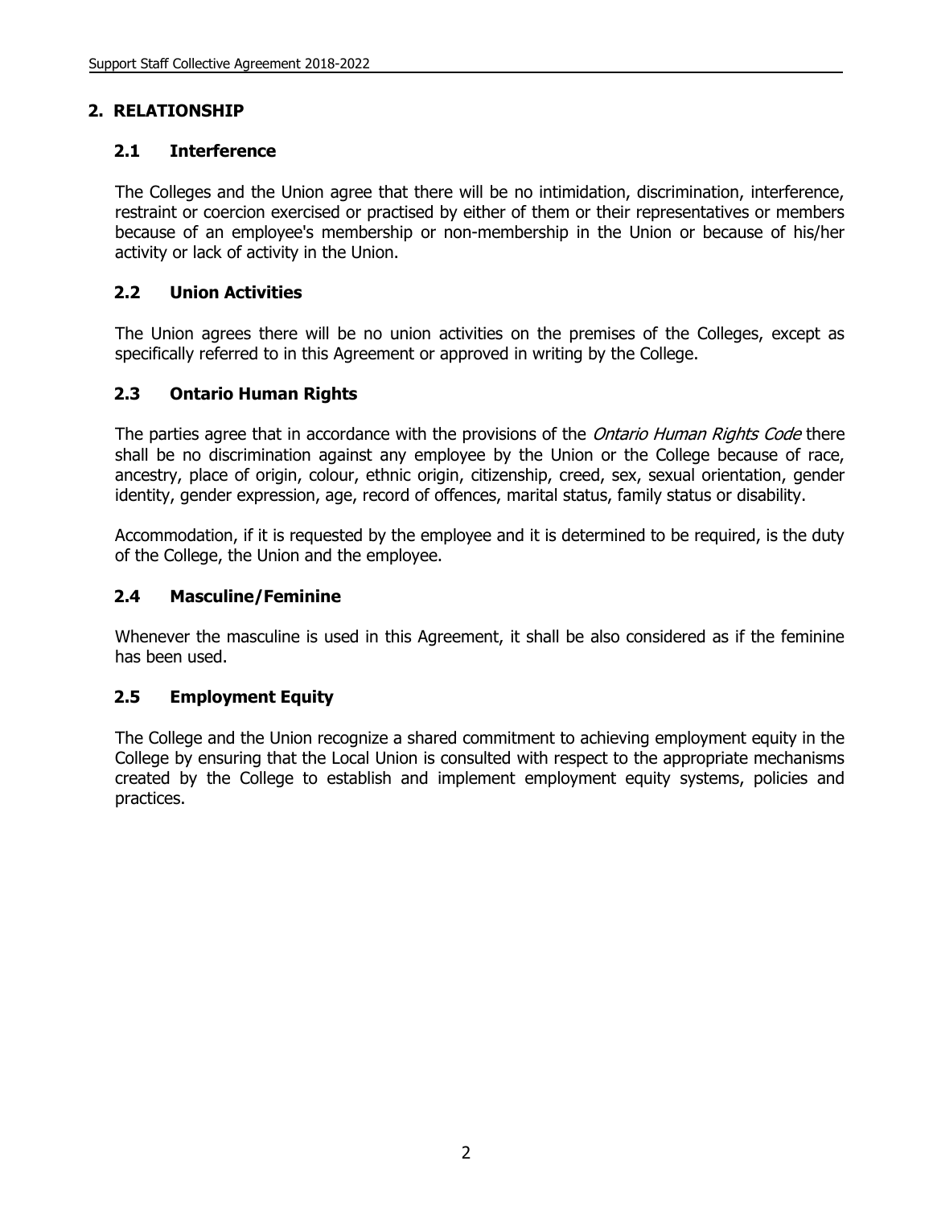## 2. RELATIONSHIP

### 2.1 Interference

The Colleges and the Union agree that there will be no intimidation, discrimination, interference, restraint or coercion exercised or practised by either of them or their representatives or members because of an employee's membership or non-membership in the Union or because of his/her activity or lack of activity in the Union.

### 2.2 Union Activities

The Union agrees there will be no union activities on the premises of the Colleges, except as specifically referred to in this Agreement or approved in writing by the College.

### 2.3 Ontario Human Rights

The parties agree that in accordance with the provisions of the *Ontario Human Rights Code* there shall be no discrimination against any employee by the Union or the College because of race, ancestry, place of origin, colour, ethnic origin, citizenship, creed, sex, sexual orientation, gender identity, gender expression, age, record of offences, marital status, family status or disability.

Accommodation, if it is requested by the employee and it is determined to be required, is the duty of the College, the Union and the employee.

### 2.4 Masculine/Feminine

Whenever the masculine is used in this Agreement, it shall be also considered as if the feminine has been used.

### 2.5 Employment Equity

The College and the Union recognize a shared commitment to achieving employment equity in the College by ensuring that the Local Union is consulted with respect to the appropriate mechanisms created by the College to establish and implement employment equity systems, policies and practices.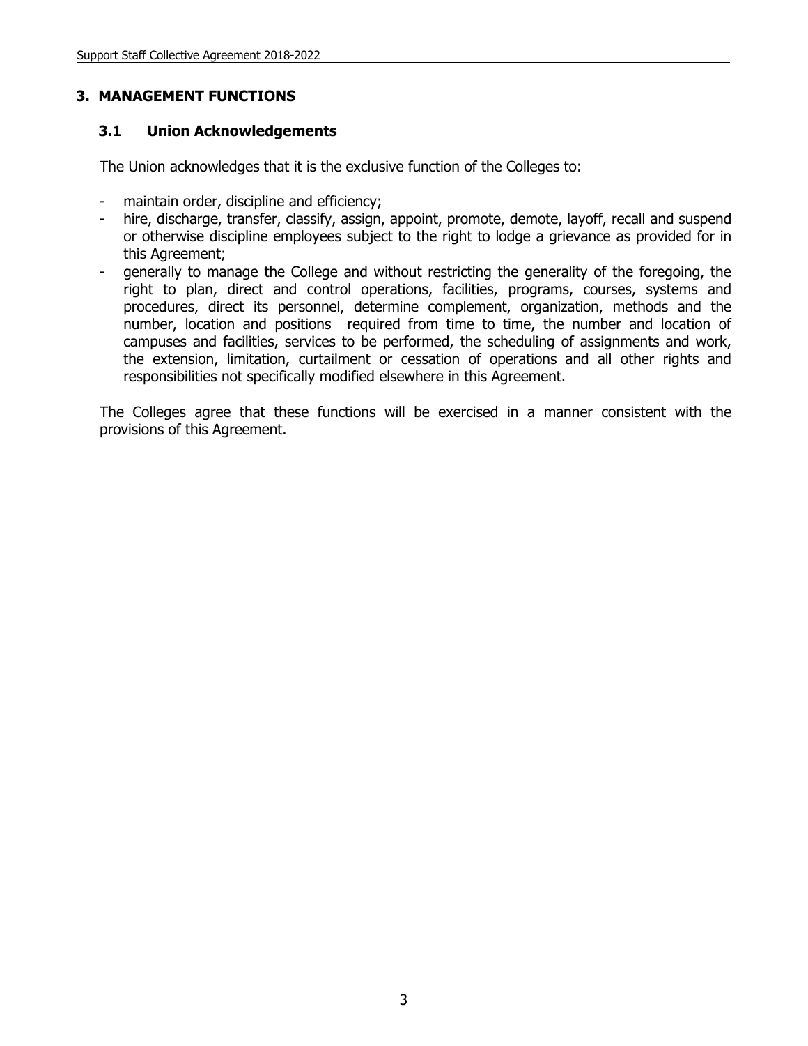## 3. MANAGEMENT FUNCTIONS

### 3.1 Union Acknowledgements

The Union acknowledges that it is the exclusive function of the Colleges to:

- maintain order, discipline and efficiency;
- hire, discharge, transfer, classify, assign, appoint, promote, demote, layoff, recall and suspend or otherwise discipline employees subject to the right to lodge a grievance as provided for in this Agreement;
- generally to manage the College and without restricting the generality of the foregoing, the right to plan, direct and control operations, facilities, programs, courses, systems and procedures, direct its personnel, determine complement, organization, methods and the number, location and positions required from time to time, the number and location of campuses and facilities, services to be performed, the scheduling of assignments and work, the extension, limitation, curtailment or cessation of operations and all other rights and responsibilities not specifically modified elsewhere in this Agreement.

The Colleges agree that these functions will be exercised in a manner consistent with the provisions of this Agreement.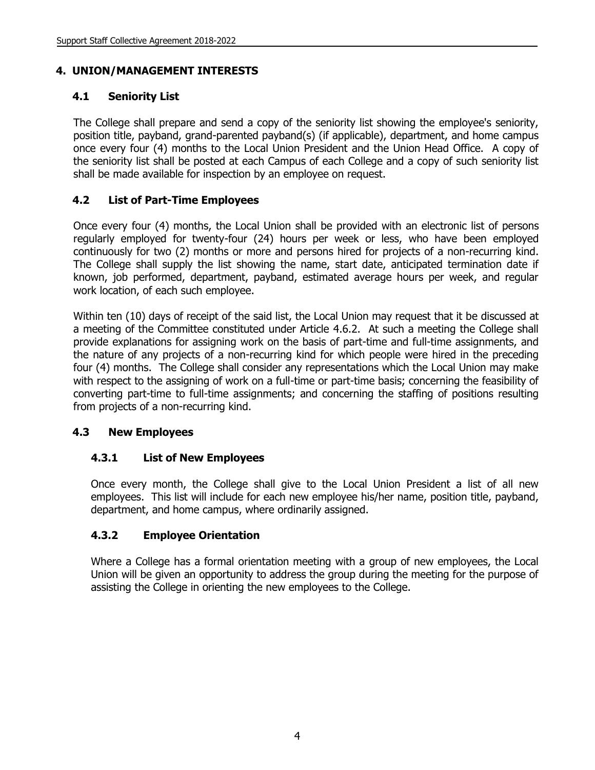## 4. UNION/MANAGEMENT INTERESTS

### 4.1 Seniority List

The College shall prepare and send a copy of the seniority list showing the employee's seniority, position title, payband, grand-parented payband(s) (if applicable), department, and home campus once every four (4) months to the Local Union President and the Union Head Office. A copy of the seniority list shall be posted at each Campus of each College and a copy of such seniority list shall be made available for inspection by an employee on request.

### 4.2 List of Part-Time Employees

Once every four (4) months, the Local Union shall be provided with an electronic list of persons regularly employed for twenty-four (24) hours per week or less, who have been employed continuously for two (2) months or more and persons hired for projects of a non-recurring kind. The College shall supply the list showing the name, start date, anticipated termination date if known, job performed, department, payband, estimated average hours per week, and regular work location, of each such employee.

Within ten (10) days of receipt of the said list, the Local Union may request that it be discussed at a meeting of the Committee constituted under Article 4.6.2. At such a meeting the College shall provide explanations for assigning work on the basis of part-time and full-time assignments, and the nature of any projects of a non-recurring kind for which people were hired in the preceding four (4) months. The College shall consider any representations which the Local Union may make with respect to the assigning of work on a full-time or part-time basis; concerning the feasibility of converting part-time to full-time assignments; and concerning the staffing of positions resulting from projects of a non-recurring kind.

### 4.3 New Employees

#### 4.3.1 List of New Employees

Once every month, the College shall give to the Local Union President a list of all new employees. This list will include for each new employee his/her name, position title, payband, department, and home campus, where ordinarily assigned.

#### 4.3.2 Employee Orientation

Where a College has a formal orientation meeting with a group of new employees, the Local Union will be given an opportunity to address the group during the meeting for the purpose of assisting the College in orienting the new employees to the College.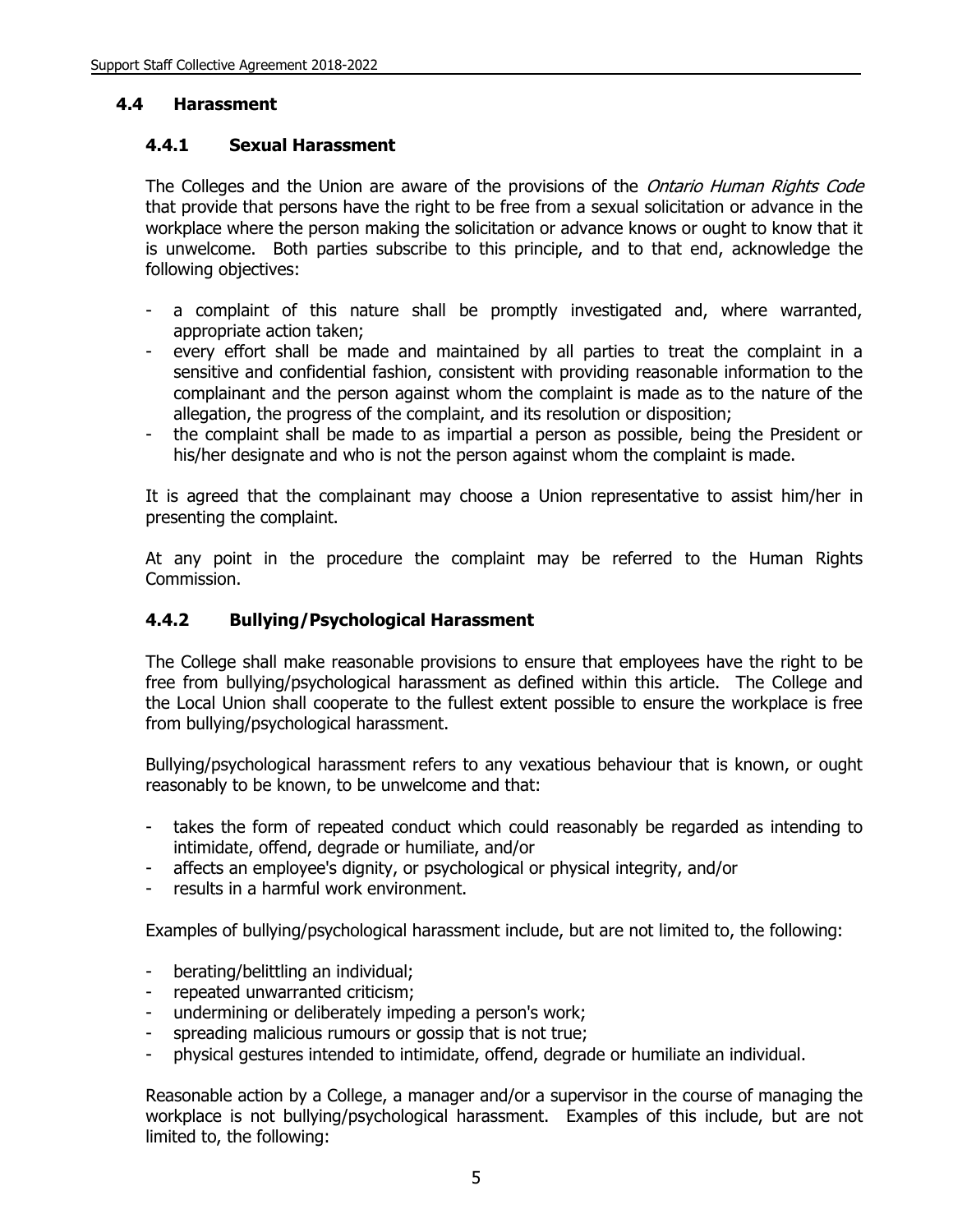## 4.4 Harassment

### 4.4.1 Sexual Harassment

The Colleges and the Union are aware of the provisions of the *Ontario Human Rights Code* that provide that persons have the right to be free from a sexual solicitation or advance in the workplace where the person making the solicitation or advance knows or ought to know that it is unwelcome. Both parties subscribe to this principle, and to that end, acknowledge the following objectives:

- a complaint of this nature shall be promptly investigated and, where warranted, appropriate action taken;
- every effort shall be made and maintained by all parties to treat the complaint in a sensitive and confidential fashion, consistent with providing reasonable information to the complainant and the person against whom the complaint is made as to the nature of the allegation, the progress of the complaint, and its resolution or disposition;
- the complaint shall be made to as impartial a person as possible, being the President or his/her designate and who is not the person against whom the complaint is made.

It is agreed that the complainant may choose a Union representative to assist him/her in presenting the complaint.

At any point in the procedure the complaint may be referred to the Human Rights Commission.

### 4.4.2 Bullying/Psychological Harassment

The College shall make reasonable provisions to ensure that employees have the right to be free from bullying/psychological harassment as defined within this article. The College and the Local Union shall cooperate to the fullest extent possible to ensure the workplace is free from bullying/psychological harassment.

Bullying/psychological harassment refers to any vexatious behaviour that is known, or ought reasonably to be known, to be unwelcome and that:

- takes the form of repeated conduct which could reasonably be regarded as intending to intimidate, offend, degrade or humiliate, and/or
- affects an employee's dignity, or psychological or physical integrity, and/or
- results in a harmful work environment.

Examples of bullying/psychological harassment include, but are not limited to, the following:

- berating/belittling an individual;
- repeated unwarranted criticism;
- undermining or deliberately impeding a person's work;
- spreading malicious rumours or gossip that is not true;
- physical gestures intended to intimidate, offend, degrade or humiliate an individual.

Reasonable action by a College, a manager and/or a supervisor in the course of managing the workplace is not bullying/psychological harassment. Examples of this include, but are not limited to, the following: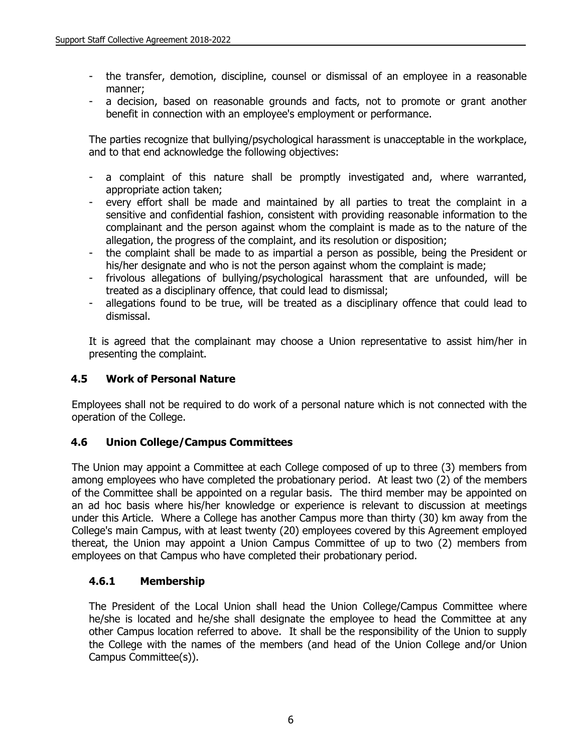- the transfer, demotion, discipline, counsel or dismissal of an employee in a reasonable manner;
- a decision, based on reasonable grounds and facts, not to promote or grant another benefit in connection with an employee's employment or performance.

The parties recognize that bullying/psychological harassment is unacceptable in the workplace, and to that end acknowledge the following objectives:

- a complaint of this nature shall be promptly investigated and, where warranted, appropriate action taken;
- every effort shall be made and maintained by all parties to treat the complaint in a sensitive and confidential fashion, consistent with providing reasonable information to the complainant and the person against whom the complaint is made as to the nature of the allegation, the progress of the complaint, and its resolution or disposition;
- the complaint shall be made to as impartial a person as possible, being the President or his/her designate and who is not the person against whom the complaint is made;
- frivolous allegations of bullying/psychological harassment that are unfounded, will be treated as a disciplinary offence, that could lead to dismissal;
- allegations found to be true, will be treated as a disciplinary offence that could lead to dismissal.

It is agreed that the complainant may choose a Union representative to assist him/her in presenting the complaint.

## 4.5 Work of Personal Nature

Employees shall not be required to do work of a personal nature which is not connected with the operation of the College.

## 4.6 Union College/Campus Committees

The Union may appoint a Committee at each College composed of up to three (3) members from among employees who have completed the probationary period. At least two (2) of the members of the Committee shall be appointed on a regular basis. The third member may be appointed on an ad hoc basis where his/her knowledge or experience is relevant to discussion at meetings under this Article. Where a College has another Campus more than thirty (30) km away from the College's main Campus, with at least twenty (20) employees covered by this Agreement employed thereat, the Union may appoint a Union Campus Committee of up to two (2) members from employees on that Campus who have completed their probationary period.

### 4.6.1 Membership

The President of the Local Union shall head the Union College/Campus Committee where he/she is located and he/she shall designate the employee to head the Committee at any other Campus location referred to above. It shall be the responsibility of the Union to supply the College with the names of the members (and head of the Union College and/or Union Campus Committee(s)).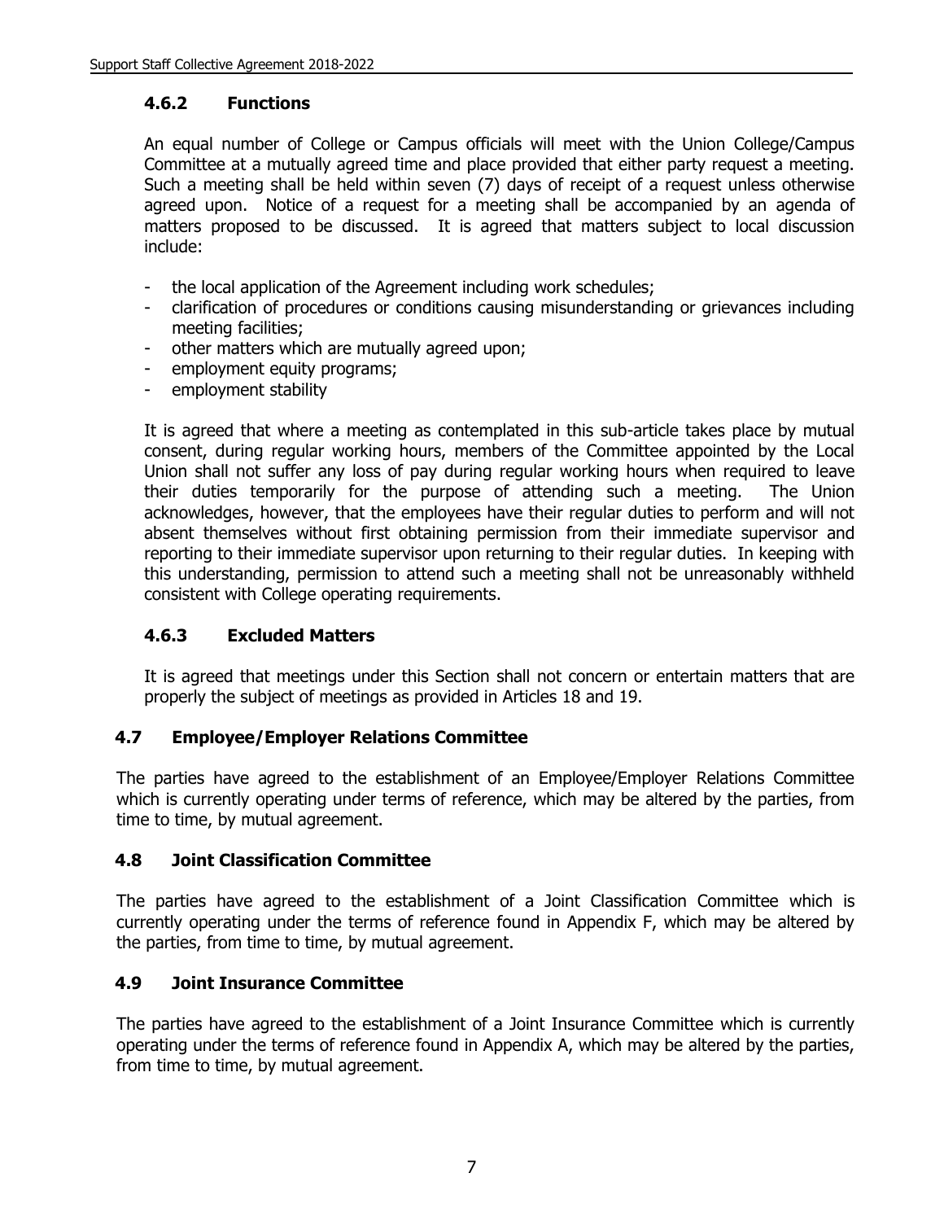### 4.6.2 Functions

An equal number of College or Campus officials will meet with the Union College/Campus Committee at a mutually agreed time and place provided that either party request a meeting. Such a meeting shall be held within seven (7) days of receipt of a request unless otherwise agreed upon. Notice of a request for a meeting shall be accompanied by an agenda of matters proposed to be discussed. It is agreed that matters subject to local discussion include:

- the local application of the Agreement including work schedules;
- clarification of procedures or conditions causing misunderstanding or grievances including meeting facilities;
- other matters which are mutually agreed upon;
- employment equity programs;
- employment stability

It is agreed that where a meeting as contemplated in this sub-article takes place by mutual consent, during regular working hours, members of the Committee appointed by the Local Union shall not suffer any loss of pay during regular working hours when required to leave their duties temporarily for the purpose of attending such a meeting. The Union acknowledges, however, that the employees have their regular duties to perform and will not absent themselves without first obtaining permission from their immediate supervisor and reporting to their immediate supervisor upon returning to their regular duties. In keeping with this understanding, permission to attend such a meeting shall not be unreasonably withheld consistent with College operating requirements.

### 4.6.3 Excluded Matters

It is agreed that meetings under this Section shall not concern or entertain matters that are properly the subject of meetings as provided in Articles 18 and 19.

## 4.7 Employee/Employer Relations Committee

The parties have agreed to the establishment of an Employee/Employer Relations Committee which is currently operating under terms of reference, which may be altered by the parties, from time to time, by mutual agreement.

## 4.8 Joint Classification Committee

The parties have agreed to the establishment of a Joint Classification Committee which is currently operating under the terms of reference found in Appendix F, which may be altered by the parties, from time to time, by mutual agreement.

## 4.9 Joint Insurance Committee

The parties have agreed to the establishment of a Joint Insurance Committee which is currently operating under the terms of reference found in Appendix A, which may be altered by the parties, from time to time, by mutual agreement.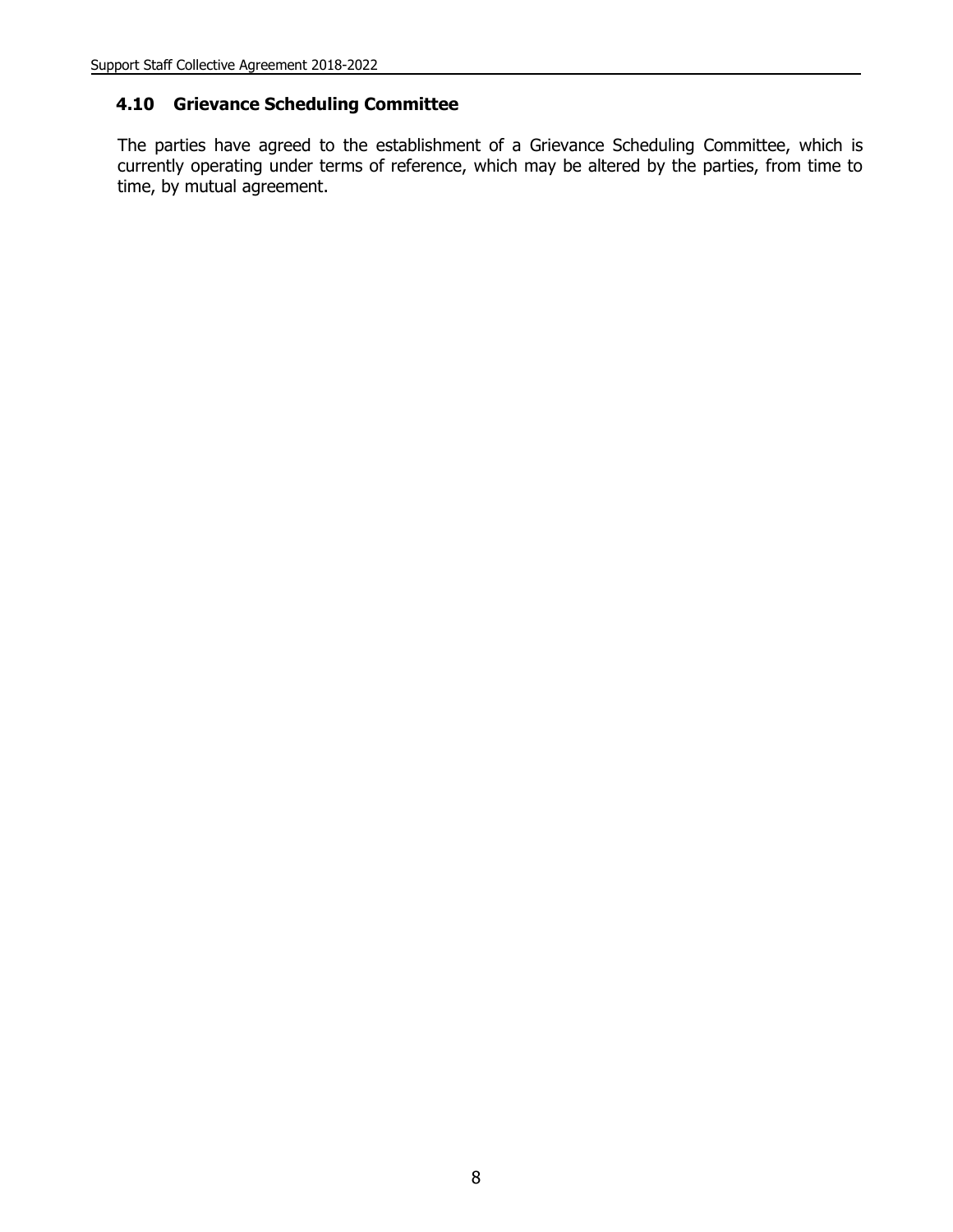### 4.10 Grievance Scheduling Committee

The parties have agreed to the establishment of a Grievance Scheduling Committee, which is currently operating under terms of reference, which may be altered by the parties, from time to time, by mutual agreement.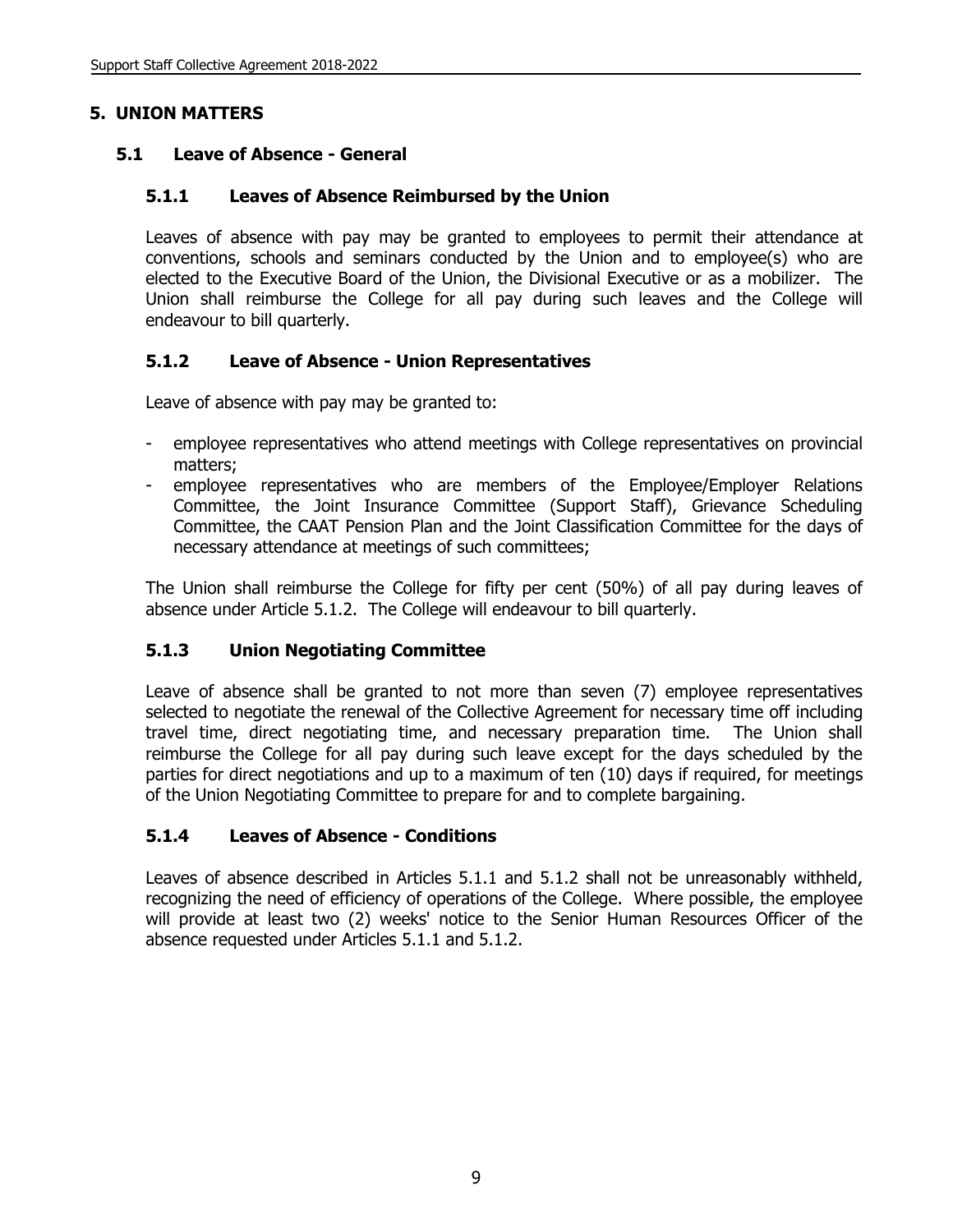# 5. UNION MATTERS

## 5.1 Leave of Absence - General

### 5.1.1 Leaves of Absence Reimbursed by the Union

Leaves of absence with pay may be granted to employees to permit their attendance at conventions, schools and seminars conducted by the Union and to employee(s) who are elected to the Executive Board of the Union, the Divisional Executive or as a mobilizer. The Union shall reimburse the College for all pay during such leaves and the College will endeavour to bill quarterly.

### 5.1.2 Leave of Absence - Union Representatives

Leave of absence with pay may be granted to:

- employee representatives who attend meetings with College representatives on provincial matters;
- employee representatives who are members of the Employee/Employer Relations Committee, the Joint Insurance Committee (Support Staff), Grievance Scheduling Committee, the CAAT Pension Plan and the Joint Classification Committee for the days of necessary attendance at meetings of such committees;

The Union shall reimburse the College for fifty per cent (50%) of all pay during leaves of absence under Article 5.1.2. The College will endeavour to bill quarterly.

### 5.1.3 Union Negotiating Committee

Leave of absence shall be granted to not more than seven (7) employee representatives selected to negotiate the renewal of the Collective Agreement for necessary time off including travel time, direct negotiating time, and necessary preparation time. The Union shall reimburse the College for all pay during such leave except for the days scheduled by the parties for direct negotiations and up to a maximum of ten (10) days if required, for meetings of the Union Negotiating Committee to prepare for and to complete bargaining.

### 5.1.4 Leaves of Absence - Conditions

Leaves of absence described in Articles 5.1.1 and 5.1.2 shall not be unreasonably withheld, recognizing the need of efficiency of operations of the College. Where possible, the employee will provide at least two (2) weeks' notice to the Senior Human Resources Officer of the absence requested under Articles 5.1.1 and 5.1.2.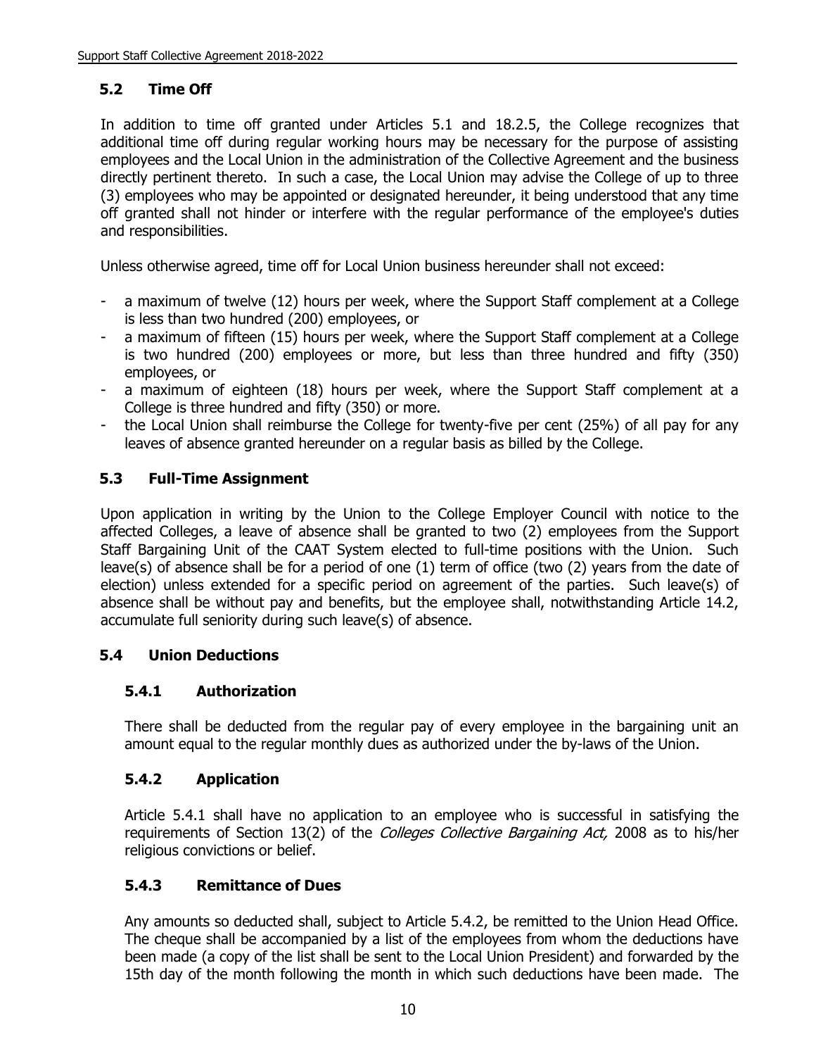## 5.2 Time Off

In addition to time off granted under Articles 5.1 and 18.2.5, the College recognizes that additional time off during regular working hours may be necessary for the purpose of assisting employees and the Local Union in the administration of the Collective Agreement and the business directly pertinent thereto. In such a case, the Local Union may advise the College of up to three (3) employees who may be appointed or designated hereunder, it being understood that any time off granted shall not hinder or interfere with the regular performance of the employee's duties and responsibilities.

Unless otherwise agreed, time off for Local Union business hereunder shall not exceed:

- a maximum of twelve (12) hours per week, where the Support Staff complement at a College is less than two hundred (200) employees, or
- a maximum of fifteen (15) hours per week, where the Support Staff complement at a College is two hundred (200) employees or more, but less than three hundred and fifty (350) employees, or
- a maximum of eighteen (18) hours per week, where the Support Staff complement at a College is three hundred and fifty (350) or more.
- the Local Union shall reimburse the College for twenty-five per cent (25%) of all pay for any leaves of absence granted hereunder on a regular basis as billed by the College.

## 5.3 Full-Time Assignment

Upon application in writing by the Union to the College Employer Council with notice to the affected Colleges, a leave of absence shall be granted to two (2) employees from the Support Staff Bargaining Unit of the CAAT System elected to full-time positions with the Union. Such leave(s) of absence shall be for a period of one (1) term of office (two (2) years from the date of election) unless extended for a specific period on agreement of the parties. Such leave(s) of absence shall be without pay and benefits, but the employee shall, notwithstanding Article 14.2, accumulate full seniority during such leave(s) of absence.

## 5.4 Union Deductions

### 5.4.1 Authorization

There shall be deducted from the regular pay of every employee in the bargaining unit an amount equal to the regular monthly dues as authorized under the by-laws of the Union.

### 5.4.2 Application

Article 5.4.1 shall have no application to an employee who is successful in satisfying the requirements of Section 13(2) of the *Colleges Collective Bargaining Act,* 2008 as to his/her religious convictions or belief.

### 5.4.3 Remittance of Dues

Any amounts so deducted shall, subject to Article 5.4.2, be remitted to the Union Head Office. The cheque shall be accompanied by a list of the employees from whom the deductions have been made (a copy of the list shall be sent to the Local Union President) and forwarded by the 15th day of the month following the month in which such deductions have been made. The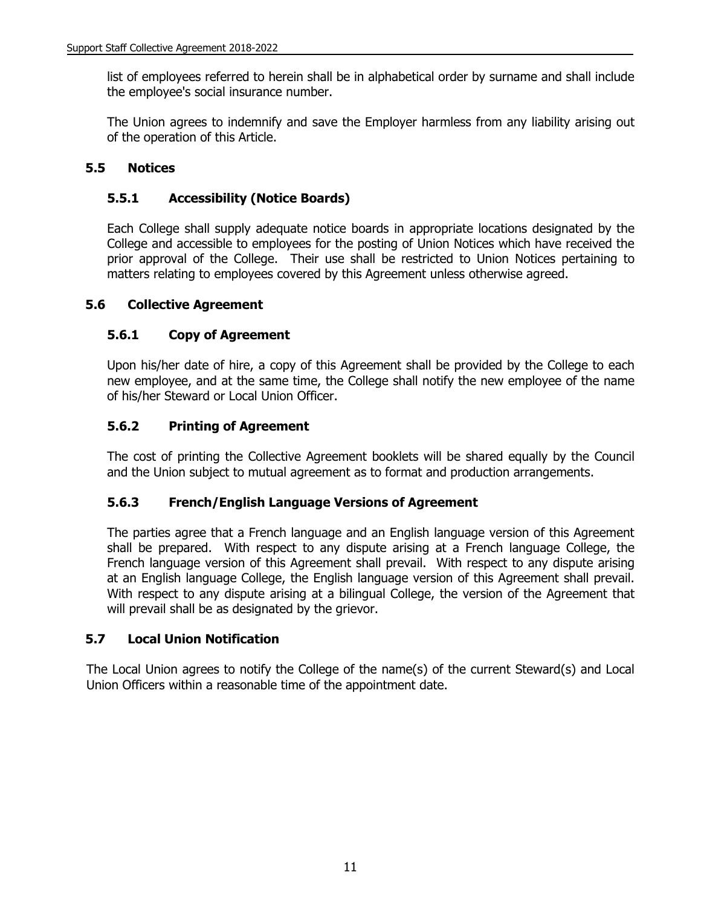list of employees referred to herein shall be in alphabetical order by surname and shall include the employee's social insurance number.

The Union agrees to indemnify and save the Employer harmless from any liability arising out of the operation of this Article.

## 5.5 Notices

### 5.5.1 Accessibility (Notice Boards)

Each College shall supply adequate notice boards in appropriate locations designated by the College and accessible to employees for the posting of Union Notices which have received the prior approval of the College. Their use shall be restricted to Union Notices pertaining to matters relating to employees covered by this Agreement unless otherwise agreed.

## 5.6 Collective Agreement

### 5.6.1 Copy of Agreement

Upon his/her date of hire, a copy of this Agreement shall be provided by the College to each new employee, and at the same time, the College shall notify the new employee of the name of his/her Steward or Local Union Officer.

### 5.6.2 Printing of Agreement

The cost of printing the Collective Agreement booklets will be shared equally by the Council and the Union subject to mutual agreement as to format and production arrangements.

### 5.6.3 French/English Language Versions of Agreement

The parties agree that a French language and an English language version of this Agreement shall be prepared. With respect to any dispute arising at a French language College, the French language version of this Agreement shall prevail. With respect to any dispute arising at an English language College, the English language version of this Agreement shall prevail. With respect to any dispute arising at a bilingual College, the version of the Agreement that will prevail shall be as designated by the grievor.

## 5.7 Local Union Notification

The Local Union agrees to notify the College of the name(s) of the current Steward(s) and Local Union Officers within a reasonable time of the appointment date.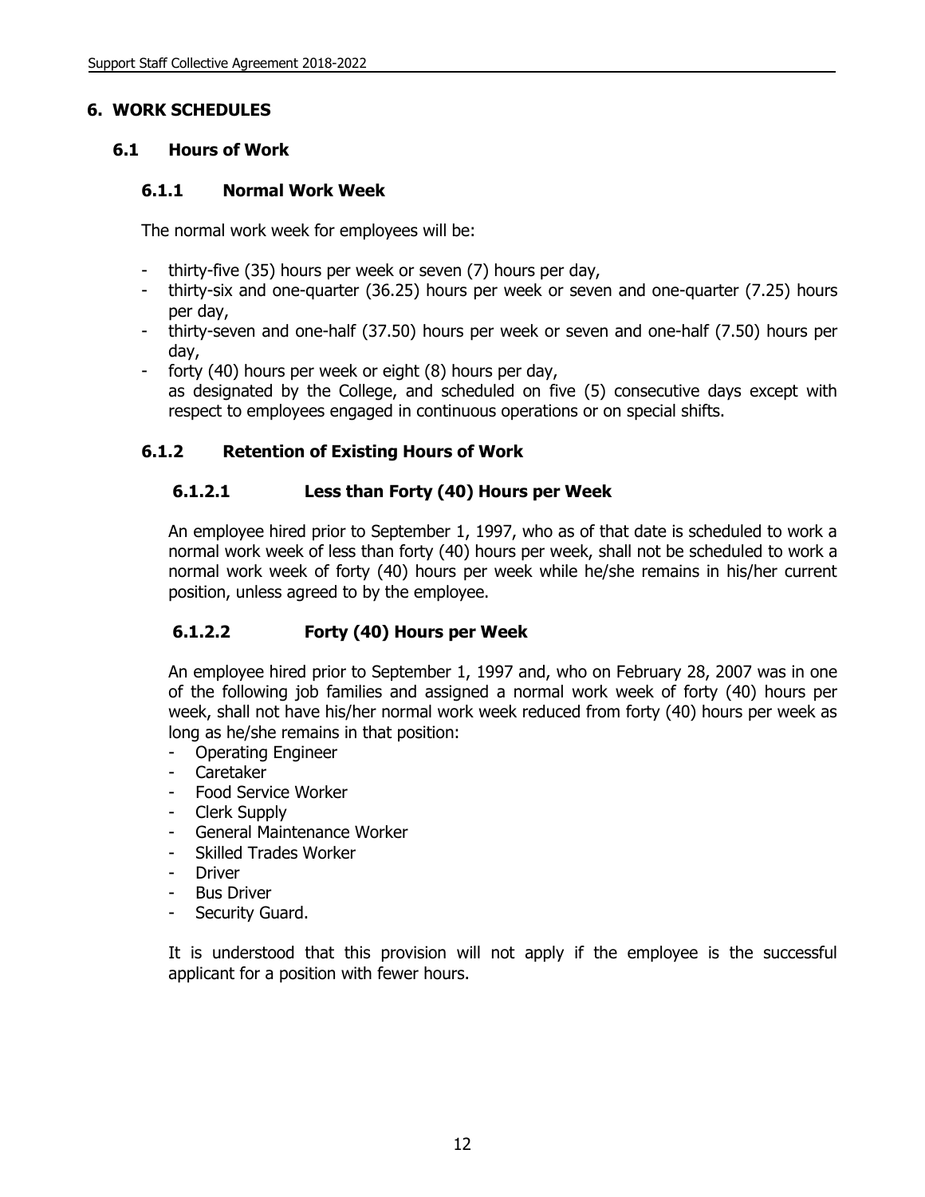# 6. WORK SCHEDULES

## 6.1 Hours of Work

### 6.1.1 Normal Work Week

The normal work week for employees will be:

- thirty-five (35) hours per week or seven (7) hours per day,
- thirty-six and one-quarter (36.25) hours per week or seven and one-quarter (7.25) hours per day,
- thirty-seven and one-half (37.50) hours per week or seven and one-half (7.50) hours per day,
- forty (40) hours per week or eight (8) hours per day,

as designated by the College, and scheduled on five (5) consecutive days except with respect to employees engaged in continuous operations or on special shifts.

### 6.1.2 Retention of Existing Hours of Work

#### 6.1.2.1 Less than Forty (40) Hours per Week

An employee hired prior to September 1, 1997, who as of that date is scheduled to work a normal work week of less than forty (40) hours per week, shall not be scheduled to work a normal work week of forty (40) hours per week while he/she remains in his/her current position, unless agreed to by the employee.

#### 6.1.2.2 Forty (40) Hours per Week

An employee hired prior to September 1, 1997 and, who on February 28, 2007 was in one of the following job families and assigned a normal work week of forty (40) hours per week, shall not have his/her normal work week reduced from forty (40) hours per week as long as he/she remains in that position:

- Operating Engineer
- Caretaker
- Food Service Worker
- Clerk Supply
- General Maintenance Worker
- Skilled Trades Worker
- Driver
- Bus Driver
- Security Guard.

It is understood that this provision will not apply if the employee is the successful applicant for a position with fewer hours.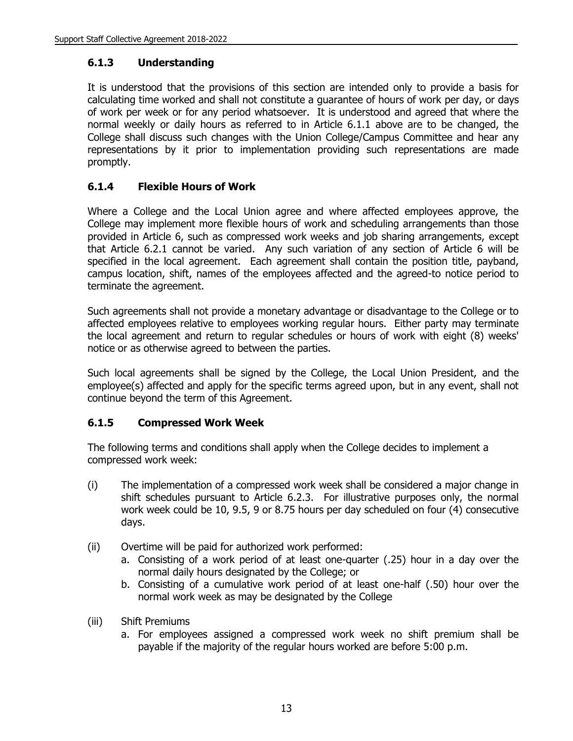### 6.1.3 Understanding

It is understood that the provisions of this section are intended only to provide a basis for calculating time worked and shall not constitute a guarantee of hours of work per day, or days of work per week or for any period whatsoever. It is understood and agreed that where the normal weekly or daily hours as referred to in Article 6.1.1 above are to be changed, the College shall discuss such changes with the Union College/Campus Committee and hear any representations by it prior to implementation providing such representations are made promptly.

### 6.1.4 Flexible Hours of Work

Where a College and the Local Union agree and where affected employees approve, the College may implement more flexible hours of work and scheduling arrangements than those provided in Article 6, such as compressed work weeks and job sharing arrangements, except that Article 6.2.1 cannot be varied. Any such variation of any section of Article 6 will be specified in the local agreement. Each agreement shall contain the position title, payband, campus location, shift, names of the employees affected and the agreed-to notice period to terminate the agreement.

Such agreements shall not provide a monetary advantage or disadvantage to the College or to affected employees relative to employees working regular hours. Either party may terminate the local agreement and return to regular schedules or hours of work with eight (8) weeks' notice or as otherwise agreed to between the parties.

Such local agreements shall be signed by the College, the Local Union President, and the employee(s) affected and apply for the specific terms agreed upon, but in any event, shall not continue beyond the term of this Agreement.

### 6.1.5 Compressed Work Week

The following terms and conditions shall apply when the College decides to implement a compressed work week:

(i) The implementation of a compressed work week shall be considered a major change in shift schedules pursuant to Article 6.2.3. For illustrative purposes only, the normal work week could be 10, 9.5, 9 or 8.75 hours per day scheduled on four (4) consecutive days.

(ii) Overtime will be paid for authorized work performed:

  a. Consisting of a work period of at least one-quarter (.25) hour in a day over the normal daily hours designated by the College; or
  b. Consisting of a cumulative work period of at least one-half (.50) hour over the normal work week as may be designated by the College

(iii) Shift Premiums

  a. For employees assigned a compressed work week no shift premium shall be payable if the majority of the regular hours worked are before 5:00 p.m.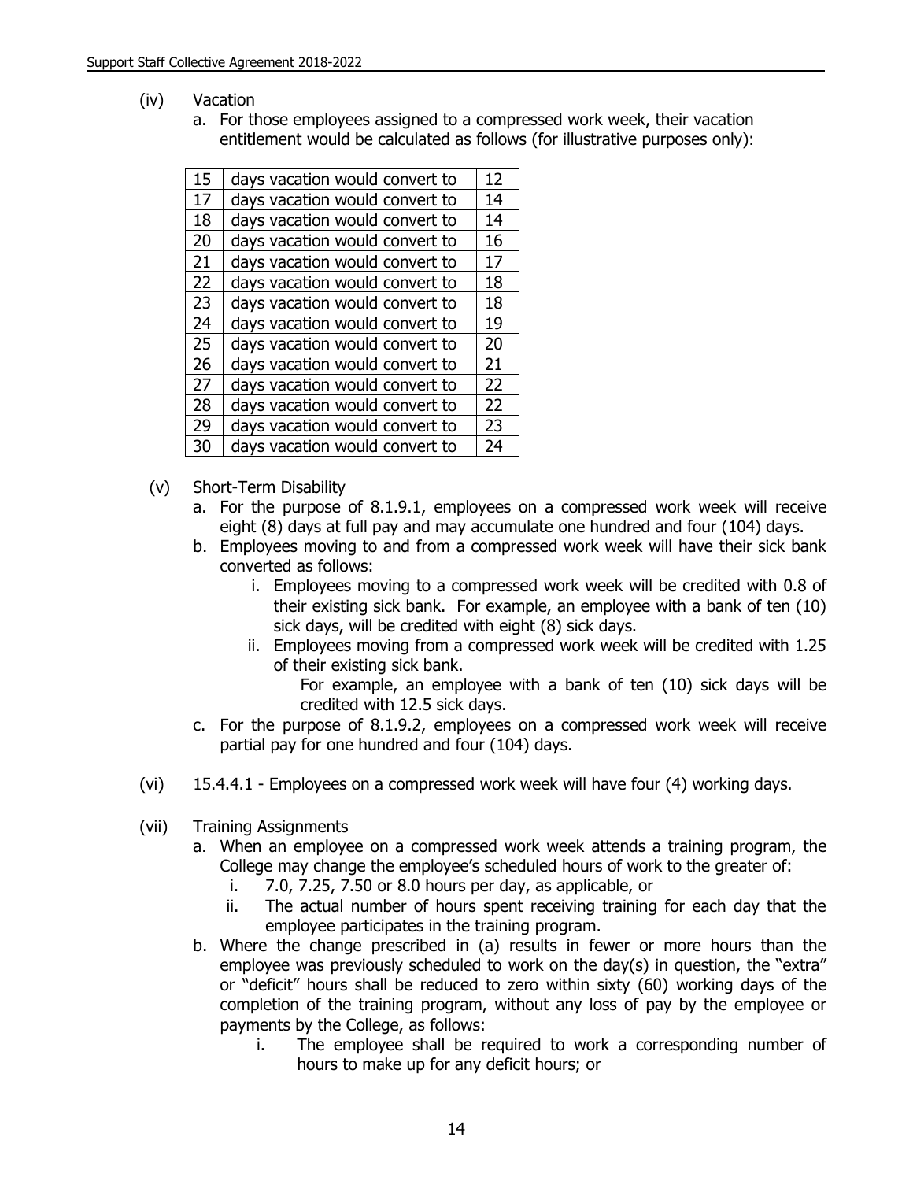(iv) Vacation

a. For those employees assigned to a compressed work week, their vacation entitlement would be calculated as follows (for illustrative purposes only):

| | | |
|---|---|---|
| 15 | days vacation would convert to | 12 |
| 17 | days vacation would convert to | 14 |
| 18 | days vacation would convert to | 14 |
| 20 | days vacation would convert to | 16 |
| 21 | days vacation would convert to | 17 |
| 22 | days vacation would convert to | 18 |
| 23 | days vacation would convert to | 18 |
| 24 | days vacation would convert to | 19 |
| 25 | days vacation would convert to | 20 |
| 26 | days vacation would convert to | 21 |
| 27 | days vacation would convert to | 22 |
| 28 | days vacation would convert to | 22 |
| 29 | days vacation would convert to | 23 |
| 30 | days vacation would convert to | 24 |

(v) Short-Term Disability

a. For the purpose of 8.1.9.1, employees on a compressed work week will receive eight (8) days at full pay and may accumulate one hundred and four (104) days.

b. Employees moving to and from a compressed work week will have their sick bank converted as follows:

   i. Employees moving to a compressed work week will be credited with 0.8 of their existing sick bank. For example, an employee with a bank of ten (10) sick days, will be credited with eight (8) sick days.

   ii. Employees moving from a compressed work week will be credited with 1.25 of their existing sick bank.

      For example, an employee with a bank of ten (10) sick days will be credited with 12.5 sick days.

c. For the purpose of 8.1.9.2, employees on a compressed work week will receive partial pay for one hundred and four (104) days.

(vi) 15.4.4.1 - Employees on a compressed work week will have four (4) working days.

(vii) Training Assignments

a. When an employee on a compressed work week attends a training program, the College may change the employee's scheduled hours of work to the greater of:

   i. 7.0, 7.25, 7.50 or 8.0 hours per day, as applicable, or

   ii. The actual number of hours spent receiving training for each day that the employee participates in the training program.

b. Where the change prescribed in (a) results in fewer or more hours than the employee was previously scheduled to work on the day(s) in question, the "extra" or "deficit" hours shall be reduced to zero within sixty (60) working days of the completion of the training program, without any loss of pay by the employee or payments by the College, as follows:

   i. The employee shall be required to work a corresponding number of hours to make up for any deficit hours; or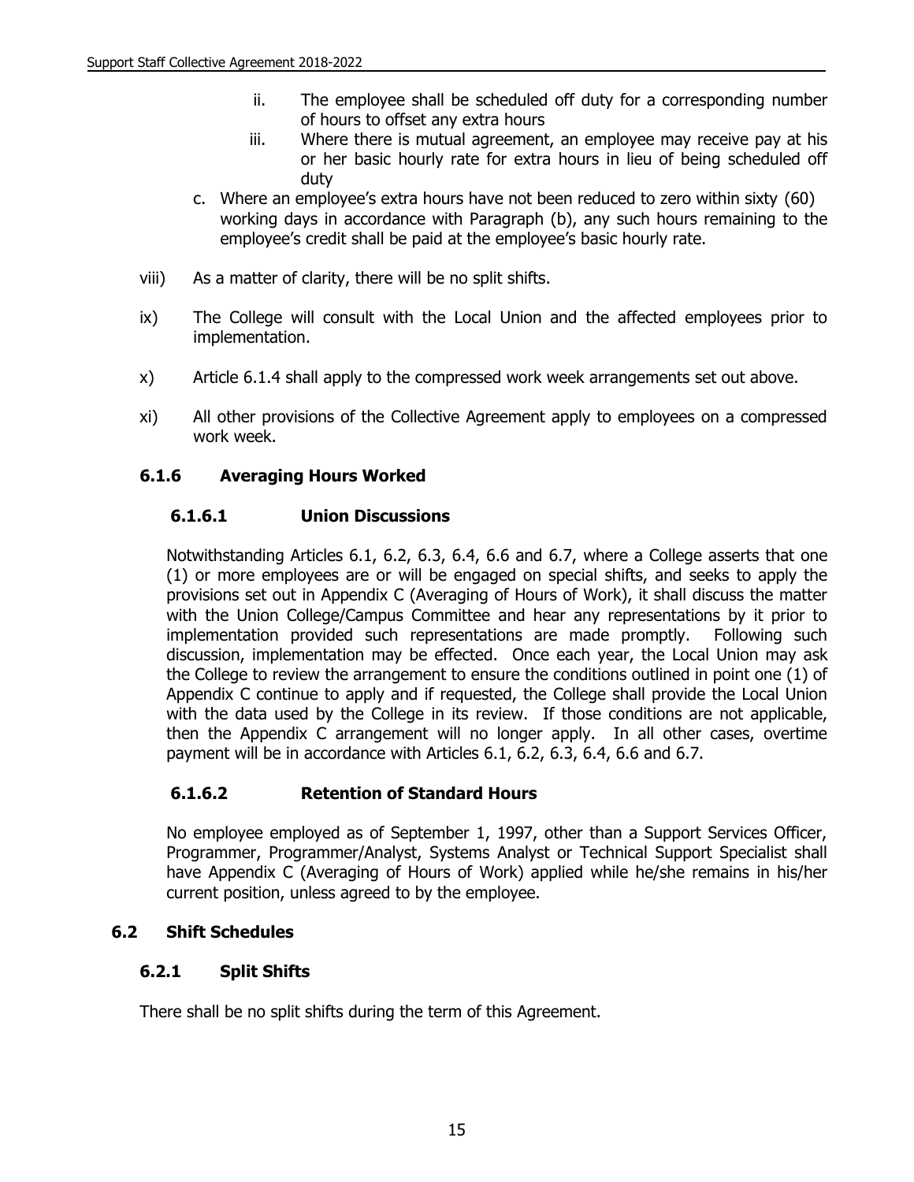- ii. The employee shall be scheduled off duty for a corresponding number of hours to offset any extra hours
   - iii. Where there is mutual agreement, an employee may receive pay at his or her basic hourly rate for extra hours in lieu of being scheduled off duty

  c. Where an employee's extra hours have not been reduced to zero within sixty (60) working days in accordance with Paragraph (b), any such hours remaining to the employee's credit shall be paid at the employee's basic hourly rate.

viii) As a matter of clarity, there will be no split shifts.

ix) The College will consult with the Local Union and the affected employees prior to implementation.

x) Article 6.1.4 shall apply to the compressed work week arrangements set out above.

xi) All other provisions of the Collective Agreement apply to employees on a compressed work week.

### 6.1.6 Averaging Hours Worked

#### 6.1.6.1 Union Discussions

Notwithstanding Articles 6.1, 6.2, 6.3, 6.4, 6.6 and 6.7, where a College asserts that one (1) or more employees are or will be engaged on special shifts, and seeks to apply the provisions set out in Appendix C (Averaging of Hours of Work), it shall discuss the matter with the Union College/Campus Committee and hear any representations by it prior to implementation provided such representations are made promptly. Following such discussion, implementation may be effected. Once each year, the Local Union may ask the College to review the arrangement to ensure the conditions outlined in point one (1) of Appendix C continue to apply and if requested, the College shall provide the Local Union with the data used by the College in its review. If those conditions are not applicable, then the Appendix C arrangement will no longer apply. In all other cases, overtime payment will be in accordance with Articles 6.1, 6.2, 6.3, 6.4, 6.6 and 6.7.

#### 6.1.6.2 Retention of Standard Hours

No employee employed as of September 1, 1997, other than a Support Services Officer, Programmer, Programmer/Analyst, Systems Analyst or Technical Support Specialist shall have Appendix C (Averaging of Hours of Work) applied while he/she remains in his/her current position, unless agreed to by the employee.

## 6.2 Shift Schedules

### 6.2.1 Split Shifts

There shall be no split shifts during the term of this Agreement.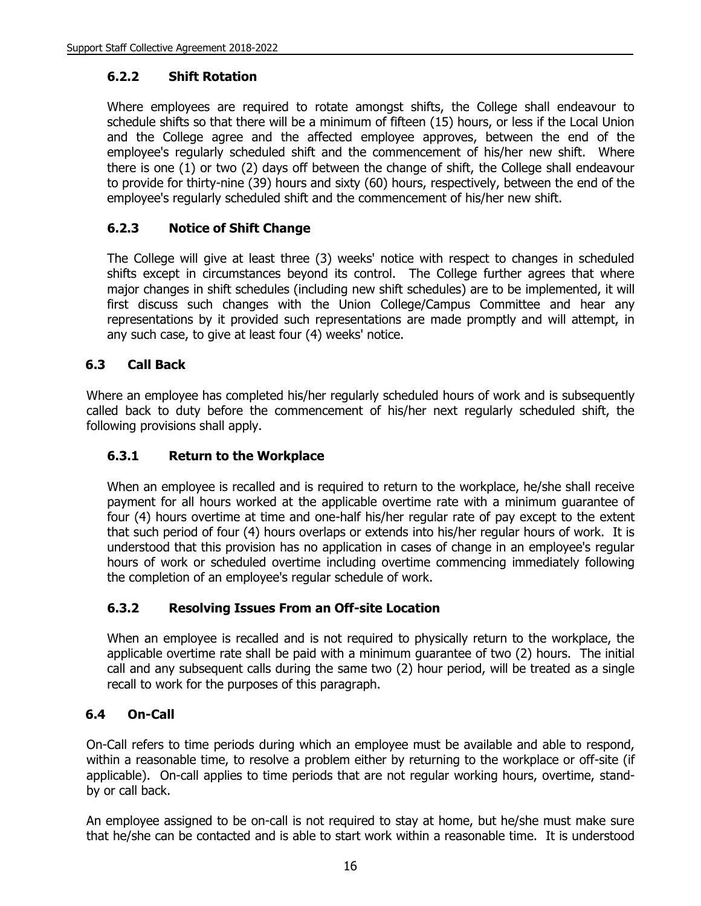### 6.2.2 Shift Rotation

Where employees are required to rotate amongst shifts, the College shall endeavour to schedule shifts so that there will be a minimum of fifteen (15) hours, or less if the Local Union and the College agree and the affected employee approves, between the end of the employee's regularly scheduled shift and the commencement of his/her new shift. Where there is one (1) or two (2) days off between the change of shift, the College shall endeavour to provide for thirty-nine (39) hours and sixty (60) hours, respectively, between the end of the employee's regularly scheduled shift and the commencement of his/her new shift.

### 6.2.3 Notice of Shift Change

The College will give at least three (3) weeks' notice with respect to changes in scheduled shifts except in circumstances beyond its control. The College further agrees that where major changes in shift schedules (including new shift schedules) are to be implemented, it will first discuss such changes with the Union College/Campus Committee and hear any representations by it provided such representations are made promptly and will attempt, in any such case, to give at least four (4) weeks' notice.

## 6.3 Call Back

Where an employee has completed his/her regularly scheduled hours of work and is subsequently called back to duty before the commencement of his/her next regularly scheduled shift, the following provisions shall apply.

### 6.3.1 Return to the Workplace

When an employee is recalled and is required to return to the workplace, he/she shall receive payment for all hours worked at the applicable overtime rate with a minimum guarantee of four (4) hours overtime at time and one-half his/her regular rate of pay except to the extent that such period of four (4) hours overlaps or extends into his/her regular hours of work. It is understood that this provision has no application in cases of change in an employee's regular hours of work or scheduled overtime including overtime commencing immediately following the completion of an employee's regular schedule of work.

### 6.3.2 Resolving Issues From an Off-site Location

When an employee is recalled and is not required to physically return to the workplace, the applicable overtime rate shall be paid with a minimum guarantee of two (2) hours. The initial call and any subsequent calls during the same two (2) hour period, will be treated as a single recall to work for the purposes of this paragraph.

## 6.4 On-Call

On-Call refers to time periods during which an employee must be available and able to respond, within a reasonable time, to resolve a problem either by returning to the workplace or off-site (if applicable). On-call applies to time periods that are not regular working hours, overtime, stand-by or call back.

An employee assigned to be on-call is not required to stay at home, but he/she must make sure that he/she can be contacted and is able to start work within a reasonable time. It is understood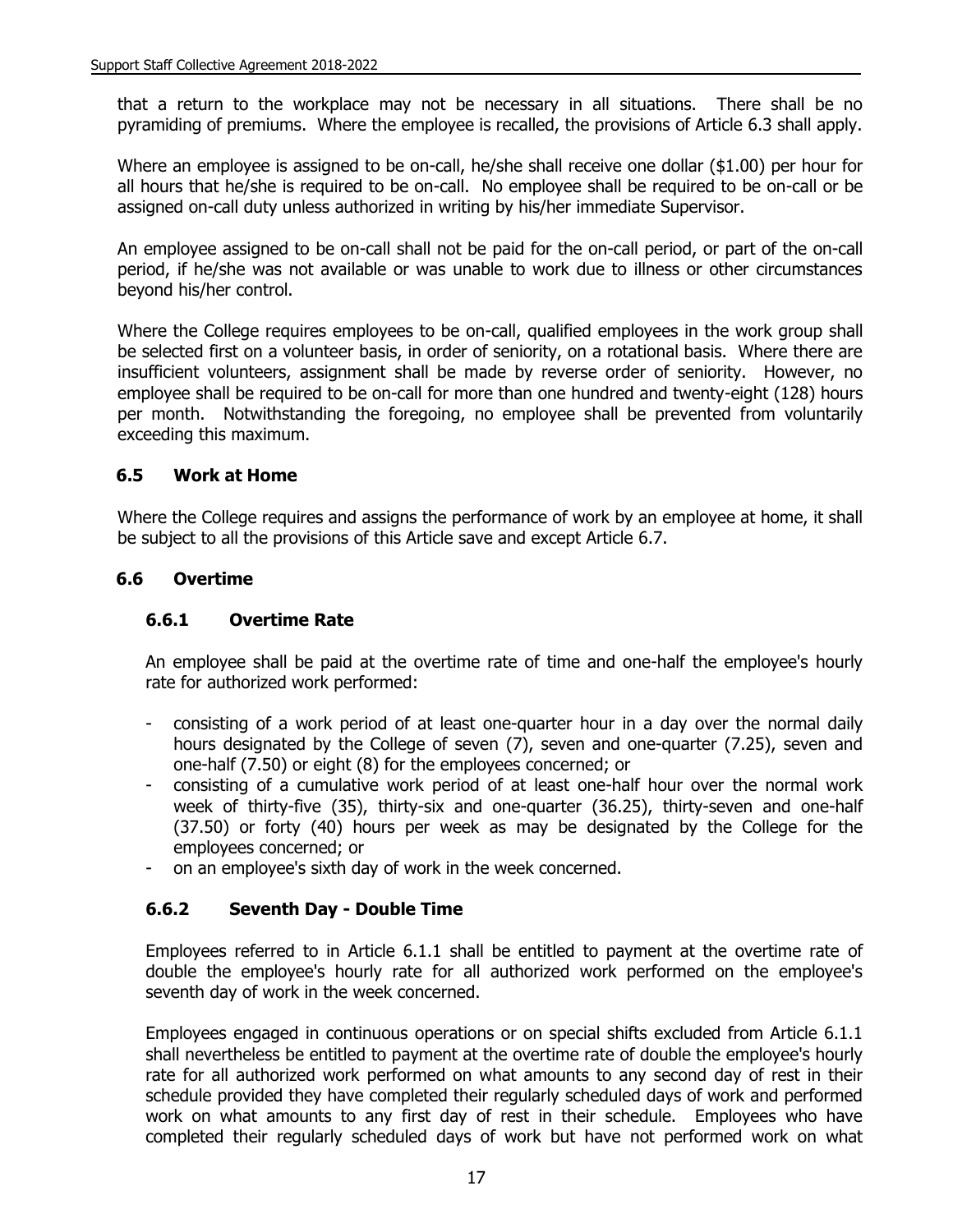that a return to the workplace may not be necessary in all situations. There shall be no pyramiding of premiums. Where the employee is recalled, the provisions of Article 6.3 shall apply.

Where an employee is assigned to be on-call, he/she shall receive one dollar ($1.00) per hour for all hours that he/she is required to be on-call. No employee shall be required to be on-call or be assigned on-call duty unless authorized in writing by his/her immediate Supervisor.

An employee assigned to be on-call shall not be paid for the on-call period, or part of the on-call period, if he/she was not available or was unable to work due to illness or other circumstances beyond his/her control.

Where the College requires employees to be on-call, qualified employees in the work group shall be selected first on a volunteer basis, in order of seniority, on a rotational basis. Where there are insufficient volunteers, assignment shall be made by reverse order of seniority. However, no employee shall be required to be on-call for more than one hundred and twenty-eight (128) hours per month. Notwithstanding the foregoing, no employee shall be prevented from voluntarily exceeding this maximum.

## 6.5 Work at Home

Where the College requires and assigns the performance of work by an employee at home, it shall be subject to all the provisions of this Article save and except Article 6.7.

## 6.6 Overtime

### 6.6.1 Overtime Rate

An employee shall be paid at the overtime rate of time and one-half the employee's hourly rate for authorized work performed:

- consisting of a work period of at least one-quarter hour in a day over the normal daily hours designated by the College of seven (7), seven and one-quarter (7.25), seven and one-half (7.50) or eight (8) for the employees concerned; or
- consisting of a cumulative work period of at least one-half hour over the normal work week of thirty-five (35), thirty-six and one-quarter (36.25), thirty-seven and one-half (37.50) or forty (40) hours per week as may be designated by the College for the employees concerned; or
- on an employee's sixth day of work in the week concerned.

### 6.6.2 Seventh Day - Double Time

Employees referred to in Article 6.1.1 shall be entitled to payment at the overtime rate of double the employee's hourly rate for all authorized work performed on the employee's seventh day of work in the week concerned.

Employees engaged in continuous operations or on special shifts excluded from Article 6.1.1 shall nevertheless be entitled to payment at the overtime rate of double the employee's hourly rate for all authorized work performed on what amounts to any second day of rest in their schedule provided they have completed their regularly scheduled days of work and performed work on what amounts to any first day of rest in their schedule. Employees who have completed their regularly scheduled days of work but have not performed work on what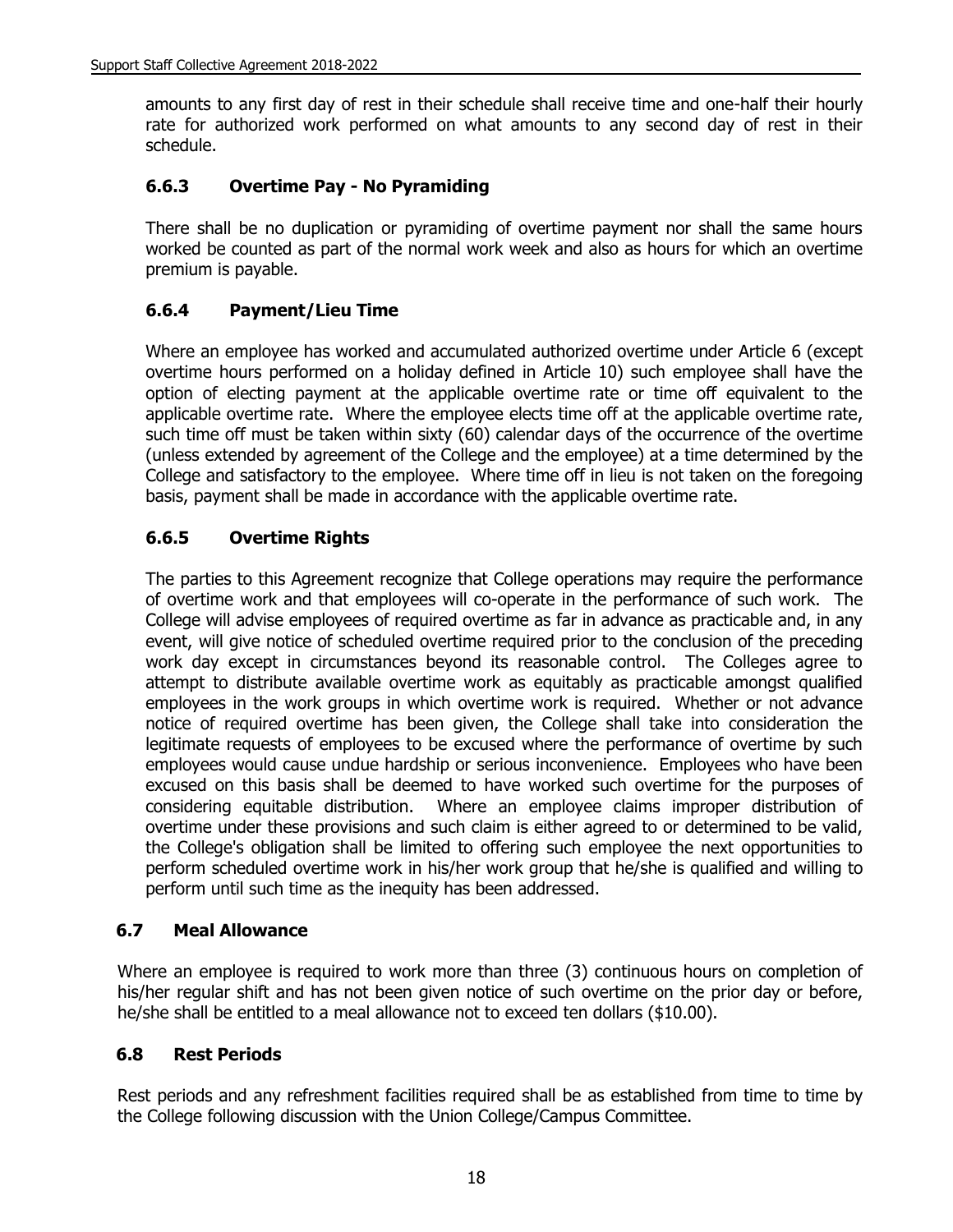amounts to any first day of rest in their schedule shall receive time and one-half their hourly rate for authorized work performed on what amounts to any second day of rest in their schedule.

### 6.6.3 Overtime Pay - No Pyramiding

There shall be no duplication or pyramiding of overtime payment nor shall the same hours worked be counted as part of the normal work week and also as hours for which an overtime premium is payable.

### 6.6.4 Payment/Lieu Time

Where an employee has worked and accumulated authorized overtime under Article 6 (except overtime hours performed on a holiday defined in Article 10) such employee shall have the option of electing payment at the applicable overtime rate or time off equivalent to the applicable overtime rate. Where the employee elects time off at the applicable overtime rate, such time off must be taken within sixty (60) calendar days of the occurrence of the overtime (unless extended by agreement of the College and the employee) at a time determined by the College and satisfactory to the employee. Where time off in lieu is not taken on the foregoing basis, payment shall be made in accordance with the applicable overtime rate.

### 6.6.5 Overtime Rights

The parties to this Agreement recognize that College operations may require the performance of overtime work and that employees will co-operate in the performance of such work. The College will advise employees of required overtime as far in advance as practicable and, in any event, will give notice of scheduled overtime required prior to the conclusion of the preceding work day except in circumstances beyond its reasonable control. The Colleges agree to attempt to distribute available overtime work as equitably as practicable amongst qualified employees in the work groups in which overtime work is required. Whether or not advance notice of required overtime has been given, the College shall take into consideration the legitimate requests of employees to be excused where the performance of overtime by such employees would cause undue hardship or serious inconvenience. Employees who have been excused on this basis shall be deemed to have worked such overtime for the purposes of considering equitable distribution. Where an employee claims improper distribution of overtime under these provisions and such claim is either agreed to or determined to be valid, the College's obligation shall be limited to offering such employee the next opportunities to perform scheduled overtime work in his/her work group that he/she is qualified and willing to perform until such time as the inequity has been addressed.

## 6.7 Meal Allowance

Where an employee is required to work more than three (3) continuous hours on completion of his/her regular shift and has not been given notice of such overtime on the prior day or before, he/she shall be entitled to a meal allowance not to exceed ten dollars ($10.00).

## 6.8 Rest Periods

Rest periods and any refreshment facilities required shall be as established from time to time by the College following discussion with the Union College/Campus Committee.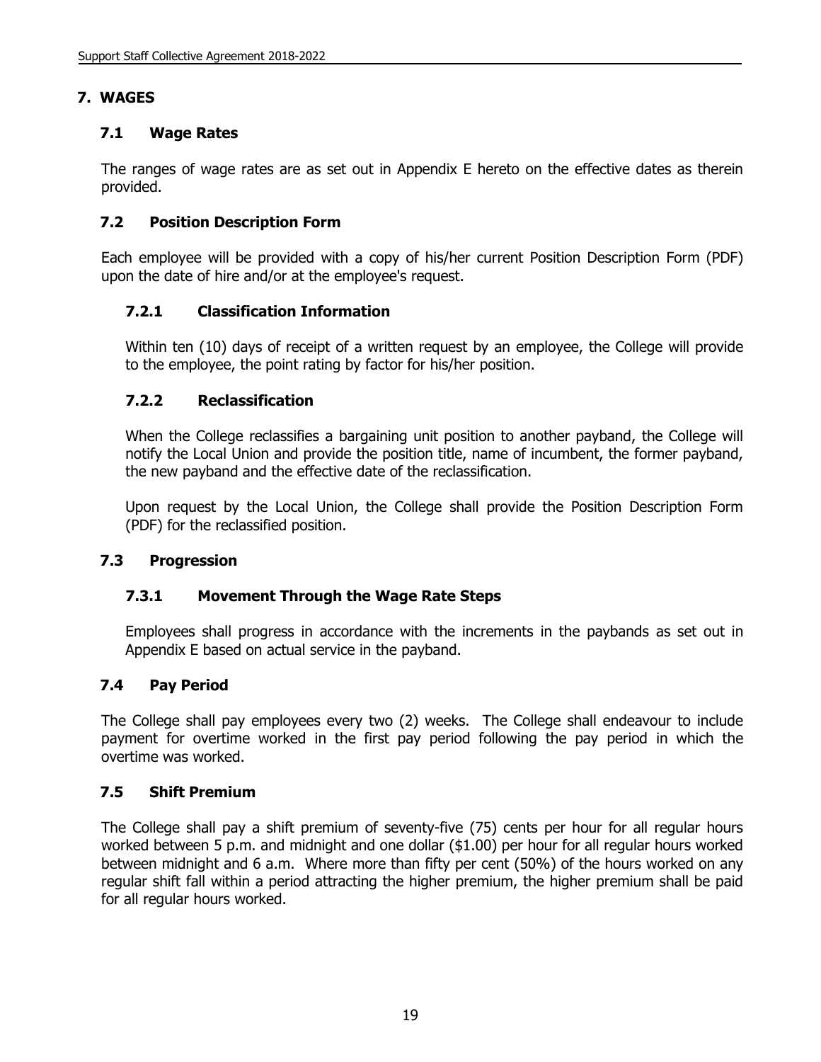## 7. WAGES

### 7.1 Wage Rates

The ranges of wage rates are as set out in Appendix E hereto on the effective dates as therein provided.

### 7.2 Position Description Form

Each employee will be provided with a copy of his/her current Position Description Form (PDF) upon the date of hire and/or at the employee's request.

#### 7.2.1 Classification Information

Within ten (10) days of receipt of a written request by an employee, the College will provide to the employee, the point rating by factor for his/her position.

#### 7.2.2 Reclassification

When the College reclassifies a bargaining unit position to another payband, the College will notify the Local Union and provide the position title, name of incumbent, the former payband, the new payband and the effective date of the reclassification.

Upon request by the Local Union, the College shall provide the Position Description Form (PDF) for the reclassified position.

### 7.3 Progression

#### 7.3.1 Movement Through the Wage Rate Steps

Employees shall progress in accordance with the increments in the paybands as set out in Appendix E based on actual service in the payband.

### 7.4 Pay Period

The College shall pay employees every two (2) weeks. The College shall endeavour to include payment for overtime worked in the first pay period following the pay period in which the overtime was worked.

### 7.5 Shift Premium

The College shall pay a shift premium of seventy-five (75) cents per hour for all regular hours worked between 5 p.m. and midnight and one dollar ($1.00) per hour for all regular hours worked between midnight and 6 a.m. Where more than fifty per cent (50%) of the hours worked on any regular shift fall within a period attracting the higher premium, the higher premium shall be paid for all regular hours worked.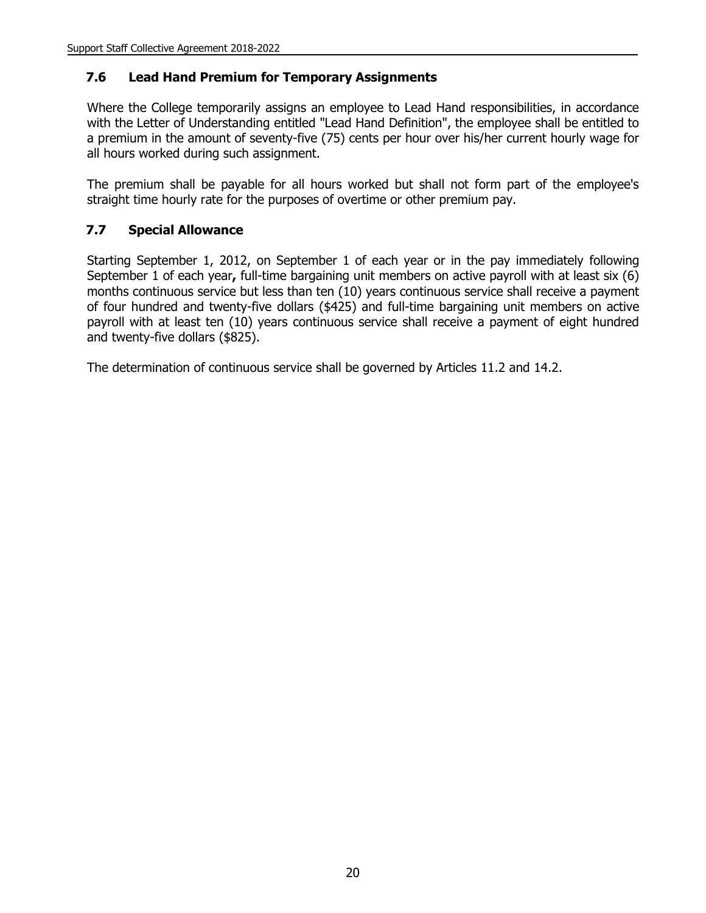### 7.6 Lead Hand Premium for Temporary Assignments

Where the College temporarily assigns an employee to Lead Hand responsibilities, in accordance with the Letter of Understanding entitled "Lead Hand Definition", the employee shall be entitled to a premium in the amount of seventy-five (75) cents per hour over his/her current hourly wage for all hours worked during such assignment.

The premium shall be payable for all hours worked but shall not form part of the employee's straight time hourly rate for the purposes of overtime or other premium pay.

### 7.7 Special Allowance

Starting September 1, 2012, on September 1 of each year or in the pay immediately following September 1 of each year**,** full-time bargaining unit members on active payroll with at least six (6) months continuous service but less than ten (10) years continuous service shall receive a payment of four hundred and twenty-five dollars ($425) and full-time bargaining unit members on active payroll with at least ten (10) years continuous service shall receive a payment of eight hundred and twenty-five dollars ($825).

The determination of continuous service shall be governed by Articles 11.2 and 14.2.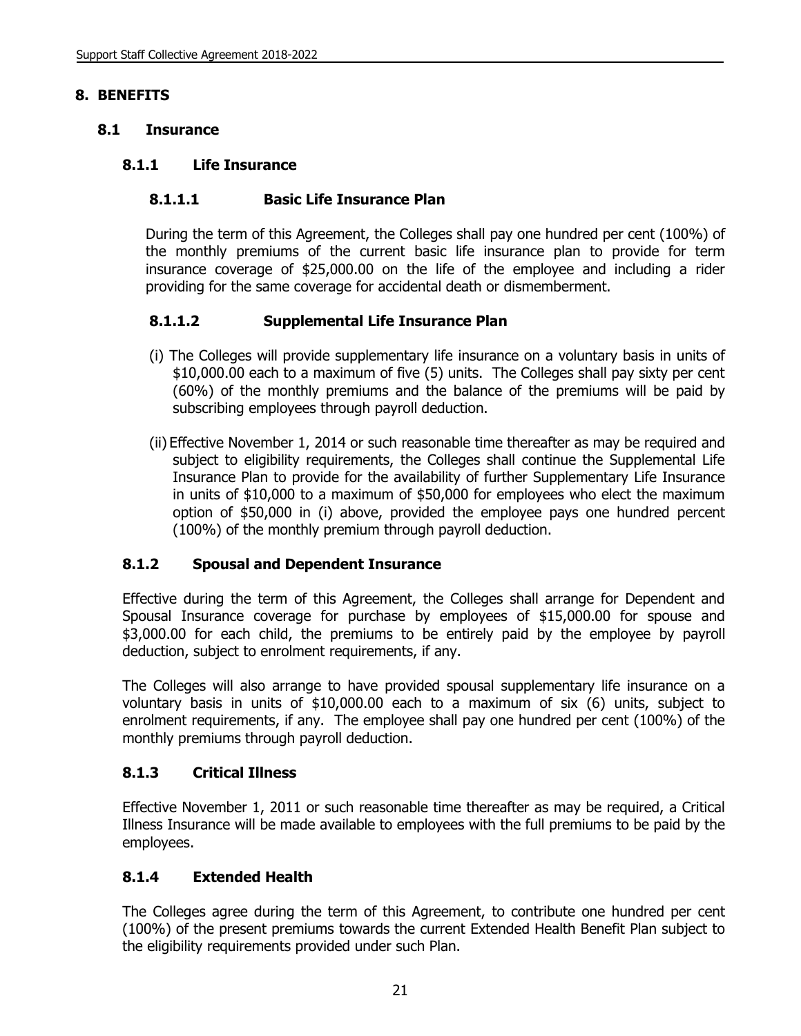# 8. BENEFITS

## 8.1 Insurance

### 8.1.1 Life Insurance

#### 8.1.1.1 Basic Life Insurance Plan

During the term of this Agreement, the Colleges shall pay one hundred per cent (100%) of the monthly premiums of the current basic life insurance plan to provide for term insurance coverage of $25,000.00 on the life of the employee and including a rider providing for the same coverage for accidental death or dismemberment.

#### 8.1.1.2 Supplemental Life Insurance Plan

(i) The Colleges will provide supplementary life insurance on a voluntary basis in units of $10,000.00 each to a maximum of five (5) units. The Colleges shall pay sixty per cent (60%) of the monthly premiums and the balance of the premiums will be paid by subscribing employees through payroll deduction.

(ii) Effective November 1, 2014 or such reasonable time thereafter as may be required and subject to eligibility requirements, the Colleges shall continue the Supplemental Life Insurance Plan to provide for the availability of further Supplementary Life Insurance in units of $10,000 to a maximum of $50,000 for employees who elect the maximum option of $50,000 in (i) above, provided the employee pays one hundred percent (100%) of the monthly premium through payroll deduction.

### 8.1.2 Spousal and Dependent Insurance

Effective during the term of this Agreement, the Colleges shall arrange for Dependent and Spousal Insurance coverage for purchase by employees of $15,000.00 for spouse and $3,000.00 for each child, the premiums to be entirely paid by the employee by payroll deduction, subject to enrolment requirements, if any.

The Colleges will also arrange to have provided spousal supplementary life insurance on a voluntary basis in units of $10,000.00 each to a maximum of six (6) units, subject to enrolment requirements, if any. The employee shall pay one hundred per cent (100%) of the monthly premiums through payroll deduction.

### 8.1.3 Critical Illness

Effective November 1, 2011 or such reasonable time thereafter as may be required, a Critical Illness Insurance will be made available to employees with the full premiums to be paid by the employees.

### 8.1.4 Extended Health

The Colleges agree during the term of this Agreement, to contribute one hundred per cent (100%) of the present premiums towards the current Extended Health Benefit Plan subject to the eligibility requirements provided under such Plan.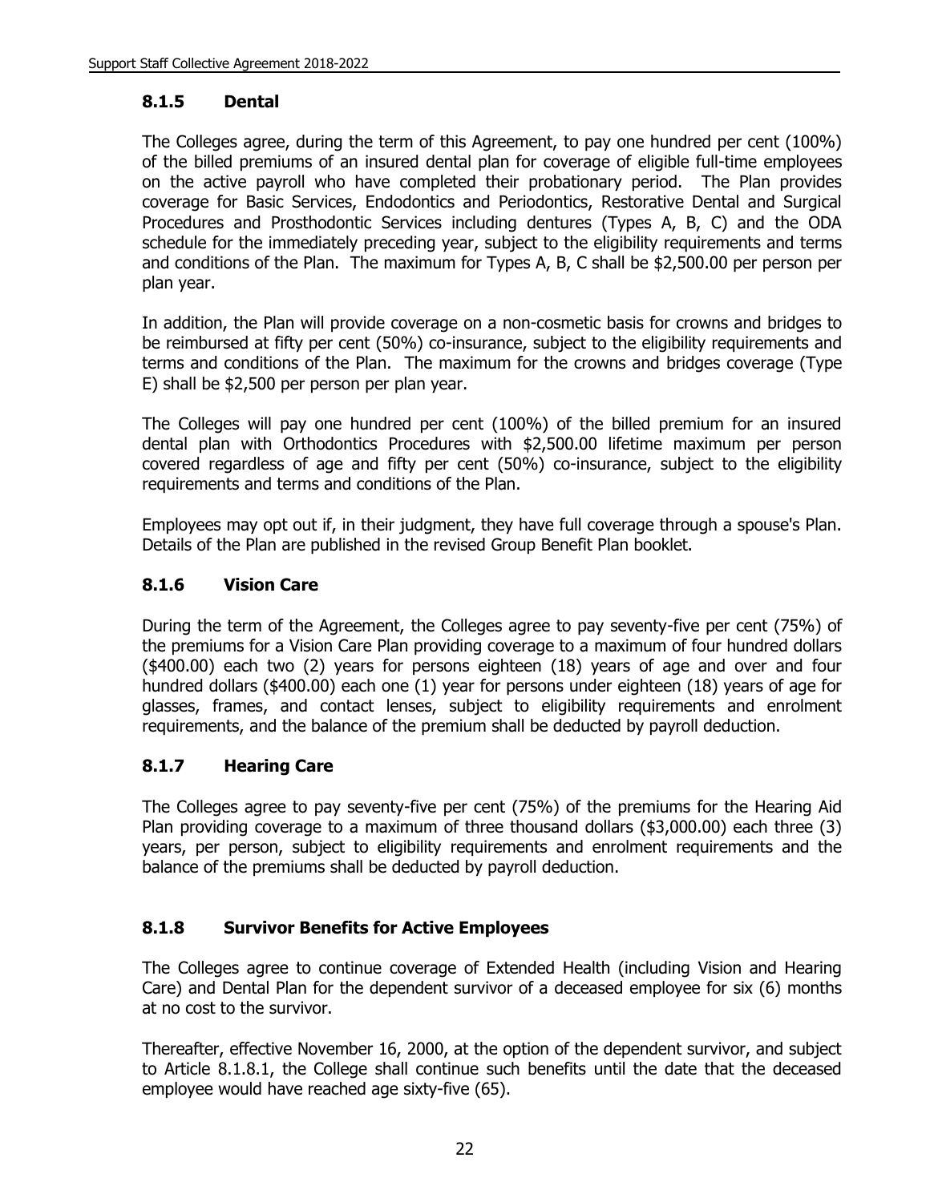### 8.1.5 Dental

The Colleges agree, during the term of this Agreement, to pay one hundred per cent (100%) of the billed premiums of an insured dental plan for coverage of eligible full-time employees on the active payroll who have completed their probationary period. The Plan provides coverage for Basic Services, Endodontics and Periodontics, Restorative Dental and Surgical Procedures and Prosthodontic Services including dentures (Types A, B, C) and the ODA schedule for the immediately preceding year, subject to the eligibility requirements and terms and conditions of the Plan. The maximum for Types A, B, C shall be $2,500.00 per person per plan year.

In addition, the Plan will provide coverage on a non-cosmetic basis for crowns and bridges to be reimbursed at fifty per cent (50%) co-insurance, subject to the eligibility requirements and terms and conditions of the Plan. The maximum for the crowns and bridges coverage (Type E) shall be $2,500 per person per plan year.

The Colleges will pay one hundred per cent (100%) of the billed premium for an insured dental plan with Orthodontics Procedures with $2,500.00 lifetime maximum per person covered regardless of age and fifty per cent (50%) co-insurance, subject to the eligibility requirements and terms and conditions of the Plan.

Employees may opt out if, in their judgment, they have full coverage through a spouse's Plan. Details of the Plan are published in the revised Group Benefit Plan booklet.

### 8.1.6 Vision Care

During the term of the Agreement, the Colleges agree to pay seventy-five per cent (75%) of the premiums for a Vision Care Plan providing coverage to a maximum of four hundred dollars ($400.00) each two (2) years for persons eighteen (18) years of age and over and four hundred dollars ($400.00) each one (1) year for persons under eighteen (18) years of age for glasses, frames, and contact lenses, subject to eligibility requirements and enrolment requirements, and the balance of the premium shall be deducted by payroll deduction.

### 8.1.7 Hearing Care

The Colleges agree to pay seventy-five per cent (75%) of the premiums for the Hearing Aid Plan providing coverage to a maximum of three thousand dollars ($3,000.00) each three (3) years, per person, subject to eligibility requirements and enrolment requirements and the balance of the premiums shall be deducted by payroll deduction.

### 8.1.8 Survivor Benefits for Active Employees

The Colleges agree to continue coverage of Extended Health (including Vision and Hearing Care) and Dental Plan for the dependent survivor of a deceased employee for six (6) months at no cost to the survivor.

Thereafter, effective November 16, 2000, at the option of the dependent survivor, and subject to Article 8.1.8.1, the College shall continue such benefits until the date that the deceased employee would have reached age sixty-five (65).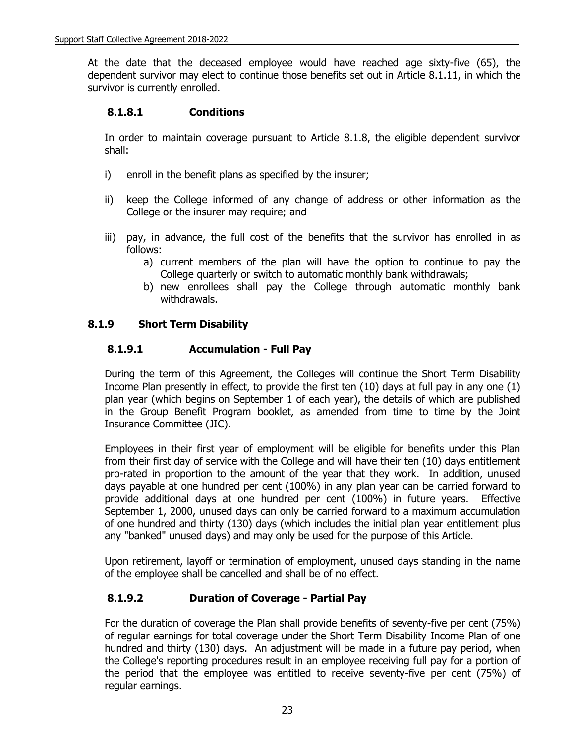At the date that the deceased employee would have reached age sixty-five (65), the dependent survivor may elect to continue those benefits set out in Article 8.1.11, in which the survivor is currently enrolled.

#### 8.1.8.1 Conditions

In order to maintain coverage pursuant to Article 8.1.8, the eligible dependent survivor shall:

i) enroll in the benefit plans as specified by the insurer;

ii) keep the College informed of any change of address or other information as the College or the insurer may require; and

iii) pay, in advance, the full cost of the benefits that the survivor has enrolled in as follows:
   a) current members of the plan will have the option to continue to pay the College quarterly or switch to automatic monthly bank withdrawals;
   b) new enrollees shall pay the College through automatic monthly bank withdrawals.

### 8.1.9 Short Term Disability

#### 8.1.9.1 Accumulation - Full Pay

During the term of this Agreement, the Colleges will continue the Short Term Disability Income Plan presently in effect, to provide the first ten (10) days at full pay in any one (1) plan year (which begins on September 1 of each year), the details of which are published in the Group Benefit Program booklet, as amended from time to time by the Joint Insurance Committee (JIC).

Employees in their first year of employment will be eligible for benefits under this Plan from their first day of service with the College and will have their ten (10) days entitlement pro-rated in proportion to the amount of the year that they work. In addition, unused days payable at one hundred per cent (100%) in any plan year can be carried forward to provide additional days at one hundred per cent (100%) in future years. Effective September 1, 2000, unused days can only be carried forward to a maximum accumulation of one hundred and thirty (130) days (which includes the initial plan year entitlement plus any "banked" unused days) and may only be used for the purpose of this Article.

Upon retirement, layoff or termination of employment, unused days standing in the name of the employee shall be cancelled and shall be of no effect.

#### 8.1.9.2 Duration of Coverage - Partial Pay

For the duration of coverage the Plan shall provide benefits of seventy-five per cent (75%) of regular earnings for total coverage under the Short Term Disability Income Plan of one hundred and thirty (130) days. An adjustment will be made in a future pay period, when the College's reporting procedures result in an employee receiving full pay for a portion of the period that the employee was entitled to receive seventy-five per cent (75%) of regular earnings.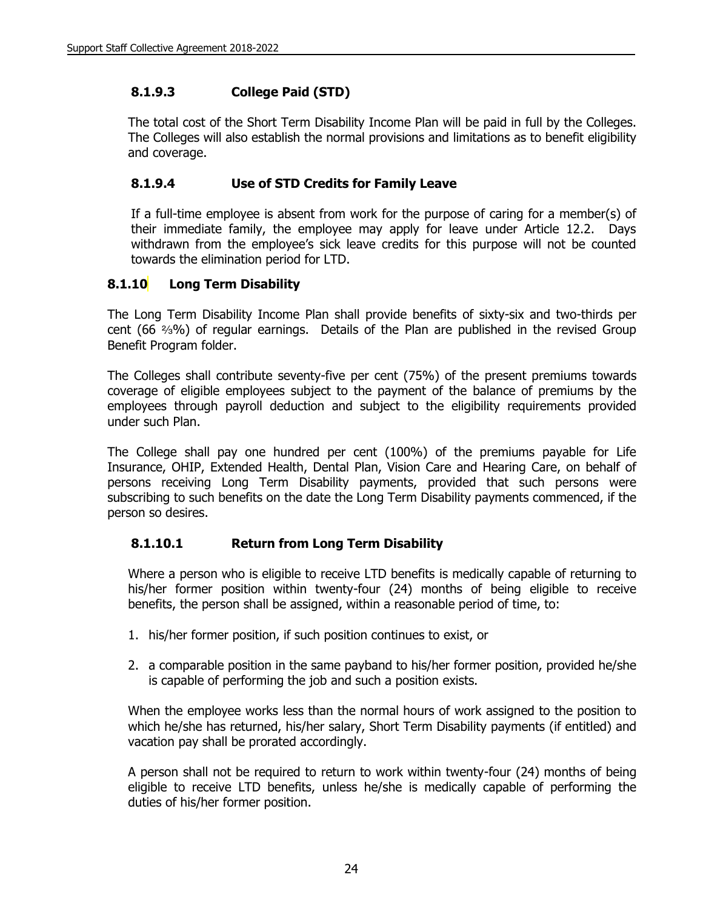#### 8.1.9.3 College Paid (STD)

The total cost of the Short Term Disability Income Plan will be paid in full by the Colleges. The Colleges will also establish the normal provisions and limitations as to benefit eligibility and coverage.

#### 8.1.9.4 Use of STD Credits for Family Leave

If a full-time employee is absent from work for the purpose of caring for a member(s) of their immediate family, the employee may apply for leave under Article 12.2. Days withdrawn from the employee's sick leave credits for this purpose will not be counted towards the elimination period for LTD.

### 8.1.10 Long Term Disability

The Long Term Disability Income Plan shall provide benefits of sixty-six and two-thirds per cent (66 ⅔%) of regular earnings. Details of the Plan are published in the revised Group Benefit Program folder.

The Colleges shall contribute seventy-five per cent (75%) of the present premiums towards coverage of eligible employees subject to the payment of the balance of premiums by the employees through payroll deduction and subject to the eligibility requirements provided under such Plan.

The College shall pay one hundred per cent (100%) of the premiums payable for Life Insurance, OHIP, Extended Health, Dental Plan, Vision Care and Hearing Care, on behalf of persons receiving Long Term Disability payments, provided that such persons were subscribing to such benefits on the date the Long Term Disability payments commenced, if the person so desires.

#### 8.1.10.1 Return from Long Term Disability

Where a person who is eligible to receive LTD benefits is medically capable of returning to his/her former position within twenty-four (24) months of being eligible to receive benefits, the person shall be assigned, within a reasonable period of time, to:

1. his/her former position, if such position continues to exist, or
2. a comparable position in the same payband to his/her former position, provided he/she is capable of performing the job and such a position exists.

When the employee works less than the normal hours of work assigned to the position to which he/she has returned, his/her salary, Short Term Disability payments (if entitled) and vacation pay shall be prorated accordingly.

A person shall not be required to return to work within twenty-four (24) months of being eligible to receive LTD benefits, unless he/she is medically capable of performing the duties of his/her former position.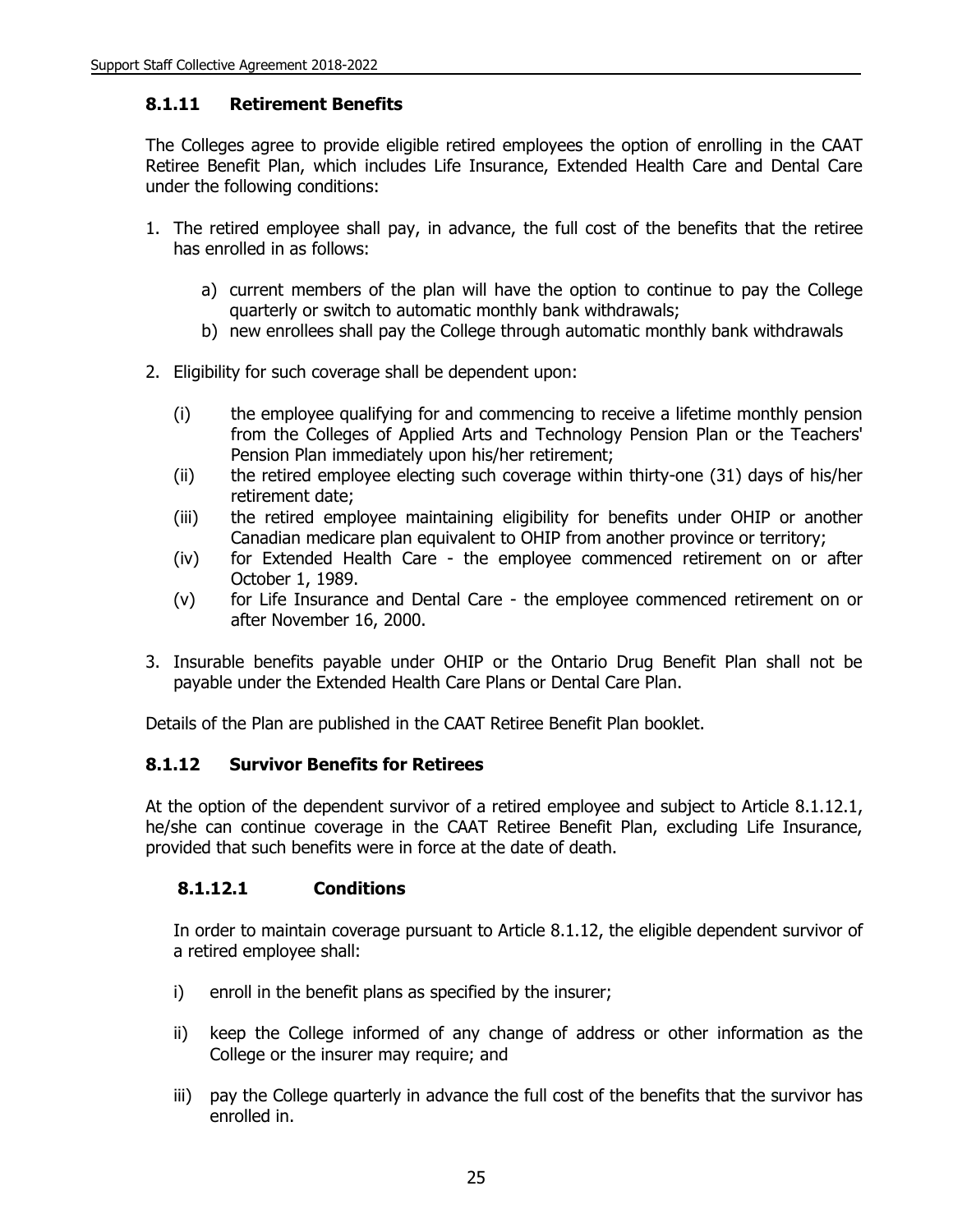### 8.1.11 Retirement Benefits

The Colleges agree to provide eligible retired employees the option of enrolling in the CAAT Retiree Benefit Plan, which includes Life Insurance, Extended Health Care and Dental Care under the following conditions:

1. The retired employee shall pay, in advance, the full cost of the benefits that the retiree has enrolled in as follows:

    a) current members of the plan will have the option to continue to pay the College quarterly or switch to automatic monthly bank withdrawals;
    b) new enrollees shall pay the College through automatic monthly bank withdrawals

2. Eligibility for such coverage shall be dependent upon:

    (i) the employee qualifying for and commencing to receive a lifetime monthly pension from the Colleges of Applied Arts and Technology Pension Plan or the Teachers' Pension Plan immediately upon his/her retirement;
    (ii) the retired employee electing such coverage within thirty-one (31) days of his/her retirement date;
    (iii) the retired employee maintaining eligibility for benefits under OHIP or another Canadian medicare plan equivalent to OHIP from another province or territory;
    (iv) for Extended Health Care - the employee commenced retirement on or after October 1, 1989.
    (v) for Life Insurance and Dental Care - the employee commenced retirement on or after November 16, 2000.

3. Insurable benefits payable under OHIP or the Ontario Drug Benefit Plan shall not be payable under the Extended Health Care Plans or Dental Care Plan.

Details of the Plan are published in the CAAT Retiree Benefit Plan booklet.

### 8.1.12 Survivor Benefits for Retirees

At the option of the dependent survivor of a retired employee and subject to Article 8.1.12.1, he/she can continue coverage in the CAAT Retiree Benefit Plan, excluding Life Insurance, provided that such benefits were in force at the date of death.

#### 8.1.12.1 Conditions

In order to maintain coverage pursuant to Article 8.1.12, the eligible dependent survivor of a retired employee shall:

i) enroll in the benefit plans as specified by the insurer;

ii) keep the College informed of any change of address or other information as the College or the insurer may require; and

iii) pay the College quarterly in advance the full cost of the benefits that the survivor has enrolled in.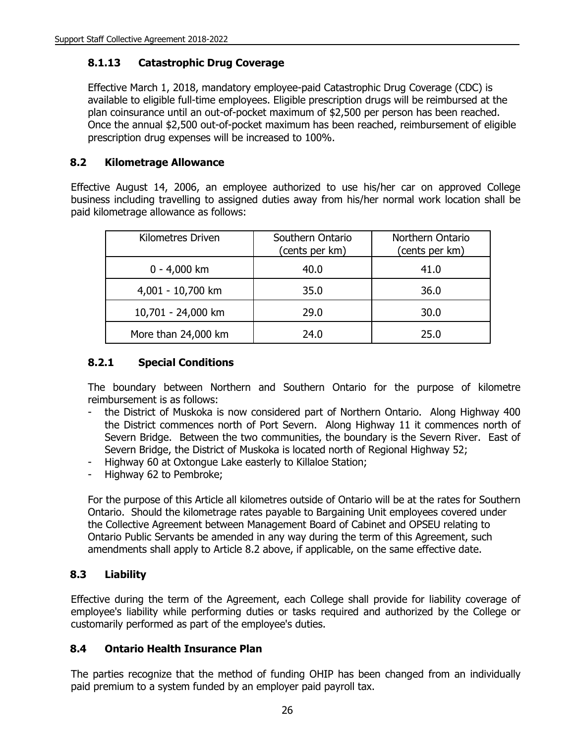### 8.1.13 Catastrophic Drug Coverage

Effective March 1, 2018, mandatory employee-paid Catastrophic Drug Coverage (CDC) is available to eligible full-time employees. Eligible prescription drugs will be reimbursed at the plan coinsurance until an out-of-pocket maximum of $2,500 per person has been reached. Once the annual $2,500 out-of-pocket maximum has been reached, reimbursement of eligible prescription drug expenses will be increased to 100%.

## 8.2 Kilometrage Allowance

Effective August 14, 2006, an employee authorized to use his/her car on approved College business including travelling to assigned duties away from his/her normal work location shall be paid kilometrage allowance as follows:

| Kilometres Driven | Southern Ontario (cents per km) | Northern Ontario (cents per km) |
|---|---|---|
| 0 - 4,000 km | 40.0 | 41.0 |
| 4,001 - 10,700 km | 35.0 | 36.0 |
| 10,701 - 24,000 km | 29.0 | 30.0 |
| More than 24,000 km | 24.0 | 25.0 |

### 8.2.1 Special Conditions

The boundary between Northern and Southern Ontario for the purpose of kilometre reimbursement is as follows:

- the District of Muskoka is now considered part of Northern Ontario. Along Highway 400 the District commences north of Port Severn. Along Highway 11 it commences north of Severn Bridge. Between the two communities, the boundary is the Severn River. East of Severn Bridge, the District of Muskoka is located north of Regional Highway 52;
- Highway 60 at Oxtongue Lake easterly to Killaloe Station;
- Highway 62 to Pembroke;

For the purpose of this Article all kilometres outside of Ontario will be at the rates for Southern Ontario. Should the kilometrage rates payable to Bargaining Unit employees covered under the Collective Agreement between Management Board of Cabinet and OPSEU relating to Ontario Public Servants be amended in any way during the term of this Agreement, such amendments shall apply to Article 8.2 above, if applicable, on the same effective date.

## 8.3 Liability

Effective during the term of the Agreement, each College shall provide for liability coverage of employee's liability while performing duties or tasks required and authorized by the College or customarily performed as part of the employee's duties.

## 8.4 Ontario Health Insurance Plan

The parties recognize that the method of funding OHIP has been changed from an individually paid premium to a system funded by an employer paid payroll tax.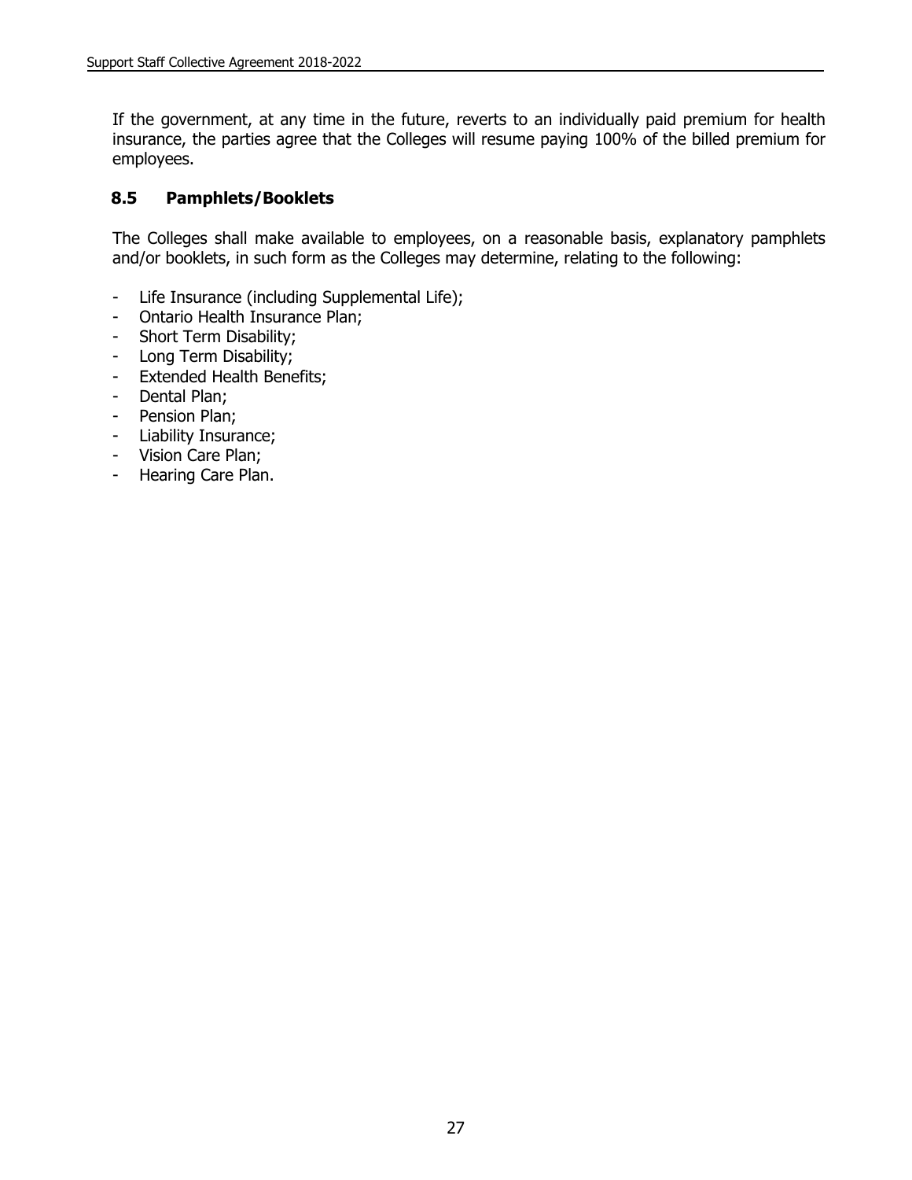If the government, at any time in the future, reverts to an individually paid premium for health insurance, the parties agree that the Colleges will resume paying 100% of the billed premium for employees.

### 8.5 Pamphlets/Booklets

The Colleges shall make available to employees, on a reasonable basis, explanatory pamphlets and/or booklets, in such form as the Colleges may determine, relating to the following:

- Life Insurance (including Supplemental Life);
- Ontario Health Insurance Plan;
- Short Term Disability;
- Long Term Disability;
- Extended Health Benefits;
- Dental Plan;
- Pension Plan;
- Liability Insurance;
- Vision Care Plan;
- Hearing Care Plan.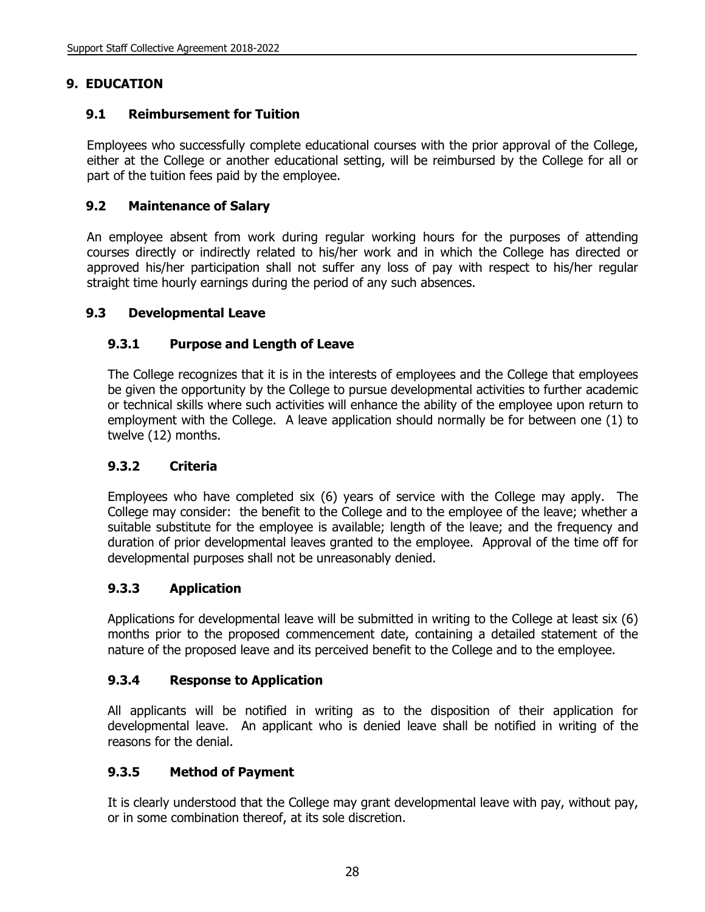## 9. EDUCATION

### 9.1 Reimbursement for Tuition

Employees who successfully complete educational courses with the prior approval of the College, either at the College or another educational setting, will be reimbursed by the College for all or part of the tuition fees paid by the employee.

### 9.2 Maintenance of Salary

An employee absent from work during regular working hours for the purposes of attending courses directly or indirectly related to his/her work and in which the College has directed or approved his/her participation shall not suffer any loss of pay with respect to his/her regular straight time hourly earnings during the period of any such absences.

### 9.3 Developmental Leave

#### 9.3.1 Purpose and Length of Leave

The College recognizes that it is in the interests of employees and the College that employees be given the opportunity by the College to pursue developmental activities to further academic or technical skills where such activities will enhance the ability of the employee upon return to employment with the College. A leave application should normally be for between one (1) to twelve (12) months.

#### 9.3.2 Criteria

Employees who have completed six (6) years of service with the College may apply. The College may consider: the benefit to the College and to the employee of the leave; whether a suitable substitute for the employee is available; length of the leave; and the frequency and duration of prior developmental leaves granted to the employee. Approval of the time off for developmental purposes shall not be unreasonably denied.

#### 9.3.3 Application

Applications for developmental leave will be submitted in writing to the College at least six (6) months prior to the proposed commencement date, containing a detailed statement of the nature of the proposed leave and its perceived benefit to the College and to the employee.

#### 9.3.4 Response to Application

All applicants will be notified in writing as to the disposition of their application for developmental leave. An applicant who is denied leave shall be notified in writing of the reasons for the denial.

#### 9.3.5 Method of Payment

It is clearly understood that the College may grant developmental leave with pay, without pay, or in some combination thereof, at its sole discretion.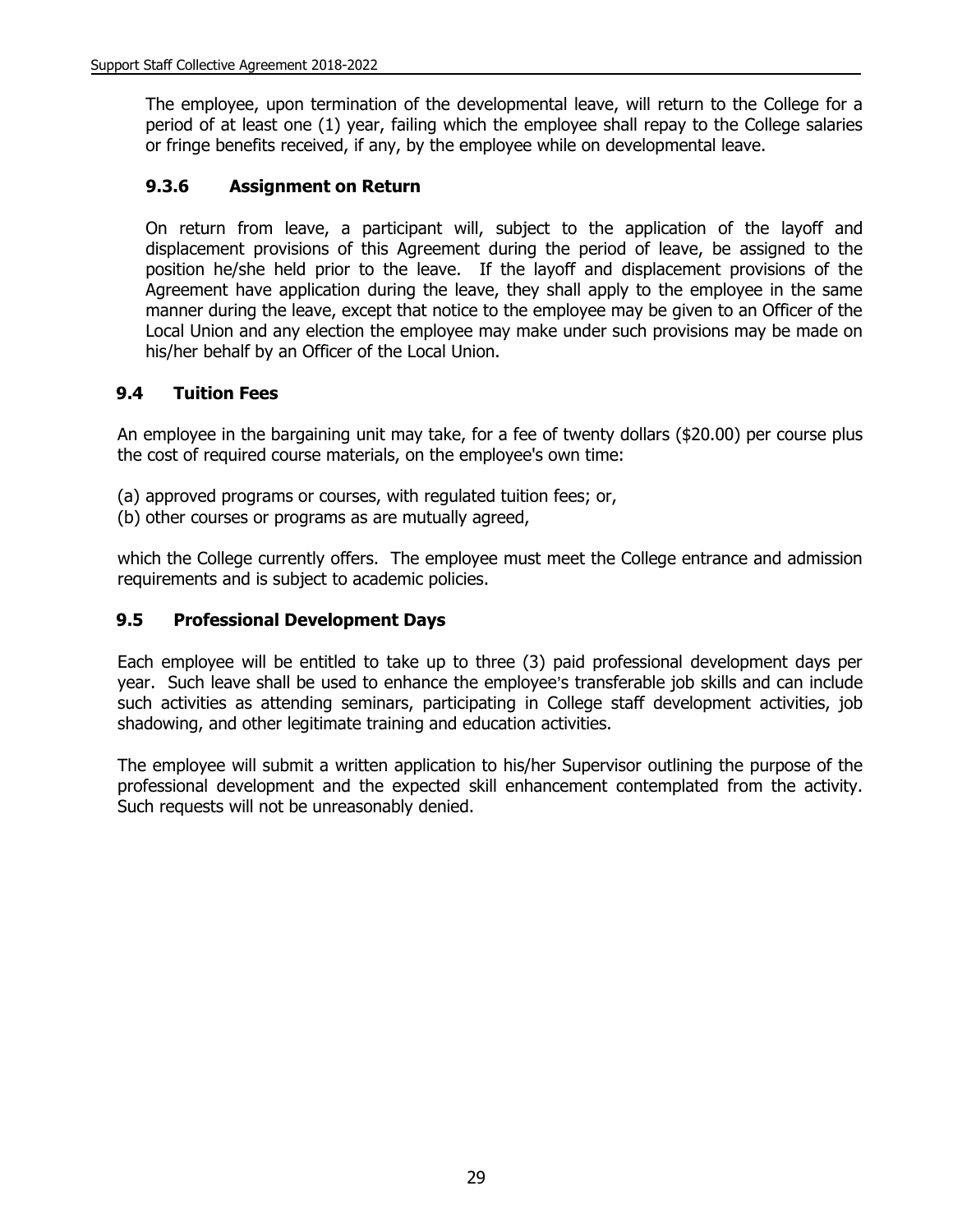The employee, upon termination of the developmental leave, will return to the College for a period of at least one (1) year, failing which the employee shall repay to the College salaries or fringe benefits received, if any, by the employee while on developmental leave.

#### 9.3.6 Assignment on Return

On return from leave, a participant will, subject to the application of the layoff and displacement provisions of this Agreement during the period of leave, be assigned to the position he/she held prior to the leave. If the layoff and displacement provisions of the Agreement have application during the leave, they shall apply to the employee in the same manner during the leave, except that notice to the employee may be given to an Officer of the Local Union and any election the employee may make under such provisions may be made on his/her behalf by an Officer of the Local Union.

### 9.4 Tuition Fees

An employee in the bargaining unit may take, for a fee of twenty dollars ($20.00) per course plus the cost of required course materials, on the employee's own time:

(a) approved programs or courses, with regulated tuition fees; or,
(b) other courses or programs as are mutually agreed,

which the College currently offers. The employee must meet the College entrance and admission requirements and is subject to academic policies.

### 9.5 Professional Development Days

Each employee will be entitled to take up to three (3) paid professional development days per year. Such leave shall be used to enhance the employee's transferable job skills and can include such activities as attending seminars, participating in College staff development activities, job shadowing, and other legitimate training and education activities.

The employee will submit a written application to his/her Supervisor outlining the purpose of the professional development and the expected skill enhancement contemplated from the activity. Such requests will not be unreasonably denied.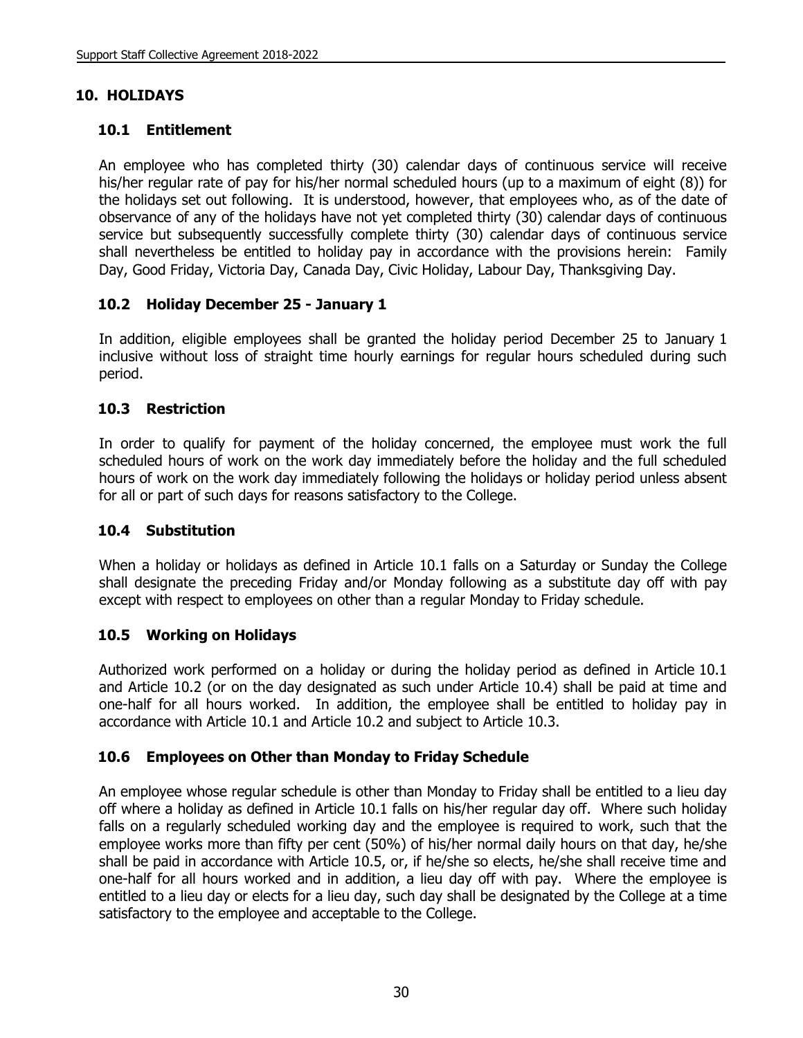## 10. HOLIDAYS

### 10.1 Entitlement

An employee who has completed thirty (30) calendar days of continuous service will receive his/her regular rate of pay for his/her normal scheduled hours (up to a maximum of eight (8)) for the holidays set out following. It is understood, however, that employees who, as of the date of observance of any of the holidays have not yet completed thirty (30) calendar days of continuous service but subsequently successfully complete thirty (30) calendar days of continuous service shall nevertheless be entitled to holiday pay in accordance with the provisions herein: Family Day, Good Friday, Victoria Day, Canada Day, Civic Holiday, Labour Day, Thanksgiving Day.

### 10.2 Holiday December 25 - January 1

In addition, eligible employees shall be granted the holiday period December 25 to January 1 inclusive without loss of straight time hourly earnings for regular hours scheduled during such period.

### 10.3 Restriction

In order to qualify for payment of the holiday concerned, the employee must work the full scheduled hours of work on the work day immediately before the holiday and the full scheduled hours of work on the work day immediately following the holidays or holiday period unless absent for all or part of such days for reasons satisfactory to the College.

### 10.4 Substitution

When a holiday or holidays as defined in Article 10.1 falls on a Saturday or Sunday the College shall designate the preceding Friday and/or Monday following as a substitute day off with pay except with respect to employees on other than a regular Monday to Friday schedule.

### 10.5 Working on Holidays

Authorized work performed on a holiday or during the holiday period as defined in Article 10.1 and Article 10.2 (or on the day designated as such under Article 10.4) shall be paid at time and one-half for all hours worked. In addition, the employee shall be entitled to holiday pay in accordance with Article 10.1 and Article 10.2 and subject to Article 10.3.

### 10.6 Employees on Other than Monday to Friday Schedule

An employee whose regular schedule is other than Monday to Friday shall be entitled to a lieu day off where a holiday as defined in Article 10.1 falls on his/her regular day off. Where such holiday falls on a regularly scheduled working day and the employee is required to work, such that the employee works more than fifty per cent (50%) of his/her normal daily hours on that day, he/she shall be paid in accordance with Article 10.5, or, if he/she so elects, he/she shall receive time and one-half for all hours worked and in addition, a lieu day off with pay. Where the employee is entitled to a lieu day or elects for a lieu day, such day shall be designated by the College at a time satisfactory to the employee and acceptable to the College.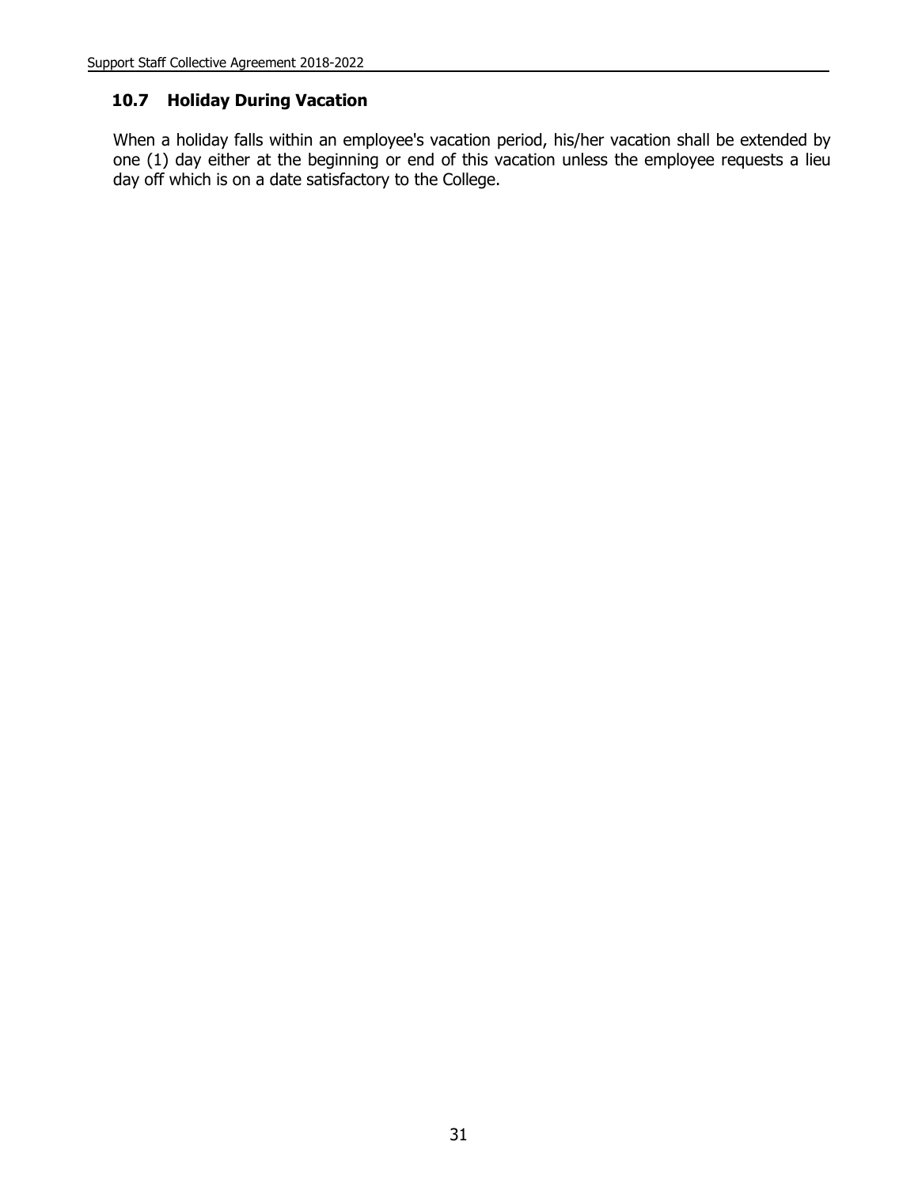### 10.7 Holiday During Vacation

When a holiday falls within an employee's vacation period, his/her vacation shall be extended by one (1) day either at the beginning or end of this vacation unless the employee requests a lieu day off which is on a date satisfactory to the College.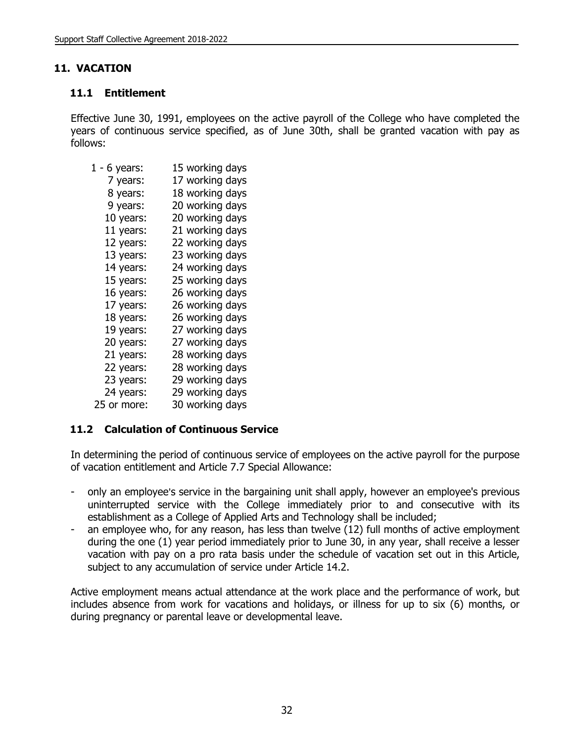## 11. VACATION

### 11.1 Entitlement

Effective June 30, 1991, employees on the active payroll of the College who have completed the years of continuous service specified, as of June 30th, shall be granted vacation with pay as follows:

| | |
|---|---|
| 1 - 6 years: | 15 working days |
| 7 years: | 17 working days |
| 8 years: | 18 working days |
| 9 years: | 20 working days |
| 10 years: | 20 working days |
| 11 years: | 21 working days |
| 12 years: | 22 working days |
| 13 years: | 23 working days |
| 14 years: | 24 working days |
| 15 years: | 25 working days |
| 16 years: | 26 working days |
| 17 years: | 26 working days |
| 18 years: | 26 working days |
| 19 years: | 27 working days |
| 20 years: | 27 working days |
| 21 years: | 28 working days |
| 22 years: | 28 working days |
| 23 years: | 29 working days |
| 24 years: | 29 working days |
| 25 or more: | 30 working days |

### 11.2 Calculation of Continuous Service

In determining the period of continuous service of employees on the active payroll for the purpose of vacation entitlement and Article 7.7 Special Allowance:

- only an employee's service in the bargaining unit shall apply, however an employee's previous uninterrupted service with the College immediately prior to and consecutive with its establishment as a College of Applied Arts and Technology shall be included;
- an employee who, for any reason, has less than twelve (12) full months of active employment during the one (1) year period immediately prior to June 30, in any year, shall receive a lesser vacation with pay on a pro rata basis under the schedule of vacation set out in this Article, subject to any accumulation of service under Article 14.2.

Active employment means actual attendance at the work place and the performance of work, but includes absence from work for vacations and holidays, or illness for up to six (6) months, or during pregnancy or parental leave or developmental leave.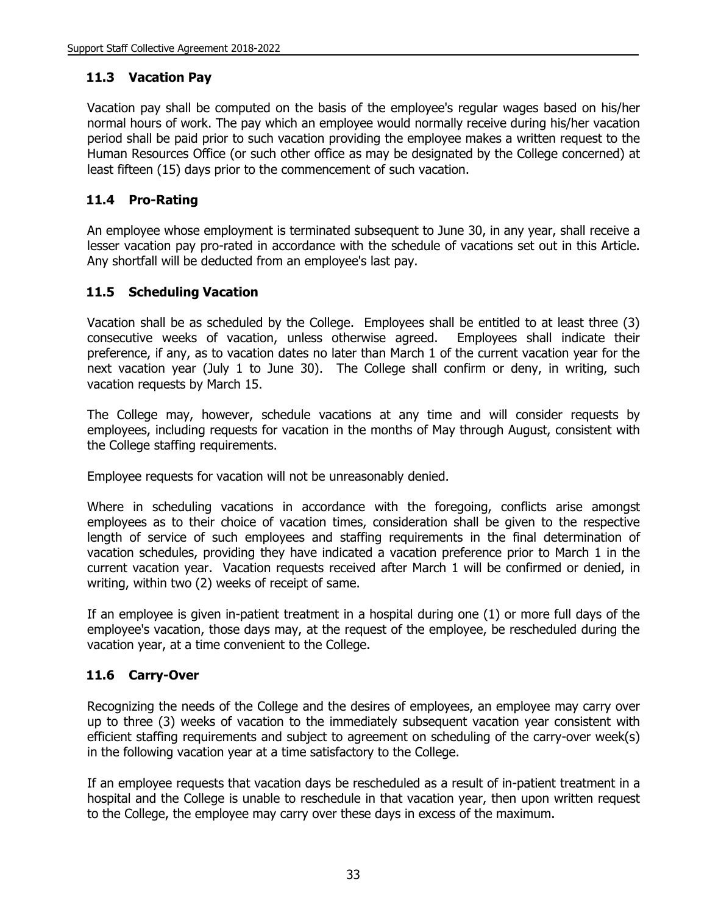### 11.3 Vacation Pay

Vacation pay shall be computed on the basis of the employee's regular wages based on his/her normal hours of work. The pay which an employee would normally receive during his/her vacation period shall be paid prior to such vacation providing the employee makes a written request to the Human Resources Office (or such other office as may be designated by the College concerned) at least fifteen (15) days prior to the commencement of such vacation.

### 11.4 Pro-Rating

An employee whose employment is terminated subsequent to June 30, in any year, shall receive a lesser vacation pay pro-rated in accordance with the schedule of vacations set out in this Article. Any shortfall will be deducted from an employee's last pay.

### 11.5 Scheduling Vacation

Vacation shall be as scheduled by the College. Employees shall be entitled to at least three (3) consecutive weeks of vacation, unless otherwise agreed. Employees shall indicate their preference, if any, as to vacation dates no later than March 1 of the current vacation year for the next vacation year (July 1 to June 30). The College shall confirm or deny, in writing, such vacation requests by March 15.

The College may, however, schedule vacations at any time and will consider requests by employees, including requests for vacation in the months of May through August, consistent with the College staffing requirements.

Employee requests for vacation will not be unreasonably denied.

Where in scheduling vacations in accordance with the foregoing, conflicts arise amongst employees as to their choice of vacation times, consideration shall be given to the respective length of service of such employees and staffing requirements in the final determination of vacation schedules, providing they have indicated a vacation preference prior to March 1 in the current vacation year. Vacation requests received after March 1 will be confirmed or denied, in writing, within two (2) weeks of receipt of same.

If an employee is given in-patient treatment in a hospital during one (1) or more full days of the employee's vacation, those days may, at the request of the employee, be rescheduled during the vacation year, at a time convenient to the College.

### 11.6 Carry-Over

Recognizing the needs of the College and the desires of employees, an employee may carry over up to three (3) weeks of vacation to the immediately subsequent vacation year consistent with efficient staffing requirements and subject to agreement on scheduling of the carry-over week(s) in the following vacation year at a time satisfactory to the College.

If an employee requests that vacation days be rescheduled as a result of in-patient treatment in a hospital and the College is unable to reschedule in that vacation year, then upon written request to the College, the employee may carry over these days in excess of the maximum.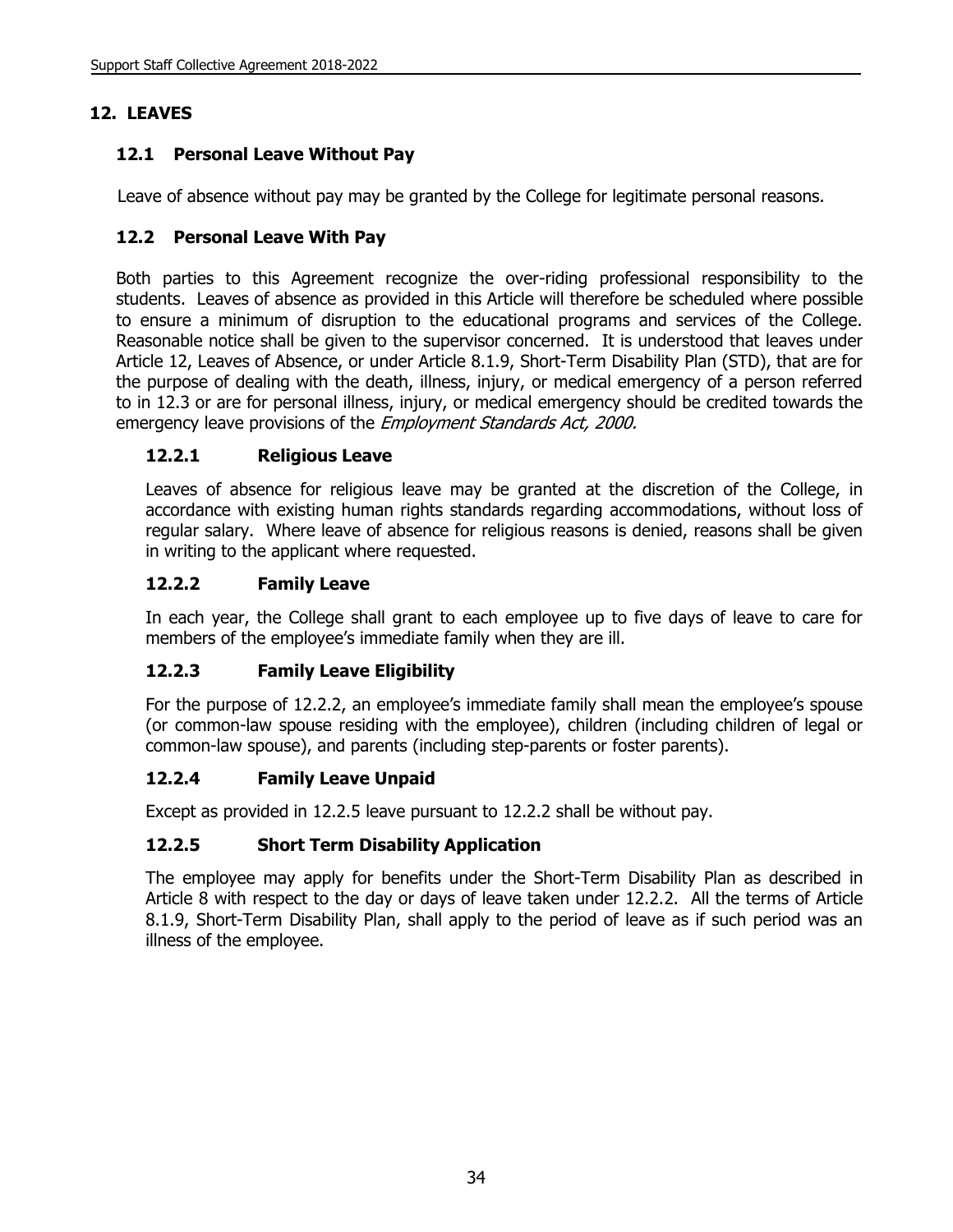## 12. LEAVES

### 12.1 Personal Leave Without Pay

Leave of absence without pay may be granted by the College for legitimate personal reasons.

### 12.2 Personal Leave With Pay

Both parties to this Agreement recognize the over-riding professional responsibility to the students. Leaves of absence as provided in this Article will therefore be scheduled where possible to ensure a minimum of disruption to the educational programs and services of the College. Reasonable notice shall be given to the supervisor concerned. It is understood that leaves under Article 12, Leaves of Absence, or under Article 8.1.9, Short-Term Disability Plan (STD), that are for the purpose of dealing with the death, illness, injury, or medical emergency of a person referred to in 12.3 or are for personal illness, injury, or medical emergency should be credited towards the emergency leave provisions of the *Employment Standards Act, 2000.*

#### 12.2.1 Religious Leave

Leaves of absence for religious leave may be granted at the discretion of the College, in accordance with existing human rights standards regarding accommodations, without loss of regular salary. Where leave of absence for religious reasons is denied, reasons shall be given in writing to the applicant where requested.

#### 12.2.2 Family Leave

In each year, the College shall grant to each employee up to five days of leave to care for members of the employee's immediate family when they are ill.

#### 12.2.3 Family Leave Eligibility

For the purpose of 12.2.2, an employee's immediate family shall mean the employee's spouse (or common-law spouse residing with the employee), children (including children of legal or common-law spouse), and parents (including step-parents or foster parents).

#### 12.2.4 Family Leave Unpaid

Except as provided in 12.2.5 leave pursuant to 12.2.2 shall be without pay.

#### 12.2.5 Short Term Disability Application

The employee may apply for benefits under the Short-Term Disability Plan as described in Article 8 with respect to the day or days of leave taken under 12.2.2. All the terms of Article 8.1.9, Short-Term Disability Plan, shall apply to the period of leave as if such period was an illness of the employee.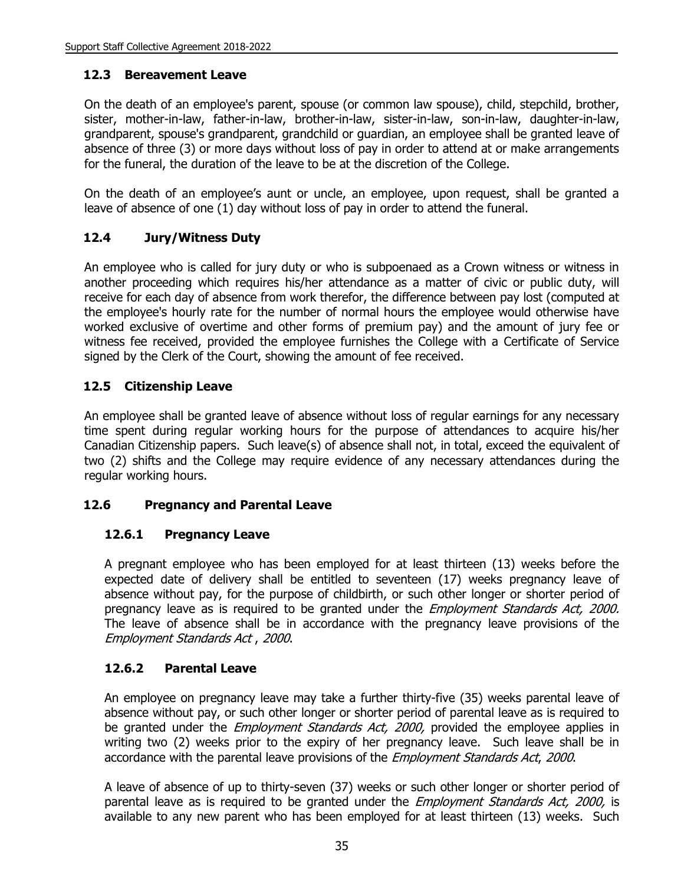### 12.3 Bereavement Leave

On the death of an employee's parent, spouse (or common law spouse), child, stepchild, brother, sister, mother-in-law, father-in-law, brother-in-law, sister-in-law, son-in-law, daughter-in-law, grandparent, spouse's grandparent, grandchild or guardian, an employee shall be granted leave of absence of three (3) or more days without loss of pay in order to attend at or make arrangements for the funeral, the duration of the leave to be at the discretion of the College.

On the death of an employee's aunt or uncle, an employee, upon request, shall be granted a leave of absence of one (1) day without loss of pay in order to attend the funeral.

### 12.4 Jury/Witness Duty

An employee who is called for jury duty or who is subpoenaed as a Crown witness or witness in another proceeding which requires his/her attendance as a matter of civic or public duty, will receive for each day of absence from work therefor, the difference between pay lost (computed at the employee's hourly rate for the number of normal hours the employee would otherwise have worked exclusive of overtime and other forms of premium pay) and the amount of jury fee or witness fee received, provided the employee furnishes the College with a Certificate of Service signed by the Clerk of the Court, showing the amount of fee received.

### 12.5 Citizenship Leave

An employee shall be granted leave of absence without loss of regular earnings for any necessary time spent during regular working hours for the purpose of attendances to acquire his/her Canadian Citizenship papers. Such leave(s) of absence shall not, in total, exceed the equivalent of two (2) shifts and the College may require evidence of any necessary attendances during the regular working hours.

### 12.6 Pregnancy and Parental Leave

#### 12.6.1 Pregnancy Leave

A pregnant employee who has been employed for at least thirteen (13) weeks before the expected date of delivery shall be entitled to seventeen (17) weeks pregnancy leave of absence without pay, for the purpose of childbirth, or such other longer or shorter period of pregnancy leave as is required to be granted under the *Employment Standards Act, 2000.* The leave of absence shall be in accordance with the pregnancy leave provisions of the *Employment Standards Act , 2000*.

#### 12.6.2 Parental Leave

An employee on pregnancy leave may take a further thirty-five (35) weeks parental leave of absence without pay, or such other longer or shorter period of parental leave as is required to be granted under the *Employment Standards Act, 2000,* provided the employee applies in writing two (2) weeks prior to the expiry of her pregnancy leave. Such leave shall be in accordance with the parental leave provisions of the *Employment Standards Act*, *2000*.

A leave of absence of up to thirty-seven (37) weeks or such other longer or shorter period of parental leave as is required to be granted under the *Employment Standards Act, 2000,* is available to any new parent who has been employed for at least thirteen (13) weeks. Such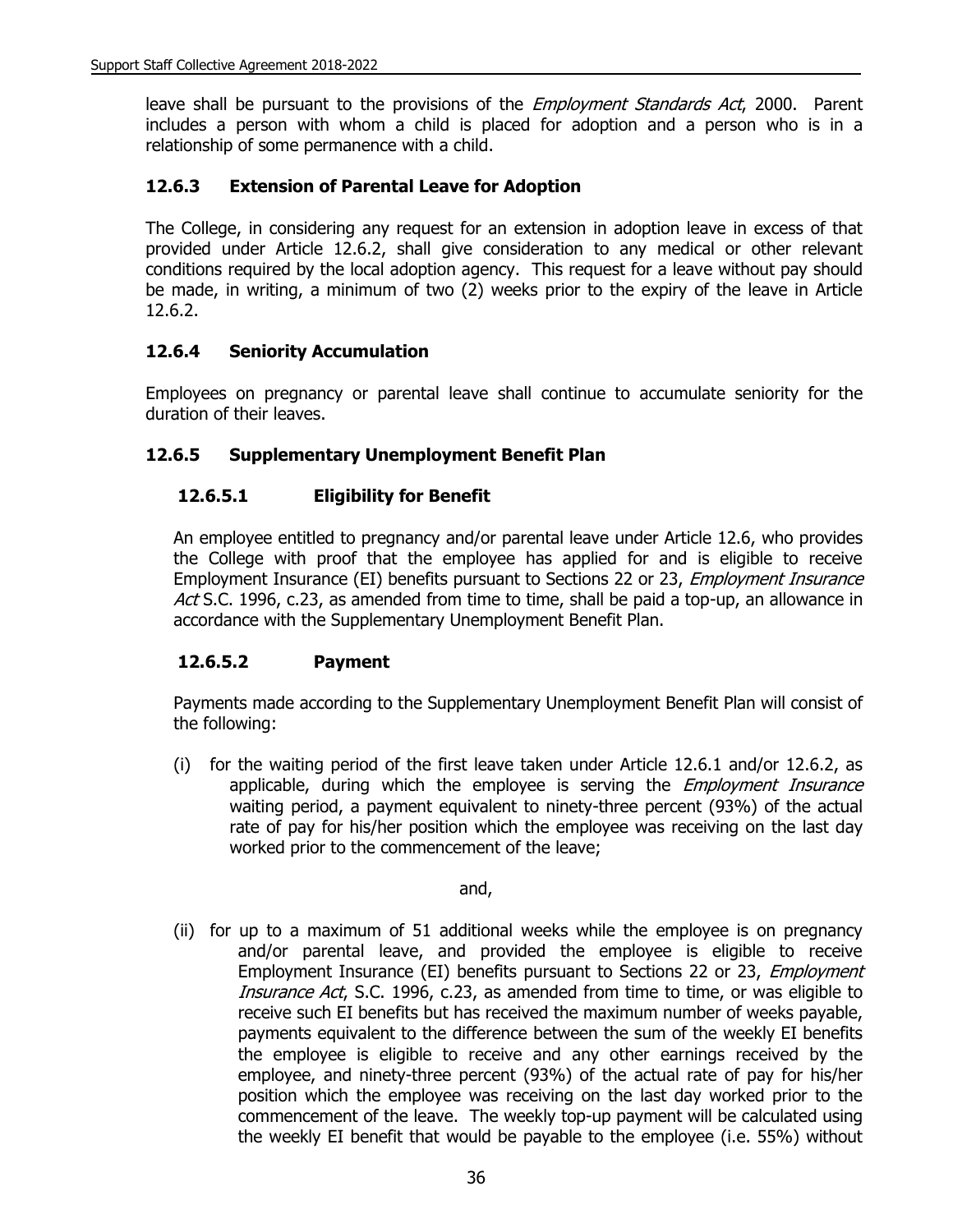leave shall be pursuant to the provisions of the *Employment Standards Act*, 2000. Parent includes a person with whom a child is placed for adoption and a person who is in a relationship of some permanence with a child.

### 12.6.3 Extension of Parental Leave for Adoption

The College, in considering any request for an extension in adoption leave in excess of that provided under Article 12.6.2, shall give consideration to any medical or other relevant conditions required by the local adoption agency. This request for a leave without pay should be made, in writing, a minimum of two (2) weeks prior to the expiry of the leave in Article 12.6.2.

### 12.6.4 Seniority Accumulation

Employees on pregnancy or parental leave shall continue to accumulate seniority for the duration of their leaves.

### 12.6.5 Supplementary Unemployment Benefit Plan

#### 12.6.5.1 Eligibility for Benefit

An employee entitled to pregnancy and/or parental leave under Article 12.6, who provides the College with proof that the employee has applied for and is eligible to receive Employment Insurance (EI) benefits pursuant to Sections 22 or 23, *Employment Insurance Act* S.C. 1996, c.23, as amended from time to time, shall be paid a top-up, an allowance in accordance with the Supplementary Unemployment Benefit Plan.

#### 12.6.5.2 Payment

Payments made according to the Supplementary Unemployment Benefit Plan will consist of the following:

(i) for the waiting period of the first leave taken under Article 12.6.1 and/or 12.6.2, as applicable, during which the employee is serving the *Employment Insurance* waiting period, a payment equivalent to ninety-three percent (93%) of the actual rate of pay for his/her position which the employee was receiving on the last day worked prior to the commencement of the leave;

and,

(ii) for up to a maximum of 51 additional weeks while the employee is on pregnancy and/or parental leave, and provided the employee is eligible to receive Employment Insurance (EI) benefits pursuant to Sections 22 or 23, *Employment Insurance Act*, S.C. 1996, c.23, as amended from time to time, or was eligible to receive such EI benefits but has received the maximum number of weeks payable, payments equivalent to the difference between the sum of the weekly EI benefits the employee is eligible to receive and any other earnings received by the employee, and ninety-three percent (93%) of the actual rate of pay for his/her position which the employee was receiving on the last day worked prior to the commencement of the leave. The weekly top-up payment will be calculated using the weekly EI benefit that would be payable to the employee (i.e. 55%) without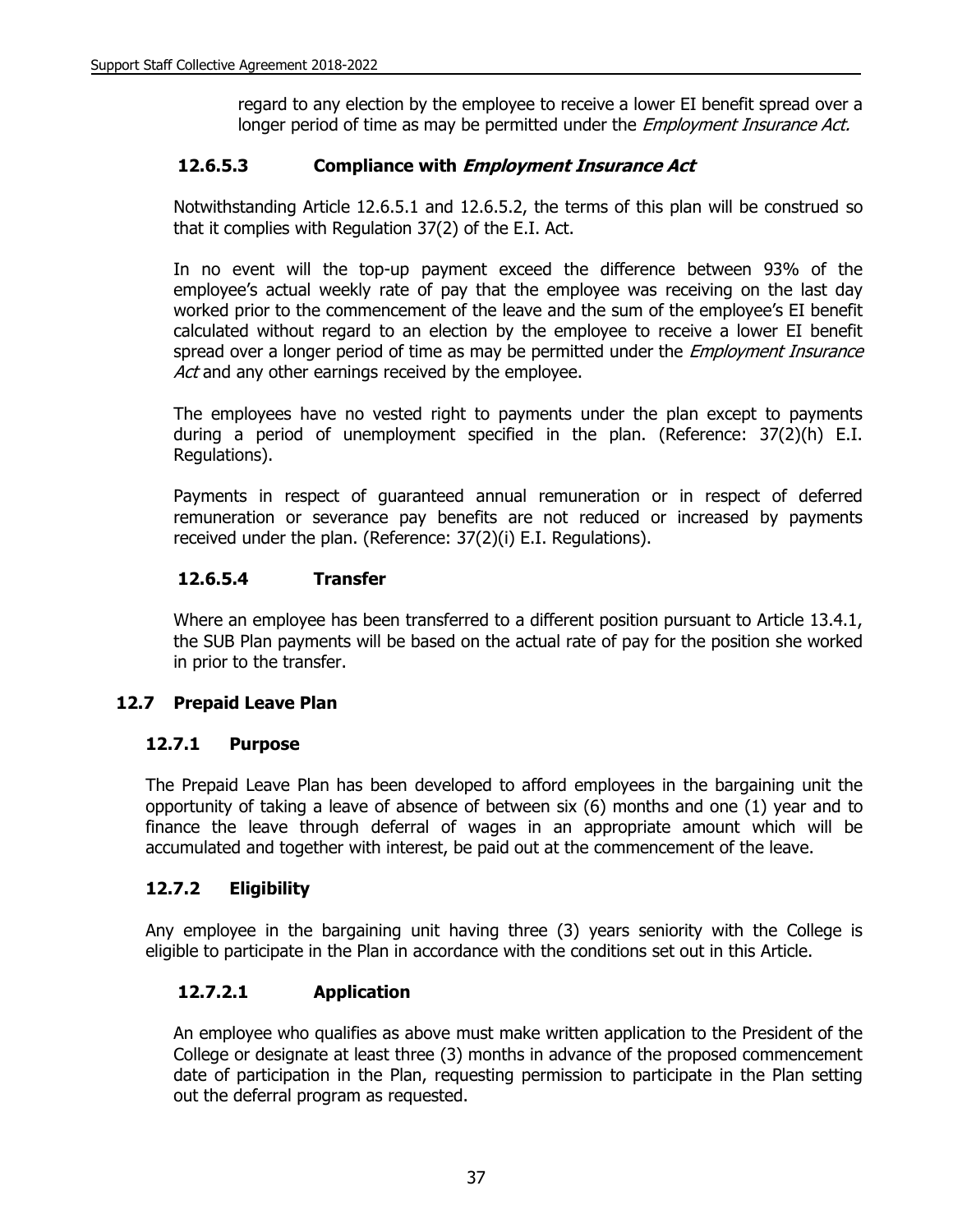regard to any election by the employee to receive a lower EI benefit spread over a longer period of time as may be permitted under the *Employment Insurance Act.*

#### 12.6.5.3 Compliance with *Employment Insurance Act*

Notwithstanding Article 12.6.5.1 and 12.6.5.2, the terms of this plan will be construed so that it complies with Regulation 37(2) of the E.I. Act.

In no event will the top-up payment exceed the difference between 93% of the employee's actual weekly rate of pay that the employee was receiving on the last day worked prior to the commencement of the leave and the sum of the employee's EI benefit calculated without regard to an election by the employee to receive a lower EI benefit spread over a longer period of time as may be permitted under the *Employment Insurance Act* and any other earnings received by the employee.

The employees have no vested right to payments under the plan except to payments during a period of unemployment specified in the plan. (Reference: 37(2)(h) E.I. Regulations).

Payments in respect of guaranteed annual remuneration or in respect of deferred remuneration or severance pay benefits are not reduced or increased by payments received under the plan. (Reference: 37(2)(i) E.I. Regulations).

#### 12.6.5.4 Transfer

Where an employee has been transferred to a different position pursuant to Article 13.4.1, the SUB Plan payments will be based on the actual rate of pay for the position she worked in prior to the transfer.

## 12.7 Prepaid Leave Plan

### 12.7.1 Purpose

The Prepaid Leave Plan has been developed to afford employees in the bargaining unit the opportunity of taking a leave of absence of between six (6) months and one (1) year and to finance the leave through deferral of wages in an appropriate amount which will be accumulated and together with interest, be paid out at the commencement of the leave.

### 12.7.2 Eligibility

Any employee in the bargaining unit having three (3) years seniority with the College is eligible to participate in the Plan in accordance with the conditions set out in this Article.

#### 12.7.2.1 Application

An employee who qualifies as above must make written application to the President of the College or designate at least three (3) months in advance of the proposed commencement date of participation in the Plan, requesting permission to participate in the Plan setting out the deferral program as requested.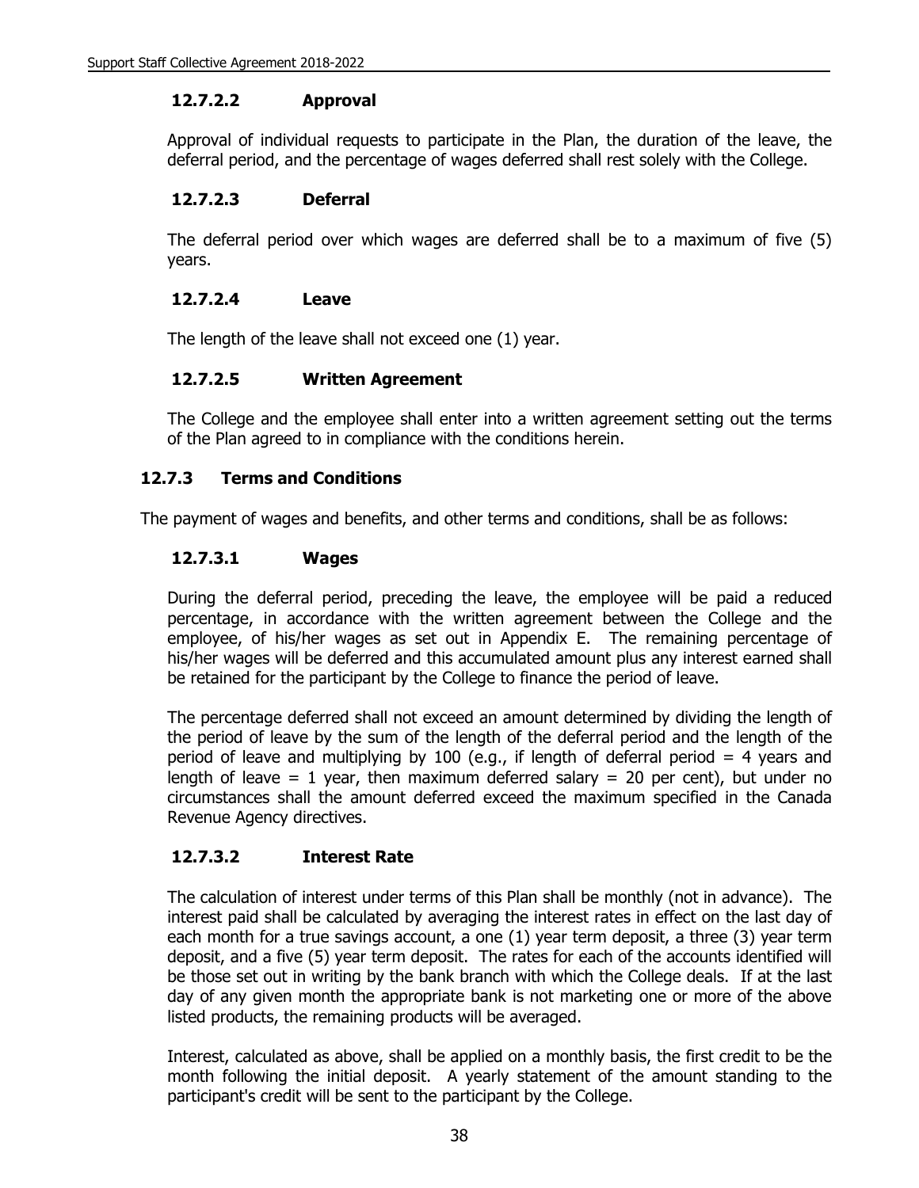#### 12.7.2.2 Approval

Approval of individual requests to participate in the Plan, the duration of the leave, the deferral period, and the percentage of wages deferred shall rest solely with the College.

#### 12.7.2.3 Deferral

The deferral period over which wages are deferred shall be to a maximum of five (5) years.

#### 12.7.2.4 Leave

The length of the leave shall not exceed one (1) year.

#### 12.7.2.5 Written Agreement

The College and the employee shall enter into a written agreement setting out the terms of the Plan agreed to in compliance with the conditions herein.

### 12.7.3 Terms and Conditions

The payment of wages and benefits, and other terms and conditions, shall be as follows:

#### 12.7.3.1 Wages

During the deferral period, preceding the leave, the employee will be paid a reduced percentage, in accordance with the written agreement between the College and the employee, of his/her wages as set out in Appendix E. The remaining percentage of his/her wages will be deferred and this accumulated amount plus any interest earned shall be retained for the participant by the College to finance the period of leave.

The percentage deferred shall not exceed an amount determined by dividing the length of the period of leave by the sum of the length of the deferral period and the length of the period of leave and multiplying by 100 (e.g., if length of deferral period = 4 years and length of leave = 1 year, then maximum deferred salary = 20 per cent), but under no circumstances shall the amount deferred exceed the maximum specified in the Canada Revenue Agency directives.

#### 12.7.3.2 Interest Rate

The calculation of interest under terms of this Plan shall be monthly (not in advance). The interest paid shall be calculated by averaging the interest rates in effect on the last day of each month for a true savings account, a one (1) year term deposit, a three (3) year term deposit, and a five (5) year term deposit. The rates for each of the accounts identified will be those set out in writing by the bank branch with which the College deals. If at the last day of any given month the appropriate bank is not marketing one or more of the above listed products, the remaining products will be averaged.

Interest, calculated as above, shall be applied on a monthly basis, the first credit to be the month following the initial deposit. A yearly statement of the amount standing to the participant's credit will be sent to the participant by the College.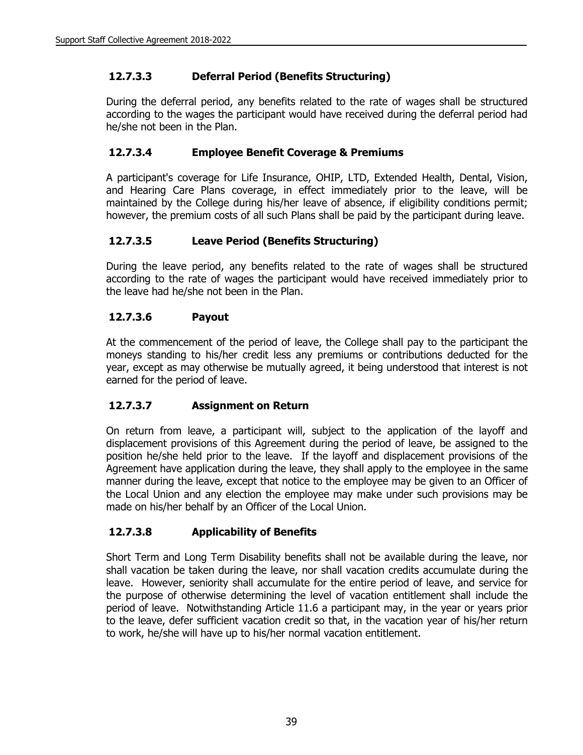#### 12.7.3.3 Deferral Period (Benefits Structuring)

During the deferral period, any benefits related to the rate of wages shall be structured according to the wages the participant would have received during the deferral period had he/she not been in the Plan.

#### 12.7.3.4 Employee Benefit Coverage & Premiums

A participant's coverage for Life Insurance, OHIP, LTD, Extended Health, Dental, Vision, and Hearing Care Plans coverage, in effect immediately prior to the leave, will be maintained by the College during his/her leave of absence, if eligibility conditions permit; however, the premium costs of all such Plans shall be paid by the participant during leave.

#### 12.7.3.5 Leave Period (Benefits Structuring)

During the leave period, any benefits related to the rate of wages shall be structured according to the rate of wages the participant would have received immediately prior to the leave had he/she not been in the Plan.

#### 12.7.3.6 Payout

At the commencement of the period of leave, the College shall pay to the participant the moneys standing to his/her credit less any premiums or contributions deducted for the year, except as may otherwise be mutually agreed, it being understood that interest is not earned for the period of leave.

#### 12.7.3.7 Assignment on Return

On return from leave, a participant will, subject to the application of the layoff and displacement provisions of this Agreement during the period of leave, be assigned to the position he/she held prior to the leave. If the layoff and displacement provisions of the Agreement have application during the leave, they shall apply to the employee in the same manner during the leave, except that notice to the employee may be given to an Officer of the Local Union and any election the employee may make under such provisions may be made on his/her behalf by an Officer of the Local Union.

#### 12.7.3.8 Applicability of Benefits

Short Term and Long Term Disability benefits shall not be available during the leave, nor shall vacation be taken during the leave, nor shall vacation credits accumulate during the leave. However, seniority shall accumulate for the entire period of leave, and service for the purpose of otherwise determining the level of vacation entitlement shall include the period of leave. Notwithstanding Article 11.6 a participant may, in the year or years prior to the leave, defer sufficient vacation credit so that, in the vacation year of his/her return to work, he/she will have up to his/her normal vacation entitlement.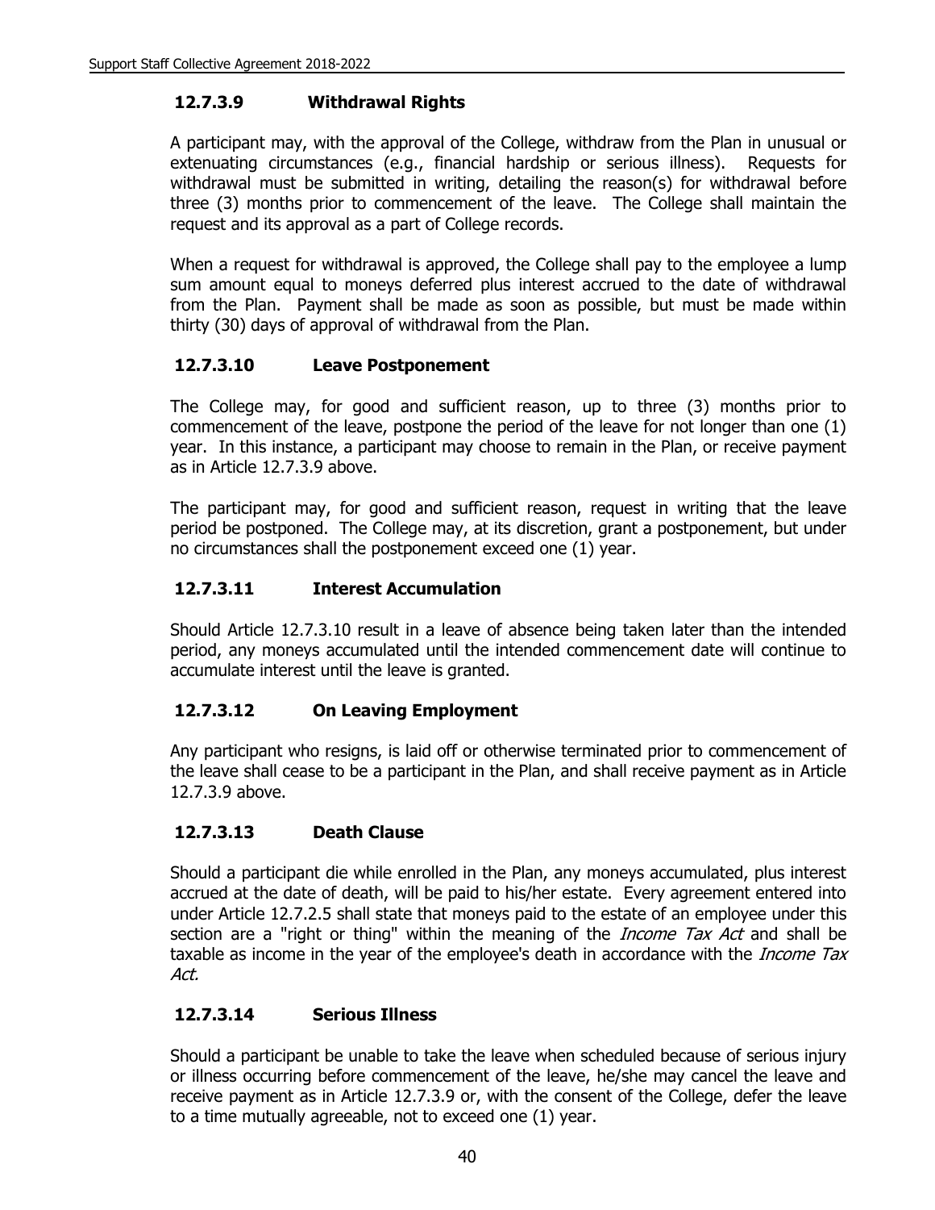### 12.7.3.9 Withdrawal Rights

A participant may, with the approval of the College, withdraw from the Plan in unusual or extenuating circumstances (e.g., financial hardship or serious illness). Requests for withdrawal must be submitted in writing, detailing the reason(s) for withdrawal before three (3) months prior to commencement of the leave. The College shall maintain the request and its approval as a part of College records.

When a request for withdrawal is approved, the College shall pay to the employee a lump sum amount equal to moneys deferred plus interest accrued to the date of withdrawal from the Plan. Payment shall be made as soon as possible, but must be made within thirty (30) days of approval of withdrawal from the Plan.

### 12.7.3.10 Leave Postponement

The College may, for good and sufficient reason, up to three (3) months prior to commencement of the leave, postpone the period of the leave for not longer than one (1) year. In this instance, a participant may choose to remain in the Plan, or receive payment as in Article 12.7.3.9 above.

The participant may, for good and sufficient reason, request in writing that the leave period be postponed. The College may, at its discretion, grant a postponement, but under no circumstances shall the postponement exceed one (1) year.

### 12.7.3.11 Interest Accumulation

Should Article 12.7.3.10 result in a leave of absence being taken later than the intended period, any moneys accumulated until the intended commencement date will continue to accumulate interest until the leave is granted.

### 12.7.3.12 On Leaving Employment

Any participant who resigns, is laid off or otherwise terminated prior to commencement of the leave shall cease to be a participant in the Plan, and shall receive payment as in Article 12.7.3.9 above.

### 12.7.3.13 Death Clause

Should a participant die while enrolled in the Plan, any moneys accumulated, plus interest accrued at the date of death, will be paid to his/her estate. Every agreement entered into under Article 12.7.2.5 shall state that moneys paid to the estate of an employee under this section are a "right or thing" within the meaning of the *Income Tax Act* and shall be taxable as income in the year of the employee's death in accordance with the *Income Tax Act.*

### 12.7.3.14 Serious Illness

Should a participant be unable to take the leave when scheduled because of serious injury or illness occurring before commencement of the leave, he/she may cancel the leave and receive payment as in Article 12.7.3.9 or, with the consent of the College, defer the leave to a time mutually agreeable, not to exceed one (1) year.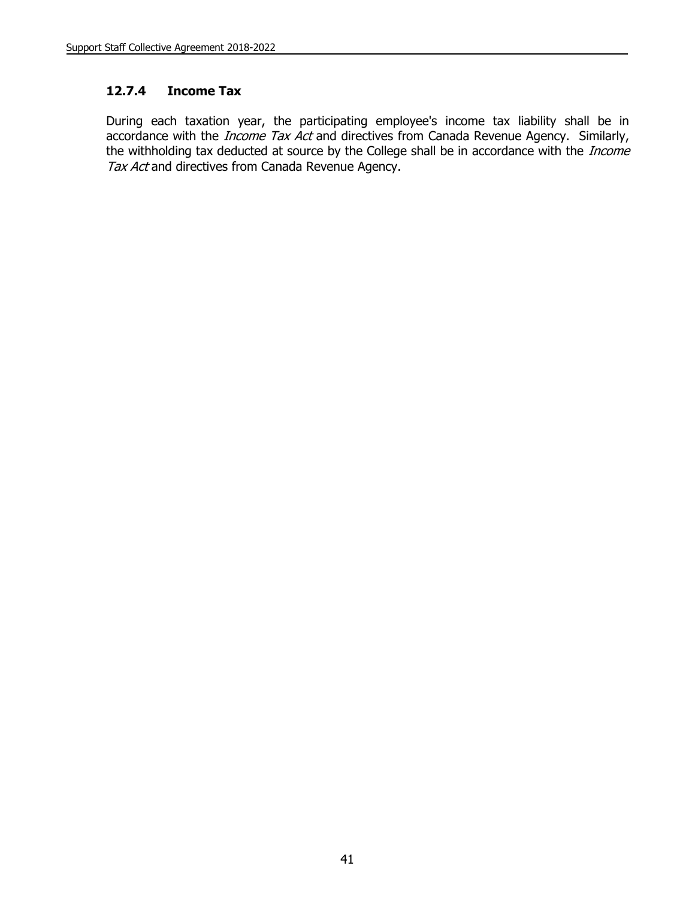### 12.7.4 Income Tax

During each taxation year, the participating employee's income tax liability shall be in accordance with the *Income Tax Act* and directives from Canada Revenue Agency. Similarly, the withholding tax deducted at source by the College shall be in accordance with the *Income Tax Act* and directives from Canada Revenue Agency.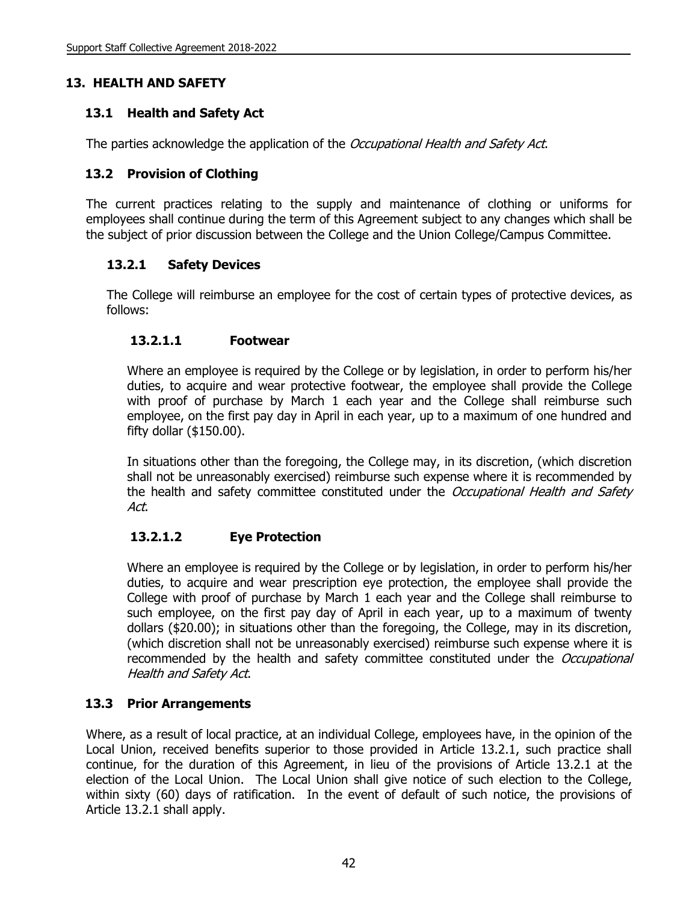## 13. HEALTH AND SAFETY

### 13.1 Health and Safety Act

The parties acknowledge the application of the *Occupational Health and Safety Act*.

### 13.2 Provision of Clothing

The current practices relating to the supply and maintenance of clothing or uniforms for employees shall continue during the term of this Agreement subject to any changes which shall be the subject of prior discussion between the College and the Union College/Campus Committee.

#### 13.2.1 Safety Devices

The College will reimburse an employee for the cost of certain types of protective devices, as follows:

##### 13.2.1.1 Footwear

Where an employee is required by the College or by legislation, in order to perform his/her duties, to acquire and wear protective footwear, the employee shall provide the College with proof of purchase by March 1 each year and the College shall reimburse such employee, on the first pay day in April in each year, up to a maximum of one hundred and fifty dollar ($150.00).

In situations other than the foregoing, the College may, in its discretion, (which discretion shall not be unreasonably exercised) reimburse such expense where it is recommended by the health and safety committee constituted under the *Occupational Health and Safety Act*.

##### 13.2.1.2 Eye Protection

Where an employee is required by the College or by legislation, in order to perform his/her duties, to acquire and wear prescription eye protection, the employee shall provide the College with proof of purchase by March 1 each year and the College shall reimburse to such employee, on the first pay day of April in each year, up to a maximum of twenty dollars ($20.00); in situations other than the foregoing, the College, may in its discretion, (which discretion shall not be unreasonably exercised) reimburse such expense where it is recommended by the health and safety committee constituted under the *Occupational Health and Safety Act*.

### 13.3 Prior Arrangements

Where, as a result of local practice, at an individual College, employees have, in the opinion of the Local Union, received benefits superior to those provided in Article 13.2.1, such practice shall continue, for the duration of this Agreement, in lieu of the provisions of Article 13.2.1 at the election of the Local Union. The Local Union shall give notice of such election to the College, within sixty (60) days of ratification. In the event of default of such notice, the provisions of Article 13.2.1 shall apply.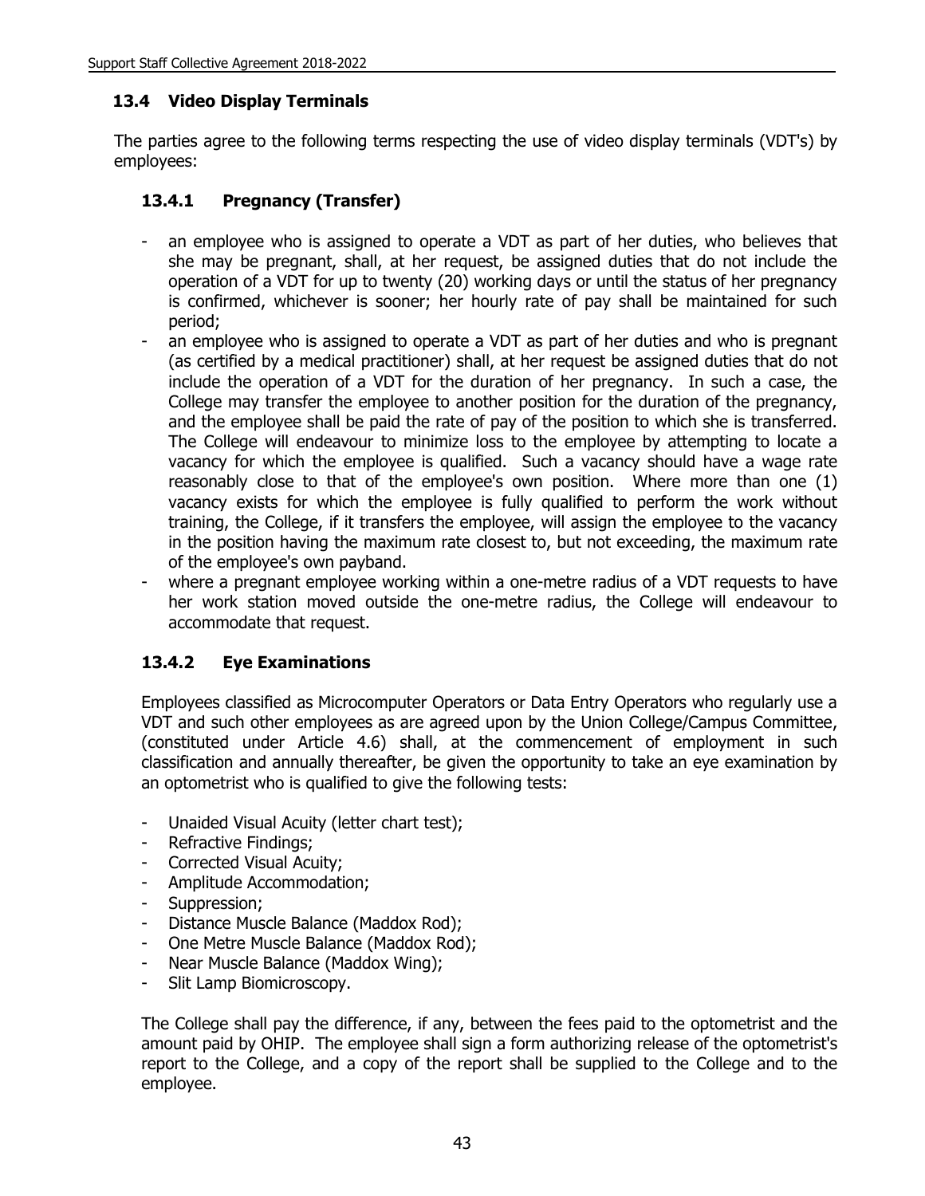## 13.4 Video Display Terminals

The parties agree to the following terms respecting the use of video display terminals (VDT's) by employees:

### 13.4.1 Pregnancy (Transfer)

- an employee who is assigned to operate a VDT as part of her duties, who believes that she may be pregnant, shall, at her request, be assigned duties that do not include the operation of a VDT for up to twenty (20) working days or until the status of her pregnancy is confirmed, whichever is sooner; her hourly rate of pay shall be maintained for such period;
- an employee who is assigned to operate a VDT as part of her duties and who is pregnant (as certified by a medical practitioner) shall, at her request be assigned duties that do not include the operation of a VDT for the duration of her pregnancy. In such a case, the College may transfer the employee to another position for the duration of the pregnancy, and the employee shall be paid the rate of pay of the position to which she is transferred. The College will endeavour to minimize loss to the employee by attempting to locate a vacancy for which the employee is qualified. Such a vacancy should have a wage rate reasonably close to that of the employee's own position. Where more than one (1) vacancy exists for which the employee is fully qualified to perform the work without training, the College, if it transfers the employee, will assign the employee to the vacancy in the position having the maximum rate closest to, but not exceeding, the maximum rate of the employee's own payband.
- where a pregnant employee working within a one-metre radius of a VDT requests to have her work station moved outside the one-metre radius, the College will endeavour to accommodate that request.

### 13.4.2 Eye Examinations

Employees classified as Microcomputer Operators or Data Entry Operators who regularly use a VDT and such other employees as are agreed upon by the Union College/Campus Committee, (constituted under Article 4.6) shall, at the commencement of employment in such classification and annually thereafter, be given the opportunity to take an eye examination by an optometrist who is qualified to give the following tests:

- Unaided Visual Acuity (letter chart test);
- Refractive Findings;
- Corrected Visual Acuity;
- Amplitude Accommodation;
- Suppression;
- Distance Muscle Balance (Maddox Rod);
- One Metre Muscle Balance (Maddox Rod);
- Near Muscle Balance (Maddox Wing);
- Slit Lamp Biomicroscopy.

The College shall pay the difference, if any, between the fees paid to the optometrist and the amount paid by OHIP. The employee shall sign a form authorizing release of the optometrist's report to the College, and a copy of the report shall be supplied to the College and to the employee.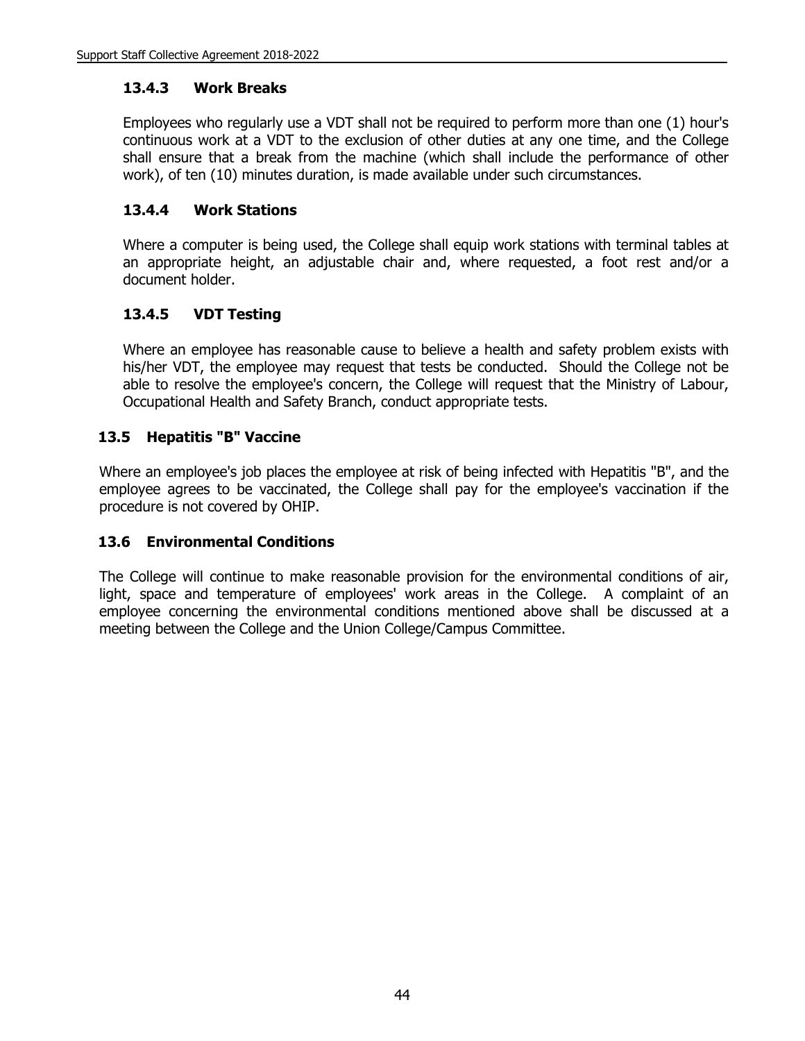#### 13.4.3 Work Breaks

Employees who regularly use a VDT shall not be required to perform more than one (1) hour's continuous work at a VDT to the exclusion of other duties at any one time, and the College shall ensure that a break from the machine (which shall include the performance of other work), of ten (10) minutes duration, is made available under such circumstances.

#### 13.4.4 Work Stations

Where a computer is being used, the College shall equip work stations with terminal tables at an appropriate height, an adjustable chair and, where requested, a foot rest and/or a document holder.

#### 13.4.5 VDT Testing

Where an employee has reasonable cause to believe a health and safety problem exists with his/her VDT, the employee may request that tests be conducted. Should the College not be able to resolve the employee's concern, the College will request that the Ministry of Labour, Occupational Health and Safety Branch, conduct appropriate tests.

### 13.5 Hepatitis "B" Vaccine

Where an employee's job places the employee at risk of being infected with Hepatitis "B", and the employee agrees to be vaccinated, the College shall pay for the employee's vaccination if the procedure is not covered by OHIP.

### 13.6 Environmental Conditions

The College will continue to make reasonable provision for the environmental conditions of air, light, space and temperature of employees' work areas in the College. A complaint of an employee concerning the environmental conditions mentioned above shall be discussed at a meeting between the College and the Union College/Campus Committee.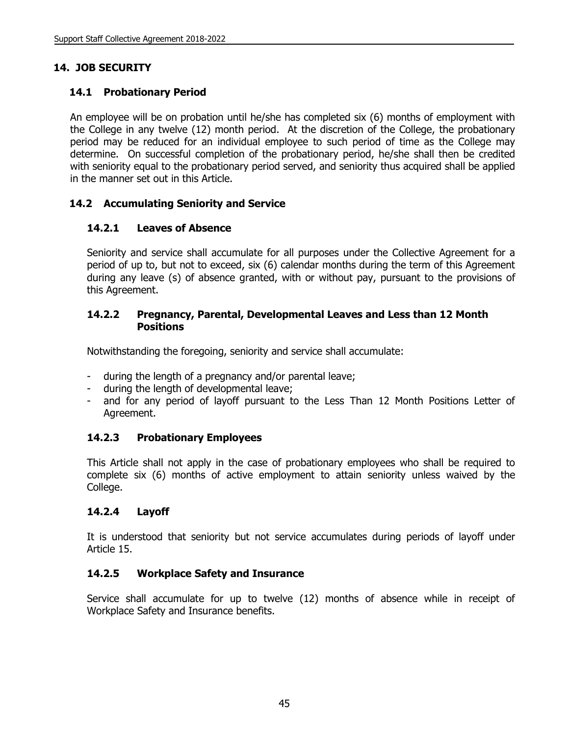# 14. JOB SECURITY

## 14.1 Probationary Period

An employee will be on probation until he/she has completed six (6) months of employment with the College in any twelve (12) month period. At the discretion of the College, the probationary period may be reduced for an individual employee to such period of time as the College may determine. On successful completion of the probationary period, he/she shall then be credited with seniority equal to the probationary period served, and seniority thus acquired shall be applied in the manner set out in this Article.

## 14.2 Accumulating Seniority and Service

### 14.2.1 Leaves of Absence

Seniority and service shall accumulate for all purposes under the Collective Agreement for a period of up to, but not to exceed, six (6) calendar months during the term of this Agreement during any leave (s) of absence granted, with or without pay, pursuant to the provisions of this Agreement.

### 14.2.2 Pregnancy, Parental, Developmental Leaves and Less than 12 Month Positions

Notwithstanding the foregoing, seniority and service shall accumulate:

- during the length of a pregnancy and/or parental leave;
- during the length of developmental leave;
- and for any period of layoff pursuant to the Less Than 12 Month Positions Letter of Agreement.

### 14.2.3 Probationary Employees

This Article shall not apply in the case of probationary employees who shall be required to complete six (6) months of active employment to attain seniority unless waived by the College.

### 14.2.4 Layoff

It is understood that seniority but not service accumulates during periods of layoff under Article 15.

### 14.2.5 Workplace Safety and Insurance

Service shall accumulate for up to twelve (12) months of absence while in receipt of Workplace Safety and Insurance benefits.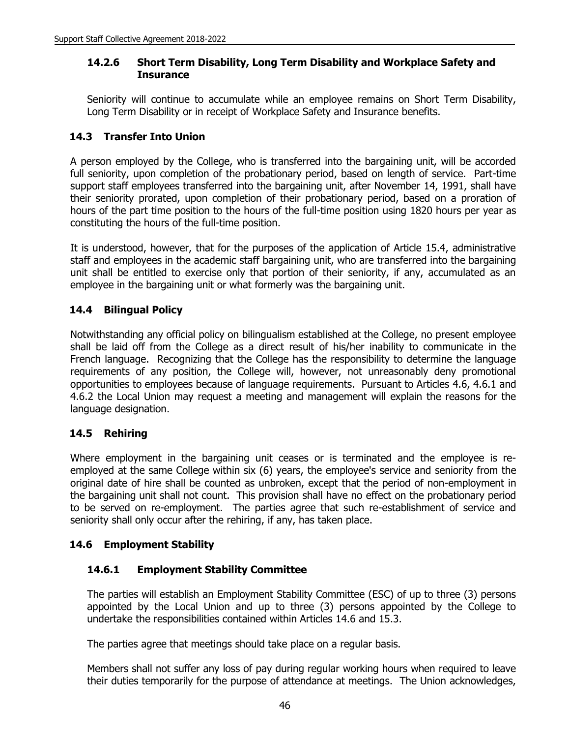#### 14.2.6 Short Term Disability, Long Term Disability and Workplace Safety and Insurance

Seniority will continue to accumulate while an employee remains on Short Term Disability, Long Term Disability or in receipt of Workplace Safety and Insurance benefits.

### 14.3 Transfer Into Union

A person employed by the College, who is transferred into the bargaining unit, will be accorded full seniority, upon completion of the probationary period, based on length of service. Part-time support staff employees transferred into the bargaining unit, after November 14, 1991, shall have their seniority prorated, upon completion of their probationary period, based on a proration of hours of the part time position to the hours of the full-time position using 1820 hours per year as constituting the hours of the full-time position.

It is understood, however, that for the purposes of the application of Article 15.4, administrative staff and employees in the academic staff bargaining unit, who are transferred into the bargaining unit shall be entitled to exercise only that portion of their seniority, if any, accumulated as an employee in the bargaining unit or what formerly was the bargaining unit.

### 14.4 Bilingual Policy

Notwithstanding any official policy on bilingualism established at the College, no present employee shall be laid off from the College as a direct result of his/her inability to communicate in the French language. Recognizing that the College has the responsibility to determine the language requirements of any position, the College will, however, not unreasonably deny promotional opportunities to employees because of language requirements. Pursuant to Articles 4.6, 4.6.1 and 4.6.2 the Local Union may request a meeting and management will explain the reasons for the language designation.

### 14.5 Rehiring

Where employment in the bargaining unit ceases or is terminated and the employee is re-employed at the same College within six (6) years, the employee's service and seniority from the original date of hire shall be counted as unbroken, except that the period of non-employment in the bargaining unit shall not count. This provision shall have no effect on the probationary period to be served on re-employment. The parties agree that such re-establishment of service and seniority shall only occur after the rehiring, if any, has taken place.

### 14.6 Employment Stability

#### 14.6.1 Employment Stability Committee

The parties will establish an Employment Stability Committee (ESC) of up to three (3) persons appointed by the Local Union and up to three (3) persons appointed by the College to undertake the responsibilities contained within Articles 14.6 and 15.3.

The parties agree that meetings should take place on a regular basis.

Members shall not suffer any loss of pay during regular working hours when required to leave their duties temporarily for the purpose of attendance at meetings. The Union acknowledges,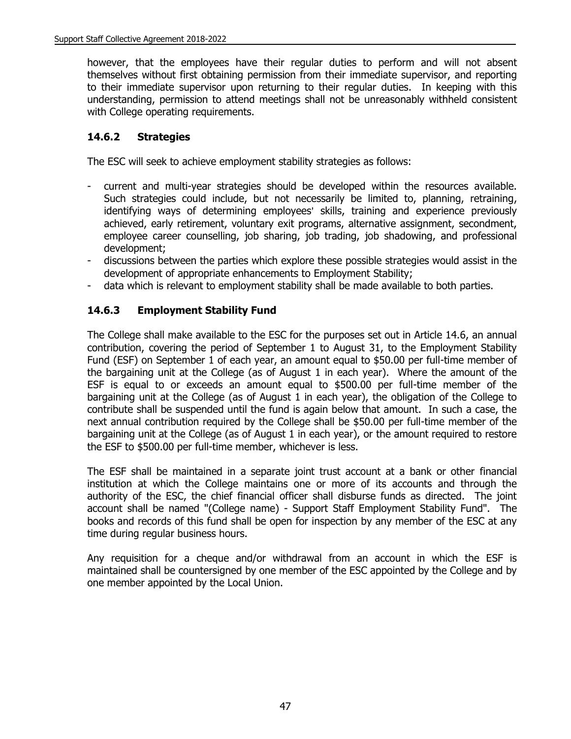however, that the employees have their regular duties to perform and will not absent themselves without first obtaining permission from their immediate supervisor, and reporting to their immediate supervisor upon returning to their regular duties. In keeping with this understanding, permission to attend meetings shall not be unreasonably withheld consistent with College operating requirements.

### 14.6.2 Strategies

The ESC will seek to achieve employment stability strategies as follows:

- current and multi-year strategies should be developed within the resources available. Such strategies could include, but not necessarily be limited to, planning, retraining, identifying ways of determining employees' skills, training and experience previously achieved, early retirement, voluntary exit programs, alternative assignment, secondment, employee career counselling, job sharing, job trading, job shadowing, and professional development;
- discussions between the parties which explore these possible strategies would assist in the development of appropriate enhancements to Employment Stability;
- data which is relevant to employment stability shall be made available to both parties.

### 14.6.3 Employment Stability Fund

The College shall make available to the ESC for the purposes set out in Article 14.6, an annual contribution, covering the period of September 1 to August 31, to the Employment Stability Fund (ESF) on September 1 of each year, an amount equal to $50.00 per full-time member of the bargaining unit at the College (as of August 1 in each year). Where the amount of the ESF is equal to or exceeds an amount equal to $500.00 per full-time member of the bargaining unit at the College (as of August 1 in each year), the obligation of the College to contribute shall be suspended until the fund is again below that amount. In such a case, the next annual contribution required by the College shall be $50.00 per full-time member of the bargaining unit at the College (as of August 1 in each year), or the amount required to restore the ESF to $500.00 per full-time member, whichever is less.

The ESF shall be maintained in a separate joint trust account at a bank or other financial institution at which the College maintains one or more of its accounts and through the authority of the ESC, the chief financial officer shall disburse funds as directed. The joint account shall be named "(College name) - Support Staff Employment Stability Fund". The books and records of this fund shall be open for inspection by any member of the ESC at any time during regular business hours.

Any requisition for a cheque and/or withdrawal from an account in which the ESF is maintained shall be countersigned by one member of the ESC appointed by the College and by one member appointed by the Local Union.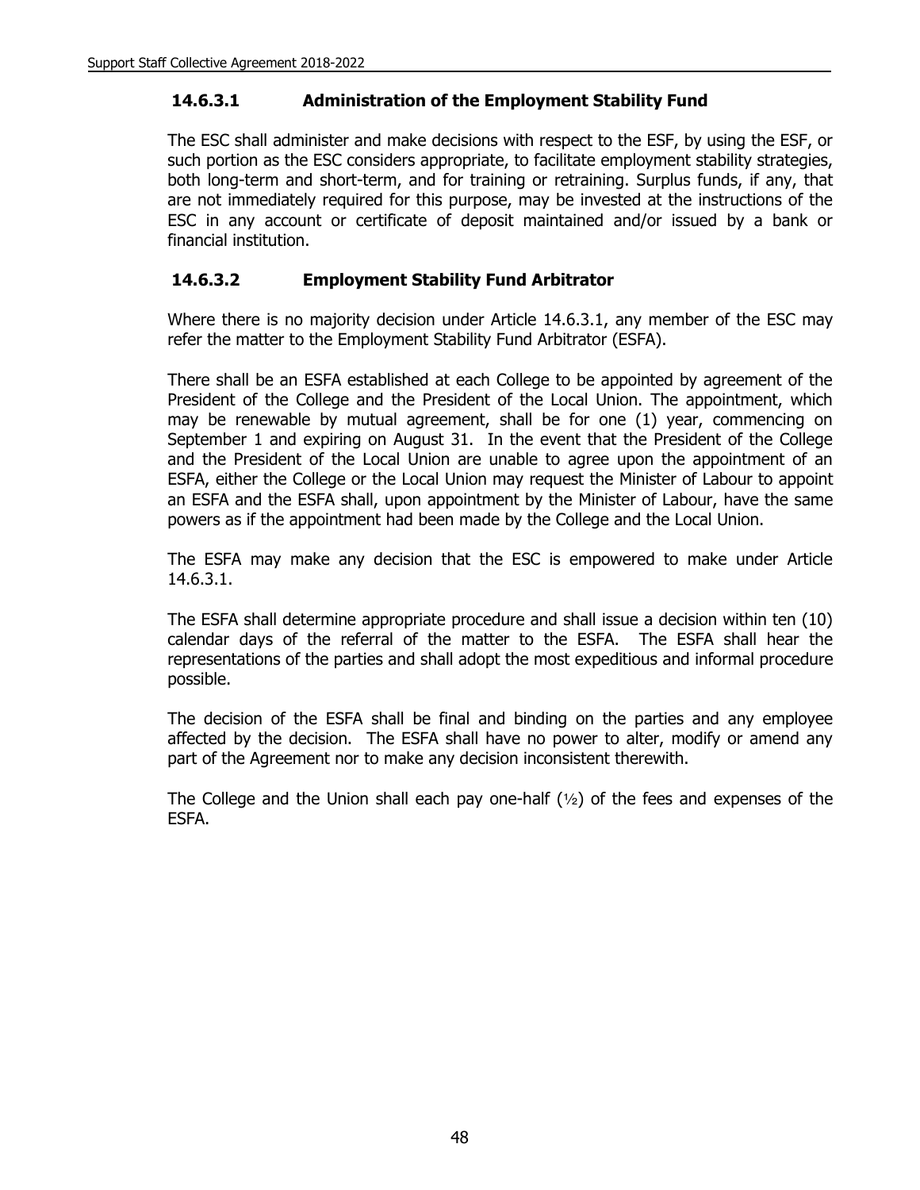#### 14.6.3.1 Administration of the Employment Stability Fund

The ESC shall administer and make decisions with respect to the ESF, by using the ESF, or such portion as the ESC considers appropriate, to facilitate employment stability strategies, both long-term and short-term, and for training or retraining. Surplus funds, if any, that are not immediately required for this purpose, may be invested at the instructions of the ESC in any account or certificate of deposit maintained and/or issued by a bank or financial institution.

#### 14.6.3.2 Employment Stability Fund Arbitrator

Where there is no majority decision under Article 14.6.3.1, any member of the ESC may refer the matter to the Employment Stability Fund Arbitrator (ESFA).

There shall be an ESFA established at each College to be appointed by agreement of the President of the College and the President of the Local Union. The appointment, which may be renewable by mutual agreement, shall be for one (1) year, commencing on September 1 and expiring on August 31. In the event that the President of the College and the President of the Local Union are unable to agree upon the appointment of an ESFA, either the College or the Local Union may request the Minister of Labour to appoint an ESFA and the ESFA shall, upon appointment by the Minister of Labour, have the same powers as if the appointment had been made by the College and the Local Union.

The ESFA may make any decision that the ESC is empowered to make under Article 14.6.3.1.

The ESFA shall determine appropriate procedure and shall issue a decision within ten (10) calendar days of the referral of the matter to the ESFA. The ESFA shall hear the representations of the parties and shall adopt the most expeditious and informal procedure possible.

The decision of the ESFA shall be final and binding on the parties and any employee affected by the decision. The ESFA shall have no power to alter, modify or amend any part of the Agreement nor to make any decision inconsistent therewith.

The College and the Union shall each pay one-half (½) of the fees and expenses of the ESFA.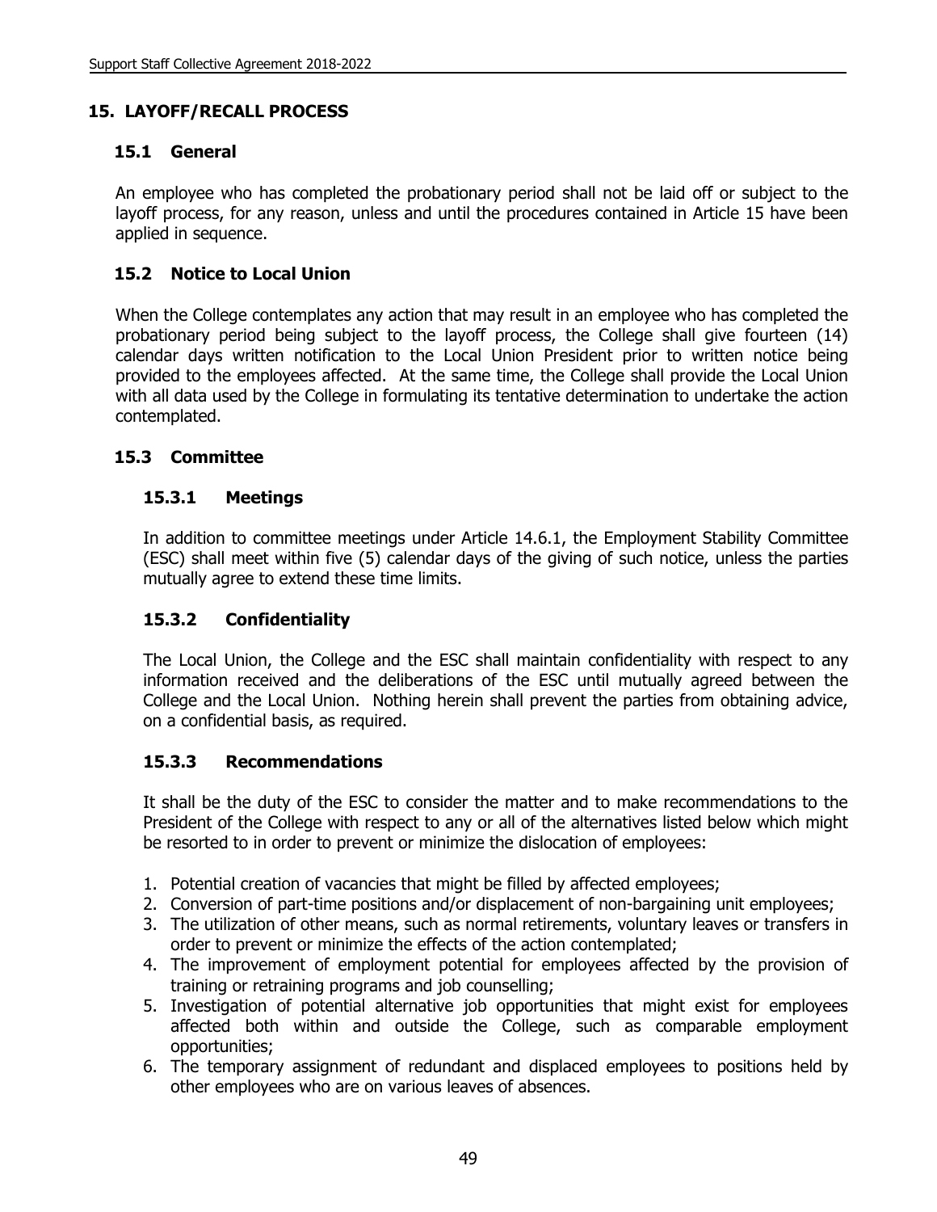## 15. LAYOFF/RECALL PROCESS

### 15.1 General

An employee who has completed the probationary period shall not be laid off or subject to the layoff process, for any reason, unless and until the procedures contained in Article 15 have been applied in sequence.

### 15.2 Notice to Local Union

When the College contemplates any action that may result in an employee who has completed the probationary period being subject to the layoff process, the College shall give fourteen (14) calendar days written notification to the Local Union President prior to written notice being provided to the employees affected. At the same time, the College shall provide the Local Union with all data used by the College in formulating its tentative determination to undertake the action contemplated.

### 15.3 Committee

#### 15.3.1 Meetings

In addition to committee meetings under Article 14.6.1, the Employment Stability Committee (ESC) shall meet within five (5) calendar days of the giving of such notice, unless the parties mutually agree to extend these time limits.

#### 15.3.2 Confidentiality

The Local Union, the College and the ESC shall maintain confidentiality with respect to any information received and the deliberations of the ESC until mutually agreed between the College and the Local Union. Nothing herein shall prevent the parties from obtaining advice, on a confidential basis, as required.

#### 15.3.3 Recommendations

It shall be the duty of the ESC to consider the matter and to make recommendations to the President of the College with respect to any or all of the alternatives listed below which might be resorted to in order to prevent or minimize the dislocation of employees:

1. Potential creation of vacancies that might be filled by affected employees;
2. Conversion of part-time positions and/or displacement of non-bargaining unit employees;
3. The utilization of other means, such as normal retirements, voluntary leaves or transfers in order to prevent or minimize the effects of the action contemplated;
4. The improvement of employment potential for employees affected by the provision of training or retraining programs and job counselling;
5. Investigation of potential alternative job opportunities that might exist for employees affected both within and outside the College, such as comparable employment opportunities;
6. The temporary assignment of redundant and displaced employees to positions held by other employees who are on various leaves of absences.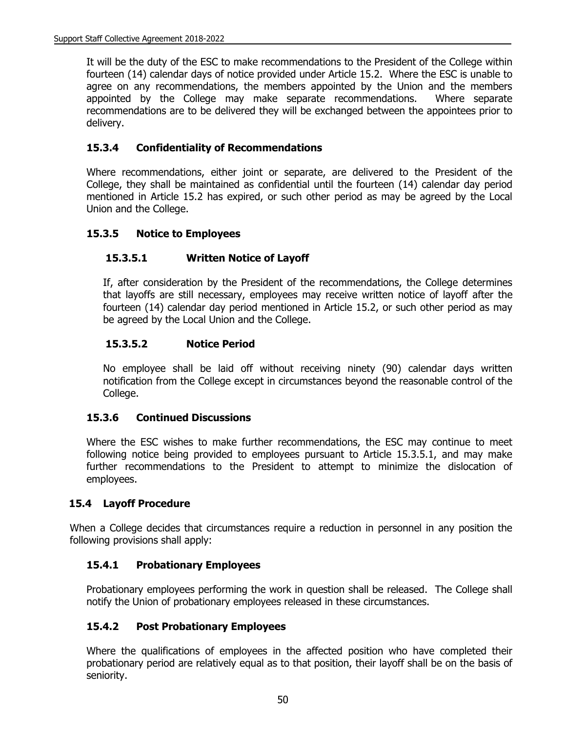It will be the duty of the ESC to make recommendations to the President of the College within fourteen (14) calendar days of notice provided under Article 15.2. Where the ESC is unable to agree on any recommendations, the members appointed by the Union and the members appointed by the College may make separate recommendations. Where separate recommendations are to be delivered they will be exchanged between the appointees prior to delivery.

### 15.3.4 Confidentiality of Recommendations

Where recommendations, either joint or separate, are delivered to the President of the College, they shall be maintained as confidential until the fourteen (14) calendar day period mentioned in Article 15.2 has expired, or such other period as may be agreed by the Local Union and the College.

### 15.3.5 Notice to Employees

#### 15.3.5.1 Written Notice of Layoff

If, after consideration by the President of the recommendations, the College determines that layoffs are still necessary, employees may receive written notice of layoff after the fourteen (14) calendar day period mentioned in Article 15.2, or such other period as may be agreed by the Local Union and the College.

#### 15.3.5.2 Notice Period

No employee shall be laid off without receiving ninety (90) calendar days written notification from the College except in circumstances beyond the reasonable control of the College.

### 15.3.6 Continued Discussions

Where the ESC wishes to make further recommendations, the ESC may continue to meet following notice being provided to employees pursuant to Article 15.3.5.1, and may make further recommendations to the President to attempt to minimize the dislocation of employees.

## 15.4 Layoff Procedure

When a College decides that circumstances require a reduction in personnel in any position the following provisions shall apply:

### 15.4.1 Probationary Employees

Probationary employees performing the work in question shall be released. The College shall notify the Union of probationary employees released in these circumstances.

### 15.4.2 Post Probationary Employees

Where the qualifications of employees in the affected position who have completed their probationary period are relatively equal as to that position, their layoff shall be on the basis of seniority.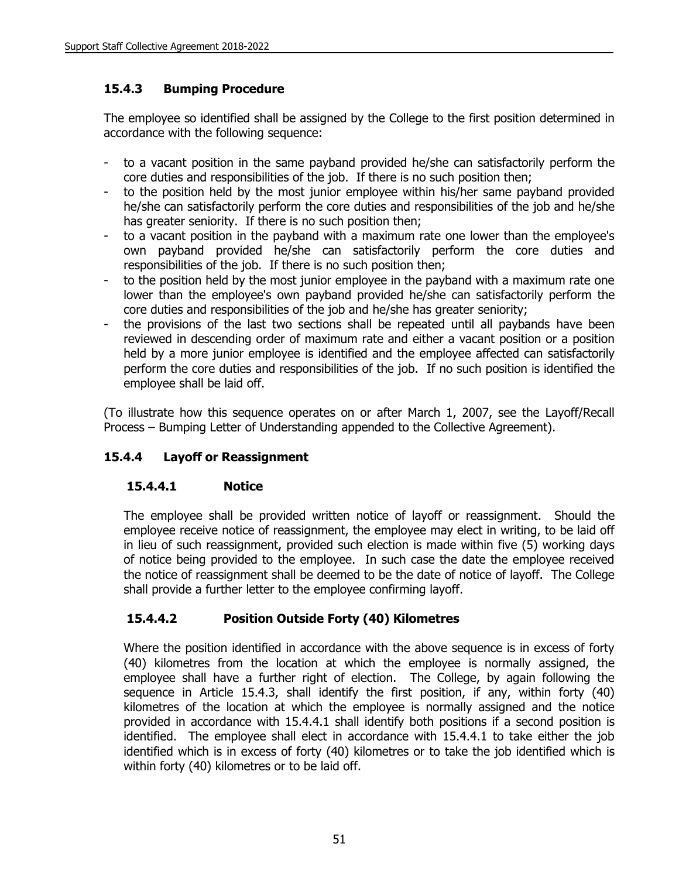### 15.4.3 Bumping Procedure

The employee so identified shall be assigned by the College to the first position determined in accordance with the following sequence:

- to a vacant position in the same payband provided he/she can satisfactorily perform the core duties and responsibilities of the job. If there is no such position then;
- to the position held by the most junior employee within his/her same payband provided he/she can satisfactorily perform the core duties and responsibilities of the job and he/she has greater seniority. If there is no such position then;
- to a vacant position in the payband with a maximum rate one lower than the employee's own payband provided he/she can satisfactorily perform the core duties and responsibilities of the job. If there is no such position then;
- to the position held by the most junior employee in the payband with a maximum rate one lower than the employee's own payband provided he/she can satisfactorily perform the core duties and responsibilities of the job and he/she has greater seniority;
- the provisions of the last two sections shall be repeated until all paybands have been reviewed in descending order of maximum rate and either a vacant position or a position held by a more junior employee is identified and the employee affected can satisfactorily perform the core duties and responsibilities of the job. If no such position is identified the employee shall be laid off.

(To illustrate how this sequence operates on or after March 1, 2007, see the Layoff/Recall Process – Bumping Letter of Understanding appended to the Collective Agreement).

### 15.4.4 Layoff or Reassignment

#### 15.4.4.1 Notice

The employee shall be provided written notice of layoff or reassignment. Should the employee receive notice of reassignment, the employee may elect in writing, to be laid off in lieu of such reassignment, provided such election is made within five (5) working days of notice being provided to the employee. In such case the date the employee received the notice of reassignment shall be deemed to be the date of notice of layoff. The College shall provide a further letter to the employee confirming layoff.

#### 15.4.4.2 Position Outside Forty (40) Kilometres

Where the position identified in accordance with the above sequence is in excess of forty (40) kilometres from the location at which the employee is normally assigned, the employee shall have a further right of election. The College, by again following the sequence in Article 15.4.3, shall identify the first position, if any, within forty (40) kilometres of the location at which the employee is normally assigned and the notice provided in accordance with 15.4.4.1 shall identify both positions if a second position is identified. The employee shall elect in accordance with 15.4.4.1 to take either the job identified which is in excess of forty (40) kilometres or to take the job identified which is within forty (40) kilometres or to be laid off.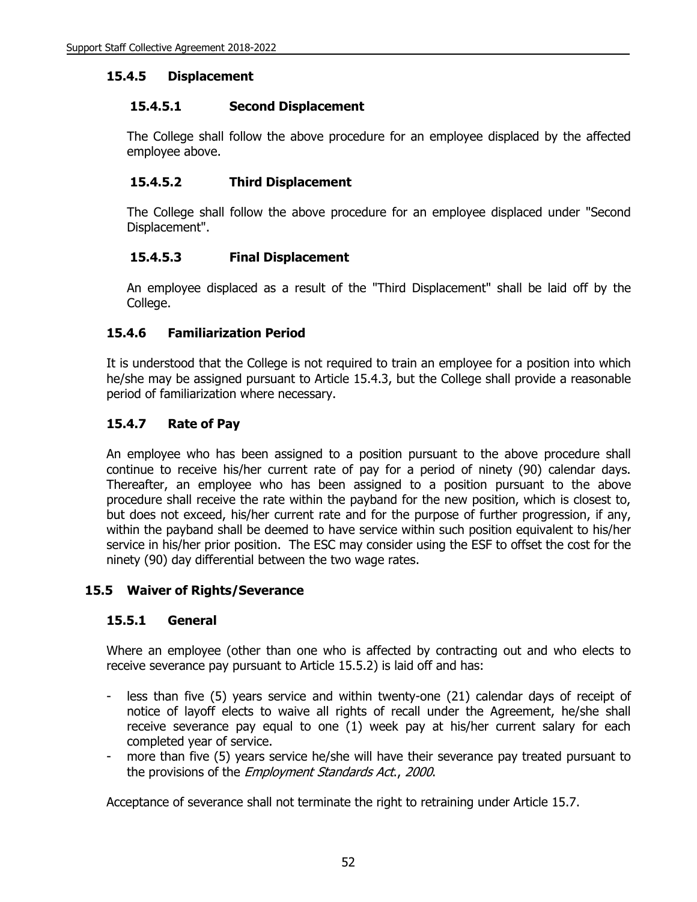### 15.4.5 Displacement

#### 15.4.5.1 Second Displacement

The College shall follow the above procedure for an employee displaced by the affected employee above.

#### 15.4.5.2 Third Displacement

The College shall follow the above procedure for an employee displaced under "Second Displacement".

#### 15.4.5.3 Final Displacement

An employee displaced as a result of the "Third Displacement" shall be laid off by the College.

### 15.4.6 Familiarization Period

It is understood that the College is not required to train an employee for a position into which he/she may be assigned pursuant to Article 15.4.3, but the College shall provide a reasonable period of familiarization where necessary.

### 15.4.7 Rate of Pay

An employee who has been assigned to a position pursuant to the above procedure shall continue to receive his/her current rate of pay for a period of ninety (90) calendar days. Thereafter, an employee who has been assigned to a position pursuant to the above procedure shall receive the rate within the payband for the new position, which is closest to, but does not exceed, his/her current rate and for the purpose of further progression, if any, within the payband shall be deemed to have service within such position equivalent to his/her service in his/her prior position. The ESC may consider using the ESF to offset the cost for the ninety (90) day differential between the two wage rates.

## 15.5 Waiver of Rights/Severance

### 15.5.1 General

Where an employee (other than one who is affected by contracting out and who elects to receive severance pay pursuant to Article 15.5.2) is laid off and has:

- less than five (5) years service and within twenty-one (21) calendar days of receipt of notice of layoff elects to waive all rights of recall under the Agreement, he/she shall receive severance pay equal to one (1) week pay at his/her current salary for each completed year of service.
- more than five (5) years service he/she will have their severance pay treated pursuant to the provisions of the *Employment Standards Act.*, *2000*.

Acceptance of severance shall not terminate the right to retraining under Article 15.7.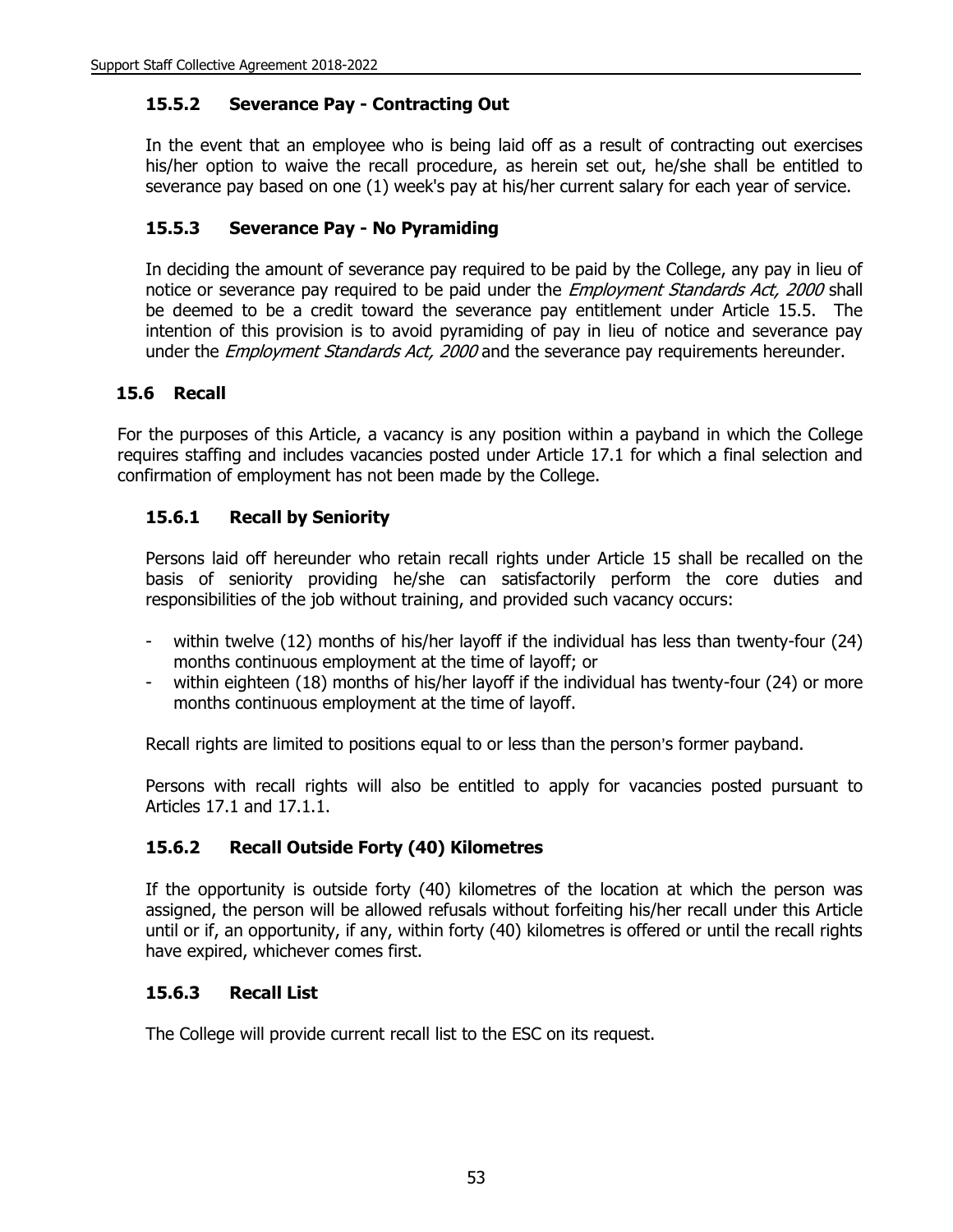### 15.5.2 Severance Pay - Contracting Out

In the event that an employee who is being laid off as a result of contracting out exercises his/her option to waive the recall procedure, as herein set out, he/she shall be entitled to severance pay based on one (1) week's pay at his/her current salary for each year of service.

### 15.5.3 Severance Pay - No Pyramiding

In deciding the amount of severance pay required to be paid by the College, any pay in lieu of notice or severance pay required to be paid under the *Employment Standards Act, 2000* shall be deemed to be a credit toward the severance pay entitlement under Article 15.5. The intention of this provision is to avoid pyramiding of pay in lieu of notice and severance pay under the *Employment Standards Act, 2000* and the severance pay requirements hereunder.

## 15.6 Recall

For the purposes of this Article, a vacancy is any position within a payband in which the College requires staffing and includes vacancies posted under Article 17.1 for which a final selection and confirmation of employment has not been made by the College.

### 15.6.1 Recall by Seniority

Persons laid off hereunder who retain recall rights under Article 15 shall be recalled on the basis of seniority providing he/she can satisfactorily perform the core duties and responsibilities of the job without training, and provided such vacancy occurs:

- within twelve (12) months of his/her layoff if the individual has less than twenty-four (24) months continuous employment at the time of layoff; or
- within eighteen (18) months of his/her layoff if the individual has twenty-four (24) or more months continuous employment at the time of layoff.

Recall rights are limited to positions equal to or less than the person's former payband.

Persons with recall rights will also be entitled to apply for vacancies posted pursuant to Articles 17.1 and 17.1.1.

### 15.6.2 Recall Outside Forty (40) Kilometres

If the opportunity is outside forty (40) kilometres of the location at which the person was assigned, the person will be allowed refusals without forfeiting his/her recall under this Article until or if, an opportunity, if any, within forty (40) kilometres is offered or until the recall rights have expired, whichever comes first.

### 15.6.3 Recall List

The College will provide current recall list to the ESC on its request.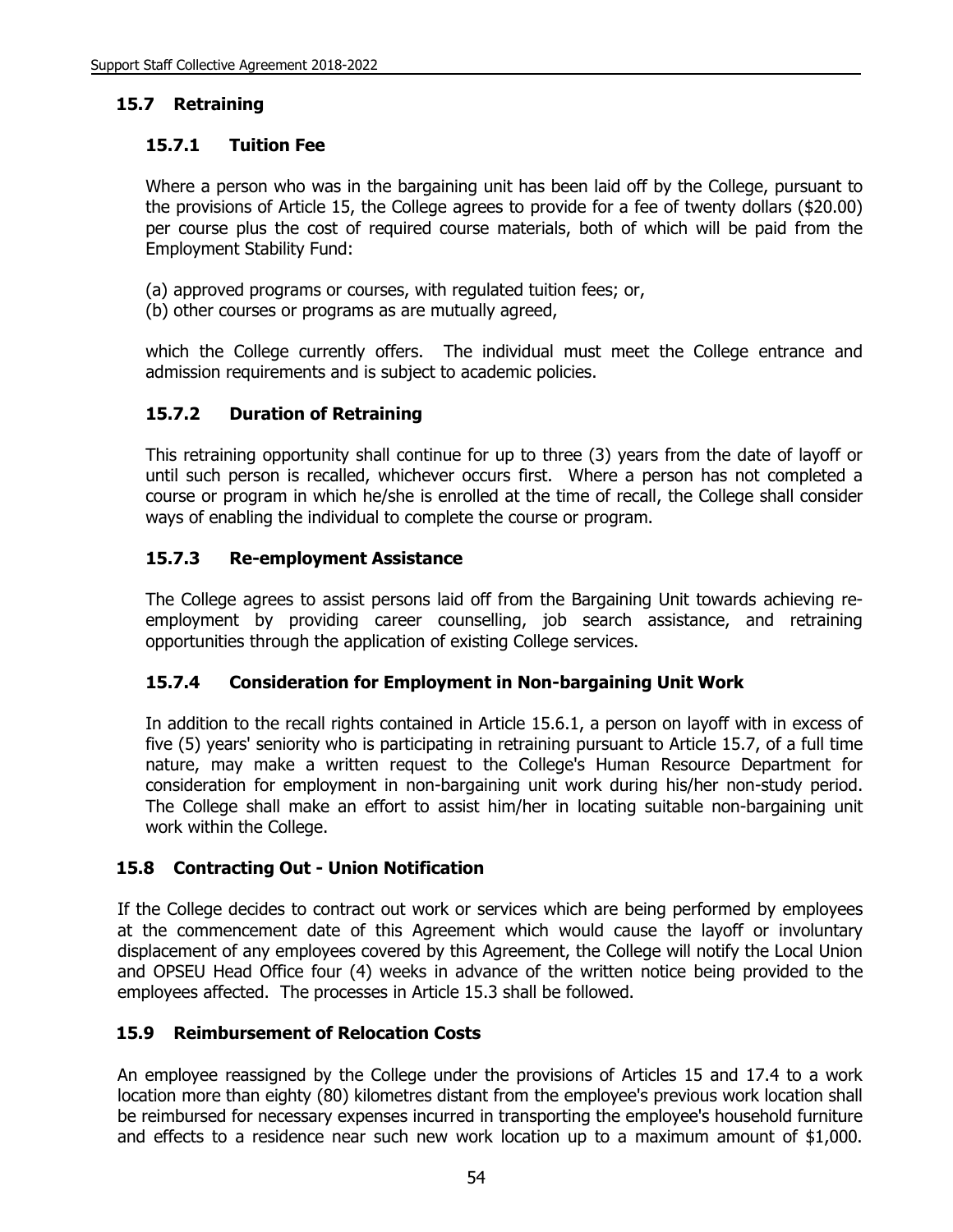## 15.7 Retraining

### 15.7.1 Tuition Fee

Where a person who was in the bargaining unit has been laid off by the College, pursuant to the provisions of Article 15, the College agrees to provide for a fee of twenty dollars ($20.00) per course plus the cost of required course materials, both of which will be paid from the Employment Stability Fund:

(a) approved programs or courses, with regulated tuition fees; or,
(b) other courses or programs as are mutually agreed,

which the College currently offers. The individual must meet the College entrance and admission requirements and is subject to academic policies.

### 15.7.2 Duration of Retraining

This retraining opportunity shall continue for up to three (3) years from the date of layoff or until such person is recalled, whichever occurs first. Where a person has not completed a course or program in which he/she is enrolled at the time of recall, the College shall consider ways of enabling the individual to complete the course or program.

### 15.7.3 Re-employment Assistance

The College agrees to assist persons laid off from the Bargaining Unit towards achieving re-employment by providing career counselling, job search assistance, and retraining opportunities through the application of existing College services.

### 15.7.4 Consideration for Employment in Non-bargaining Unit Work

In addition to the recall rights contained in Article 15.6.1, a person on layoff with in excess of five (5) years' seniority who is participating in retraining pursuant to Article 15.7, of a full time nature, may make a written request to the College's Human Resource Department for consideration for employment in non-bargaining unit work during his/her non-study period. The College shall make an effort to assist him/her in locating suitable non-bargaining unit work within the College.

## 15.8 Contracting Out - Union Notification

If the College decides to contract out work or services which are being performed by employees at the commencement date of this Agreement which would cause the layoff or involuntary displacement of any employees covered by this Agreement, the College will notify the Local Union and OPSEU Head Office four (4) weeks in advance of the written notice being provided to the employees affected. The processes in Article 15.3 shall be followed.

## 15.9 Reimbursement of Relocation Costs

An employee reassigned by the College under the provisions of Articles 15 and 17.4 to a work location more than eighty (80) kilometres distant from the employee's previous work location shall be reimbursed for necessary expenses incurred in transporting the employee's household furniture and effects to a residence near such new work location up to a maximum amount of $1,000.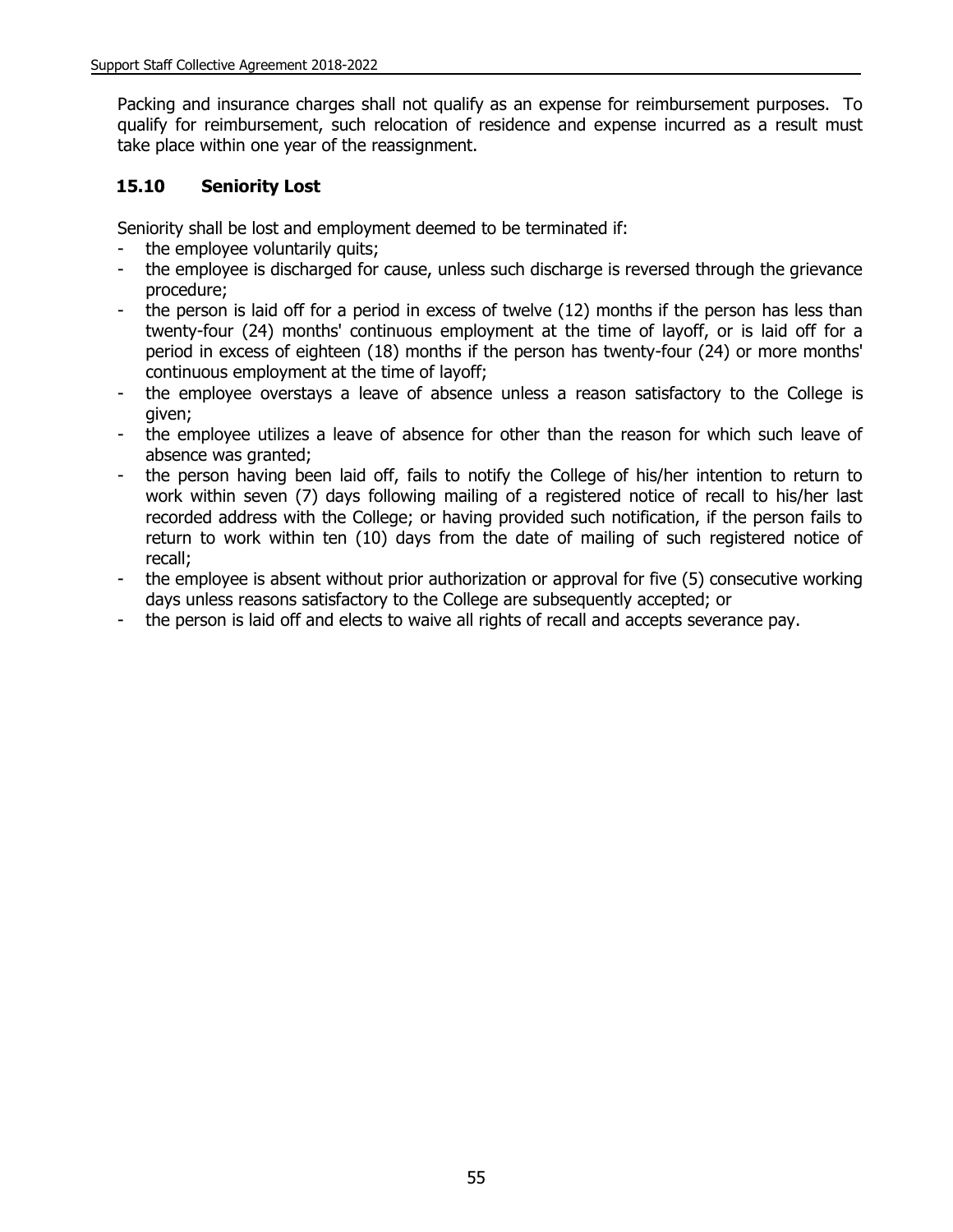Packing and insurance charges shall not qualify as an expense for reimbursement purposes. To qualify for reimbursement, such relocation of residence and expense incurred as a result must take place within one year of the reassignment.

### 15.10 Seniority Lost

Seniority shall be lost and employment deemed to be terminated if:

- the employee voluntarily quits;
- the employee is discharged for cause, unless such discharge is reversed through the grievance procedure;
- the person is laid off for a period in excess of twelve (12) months if the person has less than twenty-four (24) months' continuous employment at the time of layoff, or is laid off for a period in excess of eighteen (18) months if the person has twenty-four (24) or more months' continuous employment at the time of layoff;
- the employee overstays a leave of absence unless a reason satisfactory to the College is given;
- the employee utilizes a leave of absence for other than the reason for which such leave of absence was granted;
- the person having been laid off, fails to notify the College of his/her intention to return to work within seven (7) days following mailing of a registered notice of recall to his/her last recorded address with the College; or having provided such notification, if the person fails to return to work within ten (10) days from the date of mailing of such registered notice of recall;
- the employee is absent without prior authorization or approval for five (5) consecutive working days unless reasons satisfactory to the College are subsequently accepted; or
- the person is laid off and elects to waive all rights of recall and accepts severance pay.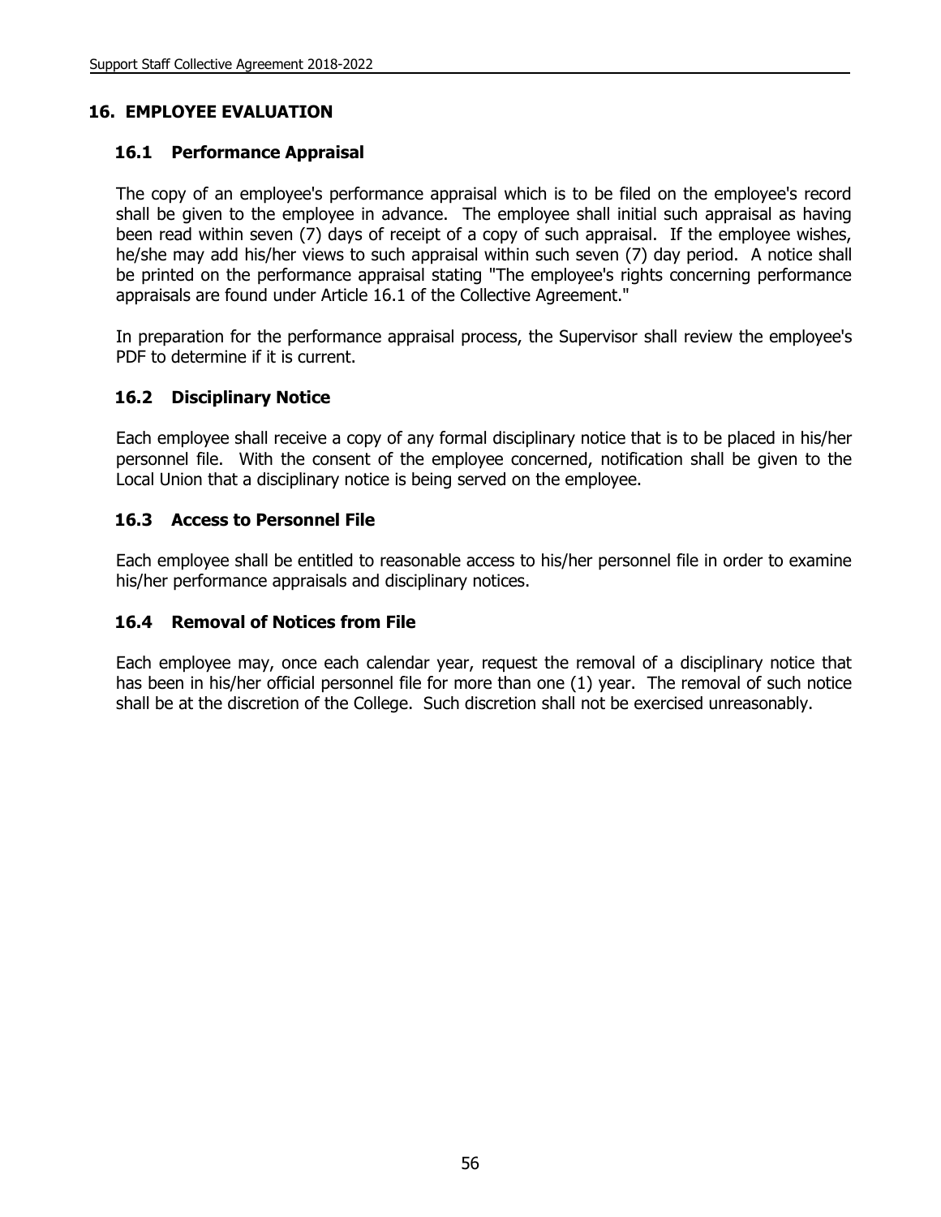## 16. EMPLOYEE EVALUATION

### 16.1 Performance Appraisal

The copy of an employee's performance appraisal which is to be filed on the employee's record shall be given to the employee in advance. The employee shall initial such appraisal as having been read within seven (7) days of receipt of a copy of such appraisal. If the employee wishes, he/she may add his/her views to such appraisal within such seven (7) day period. A notice shall be printed on the performance appraisal stating "The employee's rights concerning performance appraisals are found under Article 16.1 of the Collective Agreement."

In preparation for the performance appraisal process, the Supervisor shall review the employee's PDF to determine if it is current.

### 16.2 Disciplinary Notice

Each employee shall receive a copy of any formal disciplinary notice that is to be placed in his/her personnel file. With the consent of the employee concerned, notification shall be given to the Local Union that a disciplinary notice is being served on the employee.

### 16.3 Access to Personnel File

Each employee shall be entitled to reasonable access to his/her personnel file in order to examine his/her performance appraisals and disciplinary notices.

### 16.4 Removal of Notices from File

Each employee may, once each calendar year, request the removal of a disciplinary notice that has been in his/her official personnel file for more than one (1) year. The removal of such notice shall be at the discretion of the College. Such discretion shall not be exercised unreasonably.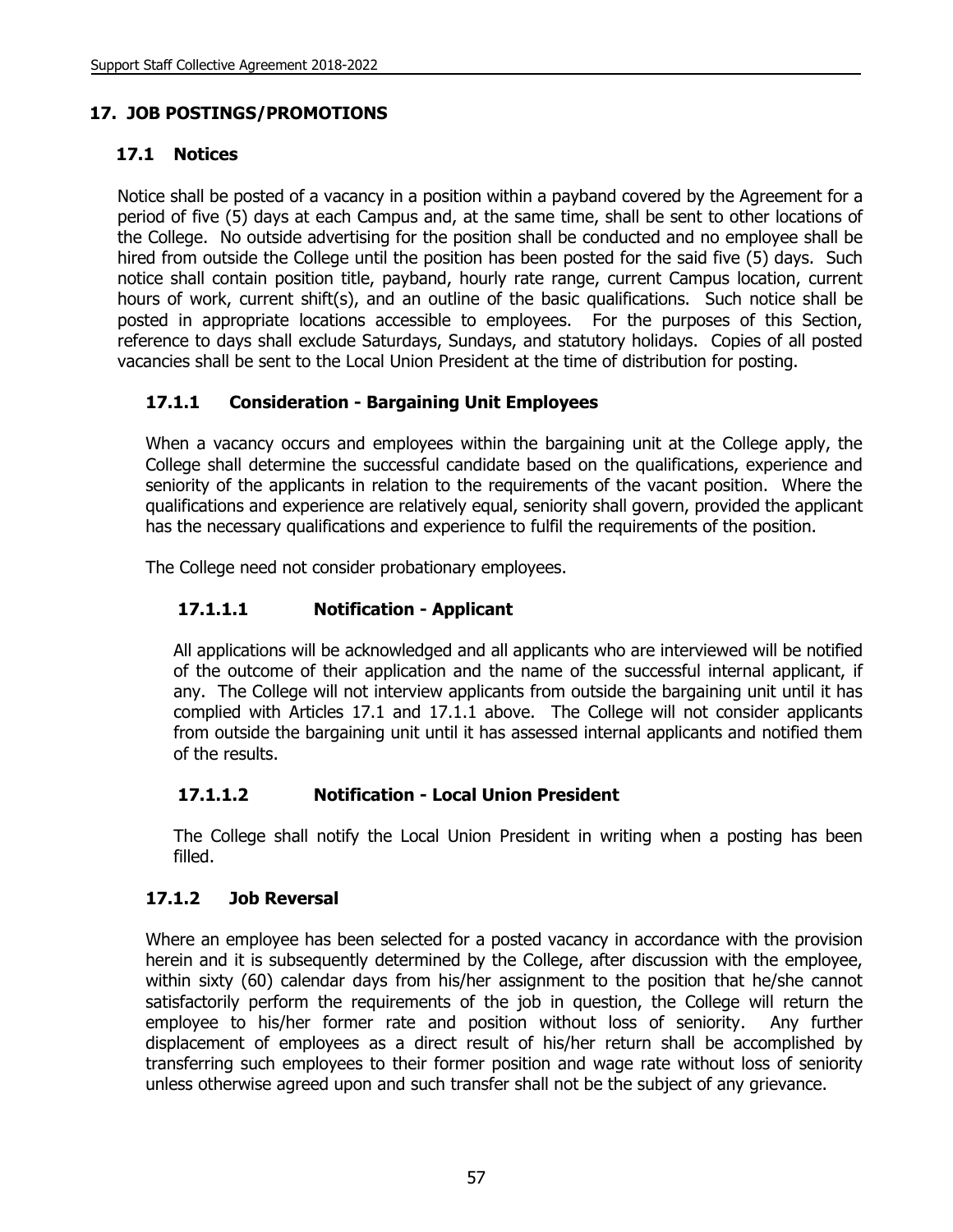## 17. JOB POSTINGS/PROMOTIONS

### 17.1 Notices

Notice shall be posted of a vacancy in a position within a payband covered by the Agreement for a period of five (5) days at each Campus and, at the same time, shall be sent to other locations of the College. No outside advertising for the position shall be conducted and no employee shall be hired from outside the College until the position has been posted for the said five (5) days. Such notice shall contain position title, payband, hourly rate range, current Campus location, current hours of work, current shift(s), and an outline of the basic qualifications. Such notice shall be posted in appropriate locations accessible to employees. For the purposes of this Section, reference to days shall exclude Saturdays, Sundays, and statutory holidays. Copies of all posted vacancies shall be sent to the Local Union President at the time of distribution for posting.

### 17.1.1 Consideration - Bargaining Unit Employees

When a vacancy occurs and employees within the bargaining unit at the College apply, the College shall determine the successful candidate based on the qualifications, experience and seniority of the applicants in relation to the requirements of the vacant position. Where the qualifications and experience are relatively equal, seniority shall govern, provided the applicant has the necessary qualifications and experience to fulfil the requirements of the position.

The College need not consider probationary employees.

#### 17.1.1.1 Notification - Applicant

All applications will be acknowledged and all applicants who are interviewed will be notified of the outcome of their application and the name of the successful internal applicant, if any. The College will not interview applicants from outside the bargaining unit until it has complied with Articles 17.1 and 17.1.1 above. The College will not consider applicants from outside the bargaining unit until it has assessed internal applicants and notified them of the results.

#### 17.1.1.2 Notification - Local Union President

The College shall notify the Local Union President in writing when a posting has been filled.

### 17.1.2 Job Reversal

Where an employee has been selected for a posted vacancy in accordance with the provision herein and it is subsequently determined by the College, after discussion with the employee, within sixty (60) calendar days from his/her assignment to the position that he/she cannot satisfactorily perform the requirements of the job in question, the College will return the employee to his/her former rate and position without loss of seniority. Any further displacement of employees as a direct result of his/her return shall be accomplished by transferring such employees to their former position and wage rate without loss of seniority unless otherwise agreed upon and such transfer shall not be the subject of any grievance.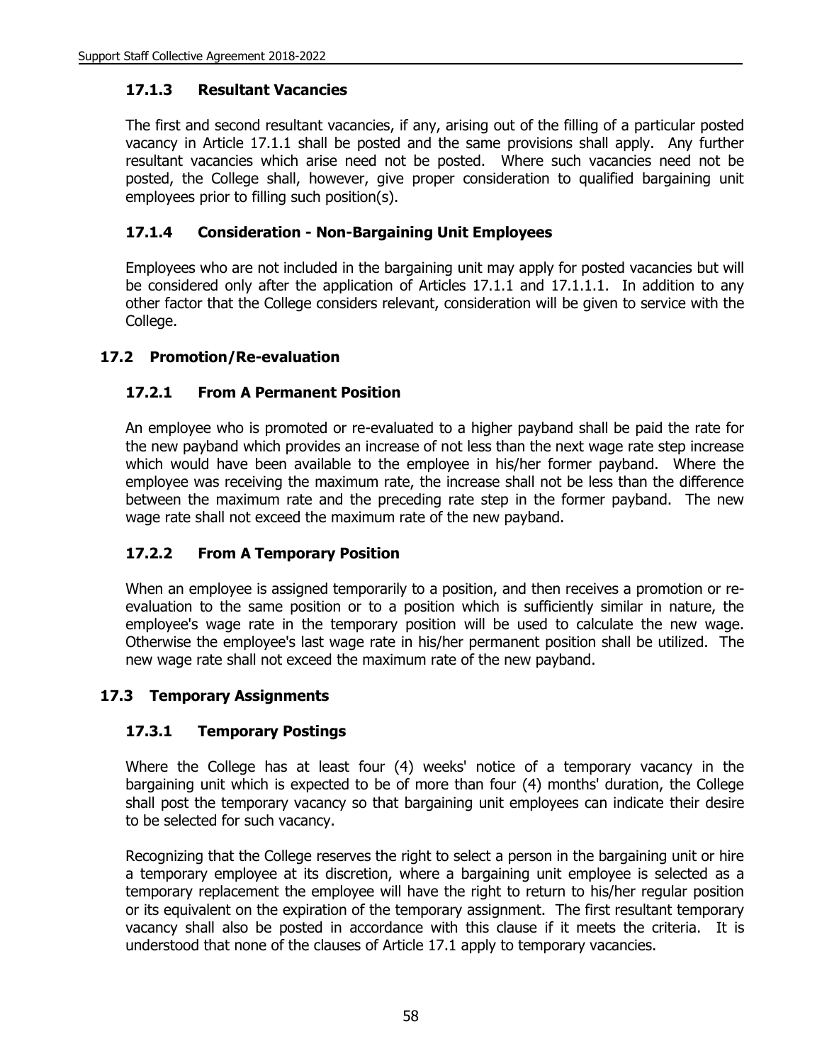### 17.1.3 Resultant Vacancies

The first and second resultant vacancies, if any, arising out of the filling of a particular posted vacancy in Article 17.1.1 shall be posted and the same provisions shall apply. Any further resultant vacancies which arise need not be posted. Where such vacancies need not be posted, the College shall, however, give proper consideration to qualified bargaining unit employees prior to filling such position(s).

### 17.1.4 Consideration - Non-Bargaining Unit Employees

Employees who are not included in the bargaining unit may apply for posted vacancies but will be considered only after the application of Articles 17.1.1 and 17.1.1.1. In addition to any other factor that the College considers relevant, consideration will be given to service with the College.

## 17.2 Promotion/Re-evaluation

### 17.2.1 From A Permanent Position

An employee who is promoted or re-evaluated to a higher payband shall be paid the rate for the new payband which provides an increase of not less than the next wage rate step increase which would have been available to the employee in his/her former payband. Where the employee was receiving the maximum rate, the increase shall not be less than the difference between the maximum rate and the preceding rate step in the former payband. The new wage rate shall not exceed the maximum rate of the new payband.

### 17.2.2 From A Temporary Position

When an employee is assigned temporarily to a position, and then receives a promotion or re-evaluation to the same position or to a position which is sufficiently similar in nature, the employee's wage rate in the temporary position will be used to calculate the new wage. Otherwise the employee's last wage rate in his/her permanent position shall be utilized. The new wage rate shall not exceed the maximum rate of the new payband.

## 17.3 Temporary Assignments

### 17.3.1 Temporary Postings

Where the College has at least four (4) weeks' notice of a temporary vacancy in the bargaining unit which is expected to be of more than four (4) months' duration, the College shall post the temporary vacancy so that bargaining unit employees can indicate their desire to be selected for such vacancy.

Recognizing that the College reserves the right to select a person in the bargaining unit or hire a temporary employee at its discretion, where a bargaining unit employee is selected as a temporary replacement the employee will have the right to return to his/her regular position or its equivalent on the expiration of the temporary assignment. The first resultant temporary vacancy shall also be posted in accordance with this clause if it meets the criteria. It is understood that none of the clauses of Article 17.1 apply to temporary vacancies.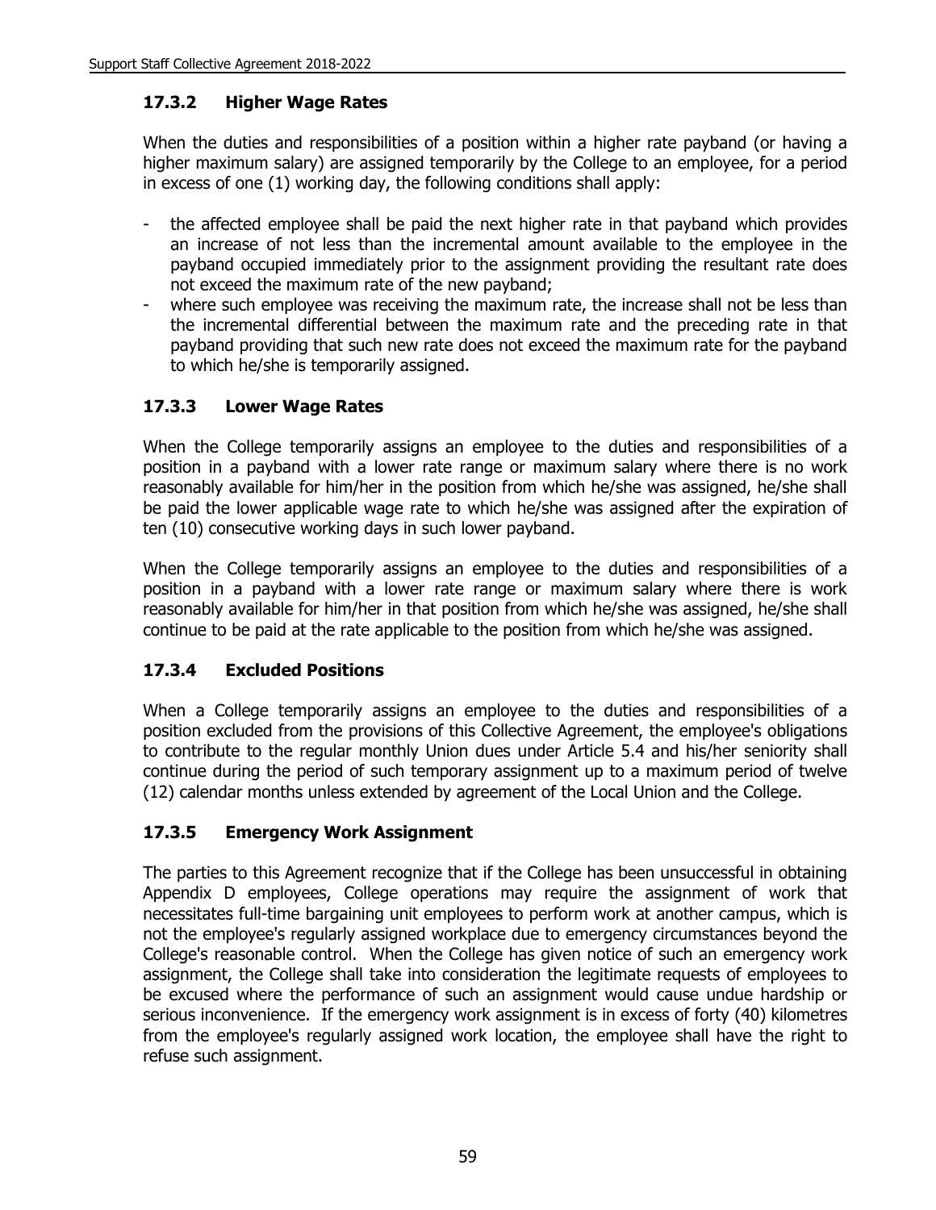### 17.3.2 Higher Wage Rates

When the duties and responsibilities of a position within a higher rate payband (or having a higher maximum salary) are assigned temporarily by the College to an employee, for a period in excess of one (1) working day, the following conditions shall apply:

- the affected employee shall be paid the next higher rate in that payband which provides an increase of not less than the incremental amount available to the employee in the payband occupied immediately prior to the assignment providing the resultant rate does not exceed the maximum rate of the new payband;
- where such employee was receiving the maximum rate, the increase shall not be less than the incremental differential between the maximum rate and the preceding rate in that payband providing that such new rate does not exceed the maximum rate for the payband to which he/she is temporarily assigned.

### 17.3.3 Lower Wage Rates

When the College temporarily assigns an employee to the duties and responsibilities of a position in a payband with a lower rate range or maximum salary where there is no work reasonably available for him/her in the position from which he/she was assigned, he/she shall be paid the lower applicable wage rate to which he/she was assigned after the expiration of ten (10) consecutive working days in such lower payband.

When the College temporarily assigns an employee to the duties and responsibilities of a position in a payband with a lower rate range or maximum salary where there is work reasonably available for him/her in that position from which he/she was assigned, he/she shall continue to be paid at the rate applicable to the position from which he/she was assigned.

### 17.3.4 Excluded Positions

When a College temporarily assigns an employee to the duties and responsibilities of a position excluded from the provisions of this Collective Agreement, the employee's obligations to contribute to the regular monthly Union dues under Article 5.4 and his/her seniority shall continue during the period of such temporary assignment up to a maximum period of twelve (12) calendar months unless extended by agreement of the Local Union and the College.

### 17.3.5 Emergency Work Assignment

The parties to this Agreement recognize that if the College has been unsuccessful in obtaining Appendix D employees, College operations may require the assignment of work that necessitates full-time bargaining unit employees to perform work at another campus, which is not the employee's regularly assigned workplace due to emergency circumstances beyond the College's reasonable control. When the College has given notice of such an emergency work assignment, the College shall take into consideration the legitimate requests of employees to be excused where the performance of such an assignment would cause undue hardship or serious inconvenience. If the emergency work assignment is in excess of forty (40) kilometres from the employee's regularly assigned work location, the employee shall have the right to refuse such assignment.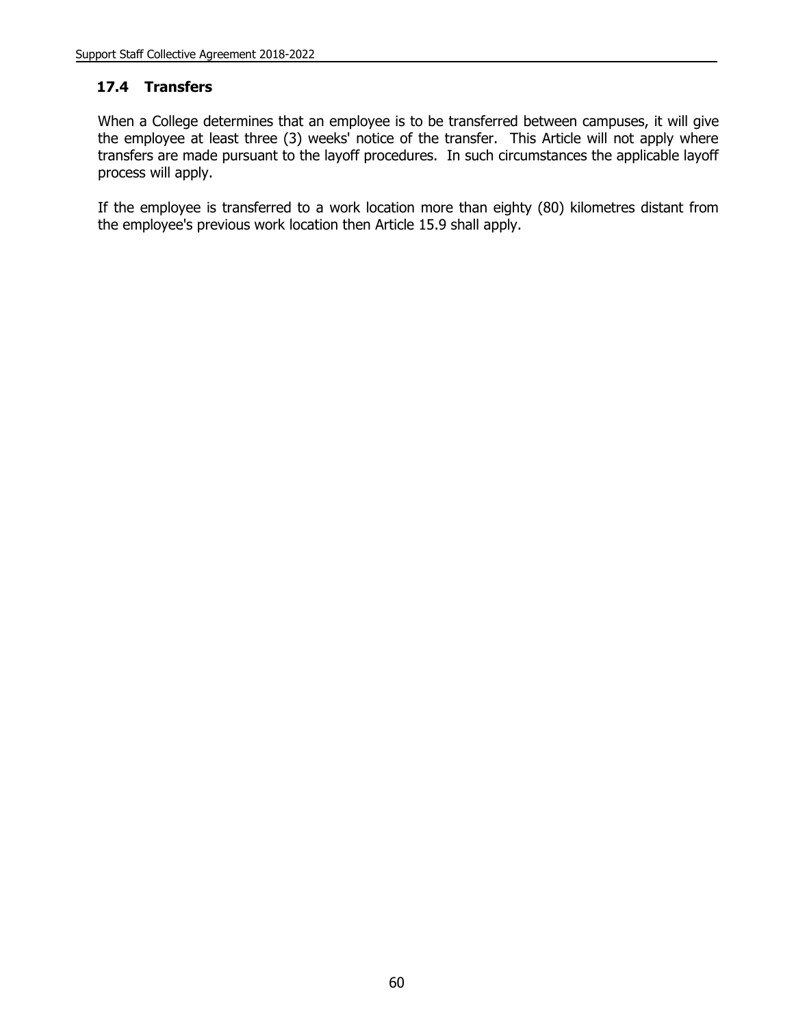## 17.4 Transfers

When a College determines that an employee is to be transferred between campuses, it will give the employee at least three (3) weeks' notice of the transfer. This Article will not apply where transfers are made pursuant to the layoff procedures. In such circumstances the applicable layoff process will apply.

If the employee is transferred to a work location more than eighty (80) kilometres distant from the employee's previous work location then Article 15.9 shall apply.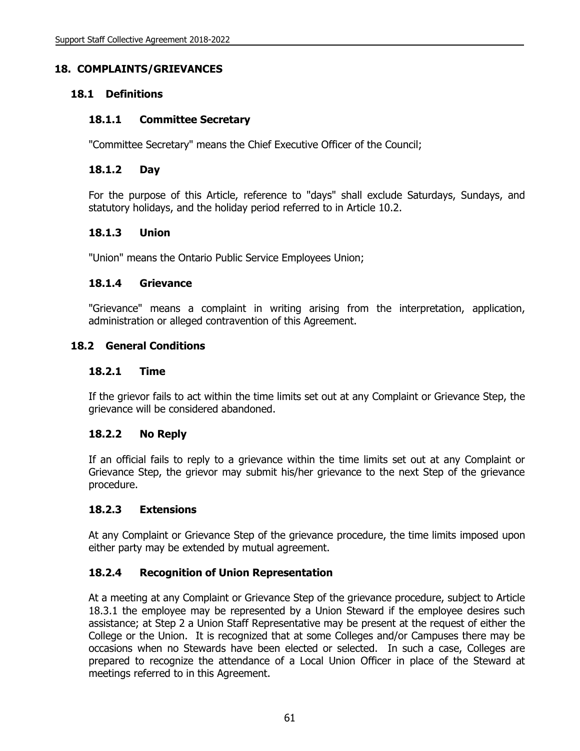# 18. COMPLAINTS/GRIEVANCES

## 18.1 Definitions

### 18.1.1 Committee Secretary

"Committee Secretary" means the Chief Executive Officer of the Council;

### 18.1.2 Day

For the purpose of this Article, reference to "days" shall exclude Saturdays, Sundays, and statutory holidays, and the holiday period referred to in Article 10.2.

### 18.1.3 Union

"Union" means the Ontario Public Service Employees Union;

### 18.1.4 Grievance

"Grievance" means a complaint in writing arising from the interpretation, application, administration or alleged contravention of this Agreement.

## 18.2 General Conditions

### 18.2.1 Time

If the grievor fails to act within the time limits set out at any Complaint or Grievance Step, the grievance will be considered abandoned.

### 18.2.2 No Reply

If an official fails to reply to a grievance within the time limits set out at any Complaint or Grievance Step, the grievor may submit his/her grievance to the next Step of the grievance procedure.

### 18.2.3 Extensions

At any Complaint or Grievance Step of the grievance procedure, the time limits imposed upon either party may be extended by mutual agreement.

### 18.2.4 Recognition of Union Representation

At a meeting at any Complaint or Grievance Step of the grievance procedure, subject to Article 18.3.1 the employee may be represented by a Union Steward if the employee desires such assistance; at Step 2 a Union Staff Representative may be present at the request of either the College or the Union. It is recognized that at some Colleges and/or Campuses there may be occasions when no Stewards have been elected or selected. In such a case, Colleges are prepared to recognize the attendance of a Local Union Officer in place of the Steward at meetings referred to in this Agreement.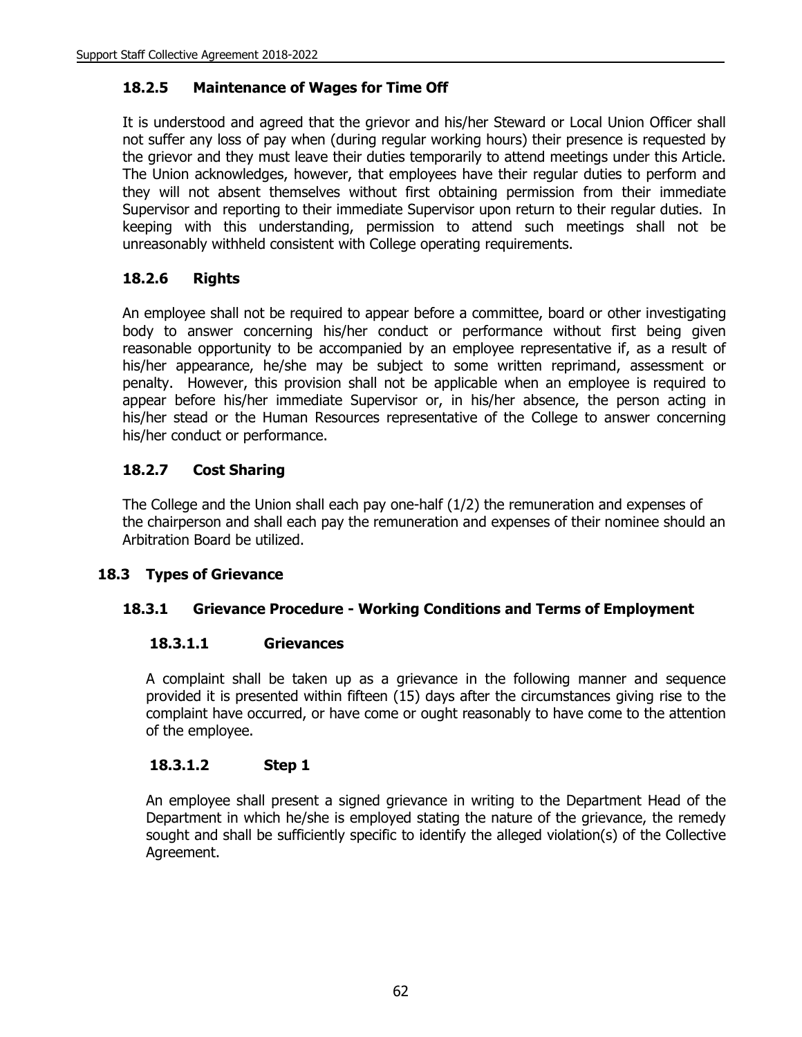### 18.2.5 Maintenance of Wages for Time Off

It is understood and agreed that the grievor and his/her Steward or Local Union Officer shall not suffer any loss of pay when (during regular working hours) their presence is requested by the grievor and they must leave their duties temporarily to attend meetings under this Article. The Union acknowledges, however, that employees have their regular duties to perform and they will not absent themselves without first obtaining permission from their immediate Supervisor and reporting to their immediate Supervisor upon return to their regular duties. In keeping with this understanding, permission to attend such meetings shall not be unreasonably withheld consistent with College operating requirements.

### 18.2.6 Rights

An employee shall not be required to appear before a committee, board or other investigating body to answer concerning his/her conduct or performance without first being given reasonable opportunity to be accompanied by an employee representative if, as a result of his/her appearance, he/she may be subject to some written reprimand, assessment or penalty. However, this provision shall not be applicable when an employee is required to appear before his/her immediate Supervisor or, in his/her absence, the person acting in his/her stead or the Human Resources representative of the College to answer concerning his/her conduct or performance.

### 18.2.7 Cost Sharing

The College and the Union shall each pay one-half (1/2) the remuneration and expenses of the chairperson and shall each pay the remuneration and expenses of their nominee should an Arbitration Board be utilized.

## 18.3 Types of Grievance

### 18.3.1 Grievance Procedure - Working Conditions and Terms of Employment

#### 18.3.1.1 Grievances

A complaint shall be taken up as a grievance in the following manner and sequence provided it is presented within fifteen (15) days after the circumstances giving rise to the complaint have occurred, or have come or ought reasonably to have come to the attention of the employee.

#### 18.3.1.2 Step 1

An employee shall present a signed grievance in writing to the Department Head of the Department in which he/she is employed stating the nature of the grievance, the remedy sought and shall be sufficiently specific to identify the alleged violation(s) of the Collective Agreement.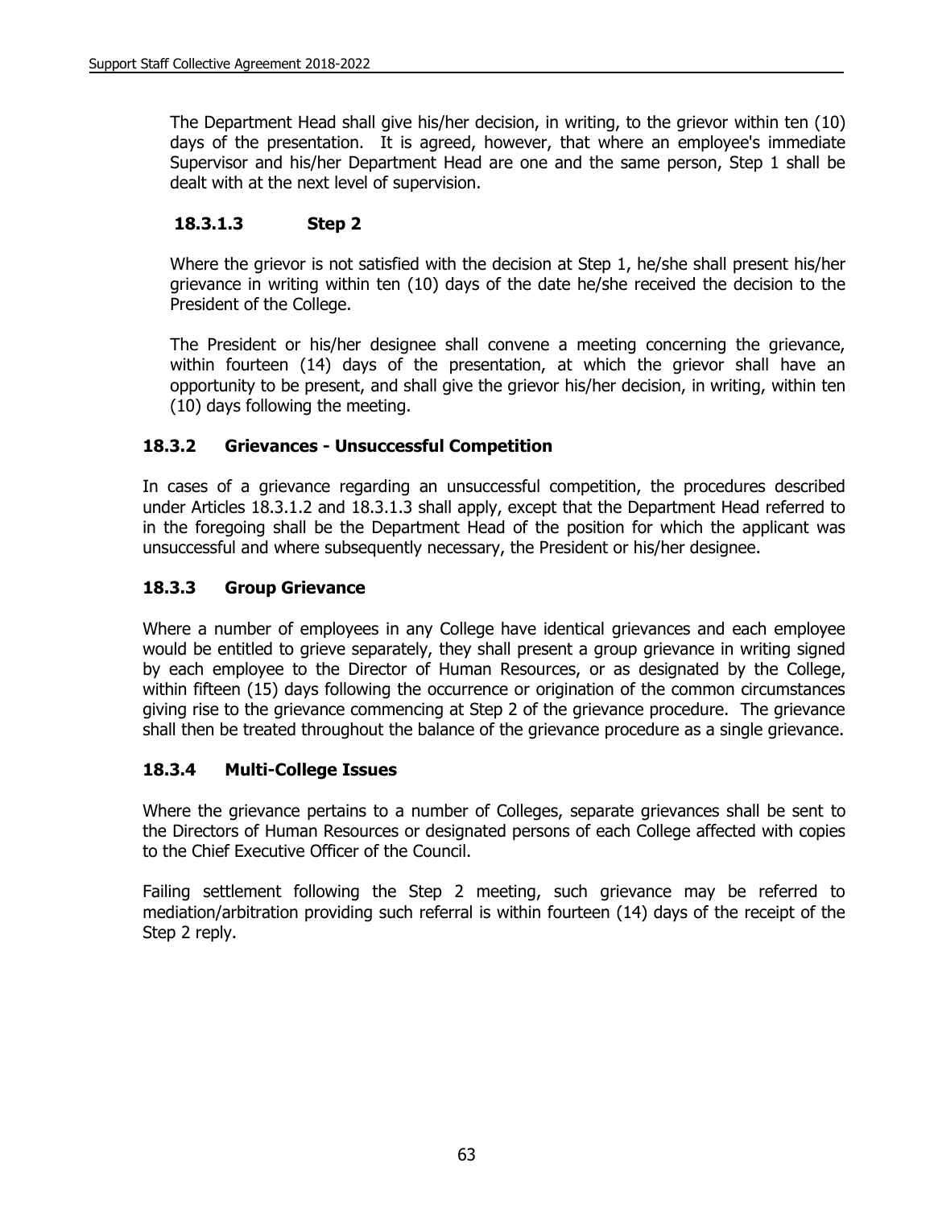The Department Head shall give his/her decision, in writing, to the grievor within ten (10) days of the presentation. It is agreed, however, that where an employee's immediate Supervisor and his/her Department Head are one and the same person, Step 1 shall be dealt with at the next level of supervision.

#### 18.3.1.3 Step 2

Where the grievor is not satisfied with the decision at Step 1, he/she shall present his/her grievance in writing within ten (10) days of the date he/she received the decision to the President of the College.

The President or his/her designee shall convene a meeting concerning the grievance, within fourteen (14) days of the presentation, at which the grievor shall have an opportunity to be present, and shall give the grievor his/her decision, in writing, within ten (10) days following the meeting.

### 18.3.2 Grievances - Unsuccessful Competition

In cases of a grievance regarding an unsuccessful competition, the procedures described under Articles 18.3.1.2 and 18.3.1.3 shall apply, except that the Department Head referred to in the foregoing shall be the Department Head of the position for which the applicant was unsuccessful and where subsequently necessary, the President or his/her designee.

### 18.3.3 Group Grievance

Where a number of employees in any College have identical grievances and each employee would be entitled to grieve separately, they shall present a group grievance in writing signed by each employee to the Director of Human Resources, or as designated by the College, within fifteen (15) days following the occurrence or origination of the common circumstances giving rise to the grievance commencing at Step 2 of the grievance procedure. The grievance shall then be treated throughout the balance of the grievance procedure as a single grievance.

### 18.3.4 Multi-College Issues

Where the grievance pertains to a number of Colleges, separate grievances shall be sent to the Directors of Human Resources or designated persons of each College affected with copies to the Chief Executive Officer of the Council.

Failing settlement following the Step 2 meeting, such grievance may be referred to mediation/arbitration providing such referral is within fourteen (14) days of the receipt of the Step 2 reply.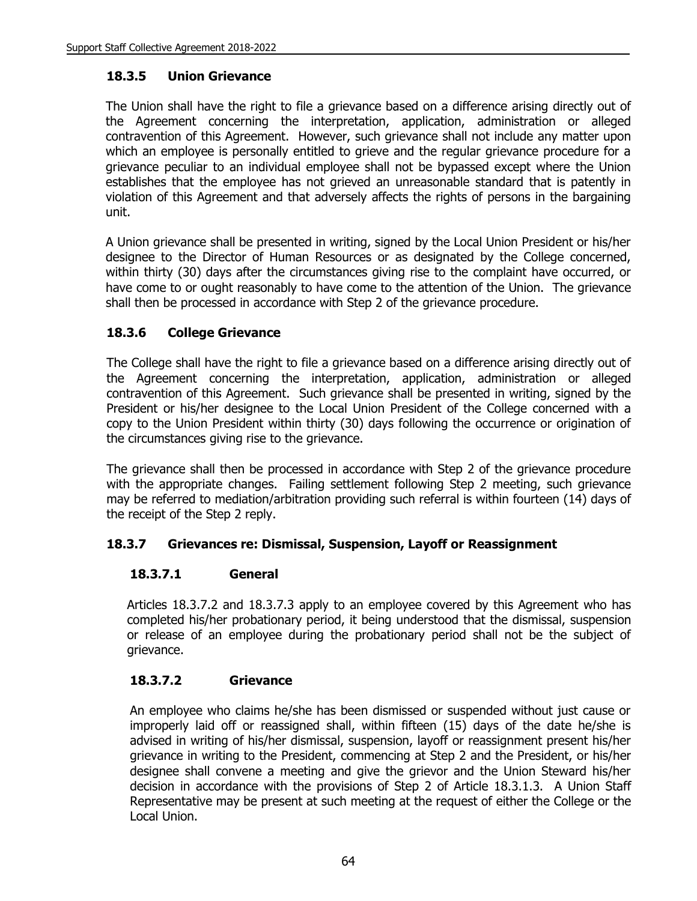### 18.3.5 Union Grievance

The Union shall have the right to file a grievance based on a difference arising directly out of the Agreement concerning the interpretation, application, administration or alleged contravention of this Agreement. However, such grievance shall not include any matter upon which an employee is personally entitled to grieve and the regular grievance procedure for a grievance peculiar to an individual employee shall not be bypassed except where the Union establishes that the employee has not grieved an unreasonable standard that is patently in violation of this Agreement and that adversely affects the rights of persons in the bargaining unit.

A Union grievance shall be presented in writing, signed by the Local Union President or his/her designee to the Director of Human Resources or as designated by the College concerned, within thirty (30) days after the circumstances giving rise to the complaint have occurred, or have come to or ought reasonably to have come to the attention of the Union. The grievance shall then be processed in accordance with Step 2 of the grievance procedure.

### 18.3.6 College Grievance

The College shall have the right to file a grievance based on a difference arising directly out of the Agreement concerning the interpretation, application, administration or alleged contravention of this Agreement. Such grievance shall be presented in writing, signed by the President or his/her designee to the Local Union President of the College concerned with a copy to the Union President within thirty (30) days following the occurrence or origination of the circumstances giving rise to the grievance.

The grievance shall then be processed in accordance with Step 2 of the grievance procedure with the appropriate changes. Failing settlement following Step 2 meeting, such grievance may be referred to mediation/arbitration providing such referral is within fourteen (14) days of the receipt of the Step 2 reply.

### 18.3.7 Grievances re: Dismissal, Suspension, Layoff or Reassignment

#### 18.3.7.1 General

Articles 18.3.7.2 and 18.3.7.3 apply to an employee covered by this Agreement who has completed his/her probationary period, it being understood that the dismissal, suspension or release of an employee during the probationary period shall not be the subject of grievance.

#### 18.3.7.2 Grievance

An employee who claims he/she has been dismissed or suspended without just cause or improperly laid off or reassigned shall, within fifteen (15) days of the date he/she is advised in writing of his/her dismissal, suspension, layoff or reassignment present his/her grievance in writing to the President, commencing at Step 2 and the President, or his/her designee shall convene a meeting and give the grievor and the Union Steward his/her decision in accordance with the provisions of Step 2 of Article 18.3.1.3. A Union Staff Representative may be present at such meeting at the request of either the College or the Local Union.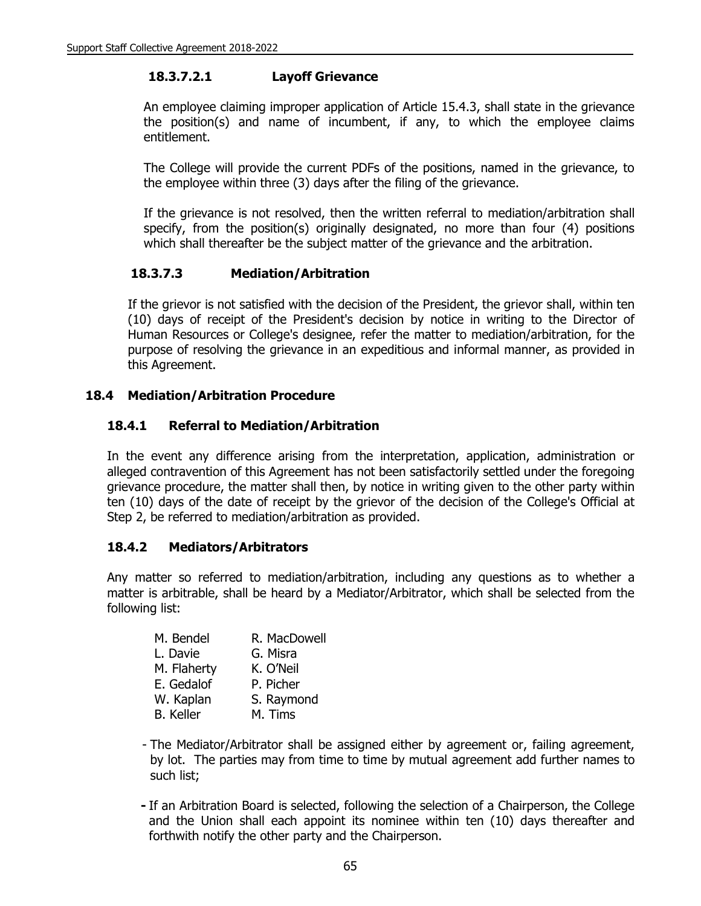#### 18.3.7.2.1 Layoff Grievance

An employee claiming improper application of Article 15.4.3, shall state in the grievance the position(s) and name of incumbent, if any, to which the employee claims entitlement.

The College will provide the current PDFs of the positions, named in the grievance, to the employee within three (3) days after the filing of the grievance.

If the grievance is not resolved, then the written referral to mediation/arbitration shall specify, from the position(s) originally designated, no more than four (4) positions which shall thereafter be the subject matter of the grievance and the arbitration.

#### 18.3.7.3 Mediation/Arbitration

If the grievor is not satisfied with the decision of the President, the grievor shall, within ten (10) days of receipt of the President's decision by notice in writing to the Director of Human Resources or College's designee, refer the matter to mediation/arbitration, for the purpose of resolving the grievance in an expeditious and informal manner, as provided in this Agreement.

## 18.4 Mediation/Arbitration Procedure

### 18.4.1 Referral to Mediation/Arbitration

In the event any difference arising from the interpretation, application, administration or alleged contravention of this Agreement has not been satisfactorily settled under the foregoing grievance procedure, the matter shall then, by notice in writing given to the other party within ten (10) days of the date of receipt by the grievor of the decision of the College's Official at Step 2, be referred to mediation/arbitration as provided.

### 18.4.2 Mediators/Arbitrators

Any matter so referred to mediation/arbitration, including any questions as to whether a matter is arbitrable, shall be heard by a Mediator/Arbitrator, which shall be selected from the following list:

| | |
|---|---|
| M. Bendel | R. MacDowell |
| L. Davie | G. Misra |
| M. Flaherty | K. O'Neil |
| E. Gedalof | P. Picher |
| W. Kaplan | S. Raymond |
| B. Keller | M. Tims |

- The Mediator/Arbitrator shall be assigned either by agreement or, failing agreement, by lot. The parties may from time to time by mutual agreement add further names to such list;
- If an Arbitration Board is selected, following the selection of a Chairperson, the College and the Union shall each appoint its nominee within ten (10) days thereafter and forthwith notify the other party and the Chairperson.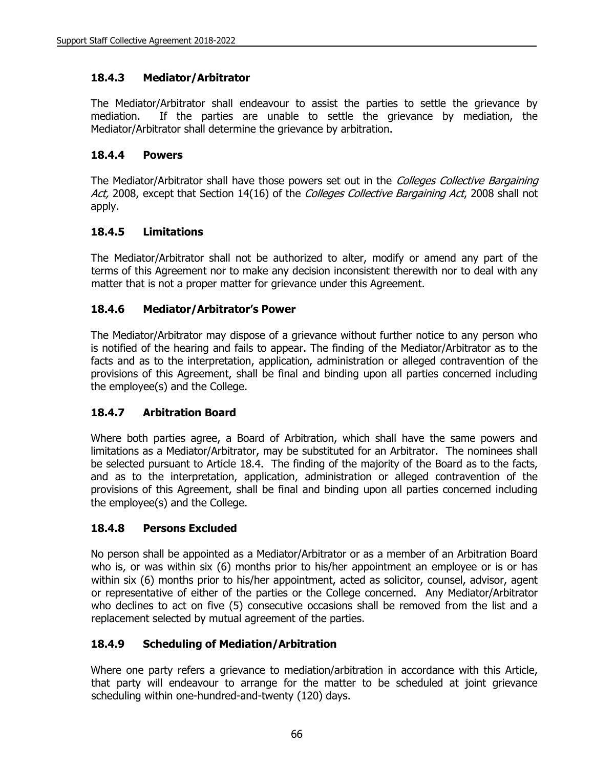### 18.4.3 Mediator/Arbitrator

The Mediator/Arbitrator shall endeavour to assist the parties to settle the grievance by mediation. If the parties are unable to settle the grievance by mediation, the Mediator/Arbitrator shall determine the grievance by arbitration.

### 18.4.4 Powers

The Mediator/Arbitrator shall have those powers set out in the *Colleges Collective Bargaining Act,* 2008, except that Section 14(16) of the *Colleges Collective Bargaining Act*, 2008 shall not apply.

### 18.4.5 Limitations

The Mediator/Arbitrator shall not be authorized to alter, modify or amend any part of the terms of this Agreement nor to make any decision inconsistent therewith nor to deal with any matter that is not a proper matter for grievance under this Agreement.

### 18.4.6 Mediator/Arbitrator's Power

The Mediator/Arbitrator may dispose of a grievance without further notice to any person who is notified of the hearing and fails to appear. The finding of the Mediator/Arbitrator as to the facts and as to the interpretation, application, administration or alleged contravention of the provisions of this Agreement, shall be final and binding upon all parties concerned including the employee(s) and the College.

### 18.4.7 Arbitration Board

Where both parties agree, a Board of Arbitration, which shall have the same powers and limitations as a Mediator/Arbitrator, may be substituted for an Arbitrator. The nominees shall be selected pursuant to Article 18.4. The finding of the majority of the Board as to the facts, and as to the interpretation, application, administration or alleged contravention of the provisions of this Agreement, shall be final and binding upon all parties concerned including the employee(s) and the College.

### 18.4.8 Persons Excluded

No person shall be appointed as a Mediator/Arbitrator or as a member of an Arbitration Board who is, or was within six (6) months prior to his/her appointment an employee or is or has within six (6) months prior to his/her appointment, acted as solicitor, counsel, advisor, agent or representative of either of the parties or the College concerned. Any Mediator/Arbitrator who declines to act on five (5) consecutive occasions shall be removed from the list and a replacement selected by mutual agreement of the parties.

### 18.4.9 Scheduling of Mediation/Arbitration

Where one party refers a grievance to mediation/arbitration in accordance with this Article, that party will endeavour to arrange for the matter to be scheduled at joint grievance scheduling within one-hundred-and-twenty (120) days.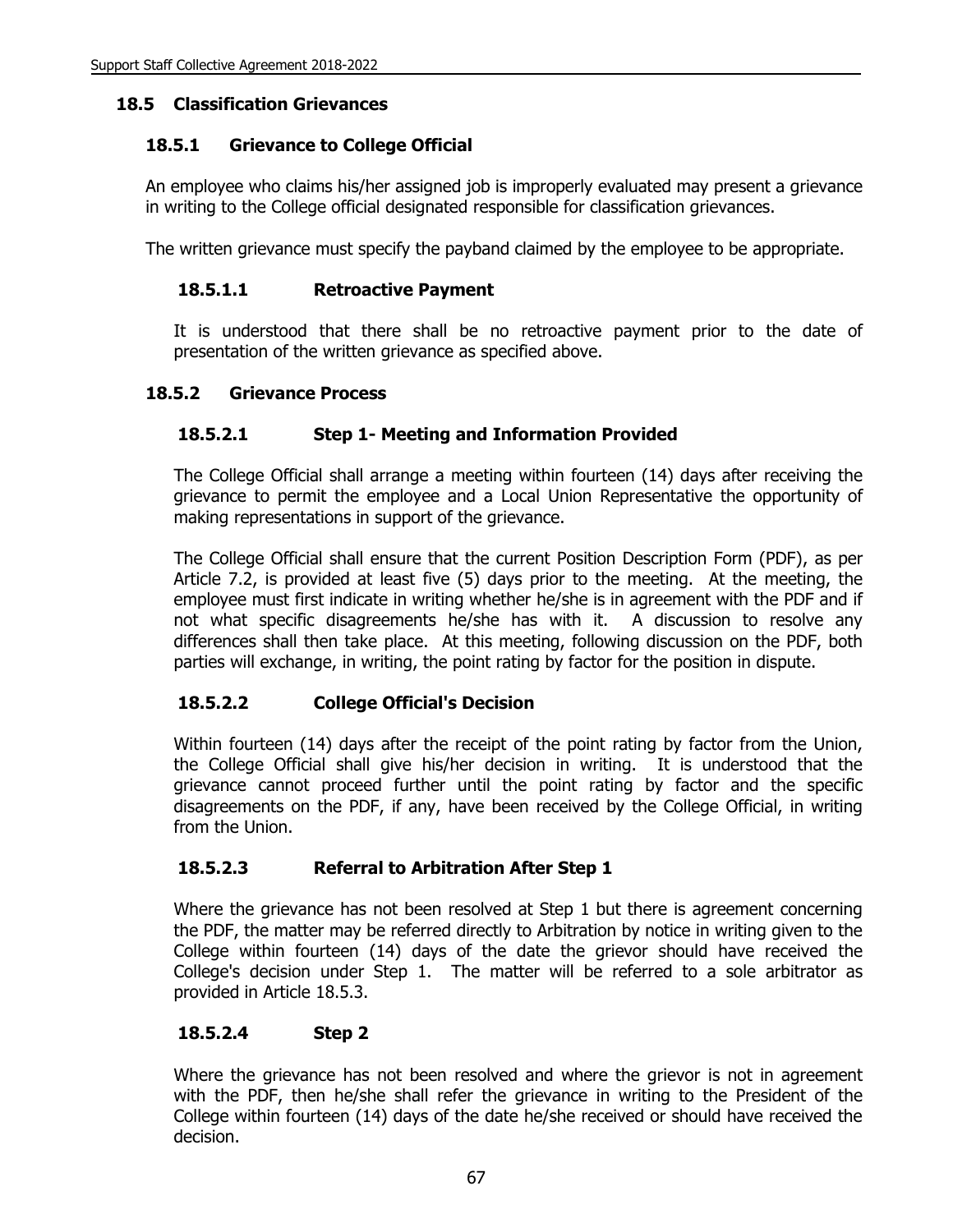## 18.5 Classification Grievances

### 18.5.1 Grievance to College Official

An employee who claims his/her assigned job is improperly evaluated may present a grievance in writing to the College official designated responsible for classification grievances.

The written grievance must specify the payband claimed by the employee to be appropriate.

#### 18.5.1.1 Retroactive Payment

It is understood that there shall be no retroactive payment prior to the date of presentation of the written grievance as specified above.

### 18.5.2 Grievance Process

#### 18.5.2.1 Step 1- Meeting and Information Provided

The College Official shall arrange a meeting within fourteen (14) days after receiving the grievance to permit the employee and a Local Union Representative the opportunity of making representations in support of the grievance.

The College Official shall ensure that the current Position Description Form (PDF), as per Article 7.2, is provided at least five (5) days prior to the meeting. At the meeting, the employee must first indicate in writing whether he/she is in agreement with the PDF and if not what specific disagreements he/she has with it. A discussion to resolve any differences shall then take place. At this meeting, following discussion on the PDF, both parties will exchange, in writing, the point rating by factor for the position in dispute.

#### 18.5.2.2 College Official's Decision

Within fourteen (14) days after the receipt of the point rating by factor from the Union, the College Official shall give his/her decision in writing. It is understood that the grievance cannot proceed further until the point rating by factor and the specific disagreements on the PDF, if any, have been received by the College Official, in writing from the Union.

#### 18.5.2.3 Referral to Arbitration After Step 1

Where the grievance has not been resolved at Step 1 but there is agreement concerning the PDF, the matter may be referred directly to Arbitration by notice in writing given to the College within fourteen (14) days of the date the grievor should have received the College's decision under Step 1. The matter will be referred to a sole arbitrator as provided in Article 18.5.3.

#### 18.5.2.4 Step 2

Where the grievance has not been resolved and where the grievor is not in agreement with the PDF, then he/she shall refer the grievance in writing to the President of the College within fourteen (14) days of the date he/she received or should have received the decision.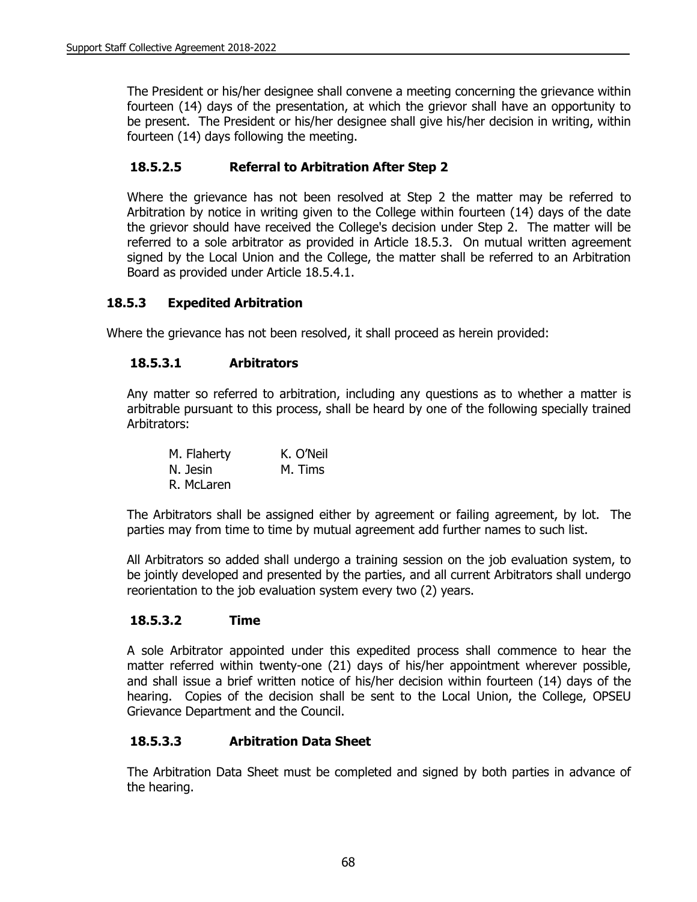The President or his/her designee shall convene a meeting concerning the grievance within fourteen (14) days of the presentation, at which the grievor shall have an opportunity to be present. The President or his/her designee shall give his/her decision in writing, within fourteen (14) days following the meeting.

#### 18.5.2.5 Referral to Arbitration After Step 2

Where the grievance has not been resolved at Step 2 the matter may be referred to Arbitration by notice in writing given to the College within fourteen (14) days of the date the grievor should have received the College's decision under Step 2. The matter will be referred to a sole arbitrator as provided in Article 18.5.3. On mutual written agreement signed by the Local Union and the College, the matter shall be referred to an Arbitration Board as provided under Article 18.5.4.1.

### 18.5.3 Expedited Arbitration

Where the grievance has not been resolved, it shall proceed as herein provided:

#### 18.5.3.1 Arbitrators

Any matter so referred to arbitration, including any questions as to whether a matter is arbitrable pursuant to this process, shall be heard by one of the following specially trained Arbitrators:

| | |
|---|---|
| M. Flaherty | K. O'Neil |
| N. Jesin | M. Tims |
| R. McLaren | |

The Arbitrators shall be assigned either by agreement or failing agreement, by lot. The parties may from time to time by mutual agreement add further names to such list.

All Arbitrators so added shall undergo a training session on the job evaluation system, to be jointly developed and presented by the parties, and all current Arbitrators shall undergo reorientation to the job evaluation system every two (2) years.

#### 18.5.3.2 Time

A sole Arbitrator appointed under this expedited process shall commence to hear the matter referred within twenty-one (21) days of his/her appointment wherever possible, and shall issue a brief written notice of his/her decision within fourteen (14) days of the hearing. Copies of the decision shall be sent to the Local Union, the College, OPSEU Grievance Department and the Council.

#### 18.5.3.3 Arbitration Data Sheet

The Arbitration Data Sheet must be completed and signed by both parties in advance of the hearing.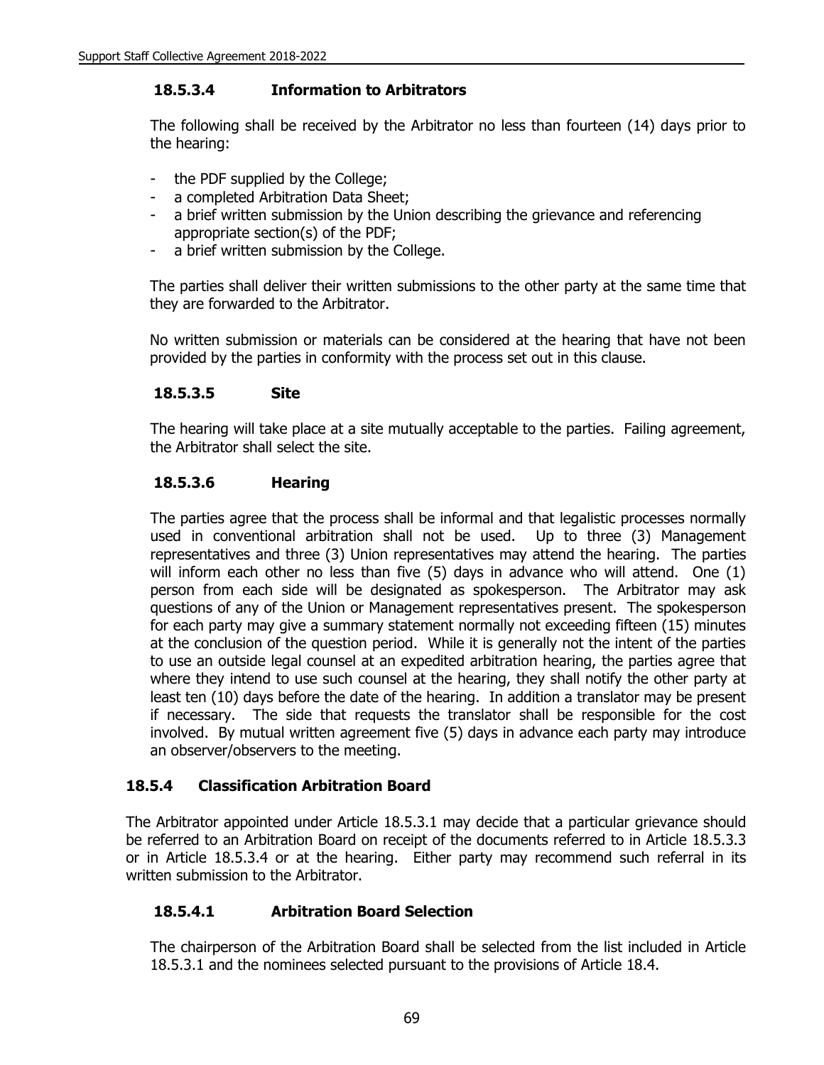#### 18.5.3.4 Information to Arbitrators

The following shall be received by the Arbitrator no less than fourteen (14) days prior to the hearing:

- the PDF supplied by the College;
- a completed Arbitration Data Sheet;
- a brief written submission by the Union describing the grievance and referencing appropriate section(s) of the PDF;
- a brief written submission by the College.

The parties shall deliver their written submissions to the other party at the same time that they are forwarded to the Arbitrator.

No written submission or materials can be considered at the hearing that have not been provided by the parties in conformity with the process set out in this clause.

#### 18.5.3.5 Site

The hearing will take place at a site mutually acceptable to the parties. Failing agreement, the Arbitrator shall select the site.

#### 18.5.3.6 Hearing

The parties agree that the process shall be informal and that legalistic processes normally used in conventional arbitration shall not be used. Up to three (3) Management representatives and three (3) Union representatives may attend the hearing. The parties will inform each other no less than five (5) days in advance who will attend. One (1) person from each side will be designated as spokesperson. The Arbitrator may ask questions of any of the Union or Management representatives present. The spokesperson for each party may give a summary statement normally not exceeding fifteen (15) minutes at the conclusion of the question period. While it is generally not the intent of the parties to use an outside legal counsel at an expedited arbitration hearing, the parties agree that where they intend to use such counsel at the hearing, they shall notify the other party at least ten (10) days before the date of the hearing. In addition a translator may be present if necessary. The side that requests the translator shall be responsible for the cost involved. By mutual written agreement five (5) days in advance each party may introduce an observer/observers to the meeting.

### 18.5.4 Classification Arbitration Board

The Arbitrator appointed under Article 18.5.3.1 may decide that a particular grievance should be referred to an Arbitration Board on receipt of the documents referred to in Article 18.5.3.3 or in Article 18.5.3.4 or at the hearing. Either party may recommend such referral in its written submission to the Arbitrator.

#### 18.5.4.1 Arbitration Board Selection

The chairperson of the Arbitration Board shall be selected from the list included in Article 18.5.3.1 and the nominees selected pursuant to the provisions of Article 18.4.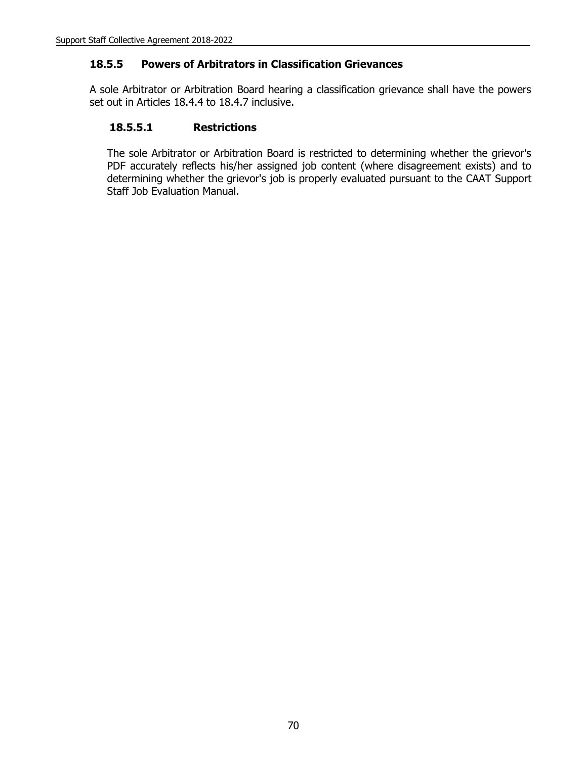### 18.5.5 Powers of Arbitrators in Classification Grievances

A sole Arbitrator or Arbitration Board hearing a classification grievance shall have the powers set out in Articles 18.4.4 to 18.4.7 inclusive.

#### 18.5.5.1 Restrictions

The sole Arbitrator or Arbitration Board is restricted to determining whether the grievor's PDF accurately reflects his/her assigned job content (where disagreement exists) and to determining whether the grievor's job is properly evaluated pursuant to the CAAT Support Staff Job Evaluation Manual.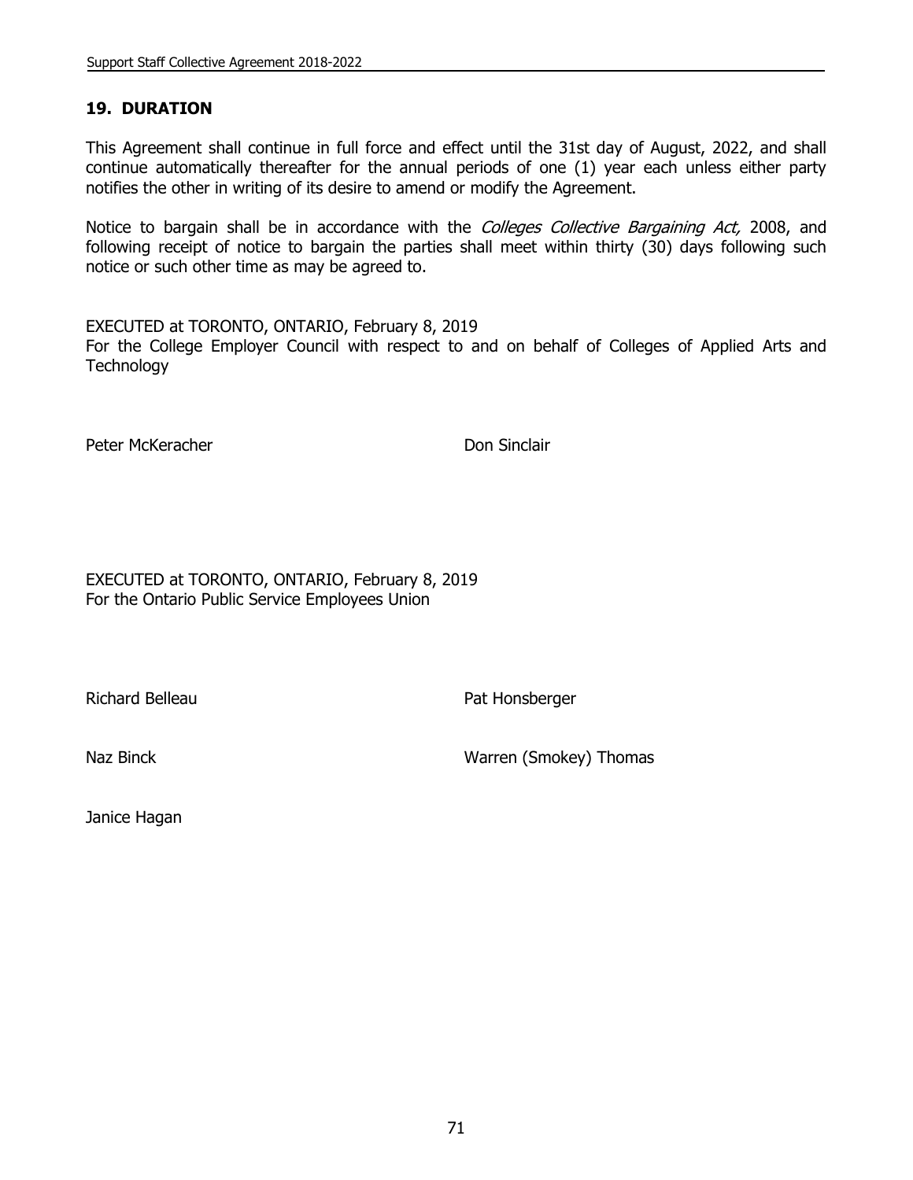## 19. DURATION

This Agreement shall continue in full force and effect until the 31st day of August, 2022, and shall continue automatically thereafter for the annual periods of one (1) year each unless either party notifies the other in writing of its desire to amend or modify the Agreement.

Notice to bargain shall be in accordance with the *Colleges Collective Bargaining Act,* 2008, and following receipt of notice to bargain the parties shall meet within thirty (30) days following such notice or such other time as may be agreed to.

EXECUTED at TORONTO, ONTARIO, February 8, 2019
For the College Employer Council with respect to and on behalf of Colleges of Applied Arts and Technology

Peter McKeracher

Don Sinclair

EXECUTED at TORONTO, ONTARIO, February 8, 2019
For the Ontario Public Service Employees Union

Richard Belleau

Pat Honsberger

Naz Binck

Warren (Smokey) Thomas

Janice Hagan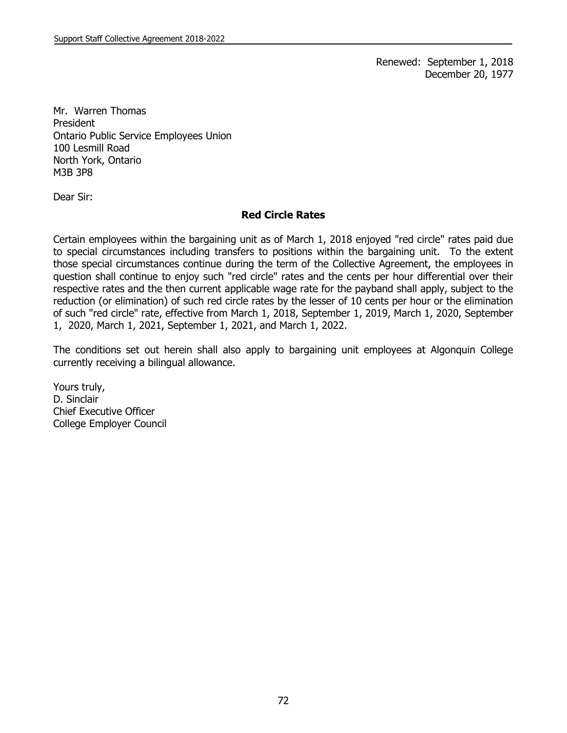Renewed: September 1, 2018
December 20, 1977

Mr. Warren Thomas
President
Ontario Public Service Employees Union
100 Lesmill Road
North York, Ontario
M3B 3P8

Dear Sir:

**Red Circle Rates**

Certain employees within the bargaining unit as of March 1, 2018 enjoyed "red circle" rates paid due to special circumstances including transfers to positions within the bargaining unit. To the extent those special circumstances continue during the term of the Collective Agreement, the employees in question shall continue to enjoy such "red circle" rates and the cents per hour differential over their respective rates and the then current applicable wage rate for the payband shall apply, subject to the reduction (or elimination) of such red circle rates by the lesser of 10 cents per hour or the elimination of such "red circle" rate, effective from March 1, 2018, September 1, 2019, March 1, 2020, September 1, 2020, March 1, 2021, September 1, 2021, and March 1, 2022.

The conditions set out herein shall also apply to bargaining unit employees at Algonquin College currently receiving a bilingual allowance.

Yours truly,
D. Sinclair
Chief Executive Officer
College Employer Council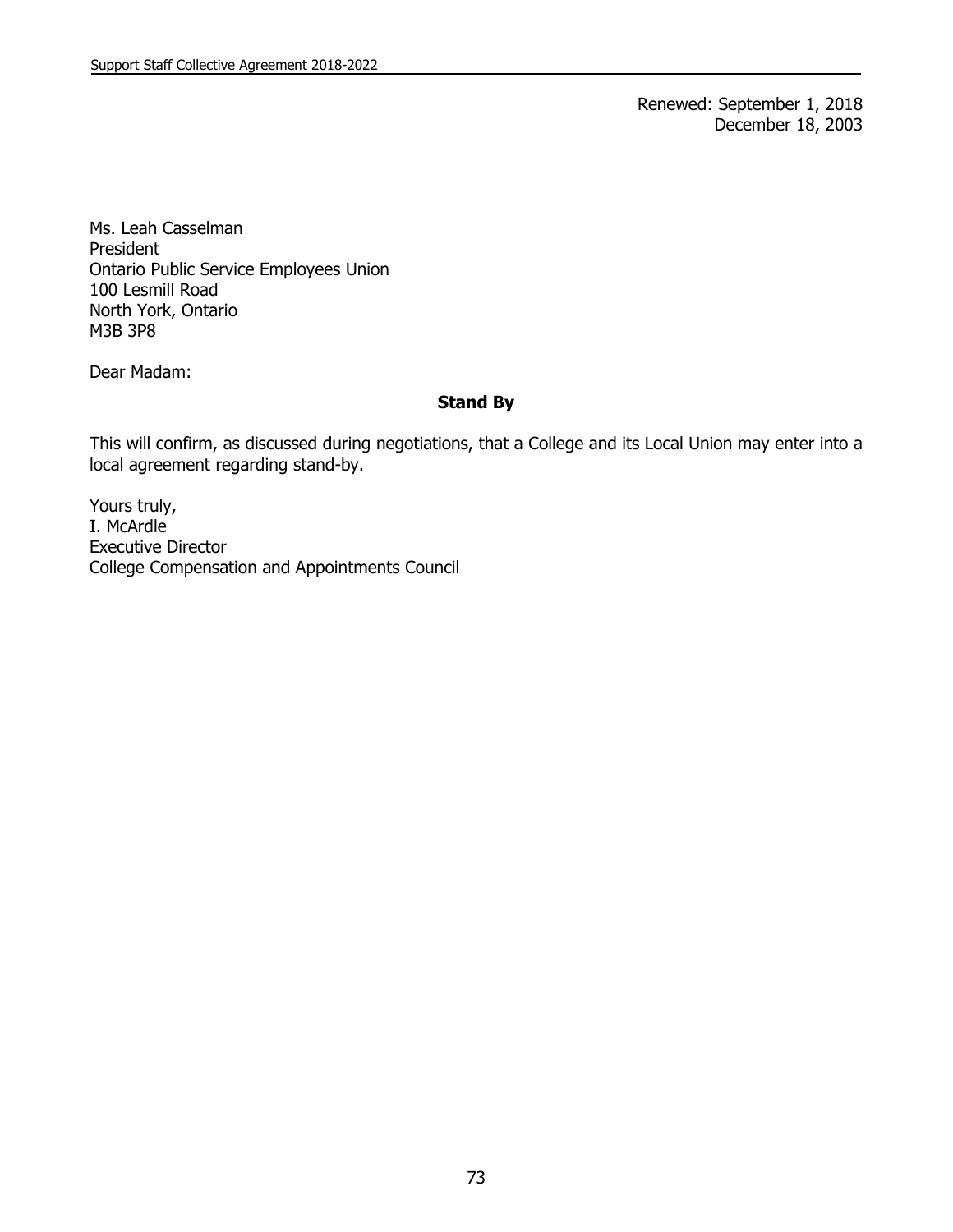Renewed: September 1, 2018
December 18, 2003

Ms. Leah Casselman
President
Ontario Public Service Employees Union
100 Lesmill Road
North York, Ontario
M3B 3P8

Dear Madam:

**Stand By**

This will confirm, as discussed during negotiations, that a College and its Local Union may enter into a local agreement regarding stand-by.

Yours truly,
I. McArdle
Executive Director
College Compensation and Appointments Council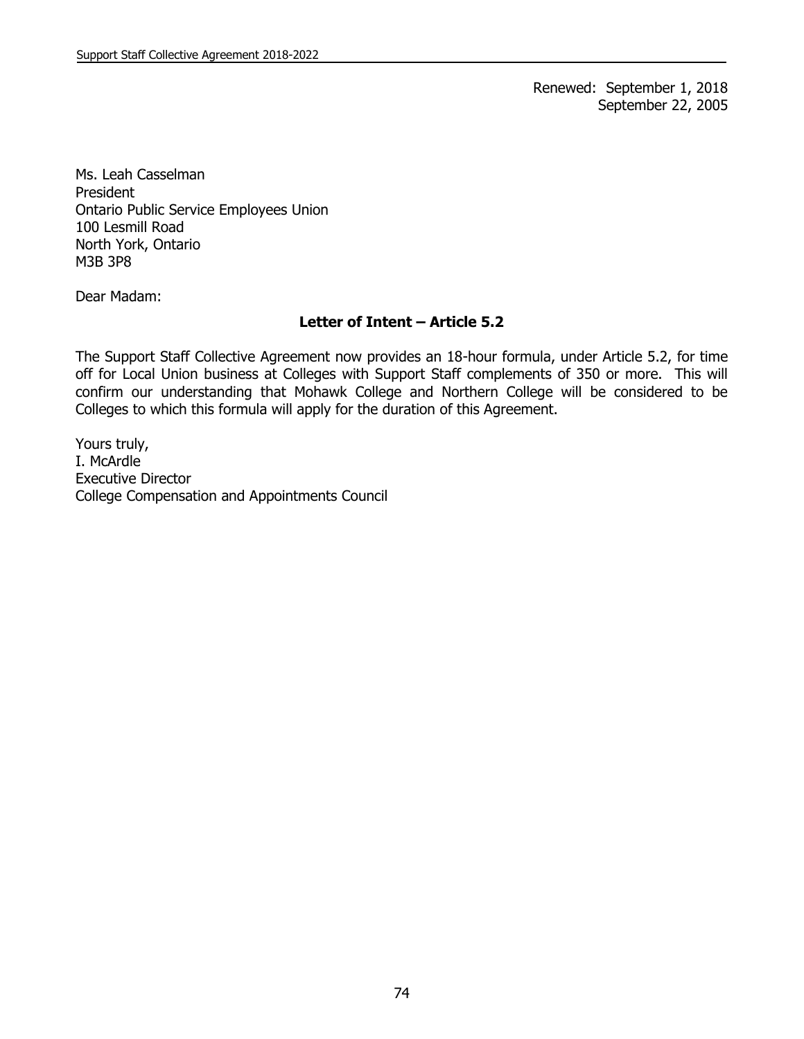Renewed: September 1, 2018
September 22, 2005

Ms. Leah Casselman
President
Ontario Public Service Employees Union
100 Lesmill Road
North York, Ontario
M3B 3P8

Dear Madam:

**Letter of Intent – Article 5.2**

The Support Staff Collective Agreement now provides an 18-hour formula, under Article 5.2, for time off for Local Union business at Colleges with Support Staff complements of 350 or more. This will confirm our understanding that Mohawk College and Northern College will be considered to be Colleges to which this formula will apply for the duration of this Agreement.

Yours truly,
I. McArdle
Executive Director
College Compensation and Appointments Council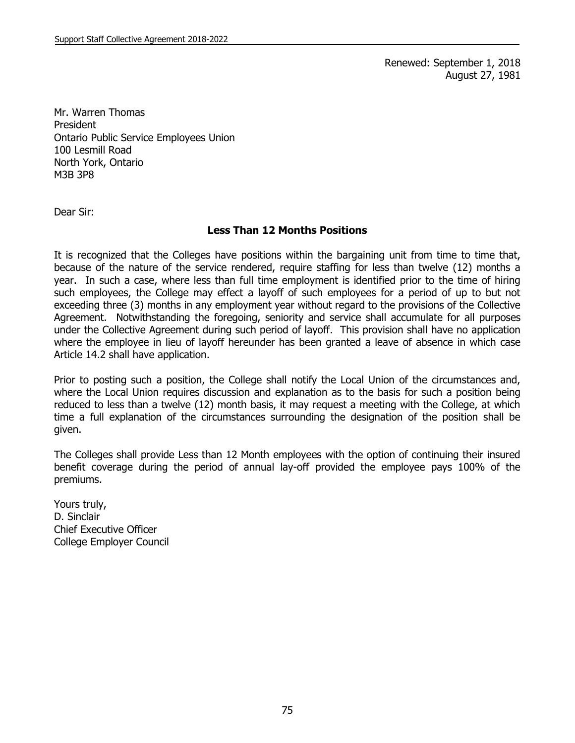Renewed: September 1, 2018
August 27, 1981

Mr. Warren Thomas
President
Ontario Public Service Employees Union
100 Lesmill Road
North York, Ontario
M3B 3P8

Dear Sir:

**Less Than 12 Months Positions**

It is recognized that the Colleges have positions within the bargaining unit from time to time that, because of the nature of the service rendered, require staffing for less than twelve (12) months a year. In such a case, where less than full time employment is identified prior to the time of hiring such employees, the College may effect a layoff of such employees for a period of up to but not exceeding three (3) months in any employment year without regard to the provisions of the Collective Agreement. Notwithstanding the foregoing, seniority and service shall accumulate for all purposes under the Collective Agreement during such period of layoff. This provision shall have no application where the employee in lieu of layoff hereunder has been granted a leave of absence in which case Article 14.2 shall have application.

Prior to posting such a position, the College shall notify the Local Union of the circumstances and, where the Local Union requires discussion and explanation as to the basis for such a position being reduced to less than a twelve (12) month basis, it may request a meeting with the College, at which time a full explanation of the circumstances surrounding the designation of the position shall be given.

The Colleges shall provide Less than 12 Month employees with the option of continuing their insured benefit coverage during the period of annual lay-off provided the employee pays 100% of the premiums.

Yours truly,
D. Sinclair
Chief Executive Officer
College Employer Council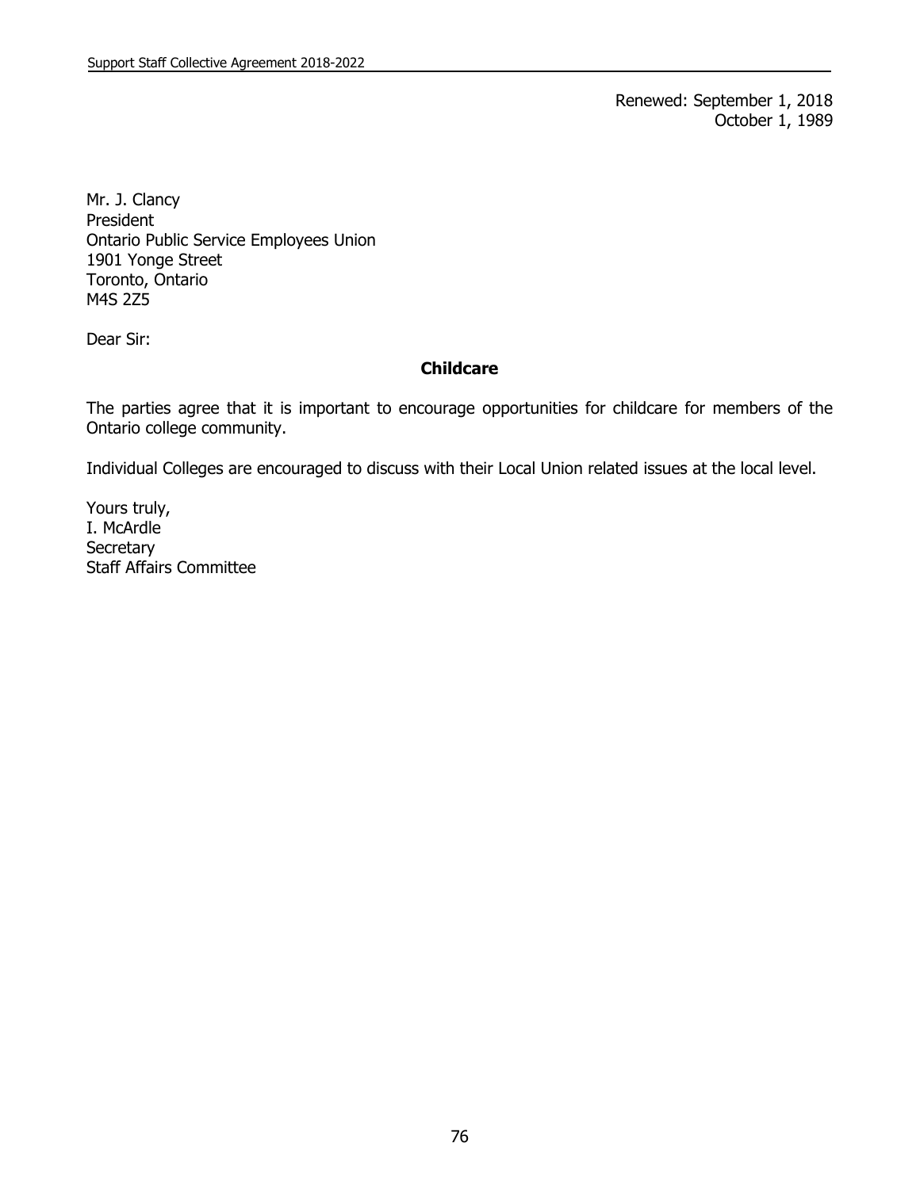Renewed: September 1, 2018
October 1, 1989

Mr. J. Clancy
President
Ontario Public Service Employees Union
1901 Yonge Street
Toronto, Ontario
M4S 2Z5

Dear Sir:

## Childcare

The parties agree that it is important to encourage opportunities for childcare for members of the Ontario college community.

Individual Colleges are encouraged to discuss with their Local Union related issues at the local level.

Yours truly,
I. McArdle
Secretary
Staff Affairs Committee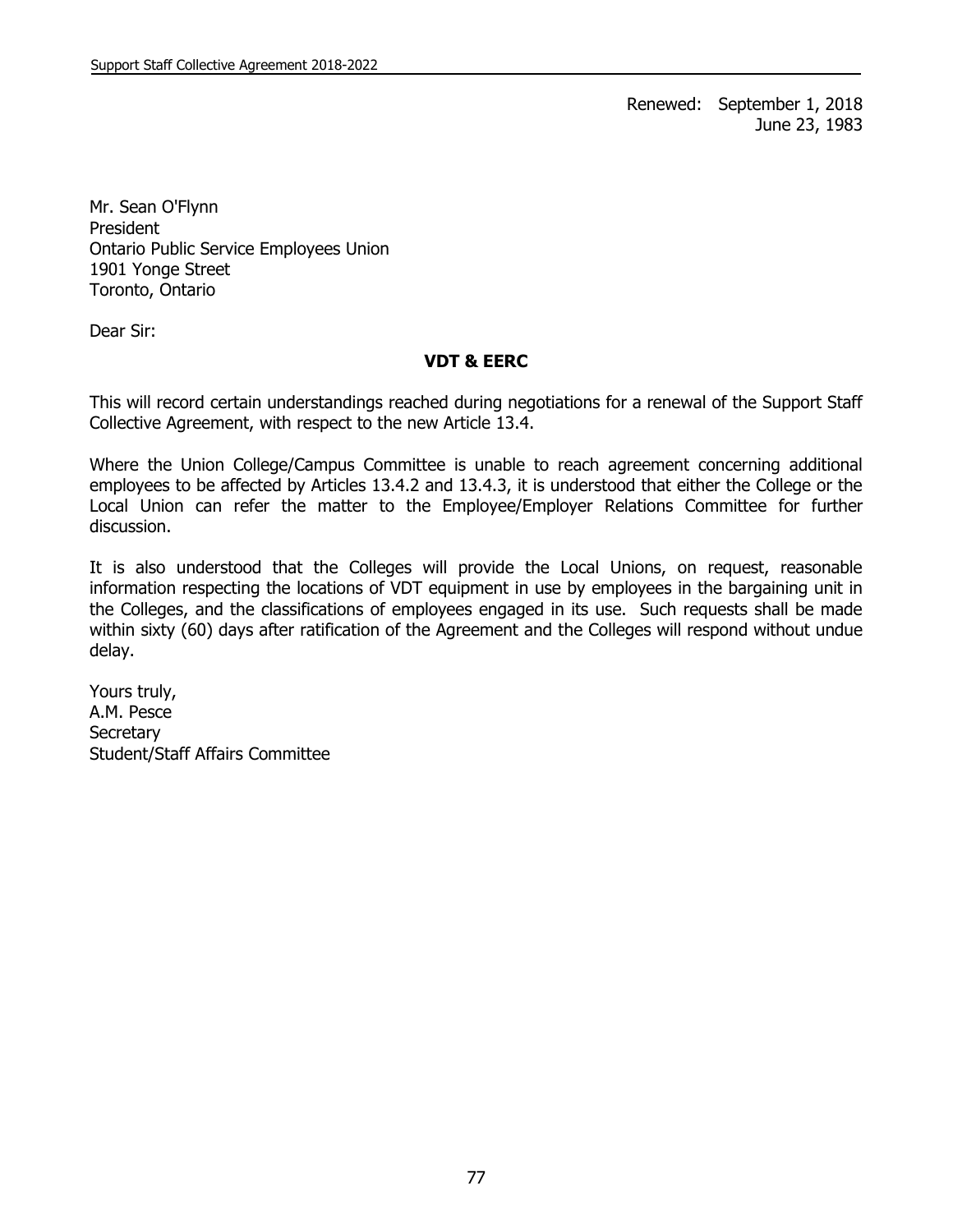Renewed: September 1, 2018
June 23, 1983

Mr. Sean O'Flynn
President
Ontario Public Service Employees Union
1901 Yonge Street
Toronto, Ontario

Dear Sir:

**VDT & EERC**

This will record certain understandings reached during negotiations for a renewal of the Support Staff Collective Agreement, with respect to the new Article 13.4.

Where the Union College/Campus Committee is unable to reach agreement concerning additional employees to be affected by Articles 13.4.2 and 13.4.3, it is understood that either the College or the Local Union can refer the matter to the Employee/Employer Relations Committee for further discussion.

It is also understood that the Colleges will provide the Local Unions, on request, reasonable information respecting the locations of VDT equipment in use by employees in the bargaining unit in the Colleges, and the classifications of employees engaged in its use. Such requests shall be made within sixty (60) days after ratification of the Agreement and the Colleges will respond without undue delay.

Yours truly,
A.M. Pesce
Secretary
Student/Staff Affairs Committee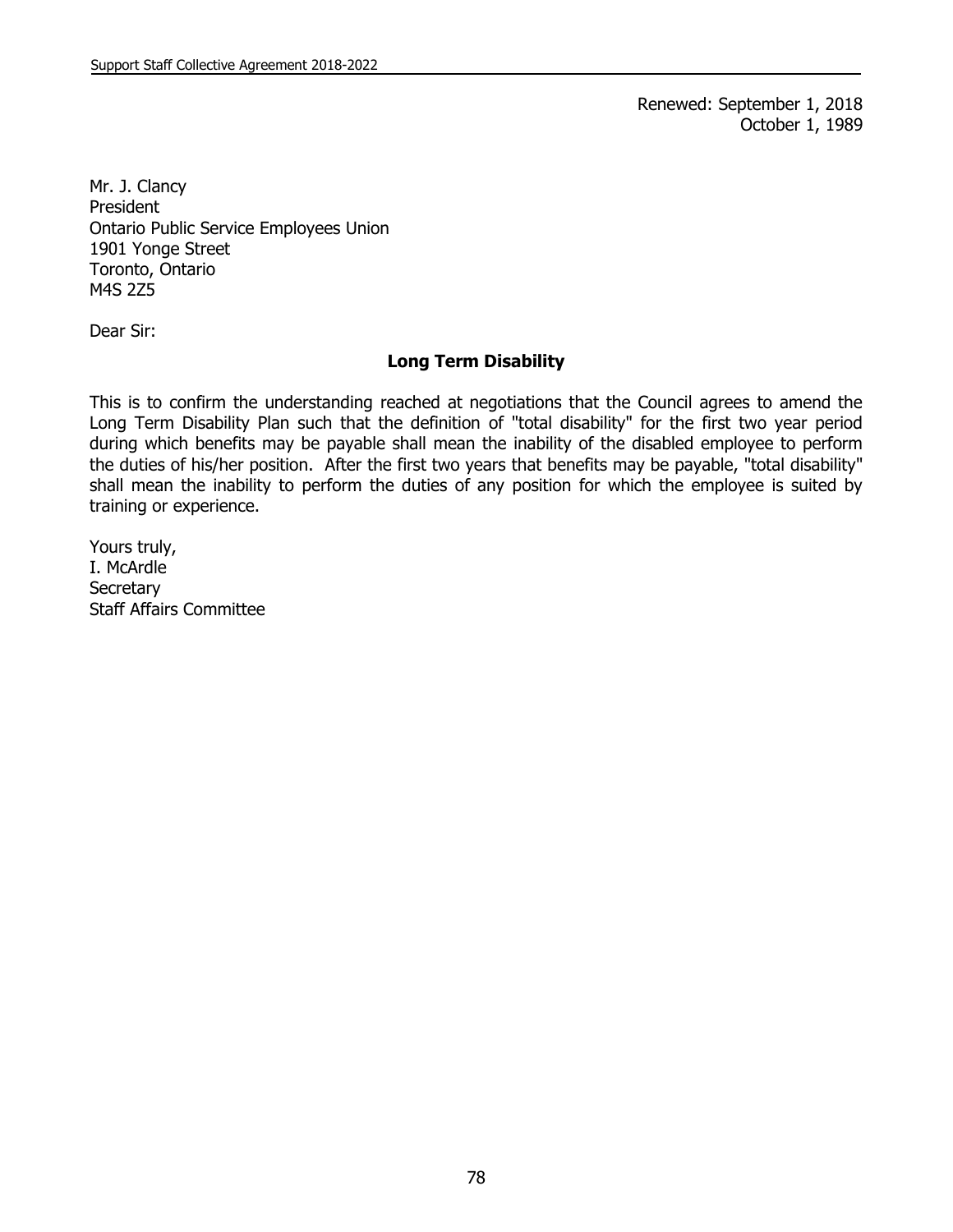Renewed: September 1, 2018
October 1, 1989

Mr. J. Clancy
President
Ontario Public Service Employees Union
1901 Yonge Street
Toronto, Ontario
M4S 2Z5

Dear Sir:

**Long Term Disability**

This is to confirm the understanding reached at negotiations that the Council agrees to amend the Long Term Disability Plan such that the definition of "total disability" for the first two year period during which benefits may be payable shall mean the inability of the disabled employee to perform the duties of his/her position. After the first two years that benefits may be payable, "total disability" shall mean the inability to perform the duties of any position for which the employee is suited by training or experience.

Yours truly,
I. McArdle
Secretary
Staff Affairs Committee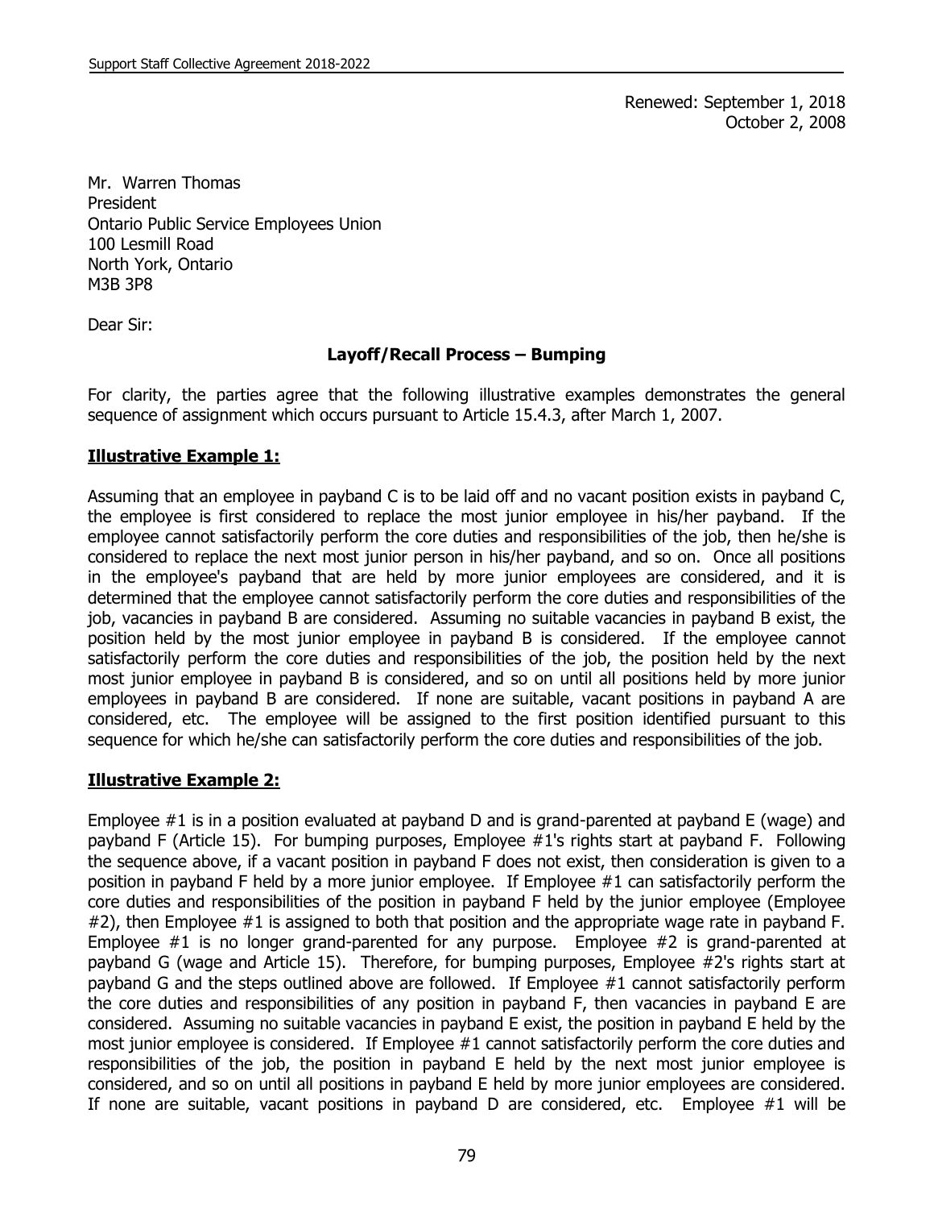Renewed: September 1, 2018
October 2, 2008

Mr. Warren Thomas
President
Ontario Public Service Employees Union
100 Lesmill Road
North York, Ontario
M3B 3P8

Dear Sir:

**Layoff/Recall Process – Bumping**

For clarity, the parties agree that the following illustrative examples demonstrates the general sequence of assignment which occurs pursuant to Article 15.4.3, after March 1, 2007.

**Illustrative Example 1:**

Assuming that an employee in payband C is to be laid off and no vacant position exists in payband C, the employee is first considered to replace the most junior employee in his/her payband. If the employee cannot satisfactorily perform the core duties and responsibilities of the job, then he/she is considered to replace the next most junior person in his/her payband, and so on. Once all positions in the employee's payband that are held by more junior employees are considered, and it is determined that the employee cannot satisfactorily perform the core duties and responsibilities of the job, vacancies in payband B are considered. Assuming no suitable vacancies in payband B exist, the position held by the most junior employee in payband B is considered. If the employee cannot satisfactorily perform the core duties and responsibilities of the job, the position held by the next most junior employee in payband B is considered, and so on until all positions held by more junior employees in payband B are considered. If none are suitable, vacant positions in payband A are considered, etc. The employee will be assigned to the first position identified pursuant to this sequence for which he/she can satisfactorily perform the core duties and responsibilities of the job.

**Illustrative Example 2:**

Employee #1 is in a position evaluated at payband D and is grand-parented at payband E (wage) and payband F (Article 15). For bumping purposes, Employee #1's rights start at payband F. Following the sequence above, if a vacant position in payband F does not exist, then consideration is given to a position in payband F held by a more junior employee. If Employee #1 can satisfactorily perform the core duties and responsibilities of the position in payband F held by the junior employee (Employee #2), then Employee #1 is assigned to both that position and the appropriate wage rate in payband F. Employee #1 is no longer grand-parented for any purpose. Employee #2 is grand-parented at payband G (wage and Article 15). Therefore, for bumping purposes, Employee #2's rights start at payband G and the steps outlined above are followed. If Employee #1 cannot satisfactorily perform the core duties and responsibilities of any position in payband F, then vacancies in payband E are considered. Assuming no suitable vacancies in payband E exist, the position in payband E held by the most junior employee is considered. If Employee #1 cannot satisfactorily perform the core duties and responsibilities of the job, the position in payband E held by the next most junior employee is considered, and so on until all positions in payband E held by more junior employees are considered. If none are suitable, vacant positions in payband D are considered, etc. Employee #1 will be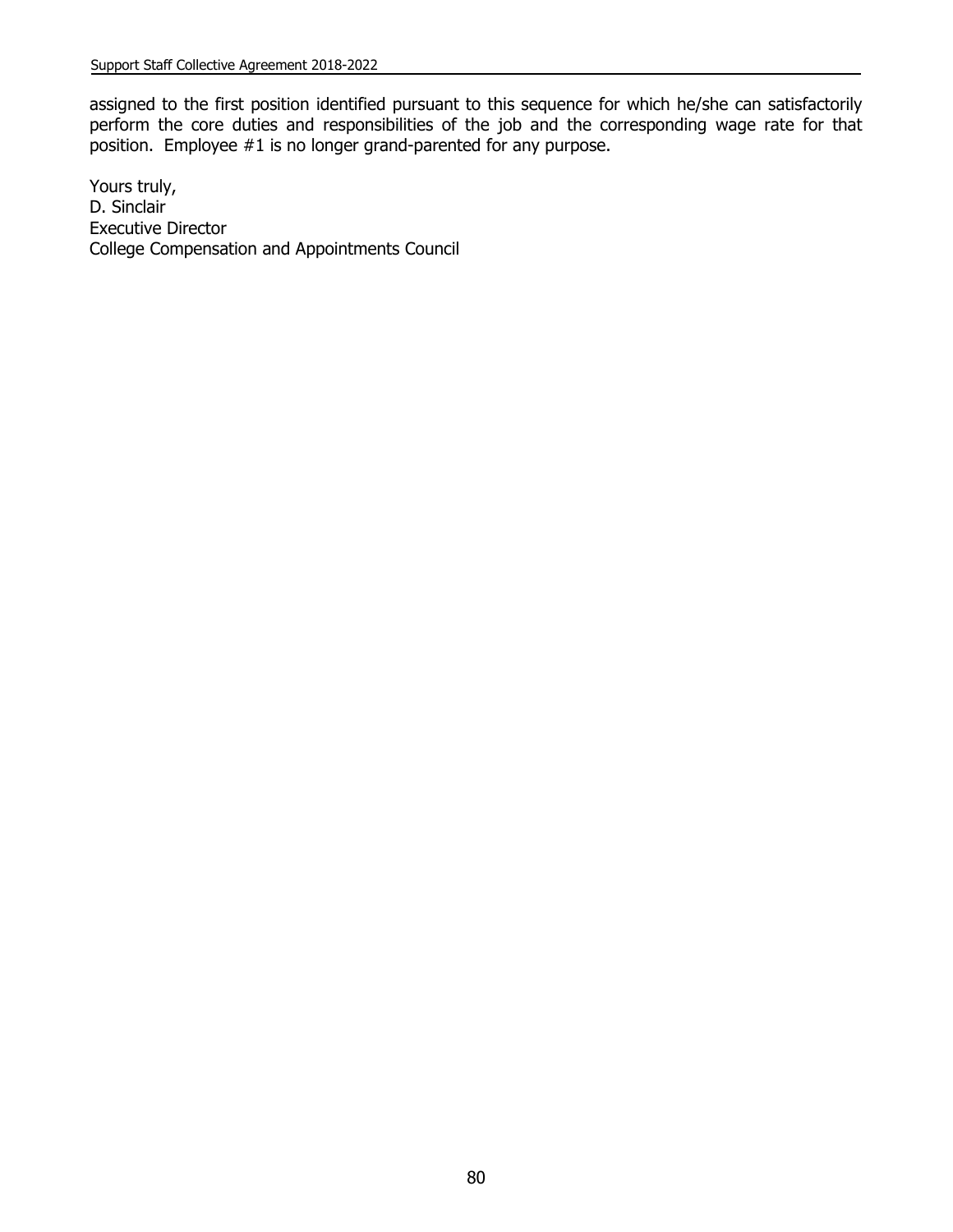assigned to the first position identified pursuant to this sequence for which he/she can satisfactorily perform the core duties and responsibilities of the job and the corresponding wage rate for that position. Employee #1 is no longer grand-parented for any purpose.

Yours truly,
D. Sinclair
Executive Director
College Compensation and Appointments Council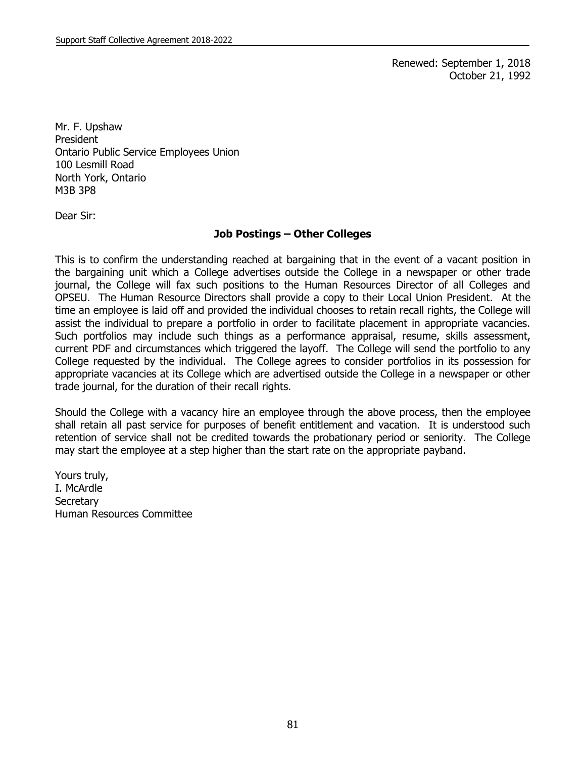Renewed: September 1, 2018
October 21, 1992

Mr. F. Upshaw
President
Ontario Public Service Employees Union
100 Lesmill Road
North York, Ontario
M3B 3P8

Dear Sir:

**Job Postings – Other Colleges**

This is to confirm the understanding reached at bargaining that in the event of a vacant position in the bargaining unit which a College advertises outside the College in a newspaper or other trade journal, the College will fax such positions to the Human Resources Director of all Colleges and OPSEU. The Human Resource Directors shall provide a copy to their Local Union President. At the time an employee is laid off and provided the individual chooses to retain recall rights, the College will assist the individual to prepare a portfolio in order to facilitate placement in appropriate vacancies. Such portfolios may include such things as a performance appraisal, resume, skills assessment, current PDF and circumstances which triggered the layoff. The College will send the portfolio to any College requested by the individual. The College agrees to consider portfolios in its possession for appropriate vacancies at its College which are advertised outside the College in a newspaper or other trade journal, for the duration of their recall rights.

Should the College with a vacancy hire an employee through the above process, then the employee shall retain all past service for purposes of benefit entitlement and vacation. It is understood such retention of service shall not be credited towards the probationary period or seniority. The College may start the employee at a step higher than the start rate on the appropriate payband.

Yours truly,
I. McArdle
Secretary
Human Resources Committee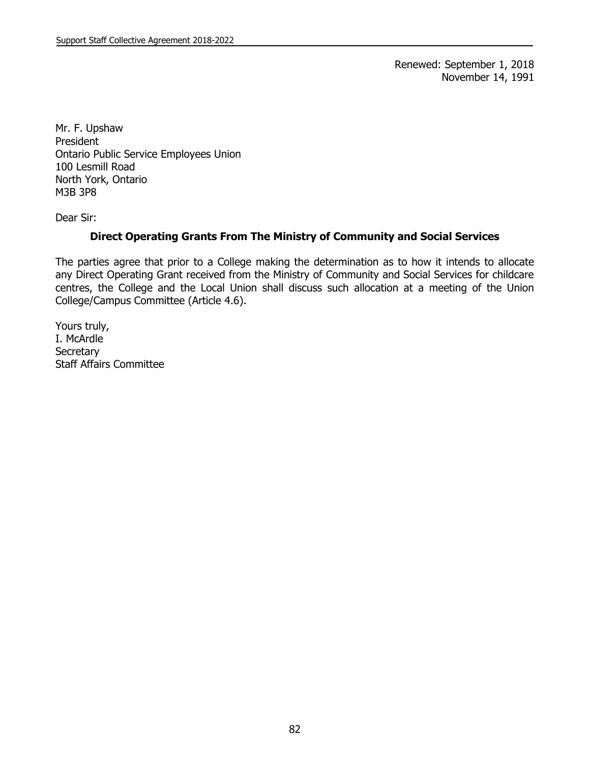Renewed: September 1, 2018
November 14, 1991

Mr. F. Upshaw
President
Ontario Public Service Employees Union
100 Lesmill Road
North York, Ontario
M3B 3P8

Dear Sir:

**Direct Operating Grants From The Ministry of Community and Social Services**

The parties agree that prior to a College making the determination as to how it intends to allocate any Direct Operating Grant received from the Ministry of Community and Social Services for childcare centres, the College and the Local Union shall discuss such allocation at a meeting of the Union College/Campus Committee (Article 4.6).

Yours truly,
I. McArdle
Secretary
Staff Affairs Committee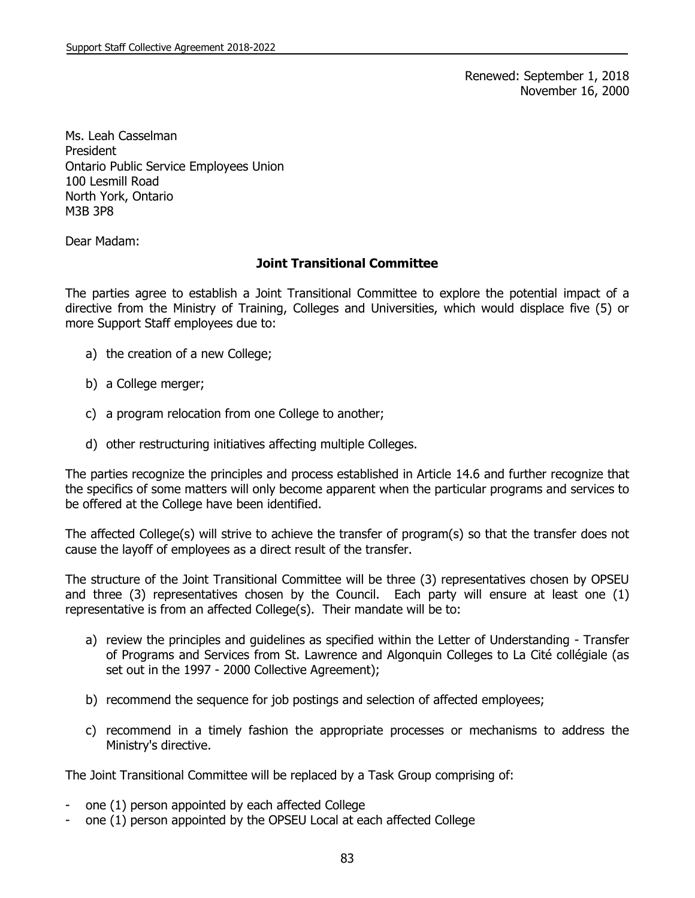Renewed: September 1, 2018
November 16, 2000

Ms. Leah Casselman
President
Ontario Public Service Employees Union
100 Lesmill Road
North York, Ontario
M3B 3P8

Dear Madam:

**Joint Transitional Committee**

The parties agree to establish a Joint Transitional Committee to explore the potential impact of a directive from the Ministry of Training, Colleges and Universities, which would displace five (5) or more Support Staff employees due to:

a) the creation of a new College;

b) a College merger;

c) a program relocation from one College to another;

d) other restructuring initiatives affecting multiple Colleges.

The parties recognize the principles and process established in Article 14.6 and further recognize that the specifics of some matters will only become apparent when the particular programs and services to be offered at the College have been identified.

The affected College(s) will strive to achieve the transfer of program(s) so that the transfer does not cause the layoff of employees as a direct result of the transfer.

The structure of the Joint Transitional Committee will be three (3) representatives chosen by OPSEU and three (3) representatives chosen by the Council. Each party will ensure at least one (1) representative is from an affected College(s). Their mandate will be to:

a) review the principles and guidelines as specified within the Letter of Understanding - Transfer of Programs and Services from St. Lawrence and Algonquin Colleges to La Cité collégiale (as set out in the 1997 - 2000 Collective Agreement);

b) recommend the sequence for job postings and selection of affected employees;

c) recommend in a timely fashion the appropriate processes or mechanisms to address the Ministry's directive.

The Joint Transitional Committee will be replaced by a Task Group comprising of:

- one (1) person appointed by each affected College
- one (1) person appointed by the OPSEU Local at each affected College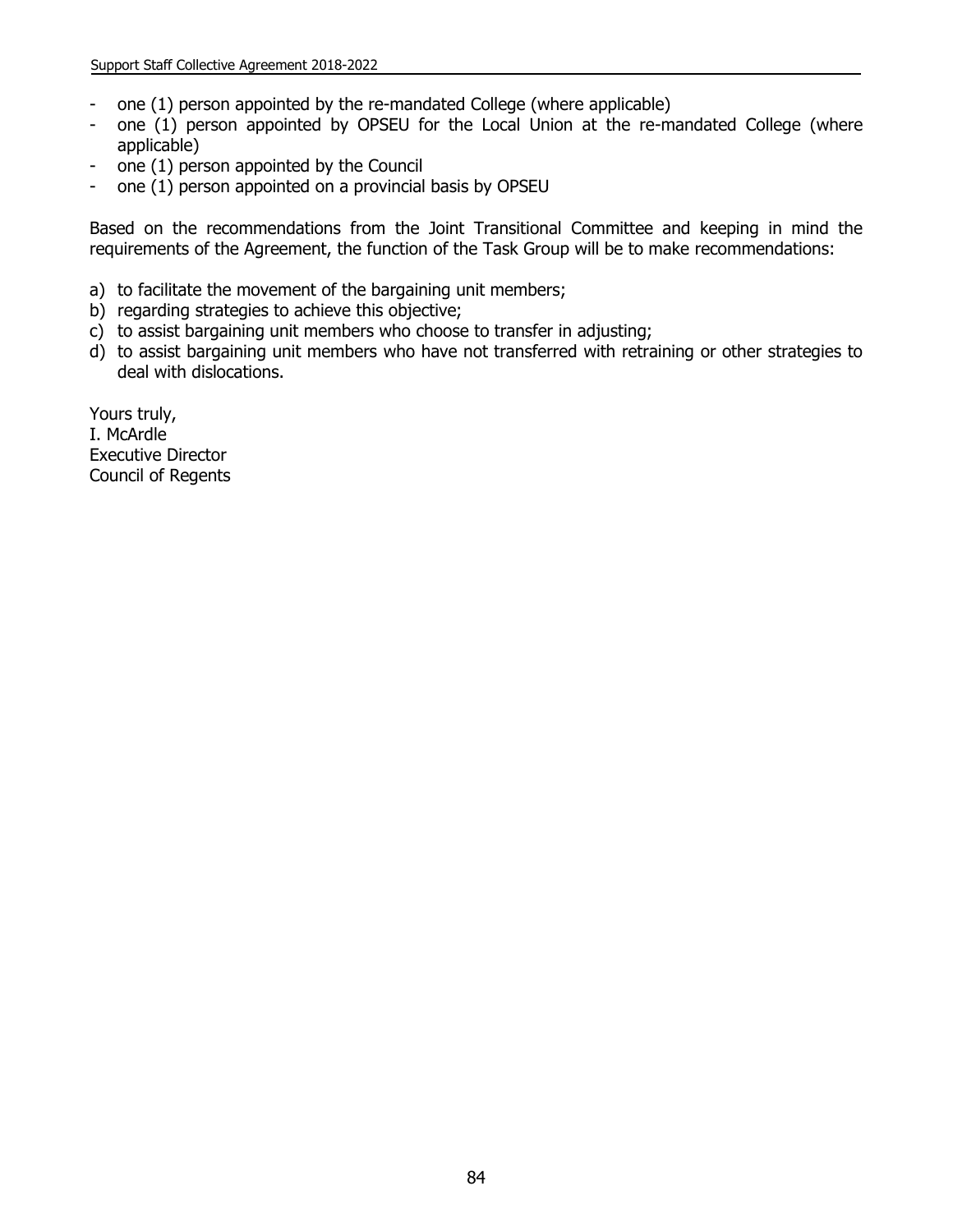- one (1) person appointed by the re-mandated College (where applicable)
- one (1) person appointed by OPSEU for the Local Union at the re-mandated College (where applicable)
- one (1) person appointed by the Council
- one (1) person appointed on a provincial basis by OPSEU

Based on the recommendations from the Joint Transitional Committee and keeping in mind the requirements of the Agreement, the function of the Task Group will be to make recommendations:

a) to facilitate the movement of the bargaining unit members;
b) regarding strategies to achieve this objective;
c) to assist bargaining unit members who choose to transfer in adjusting;
d) to assist bargaining unit members who have not transferred with retraining or other strategies to deal with dislocations.

Yours truly,
I. McArdle
Executive Director
Council of Regents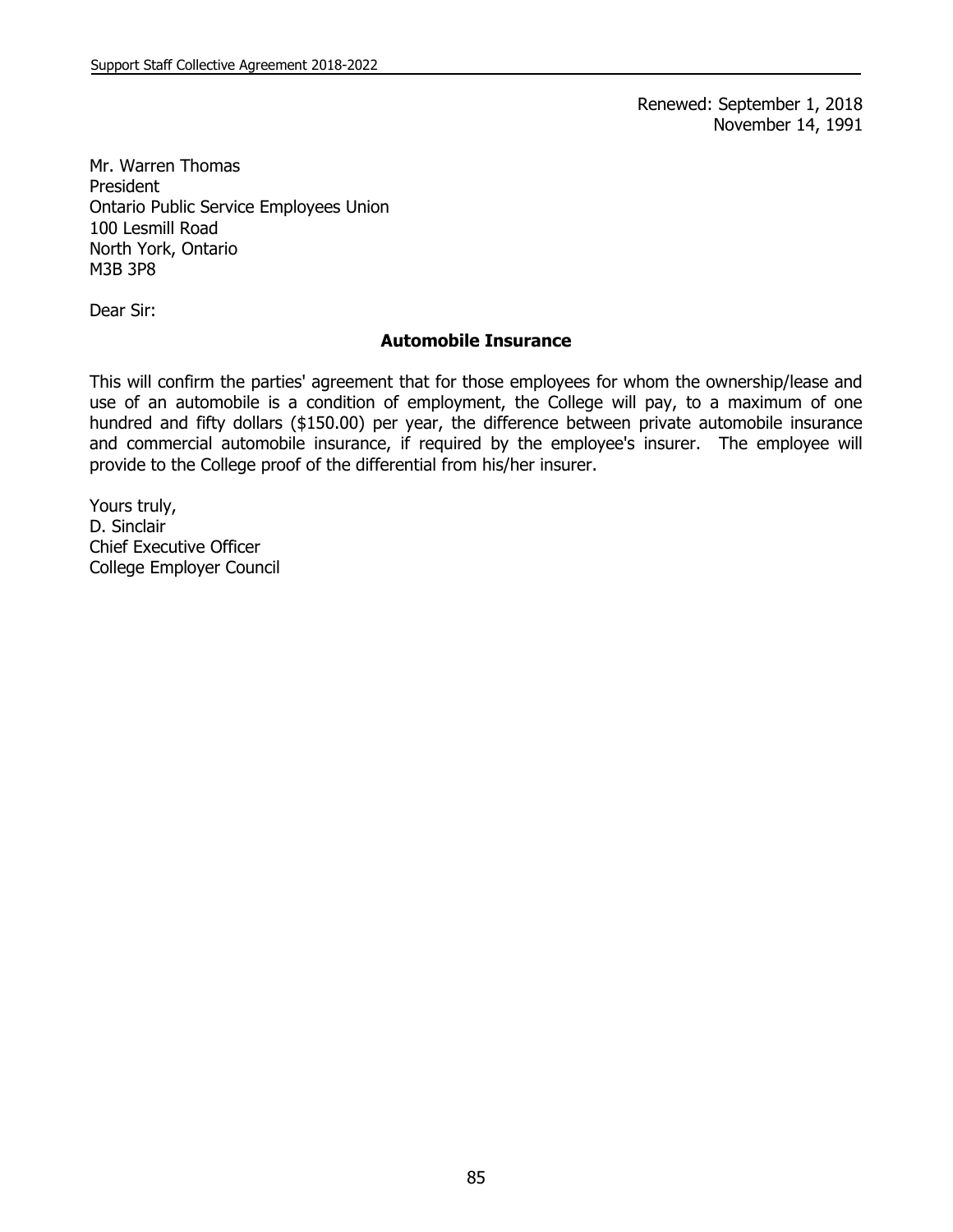Renewed: September 1, 2018
November 14, 1991

Mr. Warren Thomas
President
Ontario Public Service Employees Union
100 Lesmill Road
North York, Ontario
M3B 3P8

Dear Sir:

**Automobile Insurance**

This will confirm the parties' agreement that for those employees for whom the ownership/lease and use of an automobile is a condition of employment, the College will pay, to a maximum of one hundred and fifty dollars ($150.00) per year, the difference between private automobile insurance and commercial automobile insurance, if required by the employee's insurer. The employee will provide to the College proof of the differential from his/her insurer.

Yours truly,
D. Sinclair
Chief Executive Officer
College Employer Council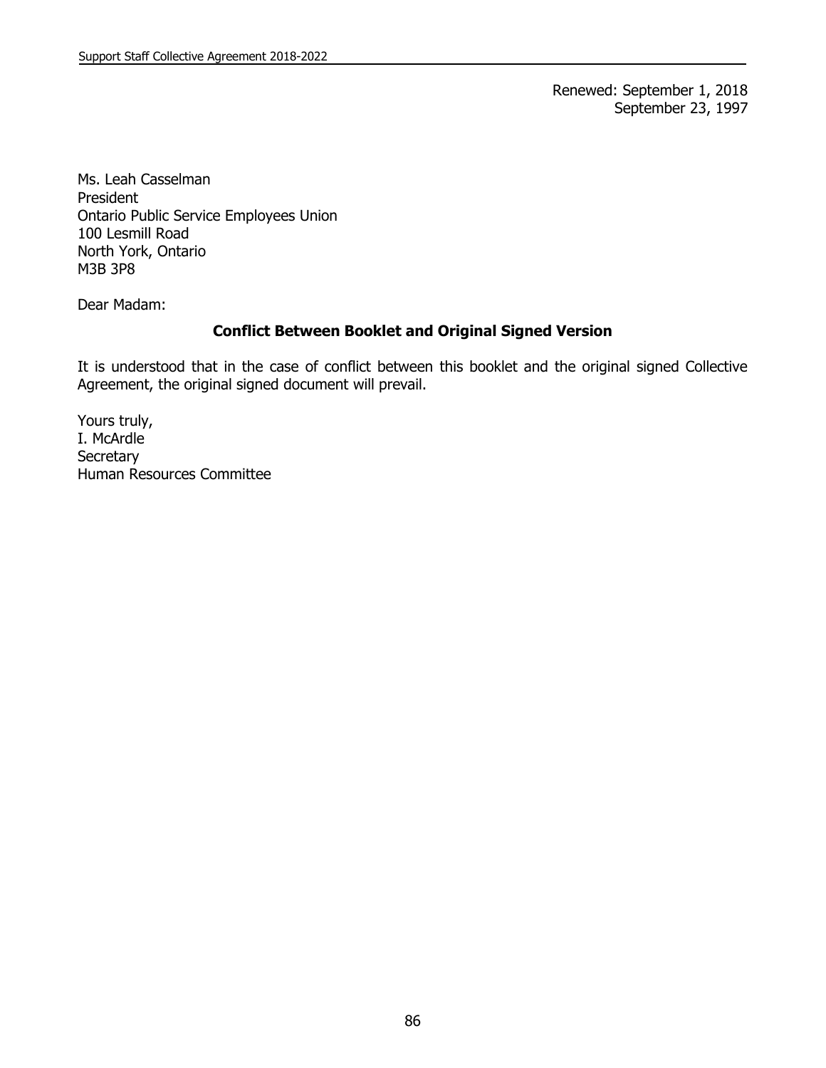Renewed: September 1, 2018
September 23, 1997

Ms. Leah Casselman
President
Ontario Public Service Employees Union
100 Lesmill Road
North York, Ontario
M3B 3P8

Dear Madam:

**Conflict Between Booklet and Original Signed Version**

It is understood that in the case of conflict between this booklet and the original signed Collective Agreement, the original signed document will prevail.

Yours truly,
I. McArdle
Secretary
Human Resources Committee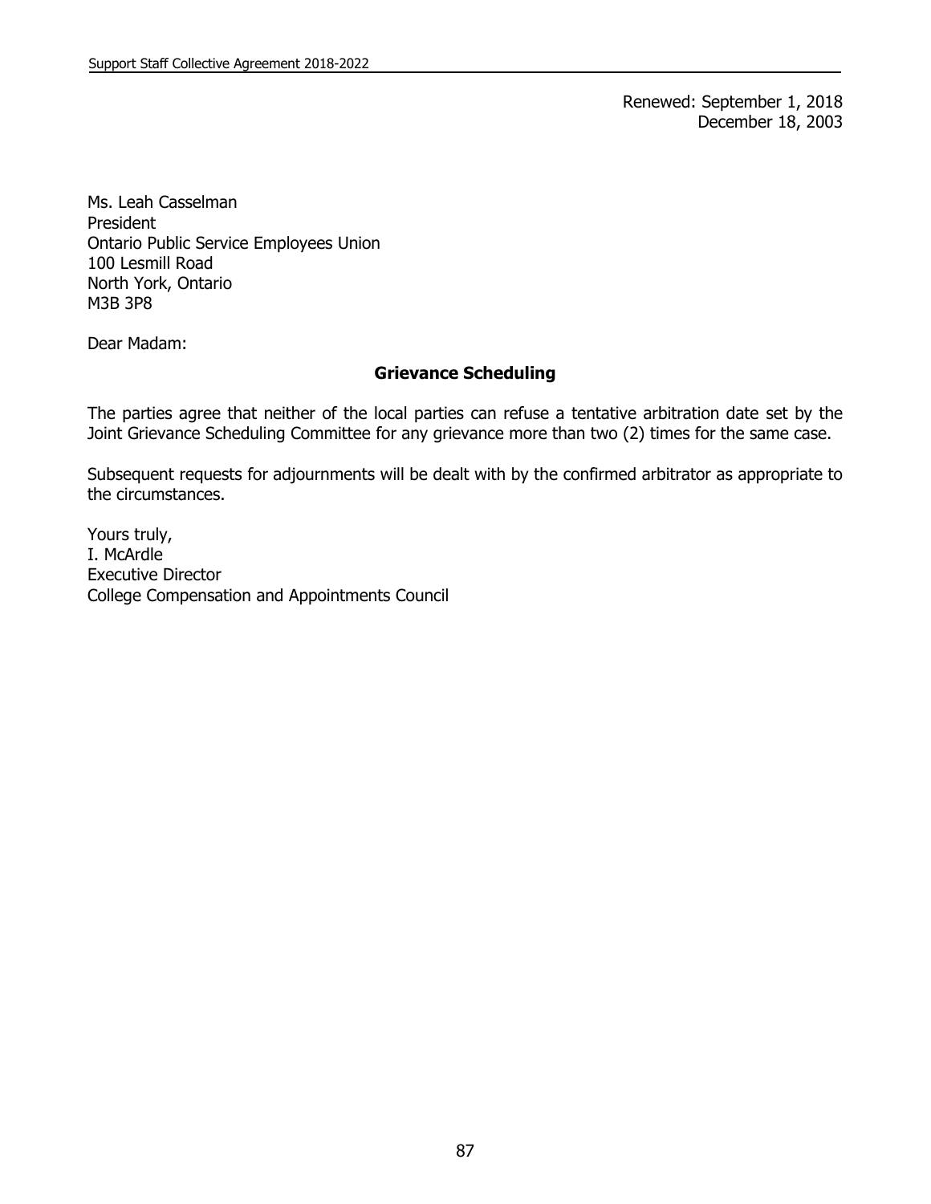Renewed: September 1, 2018
December 18, 2003

Ms. Leah Casselman
President
Ontario Public Service Employees Union
100 Lesmill Road
North York, Ontario
M3B 3P8

Dear Madam:

**Grievance Scheduling**

The parties agree that neither of the local parties can refuse a tentative arbitration date set by the Joint Grievance Scheduling Committee for any grievance more than two (2) times for the same case.

Subsequent requests for adjournments will be dealt with by the confirmed arbitrator as appropriate to the circumstances.

Yours truly,
I. McArdle
Executive Director
College Compensation and Appointments Council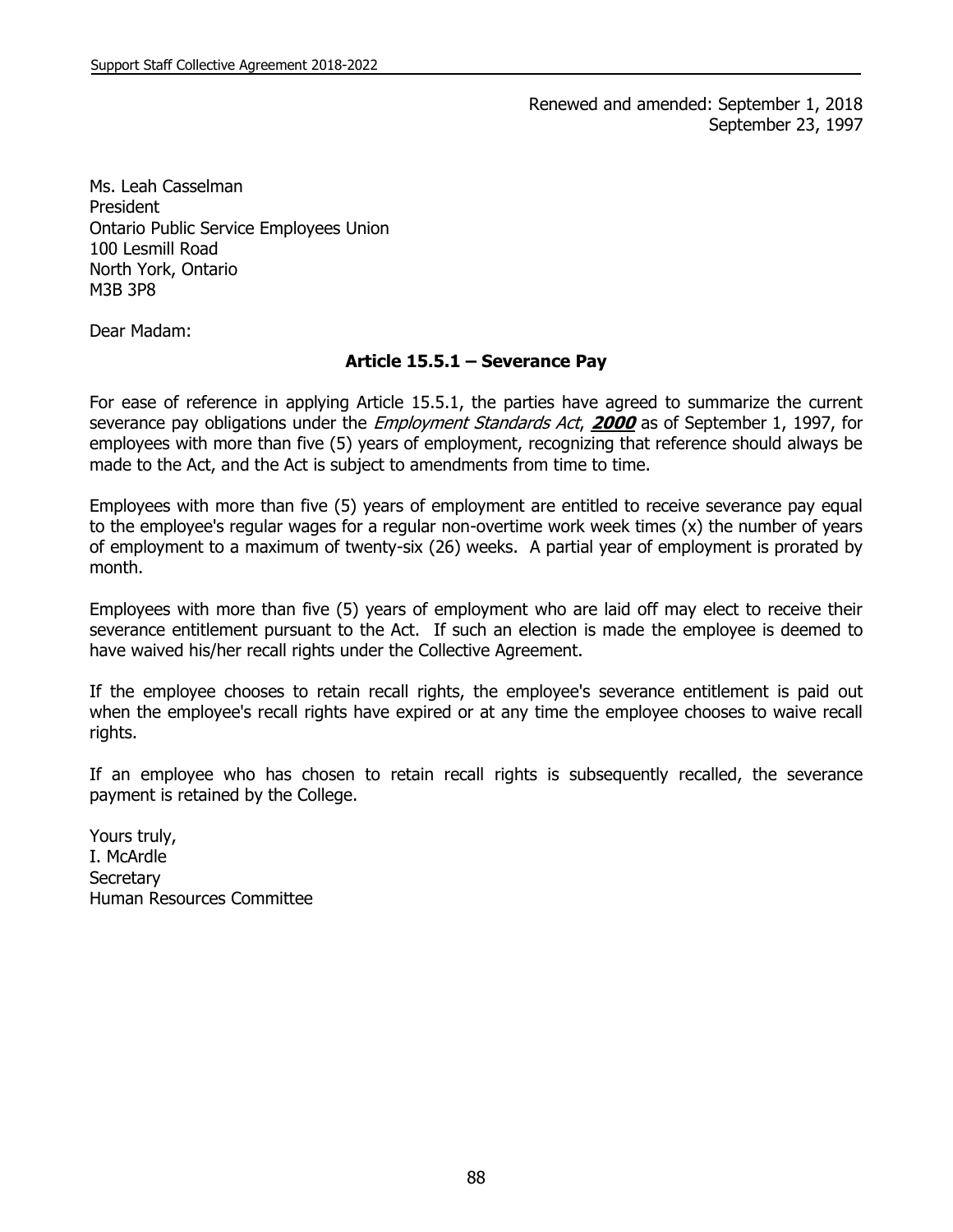Renewed and amended: September 1, 2018
September 23, 1997

Ms. Leah Casselman
President
Ontario Public Service Employees Union
100 Lesmill Road
North York, Ontario
M3B 3P8

Dear Madam:

### Article 15.5.1 – Severance Pay

For ease of reference in applying Article 15.5.1, the parties have agreed to summarize the current severance pay obligations under the *Employment Standards Act*, ***2000*** as of September 1, 1997, for employees with more than five (5) years of employment, recognizing that reference should always be made to the Act, and the Act is subject to amendments from time to time.

Employees with more than five (5) years of employment are entitled to receive severance pay equal to the employee's regular wages for a regular non-overtime work week times (x) the number of years of employment to a maximum of twenty-six (26) weeks. A partial year of employment is prorated by month.

Employees with more than five (5) years of employment who are laid off may elect to receive their severance entitlement pursuant to the Act. If such an election is made the employee is deemed to have waived his/her recall rights under the Collective Agreement.

If the employee chooses to retain recall rights, the employee's severance entitlement is paid out when the employee's recall rights have expired or at any time the employee chooses to waive recall rights.

If an employee who has chosen to retain recall rights is subsequently recalled, the severance payment is retained by the College.

Yours truly,
I. McArdle
Secretary
Human Resources Committee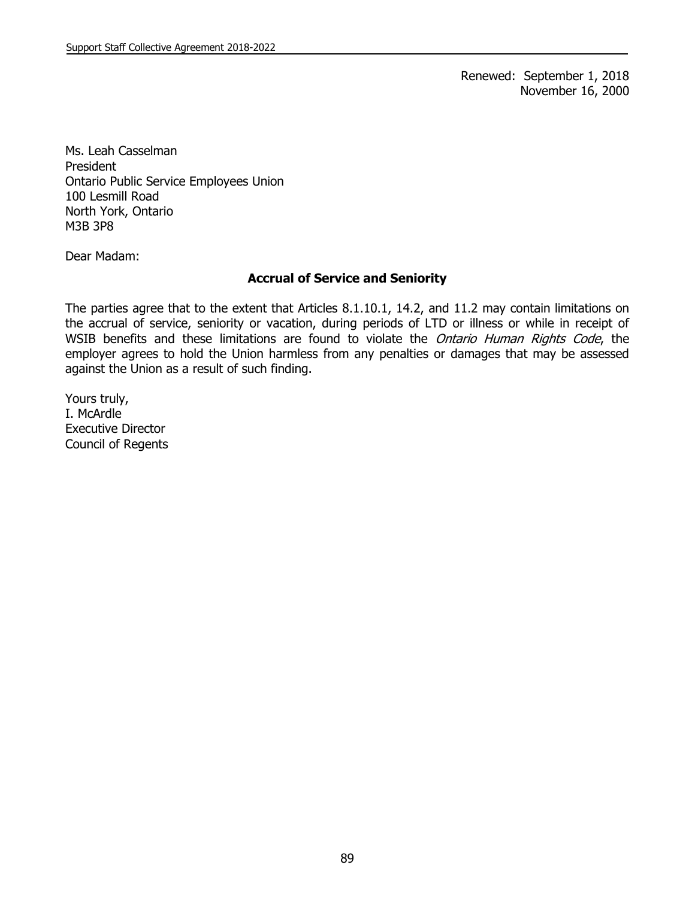Renewed: September 1, 2018
November 16, 2000

Ms. Leah Casselman
President
Ontario Public Service Employees Union
100 Lesmill Road
North York, Ontario
M3B 3P8

Dear Madam:

**Accrual of Service and Seniority**

The parties agree that to the extent that Articles 8.1.10.1, 14.2, and 11.2 may contain limitations on the accrual of service, seniority or vacation, during periods of LTD or illness or while in receipt of WSIB benefits and these limitations are found to violate the *Ontario Human Rights Code*, the employer agrees to hold the Union harmless from any penalties or damages that may be assessed against the Union as a result of such finding.

Yours truly,
I. McArdle
Executive Director
Council of Regents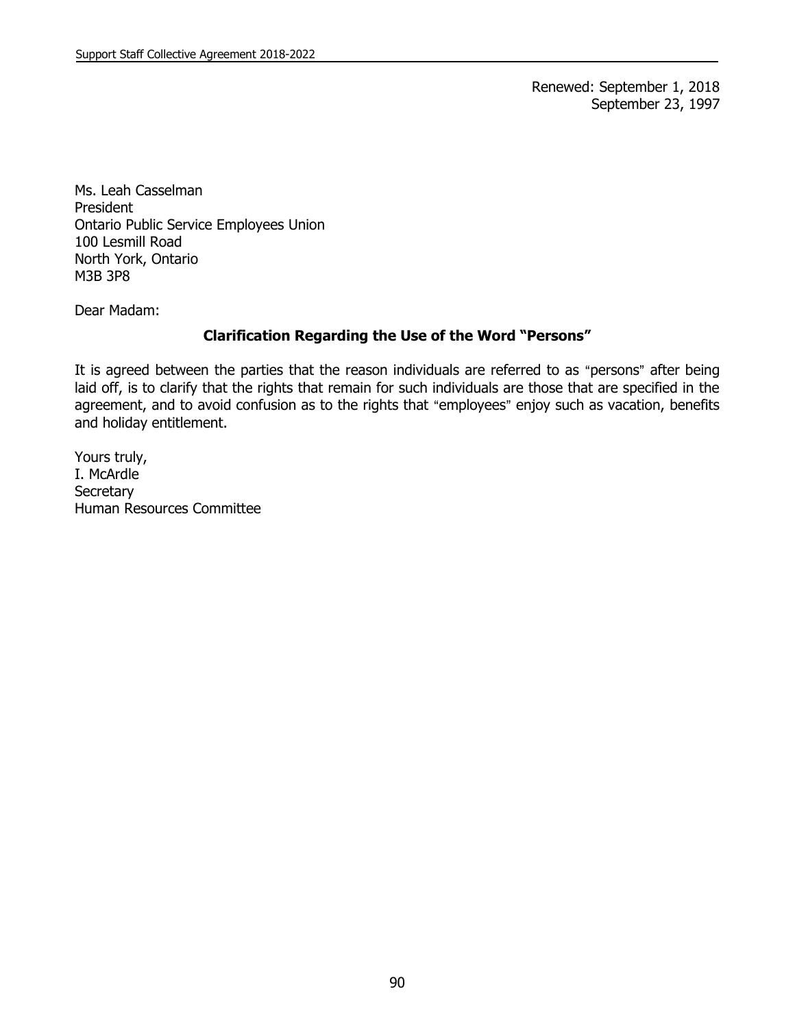Renewed: September 1, 2018
September 23, 1997

Ms. Leah Casselman
President
Ontario Public Service Employees Union
100 Lesmill Road
North York, Ontario
M3B 3P8

Dear Madam:

**Clarification Regarding the Use of the Word "Persons"**

It is agreed between the parties that the reason individuals are referred to as "persons" after being laid off, is to clarify that the rights that remain for such individuals are those that are specified in the agreement, and to avoid confusion as to the rights that "employees" enjoy such as vacation, benefits and holiday entitlement.

Yours truly,
I. McArdle
Secretary
Human Resources Committee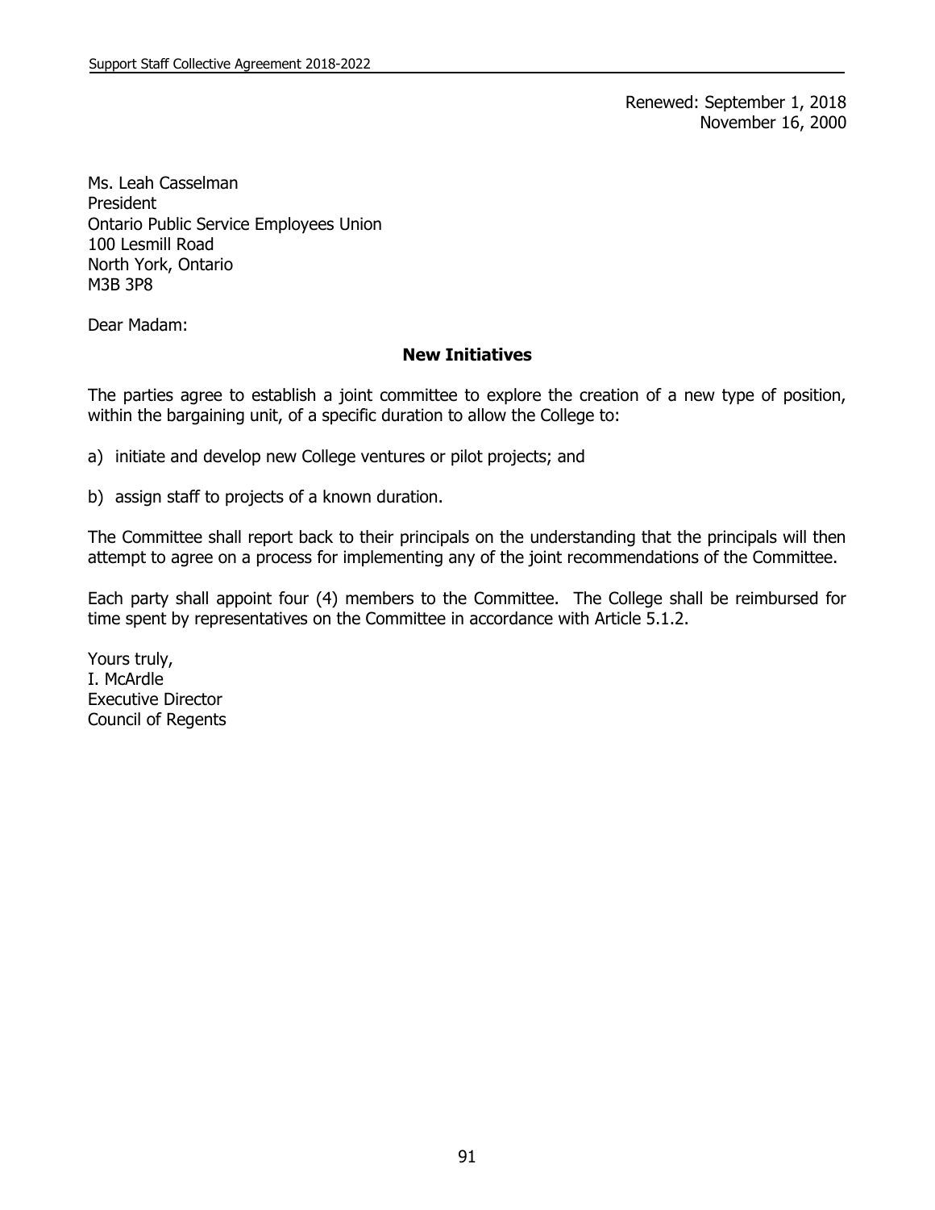Renewed: September 1, 2018
November 16, 2000

Ms. Leah Casselman
President
Ontario Public Service Employees Union
100 Lesmill Road
North York, Ontario
M3B 3P8

Dear Madam:

**New Initiatives**

The parties agree to establish a joint committee to explore the creation of a new type of position, within the bargaining unit, of a specific duration to allow the College to:

a) initiate and develop new College ventures or pilot projects; and

b) assign staff to projects of a known duration.

The Committee shall report back to their principals on the understanding that the principals will then attempt to agree on a process for implementing any of the joint recommendations of the Committee.

Each party shall appoint four (4) members to the Committee. The College shall be reimbursed for time spent by representatives on the Committee in accordance with Article 5.1.2.

Yours truly,
I. McArdle
Executive Director
Council of Regents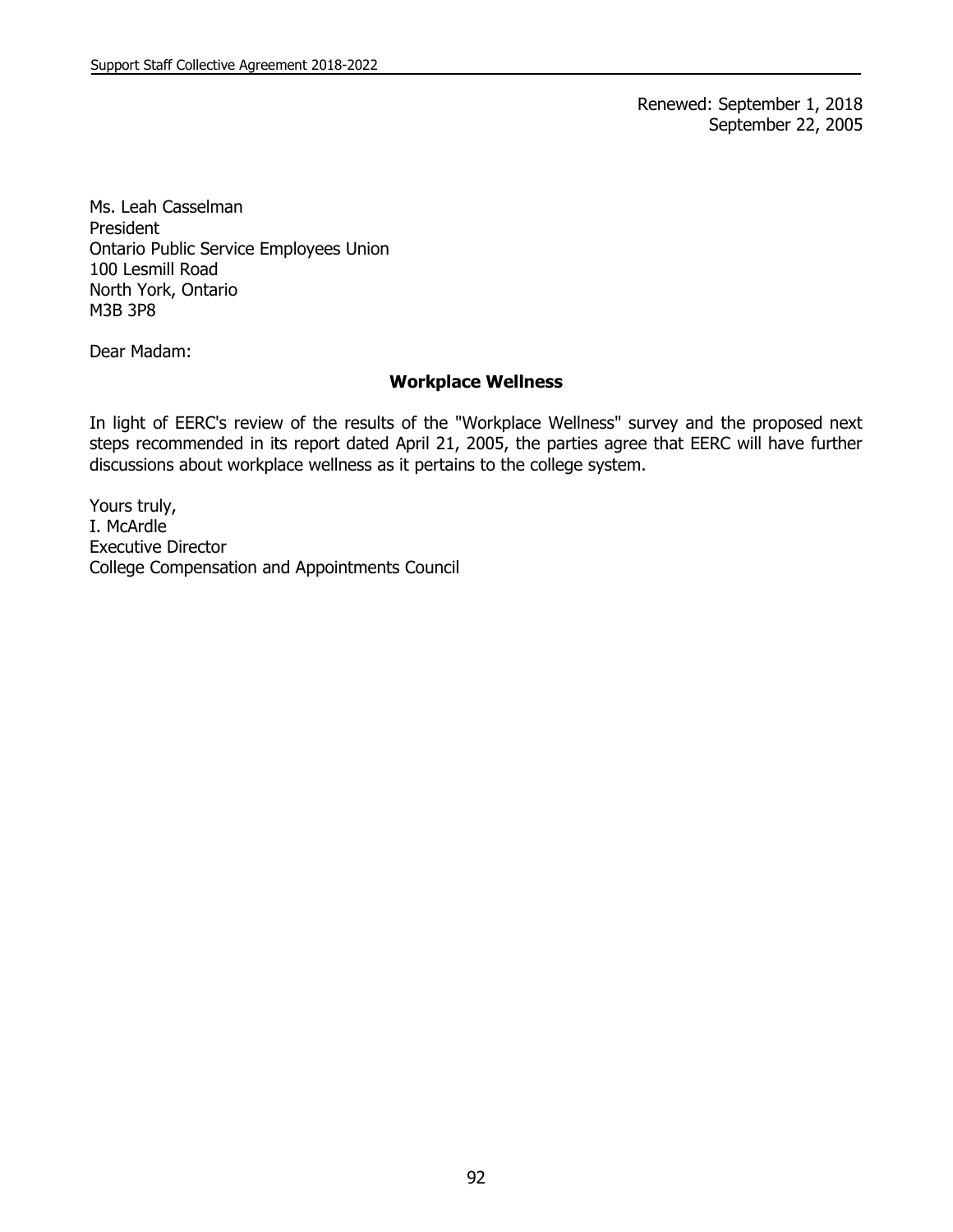Renewed: September 1, 2018
September 22, 2005

Ms. Leah Casselman
President
Ontario Public Service Employees Union
100 Lesmill Road
North York, Ontario
M3B 3P8

Dear Madam:

**Workplace Wellness**

In light of EERC's review of the results of the "Workplace Wellness" survey and the proposed next steps recommended in its report dated April 21, 2005, the parties agree that EERC will have further discussions about workplace wellness as it pertains to the college system.

Yours truly,
I. McArdle
Executive Director
College Compensation and Appointments Council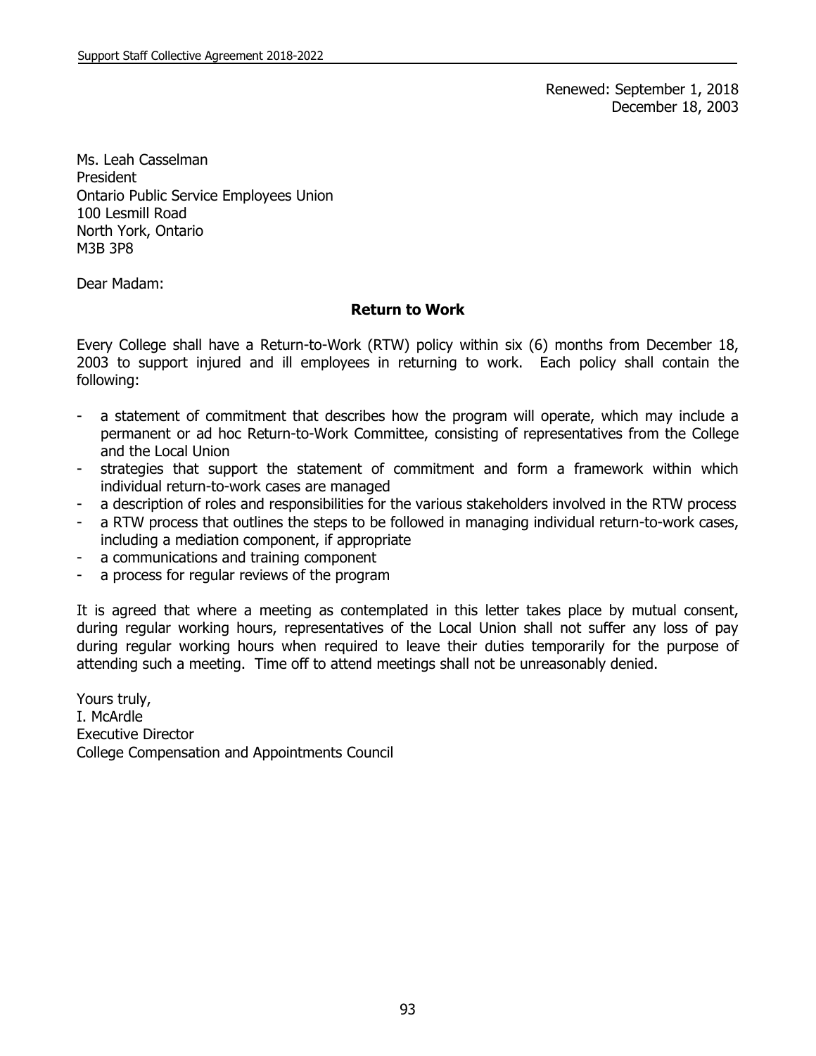Renewed: September 1, 2018
December 18, 2003

Ms. Leah Casselman
President
Ontario Public Service Employees Union
100 Lesmill Road
North York, Ontario
M3B 3P8

Dear Madam:

**Return to Work**

Every College shall have a Return-to-Work (RTW) policy within six (6) months from December 18, 2003 to support injured and ill employees in returning to work. Each policy shall contain the following:

- a statement of commitment that describes how the program will operate, which may include a permanent or ad hoc Return-to-Work Committee, consisting of representatives from the College and the Local Union
- strategies that support the statement of commitment and form a framework within which individual return-to-work cases are managed
- a description of roles and responsibilities for the various stakeholders involved in the RTW process
- a RTW process that outlines the steps to be followed in managing individual return-to-work cases, including a mediation component, if appropriate
- a communications and training component
- a process for regular reviews of the program

It is agreed that where a meeting as contemplated in this letter takes place by mutual consent, during regular working hours, representatives of the Local Union shall not suffer any loss of pay during regular working hours when required to leave their duties temporarily for the purpose of attending such a meeting. Time off to attend meetings shall not be unreasonably denied.

Yours truly,
I. McArdle
Executive Director
College Compensation and Appointments Council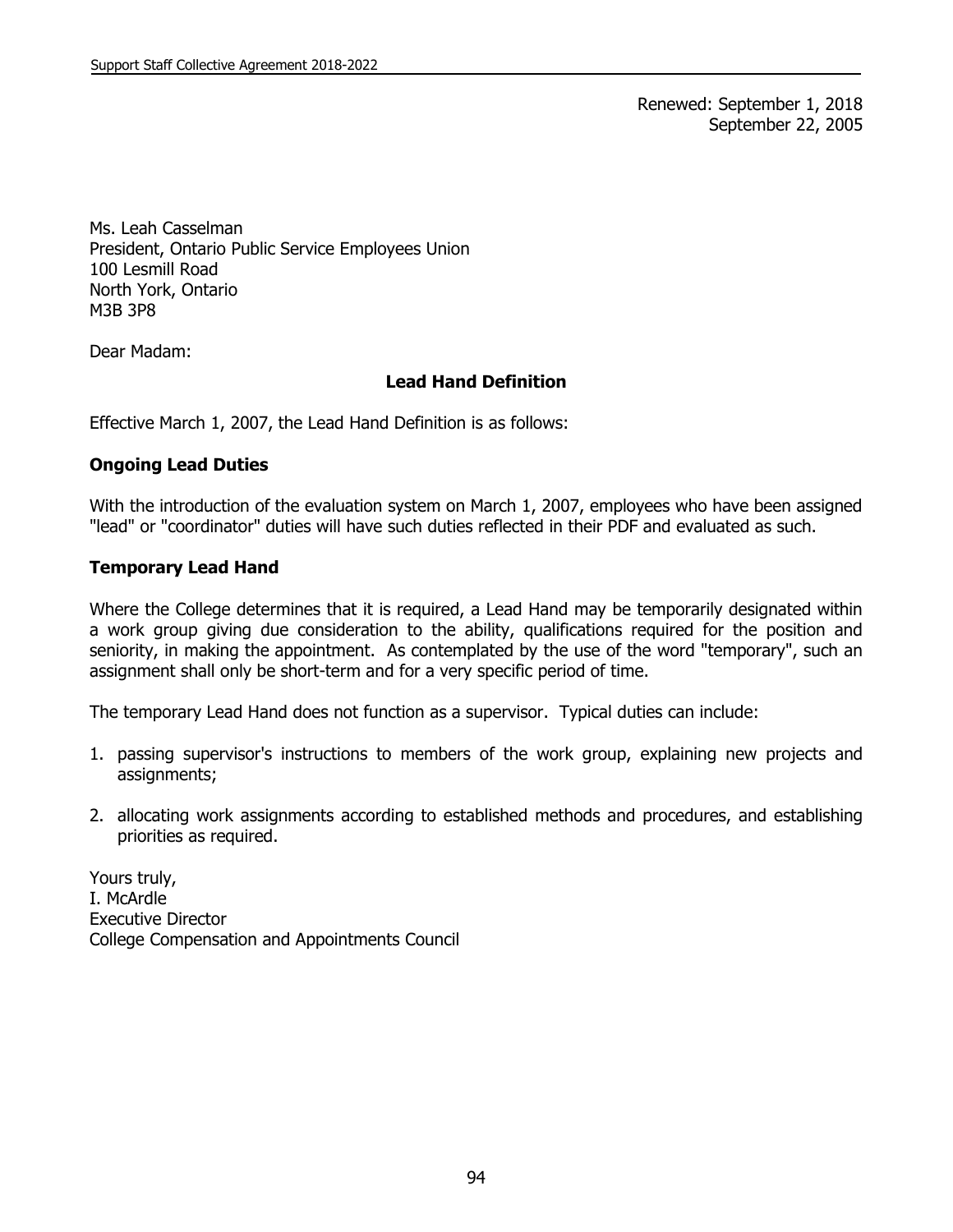Renewed: September 1, 2018
September 22, 2005

Ms. Leah Casselman
President, Ontario Public Service Employees Union
100 Lesmill Road
North York, Ontario
M3B 3P8

Dear Madam:

## Lead Hand Definition

Effective March 1, 2007, the Lead Hand Definition is as follows:

### Ongoing Lead Duties

With the introduction of the evaluation system on March 1, 2007, employees who have been assigned "lead" or "coordinator" duties will have such duties reflected in their PDF and evaluated as such.

### Temporary Lead Hand

Where the College determines that it is required, a Lead Hand may be temporarily designated within a work group giving due consideration to the ability, qualifications required for the position and seniority, in making the appointment. As contemplated by the use of the word "temporary", such an assignment shall only be short-term and for a very specific period of time.

The temporary Lead Hand does not function as a supervisor. Typical duties can include:

1. passing supervisor's instructions to members of the work group, explaining new projects and assignments;

2. allocating work assignments according to established methods and procedures, and establishing priorities as required.

Yours truly,
I. McArdle
Executive Director
College Compensation and Appointments Council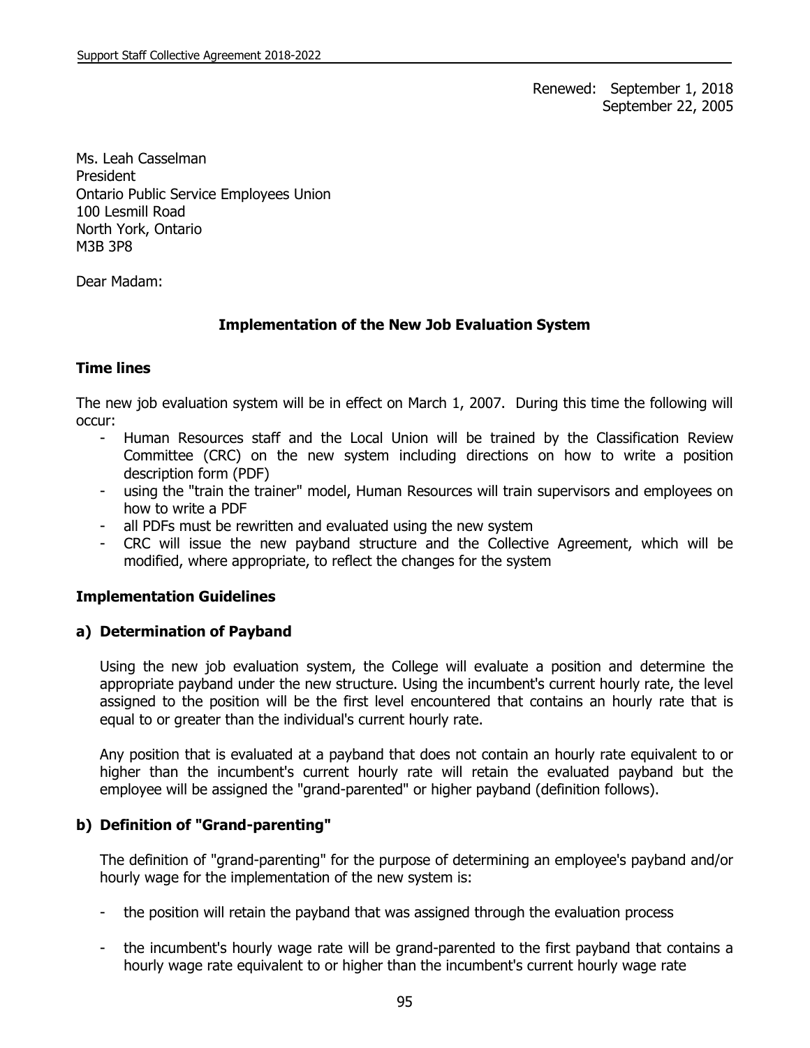Renewed: September 1, 2018
September 22, 2005

Ms. Leah Casselman
President
Ontario Public Service Employees Union
100 Lesmill Road
North York, Ontario
M3B 3P8

Dear Madam:

## Implementation of the New Job Evaluation System

### Time lines

The new job evaluation system will be in effect on March 1, 2007. During this time the following will occur:

- Human Resources staff and the Local Union will be trained by the Classification Review Committee (CRC) on the new system including directions on how to write a position description form (PDF)
- using the "train the trainer" model, Human Resources will train supervisors and employees on how to write a PDF
- all PDFs must be rewritten and evaluated using the new system
- CRC will issue the new payband structure and the Collective Agreement, which will be modified, where appropriate, to reflect the changes for the system

### Implementation Guidelines

#### a) Determination of Payband

Using the new job evaluation system, the College will evaluate a position and determine the appropriate payband under the new structure. Using the incumbent's current hourly rate, the level assigned to the position will be the first level encountered that contains an hourly rate that is equal to or greater than the individual's current hourly rate.

Any position that is evaluated at a payband that does not contain an hourly rate equivalent to or higher than the incumbent's current hourly rate will retain the evaluated payband but the employee will be assigned the "grand-parented" or higher payband (definition follows).

#### b) Definition of "Grand-parenting"

The definition of "grand-parenting" for the purpose of determining an employee's payband and/or hourly wage for the implementation of the new system is:

- the position will retain the payband that was assigned through the evaluation process

- the incumbent's hourly wage rate will be grand-parented to the first payband that contains a hourly wage rate equivalent to or higher than the incumbent's current hourly wage rate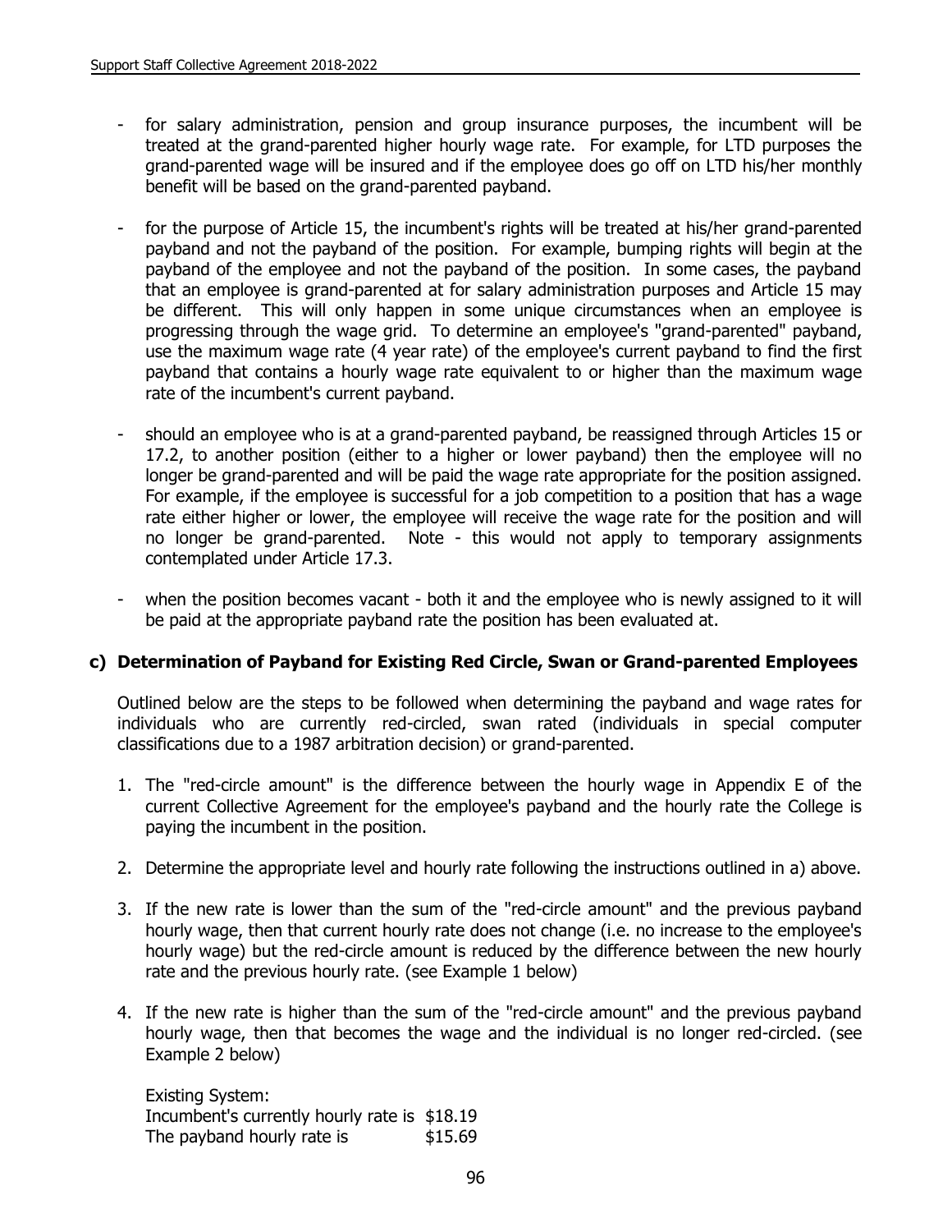- for salary administration, pension and group insurance purposes, the incumbent will be treated at the grand-parented higher hourly wage rate. For example, for LTD purposes the grand-parented wage will be insured and if the employee does go off on LTD his/her monthly benefit will be based on the grand-parented payband.

- for the purpose of Article 15, the incumbent's rights will be treated at his/her grand-parented payband and not the payband of the position. For example, bumping rights will begin at the payband of the employee and not the payband of the position. In some cases, the payband that an employee is grand-parented at for salary administration purposes and Article 15 may be different. This will only happen in some unique circumstances when an employee is progressing through the wage grid. To determine an employee's "grand-parented" payband, use the maximum wage rate (4 year rate) of the employee's current payband to find the first payband that contains a hourly wage rate equivalent to or higher than the maximum wage rate of the incumbent's current payband.

- should an employee who is at a grand-parented payband, be reassigned through Articles 15 or 17.2, to another position (either to a higher or lower payband) then the employee will no longer be grand-parented and will be paid the wage rate appropriate for the position assigned. For example, if the employee is successful for a job competition to a position that has a wage rate either higher or lower, the employee will receive the wage rate for the position and will no longer be grand-parented. Note - this would not apply to temporary assignments contemplated under Article 17.3.

- when the position becomes vacant - both it and the employee who is newly assigned to it will be paid at the appropriate payband rate the position has been evaluated at.

**c) Determination of Payband for Existing Red Circle, Swan or Grand-parented Employees**

Outlined below are the steps to be followed when determining the payband and wage rates for individuals who are currently red-circled, swan rated (individuals in special computer classifications due to a 1987 arbitration decision) or grand-parented.

1. The "red-circle amount" is the difference between the hourly wage in Appendix E of the current Collective Agreement for the employee's payband and the hourly rate the College is paying the incumbent in the position.
2. Determine the appropriate level and hourly rate following the instructions outlined in a) above.
3. If the new rate is lower than the sum of the "red-circle amount" and the previous payband hourly wage, then that current hourly rate does not change (i.e. no increase to the employee's hourly wage) but the red-circle amount is reduced by the difference between the new hourly rate and the previous hourly rate. (see Example 1 below)
4. If the new rate is higher than the sum of the "red-circle amount" and the previous payband hourly wage, then that becomes the wage and the individual is no longer red-circled. (see Example 2 below)

Existing System:
Incumbent's currently hourly rate is $18.19
The payband hourly rate is $15.69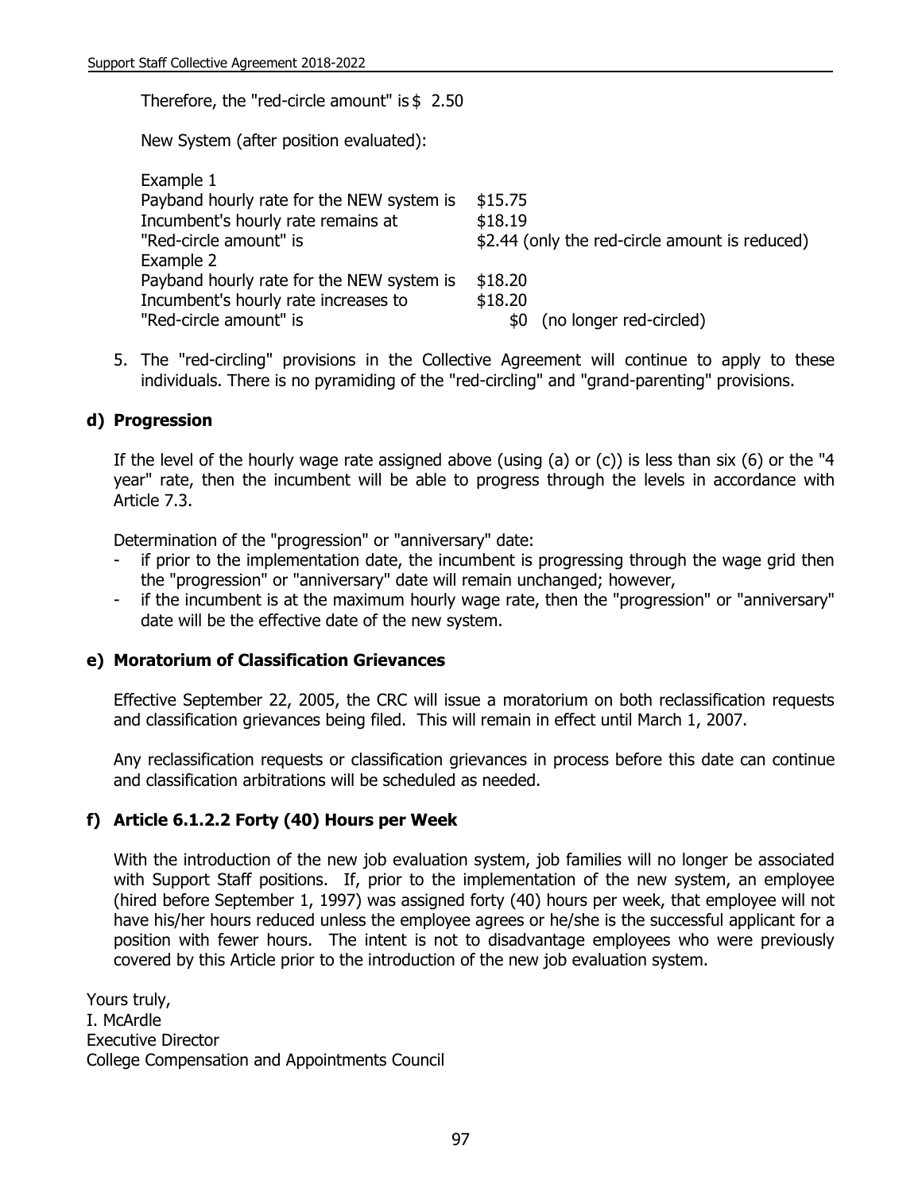Therefore, the "red-circle amount" is $ 2.50

New System (after position evaluated):

| | |
|---|---|
| Example 1 | |
| Payband hourly rate for the NEW system is | $15.75 |
| Incumbent's hourly rate remains at | $18.19 |
| "Red-circle amount" is | $2.44 (only the red-circle amount is reduced) |
| Example 2 | |
| Payband hourly rate for the NEW system is | $18.20 |
| Incumbent's hourly rate increases to | $18.20 |
| "Red-circle amount" is | $0 (no longer red-circled) |

5. The "red-circling" provisions in the Collective Agreement will continue to apply to these individuals. There is no pyramiding of the "red-circling" and "grand-parenting" provisions.

**d) Progression**

If the level of the hourly wage rate assigned above (using (a) or (c)) is less than six (6) or the "4 year" rate, then the incumbent will be able to progress through the levels in accordance with Article 7.3.

Determination of the "progression" or "anniversary" date:

- if prior to the implementation date, the incumbent is progressing through the wage grid then the "progression" or "anniversary" date will remain unchanged; however,
- if the incumbent is at the maximum hourly wage rate, then the "progression" or "anniversary" date will be the effective date of the new system.

**e) Moratorium of Classification Grievances**

Effective September 22, 2005, the CRC will issue a moratorium on both reclassification requests and classification grievances being filed. This will remain in effect until March 1, 2007.

Any reclassification requests or classification grievances in process before this date can continue and classification arbitrations will be scheduled as needed.

**f) Article 6.1.2.2 Forty (40) Hours per Week**

With the introduction of the new job evaluation system, job families will no longer be associated with Support Staff positions. If, prior to the implementation of the new system, an employee (hired before September 1, 1997) was assigned forty (40) hours per week, that employee will not have his/her hours reduced unless the employee agrees or he/she is the successful applicant for a position with fewer hours. The intent is not to disadvantage employees who were previously covered by this Article prior to the introduction of the new job evaluation system.

Yours truly,
I. McArdle
Executive Director
College Compensation and Appointments Council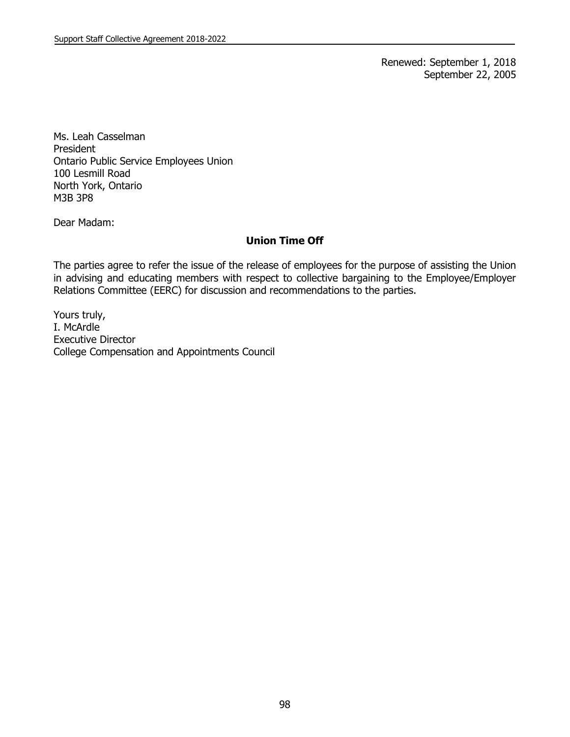Renewed: September 1, 2018
September 22, 2005

Ms. Leah Casselman
President
Ontario Public Service Employees Union
100 Lesmill Road
North York, Ontario
M3B 3P8

Dear Madam:

**Union Time Off**

The parties agree to refer the issue of the release of employees for the purpose of assisting the Union in advising and educating members with respect to collective bargaining to the Employee/Employer Relations Committee (EERC) for discussion and recommendations to the parties.

Yours truly,
I. McArdle
Executive Director
College Compensation and Appointments Council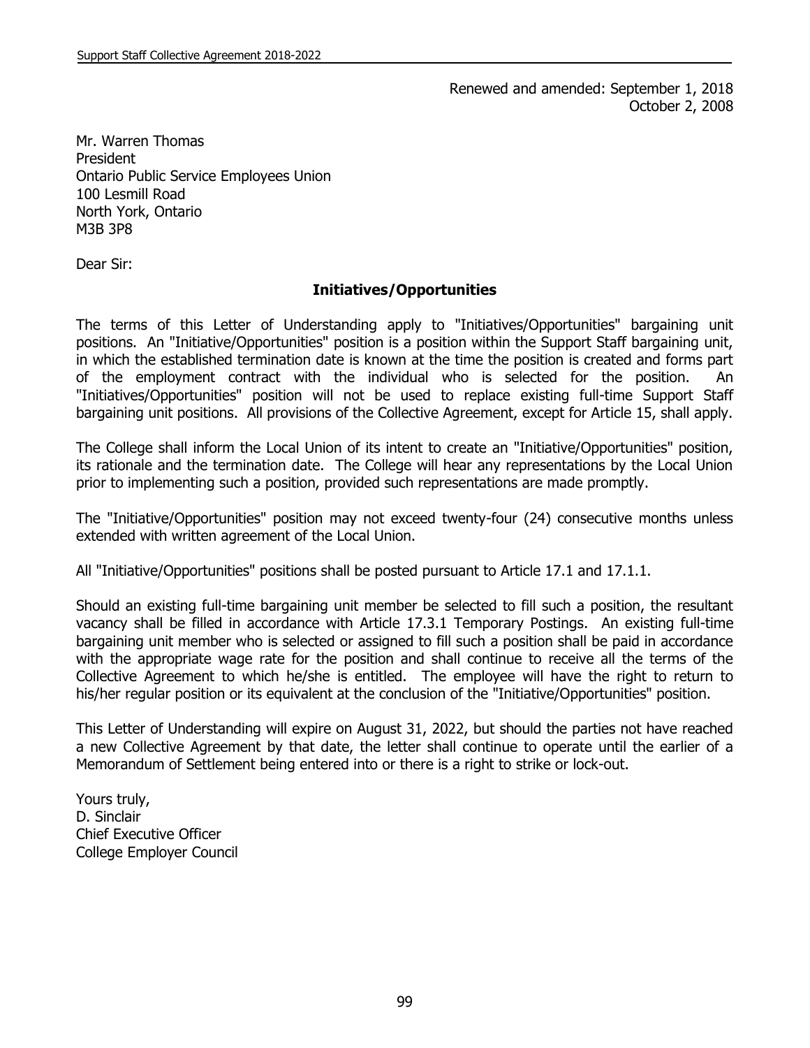Renewed and amended: September 1, 2018
October 2, 2008

Mr. Warren Thomas
President
Ontario Public Service Employees Union
100 Lesmill Road
North York, Ontario
M3B 3P8

Dear Sir:

**Initiatives/Opportunities**

The terms of this Letter of Understanding apply to "Initiatives/Opportunities" bargaining unit positions. An "Initiative/Opportunities" position is a position within the Support Staff bargaining unit, in which the established termination date is known at the time the position is created and forms part of the employment contract with the individual who is selected for the position. An "Initiatives/Opportunities" position will not be used to replace existing full-time Support Staff bargaining unit positions. All provisions of the Collective Agreement, except for Article 15, shall apply.

The College shall inform the Local Union of its intent to create an "Initiative/Opportunities" position, its rationale and the termination date. The College will hear any representations by the Local Union prior to implementing such a position, provided such representations are made promptly.

The "Initiative/Opportunities" position may not exceed twenty-four (24) consecutive months unless extended with written agreement of the Local Union.

All "Initiative/Opportunities" positions shall be posted pursuant to Article 17.1 and 17.1.1.

Should an existing full-time bargaining unit member be selected to fill such a position, the resultant vacancy shall be filled in accordance with Article 17.3.1 Temporary Postings. An existing full-time bargaining unit member who is selected or assigned to fill such a position shall be paid in accordance with the appropriate wage rate for the position and shall continue to receive all the terms of the Collective Agreement to which he/she is entitled. The employee will have the right to return to his/her regular position or its equivalent at the conclusion of the "Initiative/Opportunities" position.

This Letter of Understanding will expire on August 31, 2022, but should the parties not have reached a new Collective Agreement by that date, the letter shall continue to operate until the earlier of a Memorandum of Settlement being entered into or there is a right to strike or lock-out.

Yours truly,
D. Sinclair
Chief Executive Officer
College Employer Council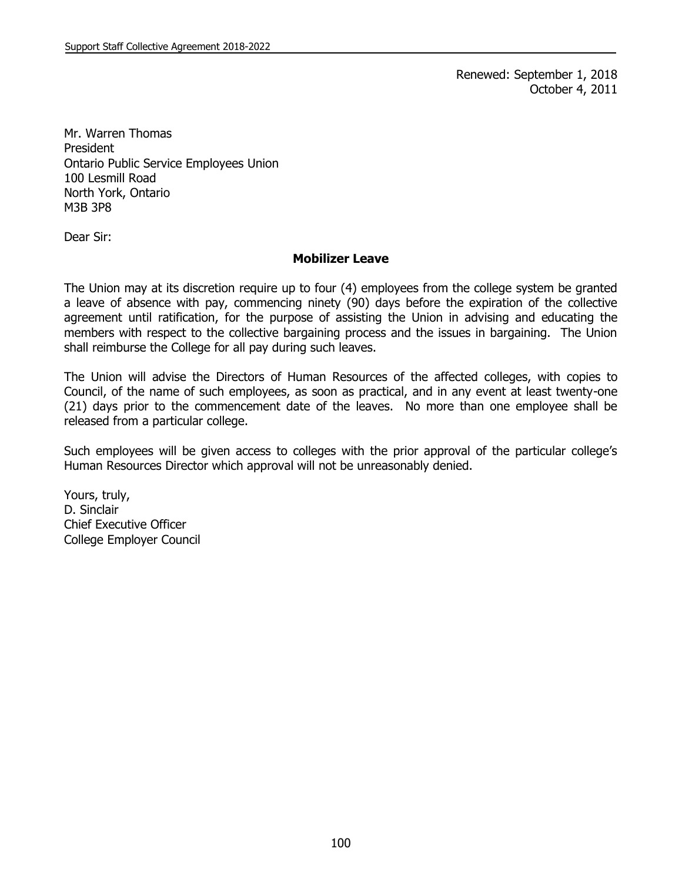Renewed: September 1, 2018
October 4, 2011

Mr. Warren Thomas
President
Ontario Public Service Employees Union
100 Lesmill Road
North York, Ontario
M3B 3P8

Dear Sir:

**Mobilizer Leave**

The Union may at its discretion require up to four (4) employees from the college system be granted a leave of absence with pay, commencing ninety (90) days before the expiration of the collective agreement until ratification, for the purpose of assisting the Union in advising and educating the members with respect to the collective bargaining process and the issues in bargaining. The Union shall reimburse the College for all pay during such leaves.

The Union will advise the Directors of Human Resources of the affected colleges, with copies to Council, of the name of such employees, as soon as practical, and in any event at least twenty-one (21) days prior to the commencement date of the leaves. No more than one employee shall be released from a particular college.

Such employees will be given access to colleges with the prior approval of the particular college's Human Resources Director which approval will not be unreasonably denied.

Yours, truly,
D. Sinclair
Chief Executive Officer
College Employer Council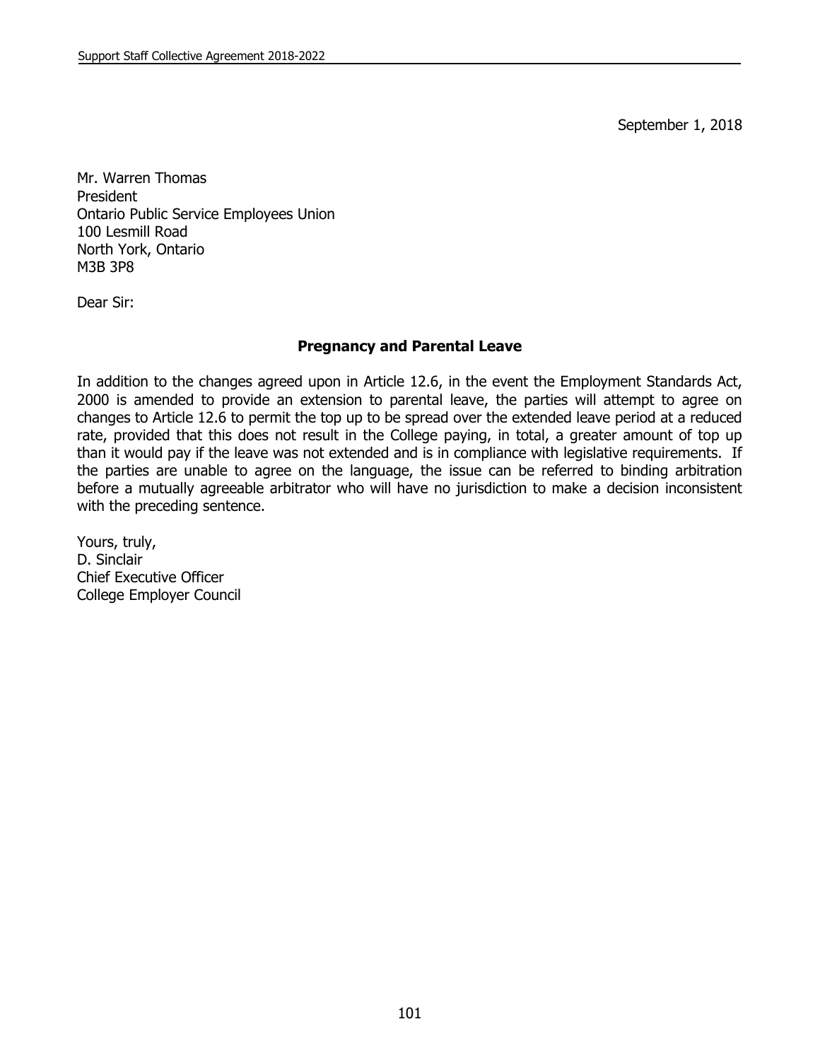September 1, 2018

Mr. Warren Thomas
President
Ontario Public Service Employees Union
100 Lesmill Road
North York, Ontario
M3B 3P8

Dear Sir:

**Pregnancy and Parental Leave**

In addition to the changes agreed upon in Article 12.6, in the event the Employment Standards Act, 2000 is amended to provide an extension to parental leave, the parties will attempt to agree on changes to Article 12.6 to permit the top up to be spread over the extended leave period at a reduced rate, provided that this does not result in the College paying, in total, a greater amount of top up than it would pay if the leave was not extended and is in compliance with legislative requirements. If the parties are unable to agree on the language, the issue can be referred to binding arbitration before a mutually agreeable arbitrator who will have no jurisdiction to make a decision inconsistent with the preceding sentence.

Yours, truly,
D. Sinclair
Chief Executive Officer
College Employer Council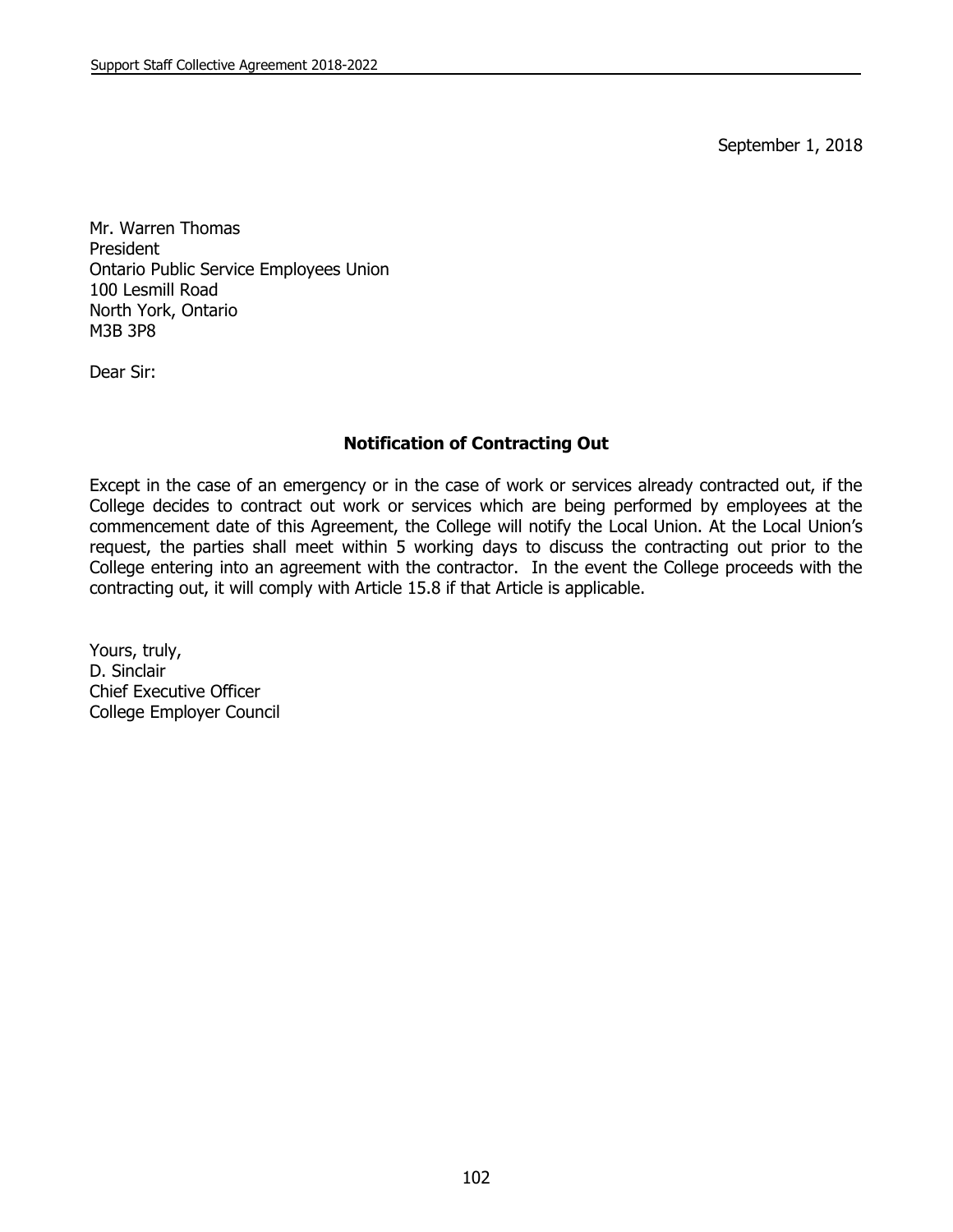September 1, 2018

Mr. Warren Thomas
President
Ontario Public Service Employees Union
100 Lesmill Road
North York, Ontario
M3B 3P8

Dear Sir:

**Notification of Contracting Out**

Except in the case of an emergency or in the case of work or services already contracted out, if the College decides to contract out work or services which are being performed by employees at the commencement date of this Agreement, the College will notify the Local Union. At the Local Union's request, the parties shall meet within 5 working days to discuss the contracting out prior to the College entering into an agreement with the contractor. In the event the College proceeds with the contracting out, it will comply with Article 15.8 if that Article is applicable.

Yours, truly,
D. Sinclair
Chief Executive Officer
College Employer Council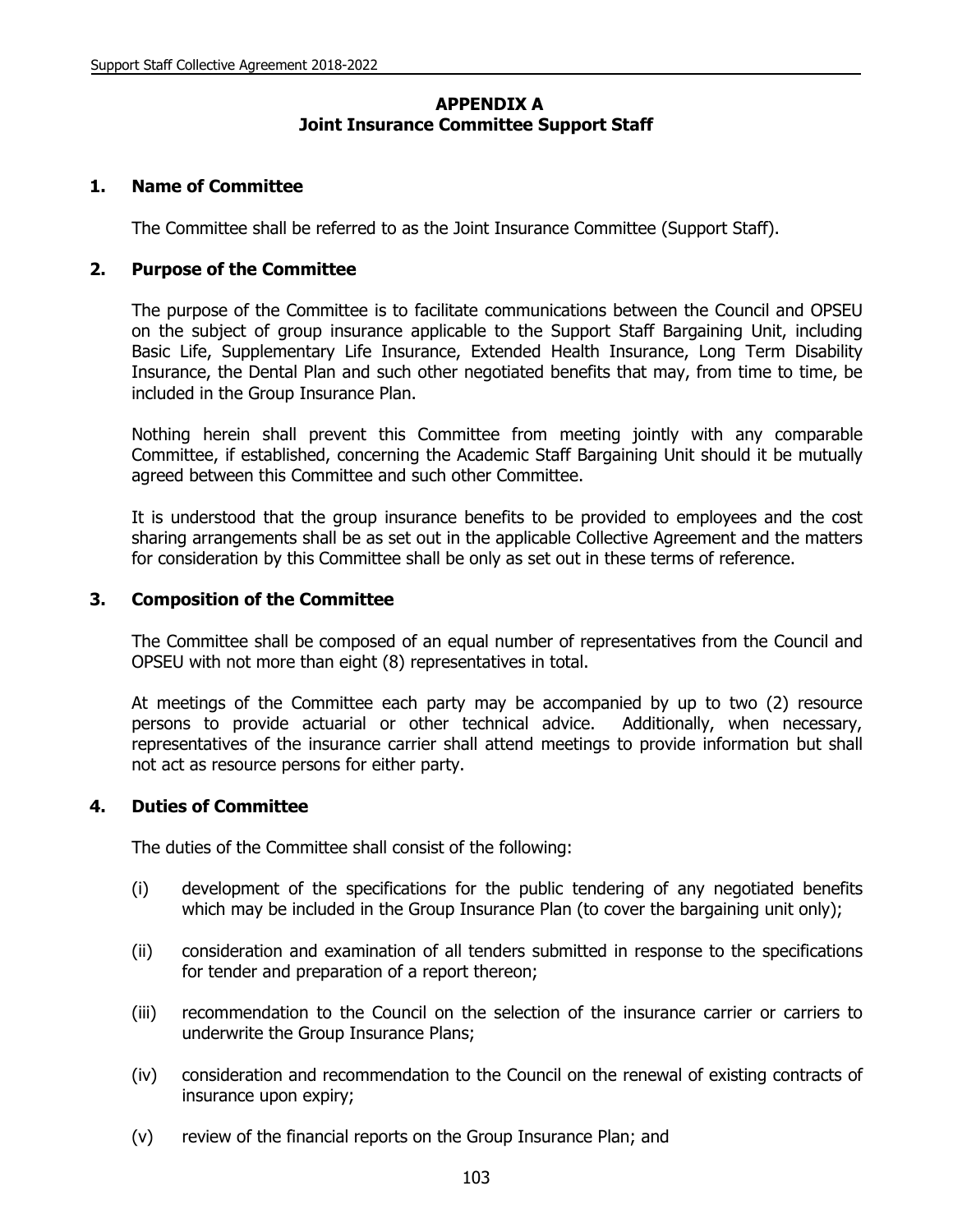# APPENDIX A
## Joint Insurance Committee Support Staff

### 1. Name of Committee

The Committee shall be referred to as the Joint Insurance Committee (Support Staff).

### 2. Purpose of the Committee

The purpose of the Committee is to facilitate communications between the Council and OPSEU on the subject of group insurance applicable to the Support Staff Bargaining Unit, including Basic Life, Supplementary Life Insurance, Extended Health Insurance, Long Term Disability Insurance, the Dental Plan and such other negotiated benefits that may, from time to time, be included in the Group Insurance Plan.

Nothing herein shall prevent this Committee from meeting jointly with any comparable Committee, if established, concerning the Academic Staff Bargaining Unit should it be mutually agreed between this Committee and such other Committee.

It is understood that the group insurance benefits to be provided to employees and the cost sharing arrangements shall be as set out in the applicable Collective Agreement and the matters for consideration by this Committee shall be only as set out in these terms of reference.

### 3. Composition of the Committee

The Committee shall be composed of an equal number of representatives from the Council and OPSEU with not more than eight (8) representatives in total.

At meetings of the Committee each party may be accompanied by up to two (2) resource persons to provide actuarial or other technical advice. Additionally, when necessary, representatives of the insurance carrier shall attend meetings to provide information but shall not act as resource persons for either party.

### 4. Duties of Committee

The duties of the Committee shall consist of the following:

(i) development of the specifications for the public tendering of any negotiated benefits which may be included in the Group Insurance Plan (to cover the bargaining unit only);

(ii) consideration and examination of all tenders submitted in response to the specifications for tender and preparation of a report thereon;

(iii) recommendation to the Council on the selection of the insurance carrier or carriers to underwrite the Group Insurance Plans;

(iv) consideration and recommendation to the Council on the renewal of existing contracts of insurance upon expiry;

(v) review of the financial reports on the Group Insurance Plan; and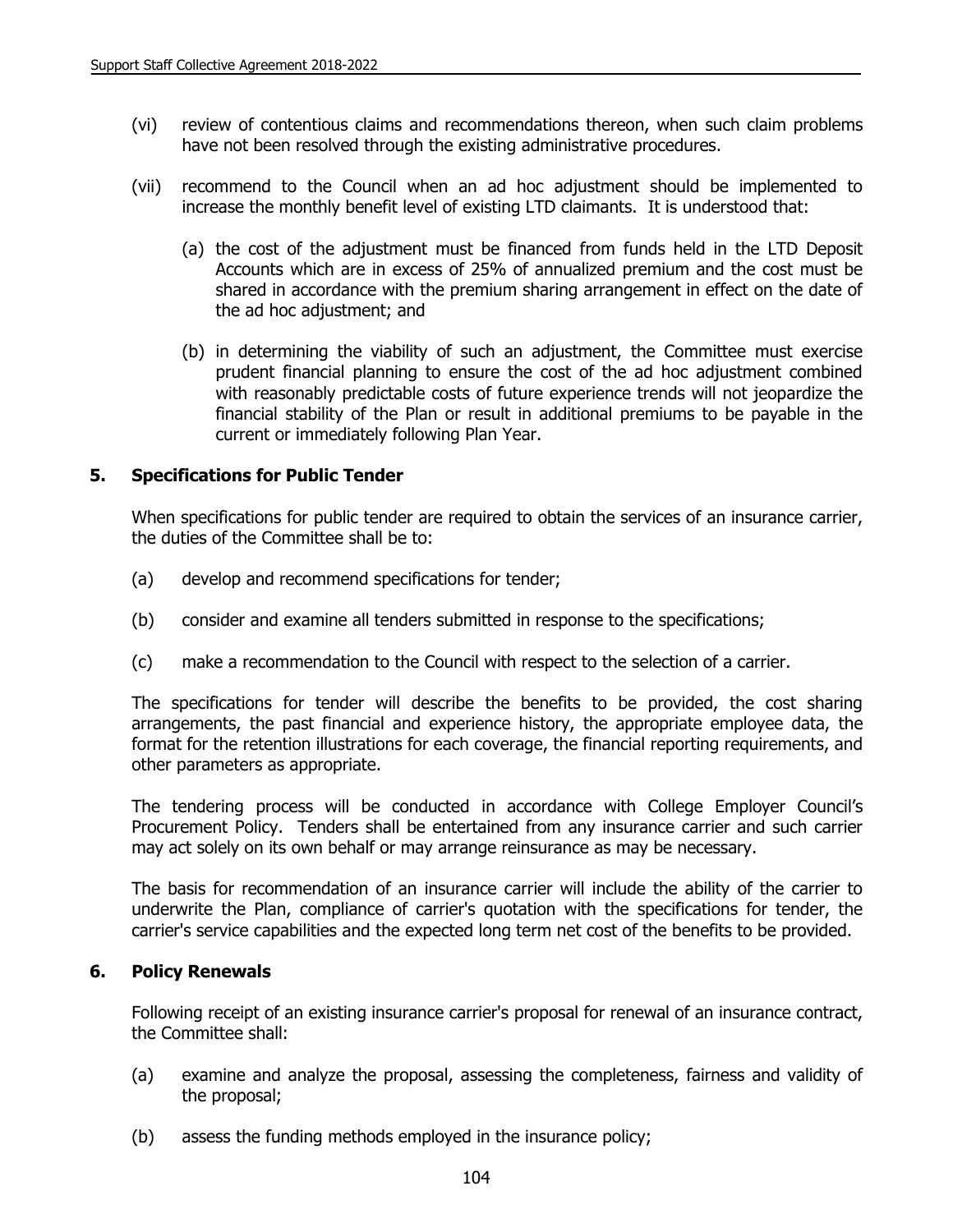(vi) review of contentious claims and recommendations thereon, when such claim problems have not been resolved through the existing administrative procedures.

(vii) recommend to the Council when an ad hoc adjustment should be implemented to increase the monthly benefit level of existing LTD claimants. It is understood that:

(a) the cost of the adjustment must be financed from funds held in the LTD Deposit Accounts which are in excess of 25% of annualized premium and the cost must be shared in accordance with the premium sharing arrangement in effect on the date of the ad hoc adjustment; and

(b) in determining the viability of such an adjustment, the Committee must exercise prudent financial planning to ensure the cost of the ad hoc adjustment combined with reasonably predictable costs of future experience trends will not jeopardize the financial stability of the Plan or result in additional premiums to be payable in the current or immediately following Plan Year.

### 5. Specifications for Public Tender

When specifications for public tender are required to obtain the services of an insurance carrier, the duties of the Committee shall be to:

(a) develop and recommend specifications for tender;

(b) consider and examine all tenders submitted in response to the specifications;

(c) make a recommendation to the Council with respect to the selection of a carrier.

The specifications for tender will describe the benefits to be provided, the cost sharing arrangements, the past financial and experience history, the appropriate employee data, the format for the retention illustrations for each coverage, the financial reporting requirements, and other parameters as appropriate.

The tendering process will be conducted in accordance with College Employer Council's Procurement Policy. Tenders shall be entertained from any insurance carrier and such carrier may act solely on its own behalf or may arrange reinsurance as may be necessary.

The basis for recommendation of an insurance carrier will include the ability of the carrier to underwrite the Plan, compliance of carrier's quotation with the specifications for tender, the carrier's service capabilities and the expected long term net cost of the benefits to be provided.

### 6. Policy Renewals

Following receipt of an existing insurance carrier's proposal for renewal of an insurance contract, the Committee shall:

(a) examine and analyze the proposal, assessing the completeness, fairness and validity of the proposal;

(b) assess the funding methods employed in the insurance policy;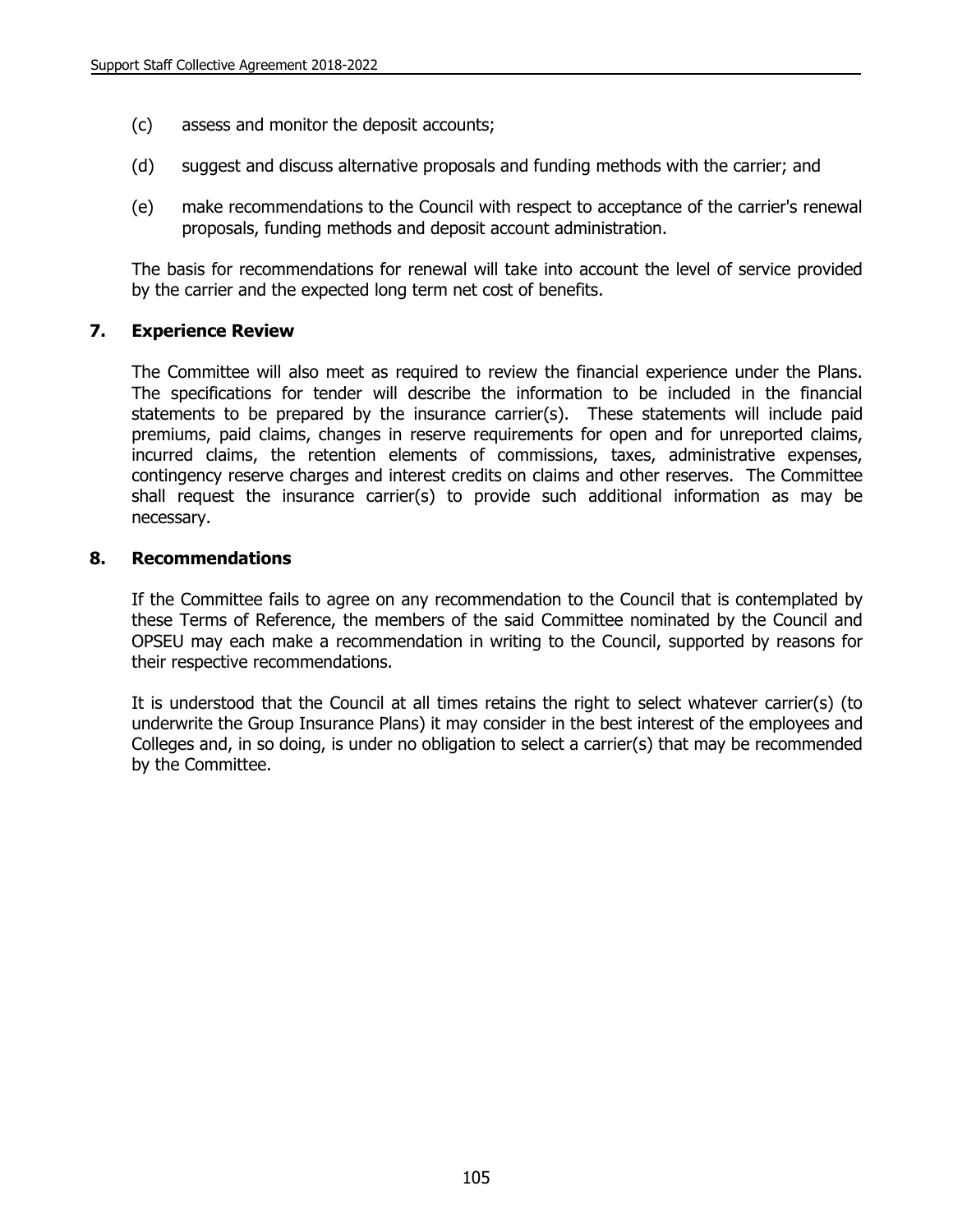(c) assess and monitor the deposit accounts;

(d) suggest and discuss alternative proposals and funding methods with the carrier; and

(e) make recommendations to the Council with respect to acceptance of the carrier's renewal proposals, funding methods and deposit account administration.

The basis for recommendations for renewal will take into account the level of service provided by the carrier and the expected long term net cost of benefits.

## 7. Experience Review

The Committee will also meet as required to review the financial experience under the Plans. The specifications for tender will describe the information to be included in the financial statements to be prepared by the insurance carrier(s). These statements will include paid premiums, paid claims, changes in reserve requirements for open and for unreported claims, incurred claims, the retention elements of commissions, taxes, administrative expenses, contingency reserve charges and interest credits on claims and other reserves. The Committee shall request the insurance carrier(s) to provide such additional information as may be necessary.

## 8. Recommendations

If the Committee fails to agree on any recommendation to the Council that is contemplated by these Terms of Reference, the members of the said Committee nominated by the Council and OPSEU may each make a recommendation in writing to the Council, supported by reasons for their respective recommendations.

It is understood that the Council at all times retains the right to select whatever carrier(s) (to underwrite the Group Insurance Plans) it may consider in the best interest of the employees and Colleges and, in so doing, is under no obligation to select a carrier(s) that may be recommended by the Committee.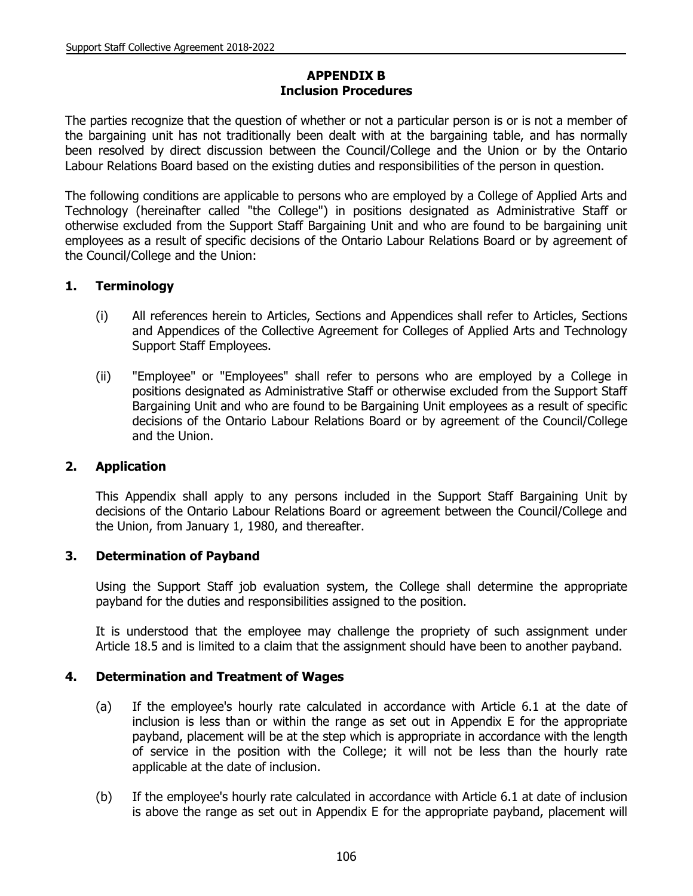## APPENDIX B
## Inclusion Procedures

The parties recognize that the question of whether or not a particular person is or is not a member of the bargaining unit has not traditionally been dealt with at the bargaining table, and has normally been resolved by direct discussion between the Council/College and the Union or by the Ontario Labour Relations Board based on the existing duties and responsibilities of the person in question.

The following conditions are applicable to persons who are employed by a College of Applied Arts and Technology (hereinafter called "the College") in positions designated as Administrative Staff or otherwise excluded from the Support Staff Bargaining Unit and who are found to be bargaining unit employees as a result of specific decisions of the Ontario Labour Relations Board or by agreement of the Council/College and the Union:

### 1. Terminology

(i) All references herein to Articles, Sections and Appendices shall refer to Articles, Sections and Appendices of the Collective Agreement for Colleges of Applied Arts and Technology Support Staff Employees.

(ii) "Employee" or "Employees" shall refer to persons who are employed by a College in positions designated as Administrative Staff or otherwise excluded from the Support Staff Bargaining Unit and who are found to be Bargaining Unit employees as a result of specific decisions of the Ontario Labour Relations Board or by agreement of the Council/College and the Union.

### 2. Application

This Appendix shall apply to any persons included in the Support Staff Bargaining Unit by decisions of the Ontario Labour Relations Board or agreement between the Council/College and the Union, from January 1, 1980, and thereafter.

### 3. Determination of Payband

Using the Support Staff job evaluation system, the College shall determine the appropriate payband for the duties and responsibilities assigned to the position.

It is understood that the employee may challenge the propriety of such assignment under Article 18.5 and is limited to a claim that the assignment should have been to another payband.

### 4. Determination and Treatment of Wages

(a) If the employee's hourly rate calculated in accordance with Article 6.1 at the date of inclusion is less than or within the range as set out in Appendix E for the appropriate payband, placement will be at the step which is appropriate in accordance with the length of service in the position with the College; it will not be less than the hourly rate applicable at the date of inclusion.

(b) If the employee's hourly rate calculated in accordance with Article 6.1 at date of inclusion is above the range as set out in Appendix E for the appropriate payband, placement will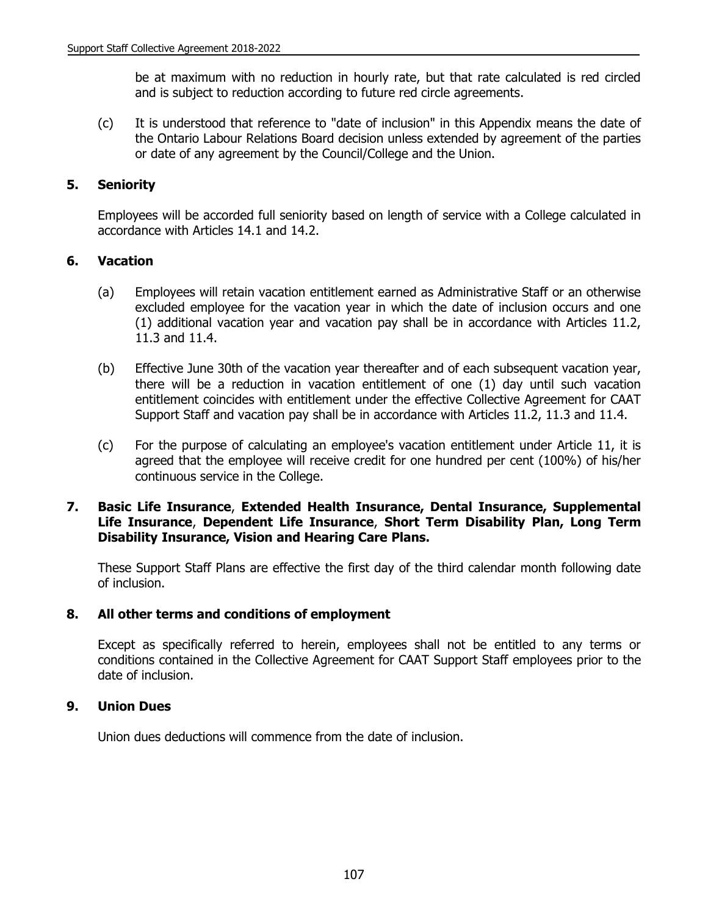be at maximum with no reduction in hourly rate, but that rate calculated is red circled and is subject to reduction according to future red circle agreements.

(c) It is understood that reference to "date of inclusion" in this Appendix means the date of the Ontario Labour Relations Board decision unless extended by agreement of the parties or date of any agreement by the Council/College and the Union.

## 5. Seniority

Employees will be accorded full seniority based on length of service with a College calculated in accordance with Articles 14.1 and 14.2.

## 6. Vacation

(a) Employees will retain vacation entitlement earned as Administrative Staff or an otherwise excluded employee for the vacation year in which the date of inclusion occurs and one (1) additional vacation year and vacation pay shall be in accordance with Articles 11.2, 11.3 and 11.4.

(b) Effective June 30th of the vacation year thereafter and of each subsequent vacation year, there will be a reduction in vacation entitlement of one (1) day until such vacation entitlement coincides with entitlement under the effective Collective Agreement for CAAT Support Staff and vacation pay shall be in accordance with Articles 11.2, 11.3 and 11.4.

(c) For the purpose of calculating an employee's vacation entitlement under Article 11, it is agreed that the employee will receive credit for one hundred per cent (100%) of his/her continuous service in the College.

## 7. Basic Life Insurance, Extended Health Insurance, Dental Insurance, Supplemental Life Insurance, Dependent Life Insurance, Short Term Disability Plan, Long Term Disability Insurance, Vision and Hearing Care Plans.

These Support Staff Plans are effective the first day of the third calendar month following date of inclusion.

## 8. All other terms and conditions of employment

Except as specifically referred to herein, employees shall not be entitled to any terms or conditions contained in the Collective Agreement for CAAT Support Staff employees prior to the date of inclusion.

## 9. Union Dues

Union dues deductions will commence from the date of inclusion.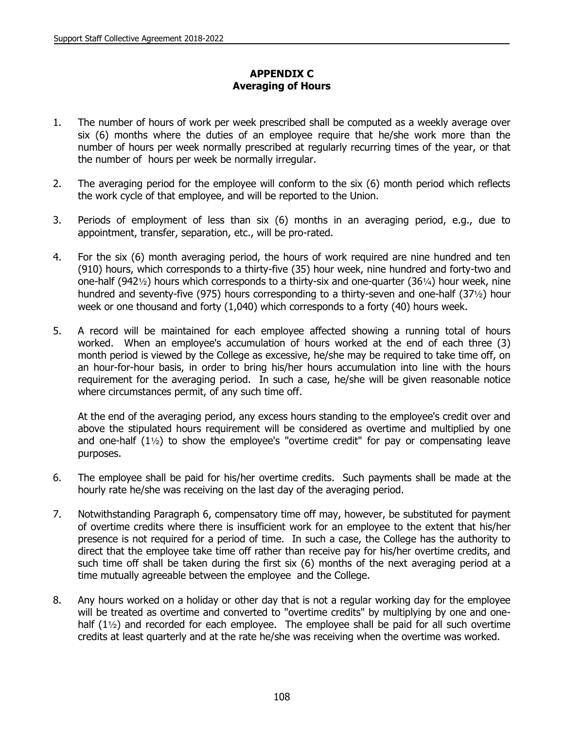# APPENDIX C
## Averaging of Hours

1. The number of hours of work per week prescribed shall be computed as a weekly average over six (6) months where the duties of an employee require that he/she work more than the number of hours per week normally prescribed at regularly recurring times of the year, or that the number of hours per week be normally irregular.

2. The averaging period for the employee will conform to the six (6) month period which reflects the work cycle of that employee, and will be reported to the Union.

3. Periods of employment of less than six (6) months in an averaging period, e.g., due to appointment, transfer, separation, etc., will be pro-rated.

4. For the six (6) month averaging period, the hours of work required are nine hundred and ten (910) hours, which corresponds to a thirty-five (35) hour week, nine hundred and forty-two and one-half (942½) hours which corresponds to a thirty-six and one-quarter (36¼) hour week, nine hundred and seventy-five (975) hours corresponding to a thirty-seven and one-half (37½) hour week or one thousand and forty (1,040) which corresponds to a forty (40) hours week.

5. A record will be maintained for each employee affected showing a running total of hours worked. When an employee's accumulation of hours worked at the end of each three (3) month period is viewed by the College as excessive, he/she may be required to take time off, on an hour-for-hour basis, in order to bring his/her hours accumulation into line with the hours requirement for the averaging period. In such a case, he/she will be given reasonable notice where circumstances permit, of any such time off.

   At the end of the averaging period, any excess hours standing to the employee's credit over and above the stipulated hours requirement will be considered as overtime and multiplied by one and one-half (1½) to show the employee's "overtime credit" for pay or compensating leave purposes.

6. The employee shall be paid for his/her overtime credits. Such payments shall be made at the hourly rate he/she was receiving on the last day of the averaging period.

7. Notwithstanding Paragraph 6, compensatory time off may, however, be substituted for payment of overtime credits where there is insufficient work for an employee to the extent that his/her presence is not required for a period of time. In such a case, the College has the authority to direct that the employee take time off rather than receive pay for his/her overtime credits, and such time off shall be taken during the first six (6) months of the next averaging period at a time mutually agreeable between the employee and the College.

8. Any hours worked on a holiday or other day that is not a regular working day for the employee will be treated as overtime and converted to "overtime credits" by multiplying by one and one-half (1½) and recorded for each employee. The employee shall be paid for all such overtime credits at least quarterly and at the rate he/she was receiving when the overtime was worked.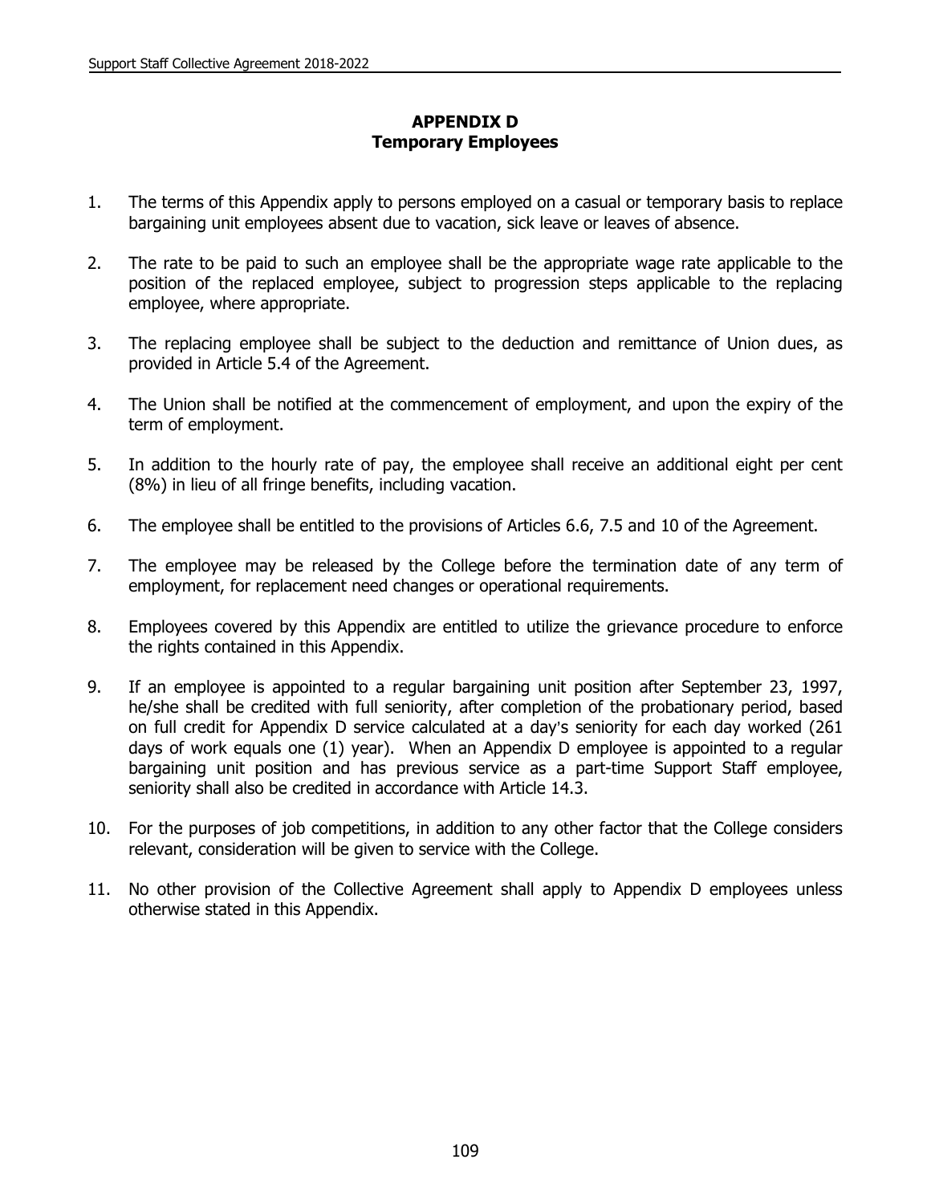# APPENDIX D
## Temporary Employees

1. The terms of this Appendix apply to persons employed on a casual or temporary basis to replace bargaining unit employees absent due to vacation, sick leave or leaves of absence.

2. The rate to be paid to such an employee shall be the appropriate wage rate applicable to the position of the replaced employee, subject to progression steps applicable to the replacing employee, where appropriate.

3. The replacing employee shall be subject to the deduction and remittance of Union dues, as provided in Article 5.4 of the Agreement.

4. The Union shall be notified at the commencement of employment, and upon the expiry of the term of employment.

5. In addition to the hourly rate of pay, the employee shall receive an additional eight per cent (8%) in lieu of all fringe benefits, including vacation.

6. The employee shall be entitled to the provisions of Articles 6.6, 7.5 and 10 of the Agreement.

7. The employee may be released by the College before the termination date of any term of employment, for replacement need changes or operational requirements.

8. Employees covered by this Appendix are entitled to utilize the grievance procedure to enforce the rights contained in this Appendix.

9. If an employee is appointed to a regular bargaining unit position after September 23, 1997, he/she shall be credited with full seniority, after completion of the probationary period, based on full credit for Appendix D service calculated at a day's seniority for each day worked (261 days of work equals one (1) year). When an Appendix D employee is appointed to a regular bargaining unit position and has previous service as a part-time Support Staff employee, seniority shall also be credited in accordance with Article 14.3.

10. For the purposes of job competitions, in addition to any other factor that the College considers relevant, consideration will be given to service with the College.

11. No other provision of the Collective Agreement shall apply to Appendix D employees unless otherwise stated in this Appendix.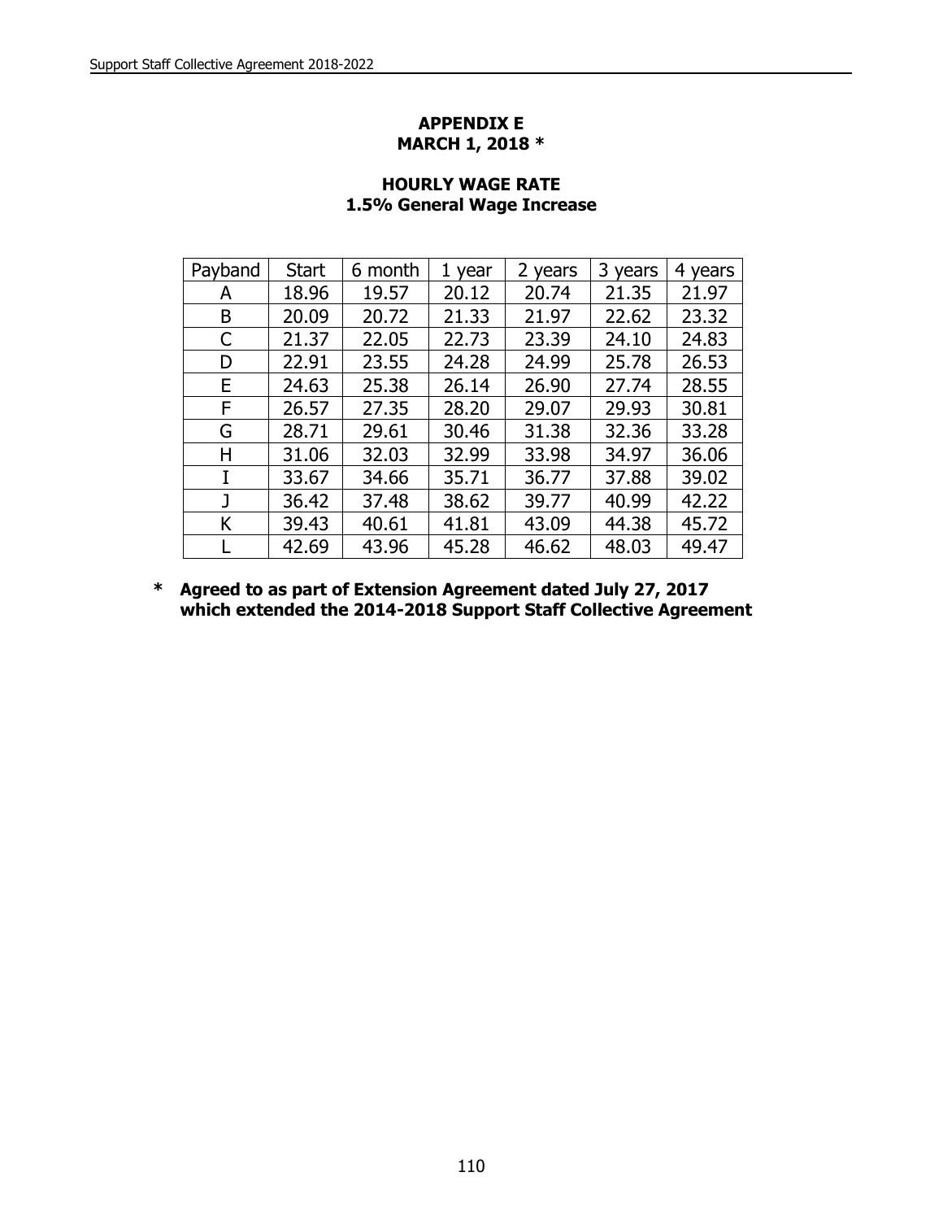## APPENDIX E
## MARCH 1, 2018 *

### HOURLY WAGE RATE
### 1.5% General Wage Increase

| Payband | Start | 6 month | 1 year | 2 years | 3 years | 4 years |
|---|---|---|---|---|---|---|
| A | 18.96 | 19.57 | 20.12 | 20.74 | 21.35 | 21.97 |
| B | 20.09 | 20.72 | 21.33 | 21.97 | 22.62 | 23.32 |
| C | 21.37 | 22.05 | 22.73 | 23.39 | 24.10 | 24.83 |
| D | 22.91 | 23.55 | 24.28 | 24.99 | 25.78 | 26.53 |
| E | 24.63 | 25.38 | 26.14 | 26.90 | 27.74 | 28.55 |
| F | 26.57 | 27.35 | 28.20 | 29.07 | 29.93 | 30.81 |
| G | 28.71 | 29.61 | 30.46 | 31.38 | 32.36 | 33.28 |
| H | 31.06 | 32.03 | 32.99 | 33.98 | 34.97 | 36.06 |
| I | 33.67 | 34.66 | 35.71 | 36.77 | 37.88 | 39.02 |
| J | 36.42 | 37.48 | 38.62 | 39.77 | 40.99 | 42.22 |
| K | 39.43 | 40.61 | 41.81 | 43.09 | 44.38 | 45.72 |
| L | 42.69 | 43.96 | 45.28 | 46.62 | 48.03 | 49.47 |

**\* Agreed to as part of Extension Agreement dated July 27, 2017 which extended the 2014-2018 Support Staff Collective Agreement**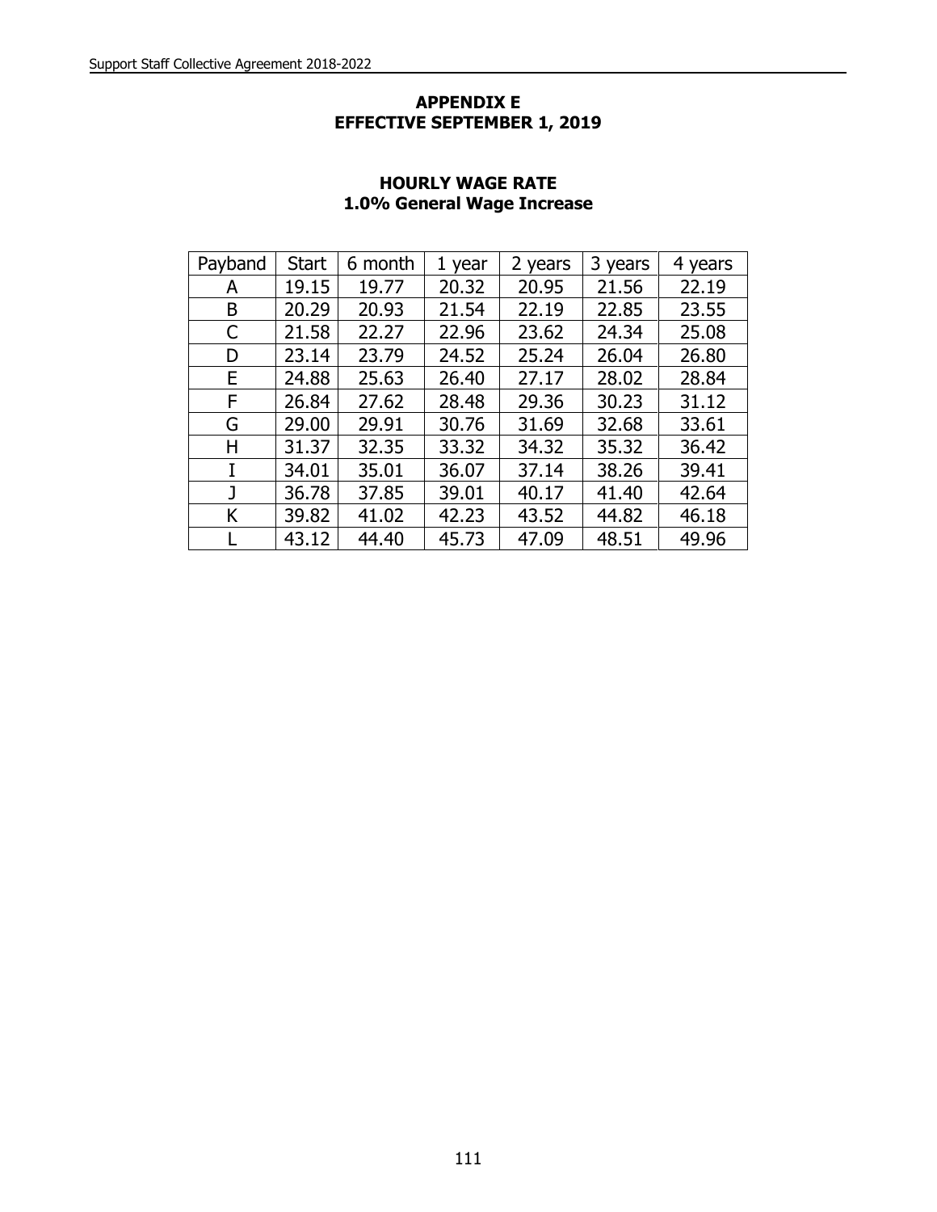## APPENDIX E
## EFFECTIVE SEPTEMBER 1, 2019

### HOURLY WAGE RATE
### 1.0% General Wage Increase

| Payband | Start | 6 month | 1 year | 2 years | 3 years | 4 years |
|---|---|---|---|---|---|---|
| A | 19.15 | 19.77 | 20.32 | 20.95 | 21.56 | 22.19 |
| B | 20.29 | 20.93 | 21.54 | 22.19 | 22.85 | 23.55 |
| C | 21.58 | 22.27 | 22.96 | 23.62 | 24.34 | 25.08 |
| D | 23.14 | 23.79 | 24.52 | 25.24 | 26.04 | 26.80 |
| E | 24.88 | 25.63 | 26.40 | 27.17 | 28.02 | 28.84 |
| F | 26.84 | 27.62 | 28.48 | 29.36 | 30.23 | 31.12 |
| G | 29.00 | 29.91 | 30.76 | 31.69 | 32.68 | 33.61 |
| H | 31.37 | 32.35 | 33.32 | 34.32 | 35.32 | 36.42 |
| I | 34.01 | 35.01 | 36.07 | 37.14 | 38.26 | 39.41 |
| J | 36.78 | 37.85 | 39.01 | 40.17 | 41.40 | 42.64 |
| K | 39.82 | 41.02 | 42.23 | 43.52 | 44.82 | 46.18 |
| L | 43.12 | 44.40 | 45.73 | 47.09 | 48.51 | 49.96 |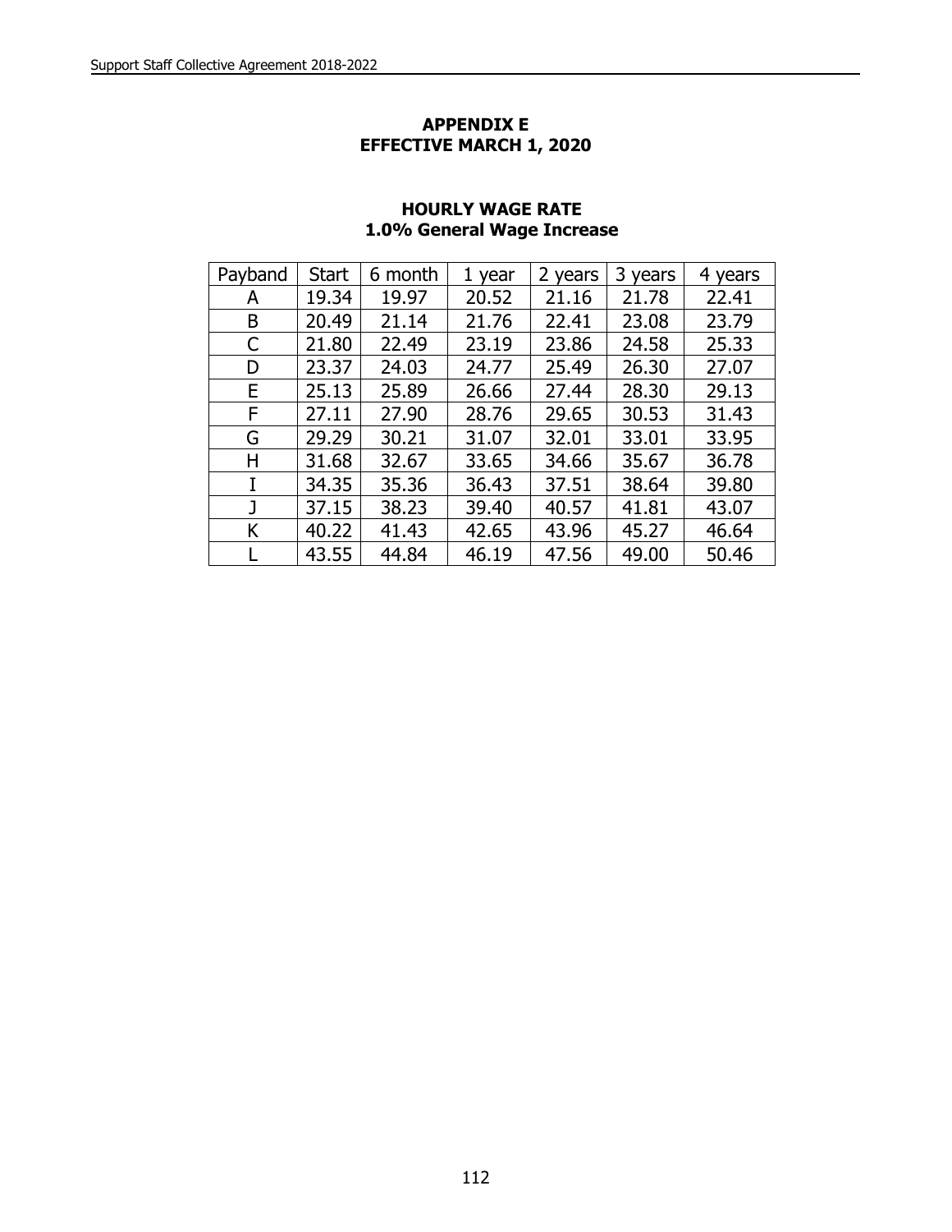## APPENDIX E
## EFFECTIVE MARCH 1, 2020

### HOURLY WAGE RATE
### 1.0% General Wage Increase

| Payband | Start | 6 month | 1 year | 2 years | 3 years | 4 years |
|---|---|---|---|---|---|---|
| A | 19.34 | 19.97 | 20.52 | 21.16 | 21.78 | 22.41 |
| B | 20.49 | 21.14 | 21.76 | 22.41 | 23.08 | 23.79 |
| C | 21.80 | 22.49 | 23.19 | 23.86 | 24.58 | 25.33 |
| D | 23.37 | 24.03 | 24.77 | 25.49 | 26.30 | 27.07 |
| E | 25.13 | 25.89 | 26.66 | 27.44 | 28.30 | 29.13 |
| F | 27.11 | 27.90 | 28.76 | 29.65 | 30.53 | 31.43 |
| G | 29.29 | 30.21 | 31.07 | 32.01 | 33.01 | 33.95 |
| H | 31.68 | 32.67 | 33.65 | 34.66 | 35.67 | 36.78 |
| I | 34.35 | 35.36 | 36.43 | 37.51 | 38.64 | 39.80 |
| J | 37.15 | 38.23 | 39.40 | 40.57 | 41.81 | 43.07 |
| K | 40.22 | 41.43 | 42.65 | 43.96 | 45.27 | 46.64 |
| L | 43.55 | 44.84 | 46.19 | 47.56 | 49.00 | 50.46 |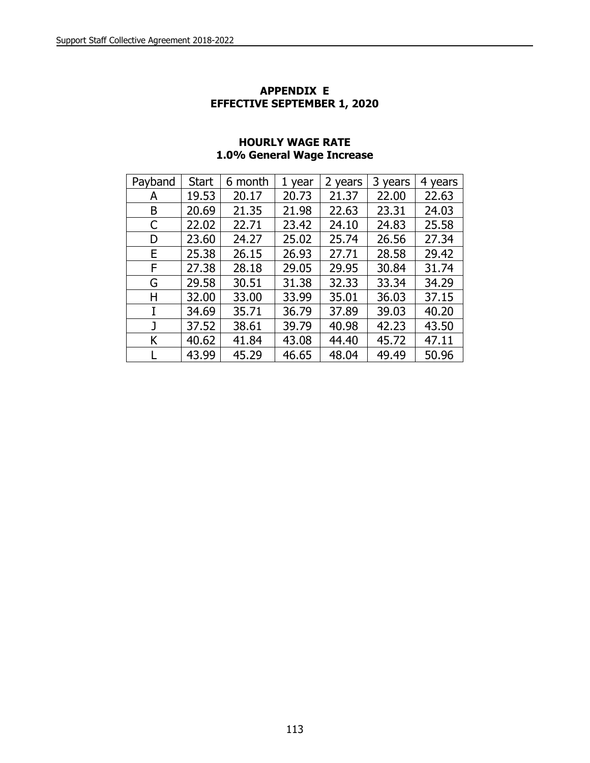## APPENDIX E
## EFFECTIVE SEPTEMBER 1, 2020

### HOURLY WAGE RATE
### 1.0% General Wage Increase

| Payband | Start | 6 month | 1 year | 2 years | 3 years | 4 years |
|---|---|---|---|---|---|---|
| A | 19.53 | 20.17 | 20.73 | 21.37 | 22.00 | 22.63 |
| B | 20.69 | 21.35 | 21.98 | 22.63 | 23.31 | 24.03 |
| C | 22.02 | 22.71 | 23.42 | 24.10 | 24.83 | 25.58 |
| D | 23.60 | 24.27 | 25.02 | 25.74 | 26.56 | 27.34 |
| E | 25.38 | 26.15 | 26.93 | 27.71 | 28.58 | 29.42 |
| F | 27.38 | 28.18 | 29.05 | 29.95 | 30.84 | 31.74 |
| G | 29.58 | 30.51 | 31.38 | 32.33 | 33.34 | 34.29 |
| H | 32.00 | 33.00 | 33.99 | 35.01 | 36.03 | 37.15 |
| I | 34.69 | 35.71 | 36.79 | 37.89 | 39.03 | 40.20 |
| J | 37.52 | 38.61 | 39.79 | 40.98 | 42.23 | 43.50 |
| K | 40.62 | 41.84 | 43.08 | 44.40 | 45.72 | 47.11 |
| L | 43.99 | 45.29 | 46.65 | 48.04 | 49.49 | 50.96 |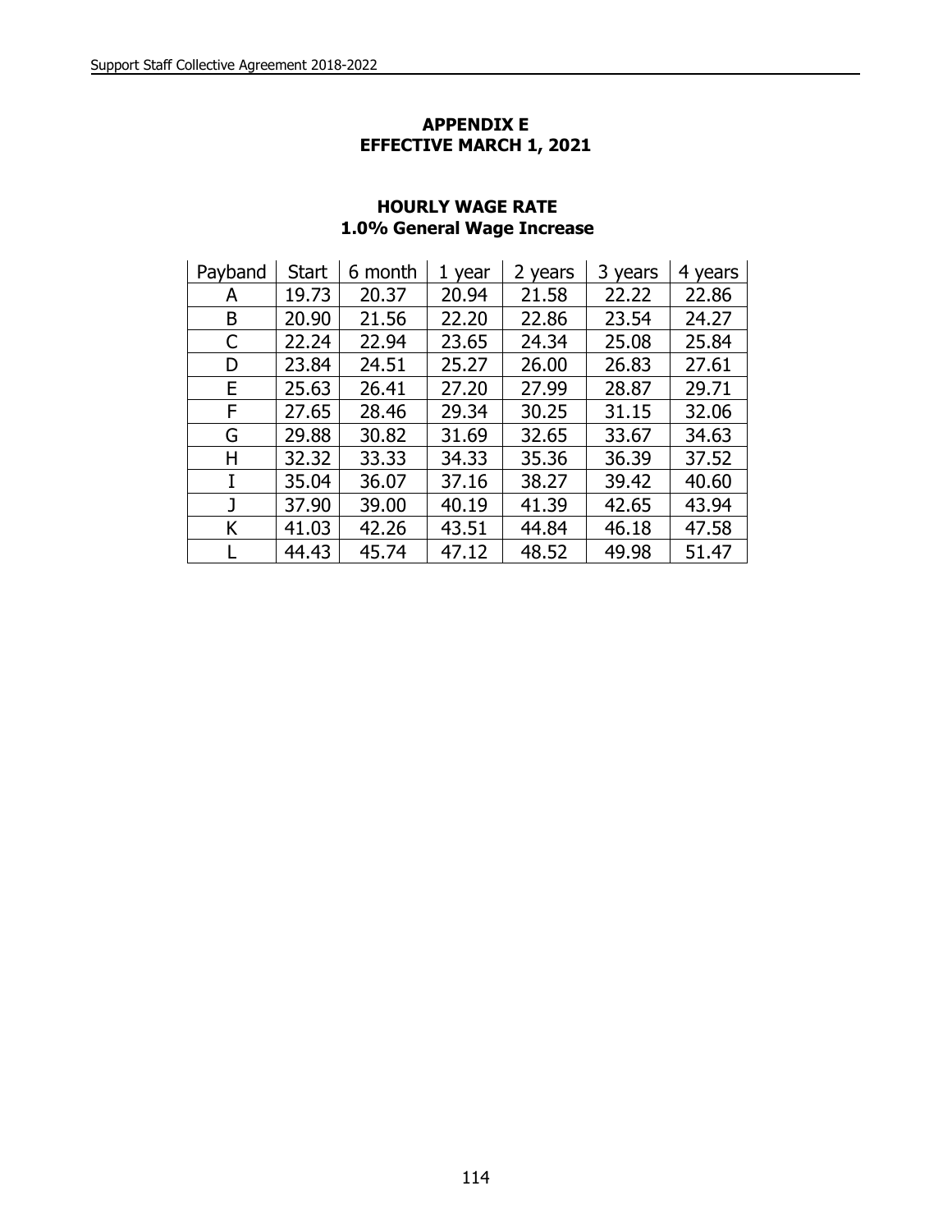## APPENDIX E
## EFFECTIVE MARCH 1, 2021

### HOURLY WAGE RATE
### 1.0% General Wage Increase

| Payband | Start | 6 month | 1 year | 2 years | 3 years | 4 years |
|---|---|---|---|---|---|---|
| A | 19.73 | 20.37 | 20.94 | 21.58 | 22.22 | 22.86 |
| B | 20.90 | 21.56 | 22.20 | 22.86 | 23.54 | 24.27 |
| C | 22.24 | 22.94 | 23.65 | 24.34 | 25.08 | 25.84 |
| D | 23.84 | 24.51 | 25.27 | 26.00 | 26.83 | 27.61 |
| E | 25.63 | 26.41 | 27.20 | 27.99 | 28.87 | 29.71 |
| F | 27.65 | 28.46 | 29.34 | 30.25 | 31.15 | 32.06 |
| G | 29.88 | 30.82 | 31.69 | 32.65 | 33.67 | 34.63 |
| H | 32.32 | 33.33 | 34.33 | 35.36 | 36.39 | 37.52 |
| I | 35.04 | 36.07 | 37.16 | 38.27 | 39.42 | 40.60 |
| J | 37.90 | 39.00 | 40.19 | 41.39 | 42.65 | 43.94 |
| K | 41.03 | 42.26 | 43.51 | 44.84 | 46.18 | 47.58 |
| L | 44.43 | 45.74 | 47.12 | 48.52 | 49.98 | 51.47 |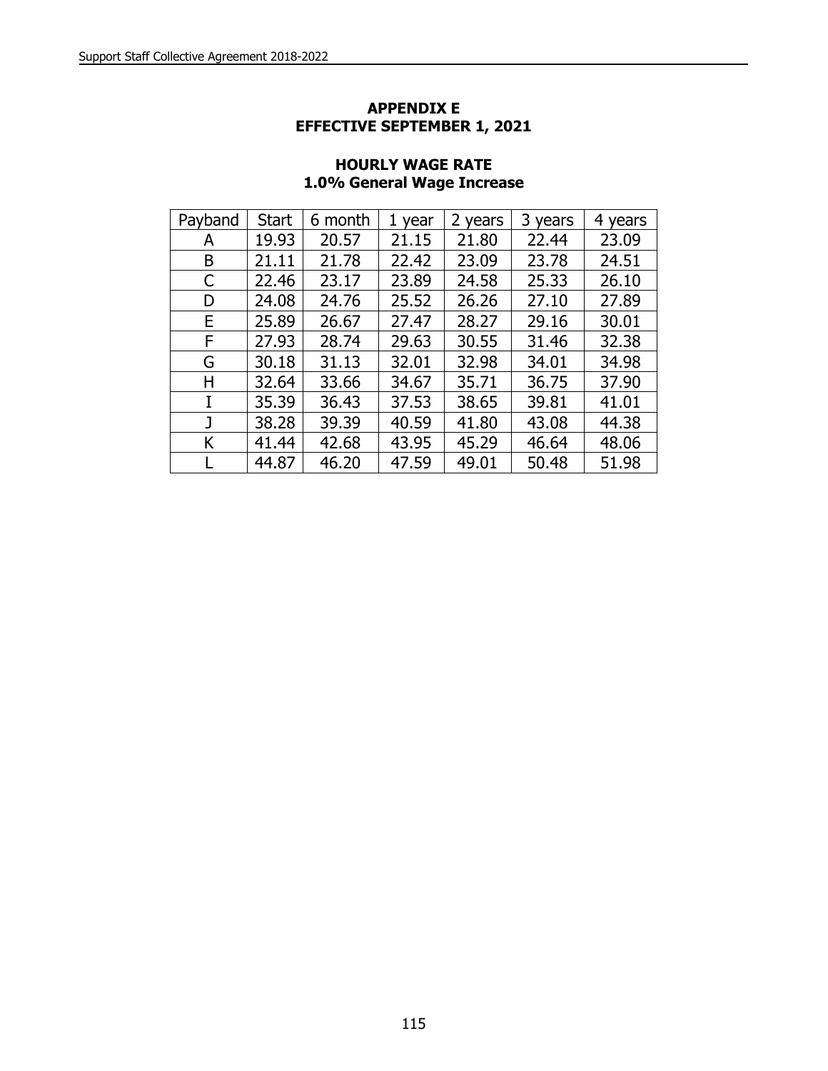## APPENDIX E
## EFFECTIVE SEPTEMBER 1, 2021

### HOURLY WAGE RATE
### 1.0% General Wage Increase

| Payband | Start | 6 month | 1 year | 2 years | 3 years | 4 years |
|---|---|---|---|---|---|---|
| A | 19.93 | 20.57 | 21.15 | 21.80 | 22.44 | 23.09 |
| B | 21.11 | 21.78 | 22.42 | 23.09 | 23.78 | 24.51 |
| C | 22.46 | 23.17 | 23.89 | 24.58 | 25.33 | 26.10 |
| D | 24.08 | 24.76 | 25.52 | 26.26 | 27.10 | 27.89 |
| E | 25.89 | 26.67 | 27.47 | 28.27 | 29.16 | 30.01 |
| F | 27.93 | 28.74 | 29.63 | 30.55 | 31.46 | 32.38 |
| G | 30.18 | 31.13 | 32.01 | 32.98 | 34.01 | 34.98 |
| H | 32.64 | 33.66 | 34.67 | 35.71 | 36.75 | 37.90 |
| I | 35.39 | 36.43 | 37.53 | 38.65 | 39.81 | 41.01 |
| J | 38.28 | 39.39 | 40.59 | 41.80 | 43.08 | 44.38 |
| K | 41.44 | 42.68 | 43.95 | 45.29 | 46.64 | 48.06 |
| L | 44.87 | 46.20 | 47.59 | 49.01 | 50.48 | 51.98 |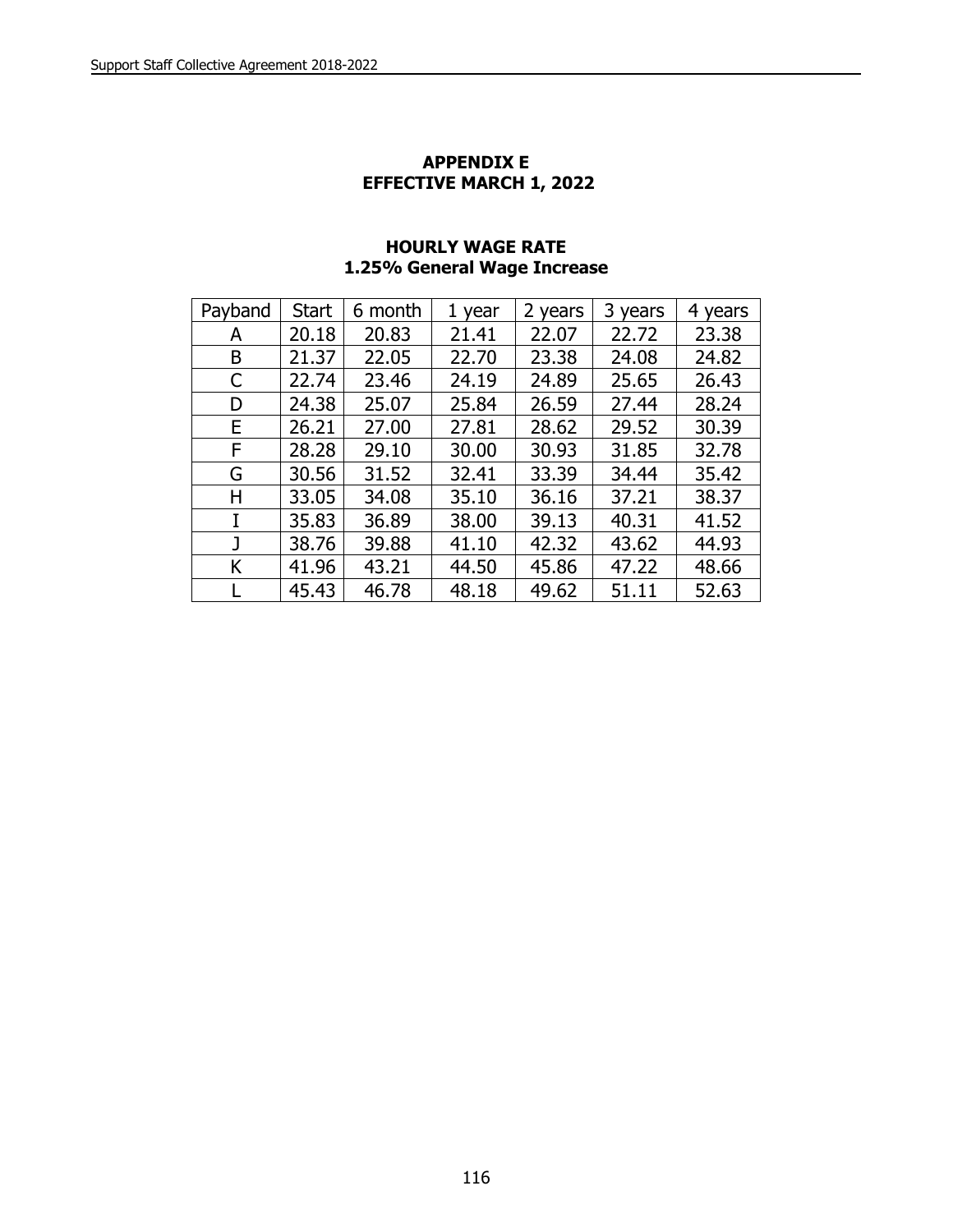## APPENDIX E
## EFFECTIVE MARCH 1, 2022

### HOURLY WAGE RATE
### 1.25% General Wage Increase

| Payband | Start | 6 month | 1 year | 2 years | 3 years | 4 years |
|---|---|---|---|---|---|---|
| A | 20.18 | 20.83 | 21.41 | 22.07 | 22.72 | 23.38 |
| B | 21.37 | 22.05 | 22.70 | 23.38 | 24.08 | 24.82 |
| C | 22.74 | 23.46 | 24.19 | 24.89 | 25.65 | 26.43 |
| D | 24.38 | 25.07 | 25.84 | 26.59 | 27.44 | 28.24 |
| E | 26.21 | 27.00 | 27.81 | 28.62 | 29.52 | 30.39 |
| F | 28.28 | 29.10 | 30.00 | 30.93 | 31.85 | 32.78 |
| G | 30.56 | 31.52 | 32.41 | 33.39 | 34.44 | 35.42 |
| H | 33.05 | 34.08 | 35.10 | 36.16 | 37.21 | 38.37 |
| I | 35.83 | 36.89 | 38.00 | 39.13 | 40.31 | 41.52 |
| J | 38.76 | 39.88 | 41.10 | 42.32 | 43.62 | 44.93 |
| K | 41.96 | 43.21 | 44.50 | 45.86 | 47.22 | 48.66 |
| L | 45.43 | 46.78 | 48.18 | 49.62 | 51.11 | 52.63 |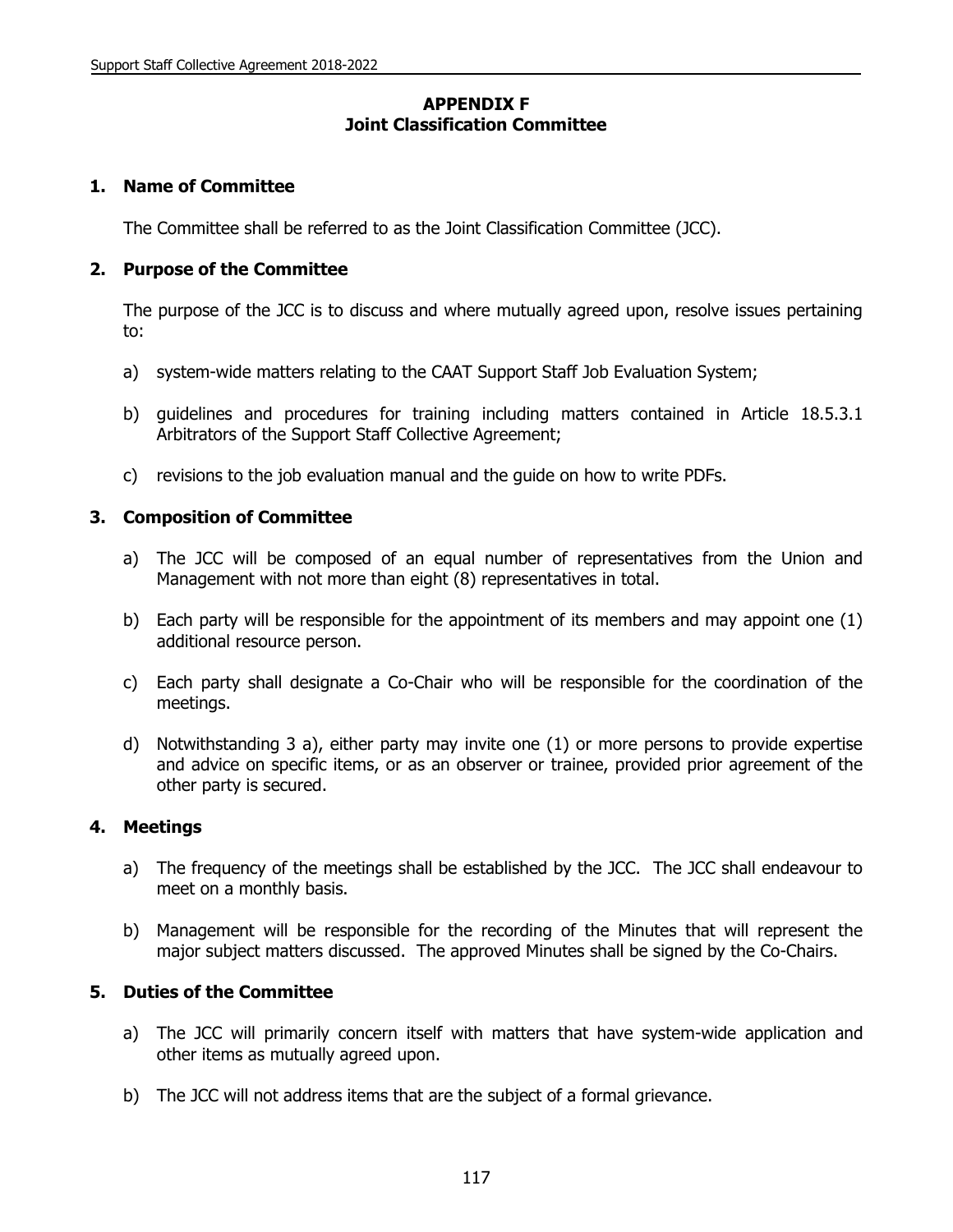# APPENDIX F
# Joint Classification Committee

## 1. Name of Committee

The Committee shall be referred to as the Joint Classification Committee (JCC).

## 2. Purpose of the Committee

The purpose of the JCC is to discuss and where mutually agreed upon, resolve issues pertaining to:

a) system-wide matters relating to the CAAT Support Staff Job Evaluation System;

b) guidelines and procedures for training including matters contained in Article 18.5.3.1 Arbitrators of the Support Staff Collective Agreement;

c) revisions to the job evaluation manual and the guide on how to write PDFs.

## 3. Composition of Committee

a) The JCC will be composed of an equal number of representatives from the Union and Management with not more than eight (8) representatives in total.

b) Each party will be responsible for the appointment of its members and may appoint one (1) additional resource person.

c) Each party shall designate a Co-Chair who will be responsible for the coordination of the meetings.

d) Notwithstanding 3 a), either party may invite one (1) or more persons to provide expertise and advice on specific items, or as an observer or trainee, provided prior agreement of the other party is secured.

## 4. Meetings

a) The frequency of the meetings shall be established by the JCC. The JCC shall endeavour to meet on a monthly basis.

b) Management will be responsible for the recording of the Minutes that will represent the major subject matters discussed. The approved Minutes shall be signed by the Co-Chairs.

## 5. Duties of the Committee

a) The JCC will primarily concern itself with matters that have system-wide application and other items as mutually agreed upon.

b) The JCC will not address items that are the subject of a formal grievance.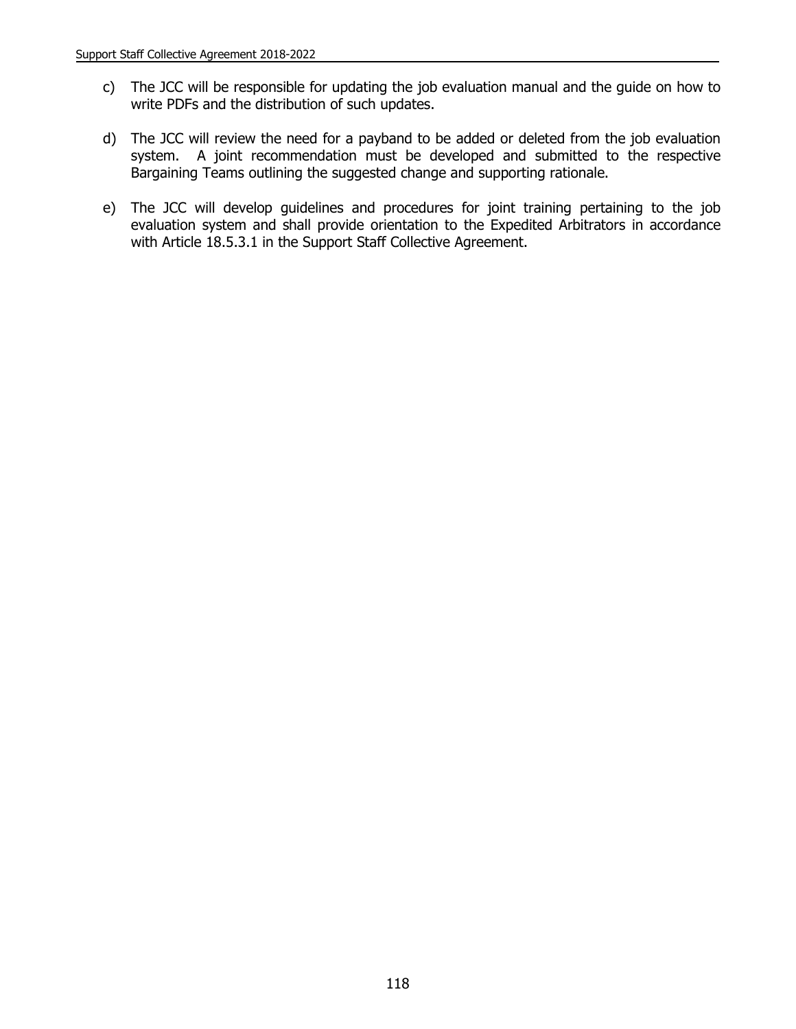c) The JCC will be responsible for updating the job evaluation manual and the guide on how to write PDFs and the distribution of such updates.

d) The JCC will review the need for a payband to be added or deleted from the job evaluation system. A joint recommendation must be developed and submitted to the respective Bargaining Teams outlining the suggested change and supporting rationale.

e) The JCC will develop guidelines and procedures for joint training pertaining to the job evaluation system and shall provide orientation to the Expedited Arbitrators in accordance with Article 18.5.3.1 in the Support Staff Collective Agreement.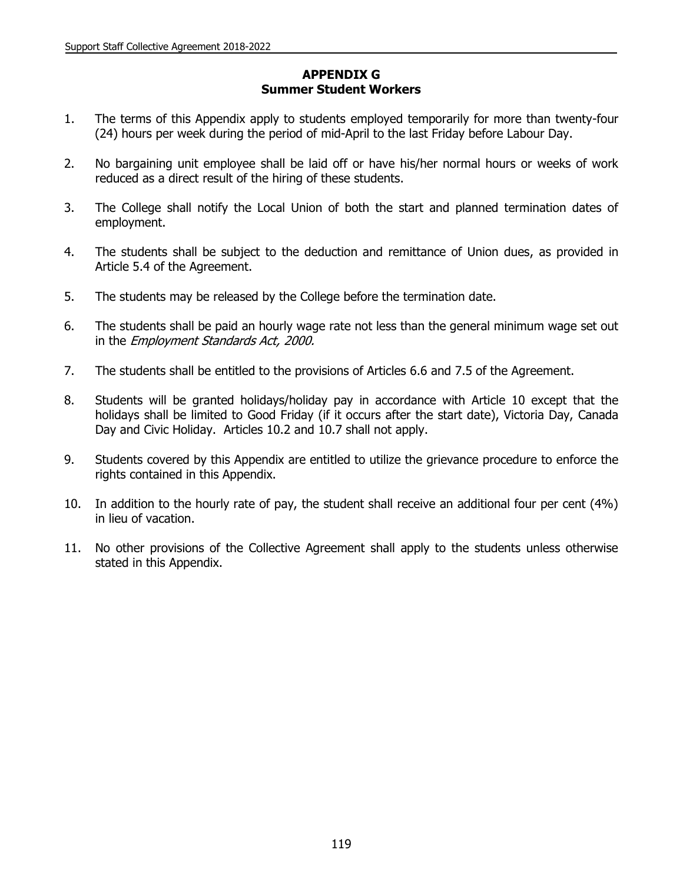# APPENDIX G
## Summer Student Workers

1. The terms of this Appendix apply to students employed temporarily for more than twenty-four (24) hours per week during the period of mid-April to the last Friday before Labour Day.

2. No bargaining unit employee shall be laid off or have his/her normal hours or weeks of work reduced as a direct result of the hiring of these students.

3. The College shall notify the Local Union of both the start and planned termination dates of employment.

4. The students shall be subject to the deduction and remittance of Union dues, as provided in Article 5.4 of the Agreement.

5. The students may be released by the College before the termination date.

6. The students shall be paid an hourly wage rate not less than the general minimum wage set out in the *Employment Standards Act, 2000.*

7. The students shall be entitled to the provisions of Articles 6.6 and 7.5 of the Agreement.

8. Students will be granted holidays/holiday pay in accordance with Article 10 except that the holidays shall be limited to Good Friday (if it occurs after the start date), Victoria Day, Canada Day and Civic Holiday. Articles 10.2 and 10.7 shall not apply.

9. Students covered by this Appendix are entitled to utilize the grievance procedure to enforce the rights contained in this Appendix.

10. In addition to the hourly rate of pay, the student shall receive an additional four per cent (4%) in lieu of vacation.

11. No other provisions of the Collective Agreement shall apply to the students unless otherwise stated in this Appendix.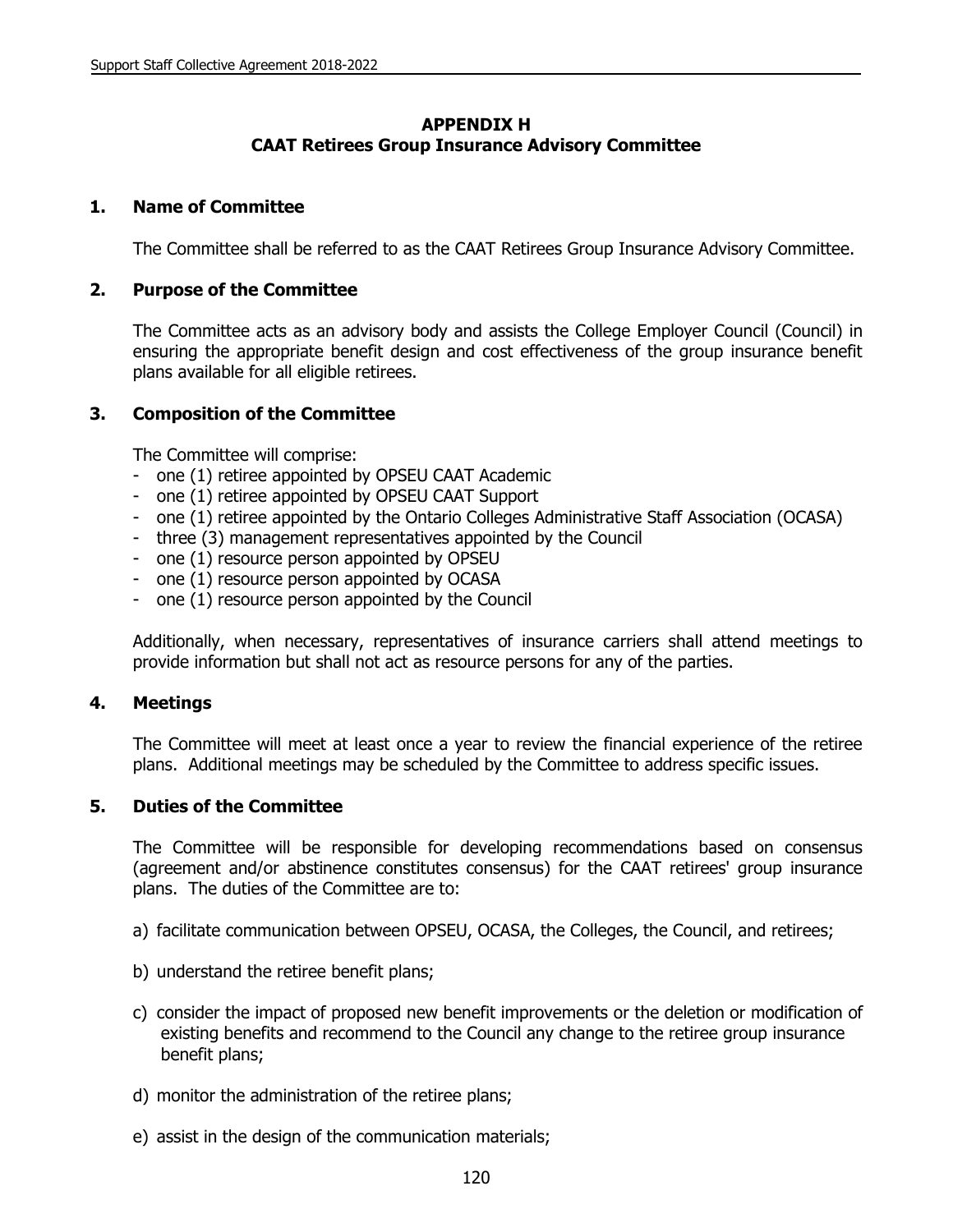# APPENDIX H
# CAAT Retirees Group Insurance Advisory Committee

## 1. Name of Committee

The Committee shall be referred to as the CAAT Retirees Group Insurance Advisory Committee.

## 2. Purpose of the Committee

The Committee acts as an advisory body and assists the College Employer Council (Council) in ensuring the appropriate benefit design and cost effectiveness of the group insurance benefit plans available for all eligible retirees.

## 3. Composition of the Committee

The Committee will comprise:

- one (1) retiree appointed by OPSEU CAAT Academic
- one (1) retiree appointed by OPSEU CAAT Support
- one (1) retiree appointed by the Ontario Colleges Administrative Staff Association (OCASA)
- three (3) management representatives appointed by the Council
- one (1) resource person appointed by OPSEU
- one (1) resource person appointed by OCASA
- one (1) resource person appointed by the Council

Additionally, when necessary, representatives of insurance carriers shall attend meetings to provide information but shall not act as resource persons for any of the parties.

## 4. Meetings

The Committee will meet at least once a year to review the financial experience of the retiree plans. Additional meetings may be scheduled by the Committee to address specific issues.

## 5. Duties of the Committee

The Committee will be responsible for developing recommendations based on consensus (agreement and/or abstinence constitutes consensus) for the CAAT retirees' group insurance plans. The duties of the Committee are to:

a) facilitate communication between OPSEU, OCASA, the Colleges, the Council, and retirees;

b) understand the retiree benefit plans;

c) consider the impact of proposed new benefit improvements or the deletion or modification of existing benefits and recommend to the Council any change to the retiree group insurance benefit plans;

d) monitor the administration of the retiree plans;

e) assist in the design of the communication materials;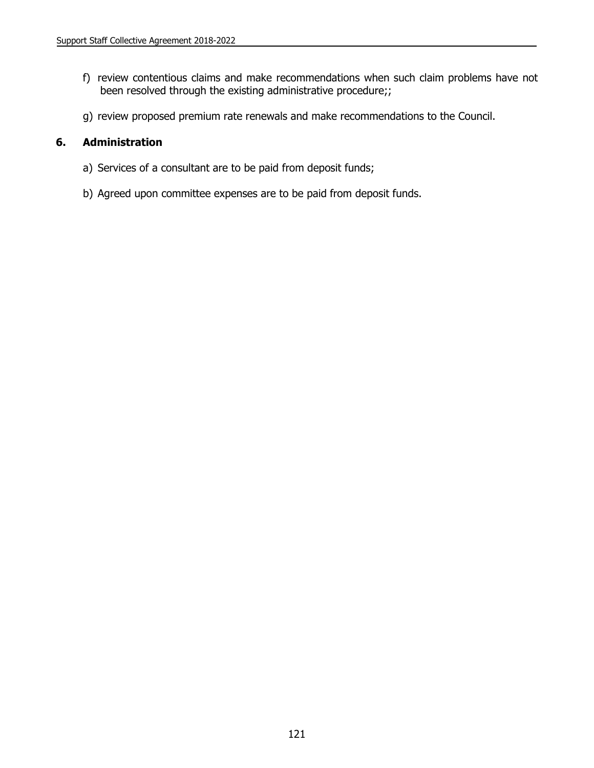f) review contentious claims and make recommendations when such claim problems have not been resolved through the existing administrative procedure;;

g) review proposed premium rate renewals and make recommendations to the Council.

## 6. Administration

a) Services of a consultant are to be paid from deposit funds;

b) Agreed upon committee expenses are to be paid from deposit funds.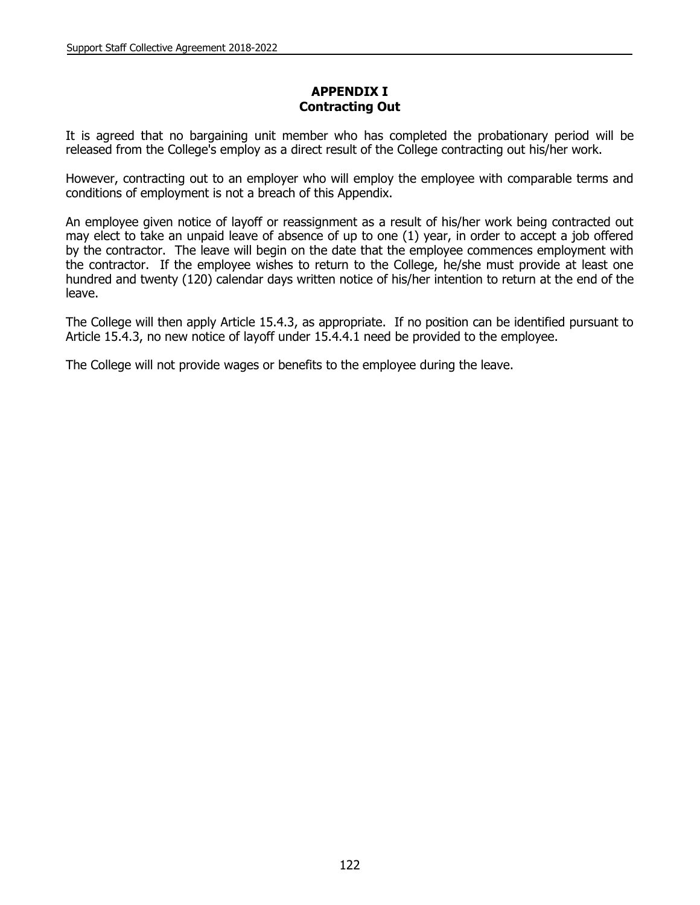## APPENDIX I
## Contracting Out

It is agreed that no bargaining unit member who has completed the probationary period will be released from the College's employ as a direct result of the College contracting out his/her work.

However, contracting out to an employer who will employ the employee with comparable terms and conditions of employment is not a breach of this Appendix.

An employee given notice of layoff or reassignment as a result of his/her work being contracted out may elect to take an unpaid leave of absence of up to one (1) year, in order to accept a job offered by the contractor. The leave will begin on the date that the employee commences employment with the contractor. If the employee wishes to return to the College, he/she must provide at least one hundred and twenty (120) calendar days written notice of his/her intention to return at the end of the leave.

The College will then apply Article 15.4.3, as appropriate. If no position can be identified pursuant to Article 15.4.3, no new notice of layoff under 15.4.4.1 need be provided to the employee.

The College will not provide wages or benefits to the employee during the leave.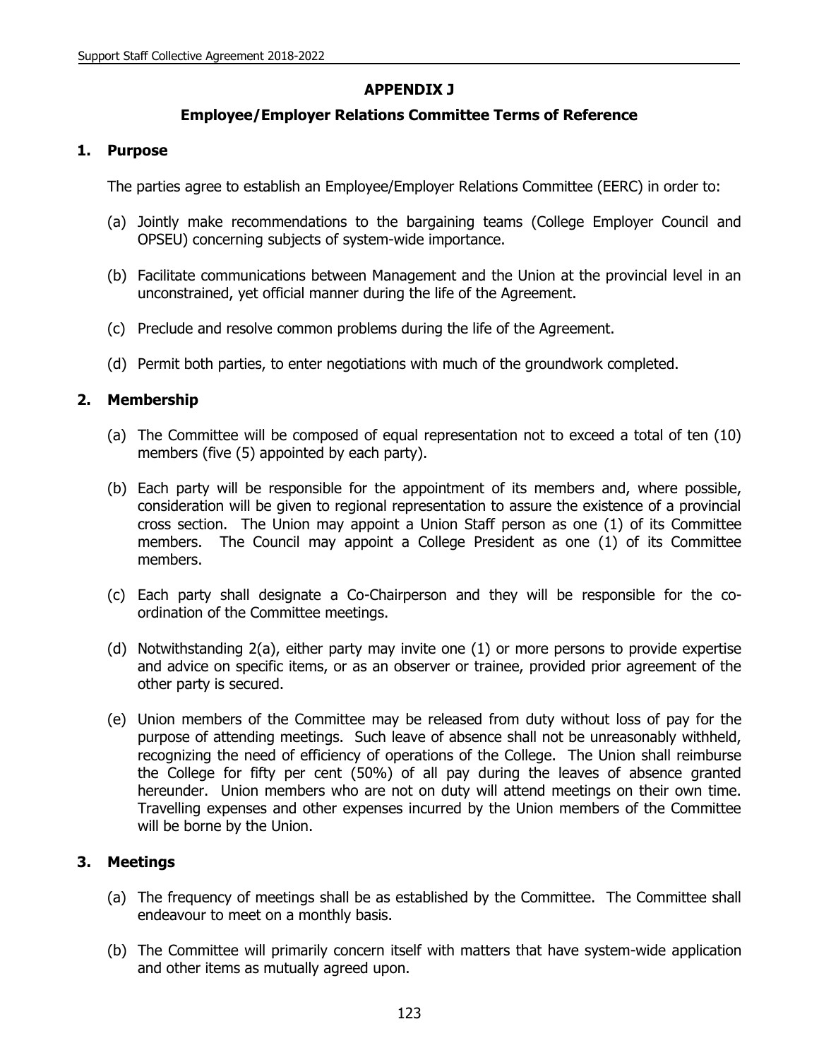## APPENDIX J

### Employee/Employer Relations Committee Terms of Reference

**1. Purpose**

The parties agree to establish an Employee/Employer Relations Committee (EERC) in order to:

(a) Jointly make recommendations to the bargaining teams (College Employer Council and OPSEU) concerning subjects of system-wide importance.

(b) Facilitate communications between Management and the Union at the provincial level in an unconstrained, yet official manner during the life of the Agreement.

(c) Preclude and resolve common problems during the life of the Agreement.

(d) Permit both parties, to enter negotiations with much of the groundwork completed.

**2. Membership**

(a) The Committee will be composed of equal representation not to exceed a total of ten (10) members (five (5) appointed by each party).

(b) Each party will be responsible for the appointment of its members and, where possible, consideration will be given to regional representation to assure the existence of a provincial cross section. The Union may appoint a Union Staff person as one (1) of its Committee members. The Council may appoint a College President as one (1) of its Committee members.

(c) Each party shall designate a Co-Chairperson and they will be responsible for the co-ordination of the Committee meetings.

(d) Notwithstanding 2(a), either party may invite one (1) or more persons to provide expertise and advice on specific items, or as an observer or trainee, provided prior agreement of the other party is secured.

(e) Union members of the Committee may be released from duty without loss of pay for the purpose of attending meetings. Such leave of absence shall not be unreasonably withheld, recognizing the need of efficiency of operations of the College. The Union shall reimburse the College for fifty per cent (50%) of all pay during the leaves of absence granted hereunder. Union members who are not on duty will attend meetings on their own time. Travelling expenses and other expenses incurred by the Union members of the Committee will be borne by the Union.

**3. Meetings**

(a) The frequency of meetings shall be as established by the Committee. The Committee shall endeavour to meet on a monthly basis.

(b) The Committee will primarily concern itself with matters that have system-wide application and other items as mutually agreed upon.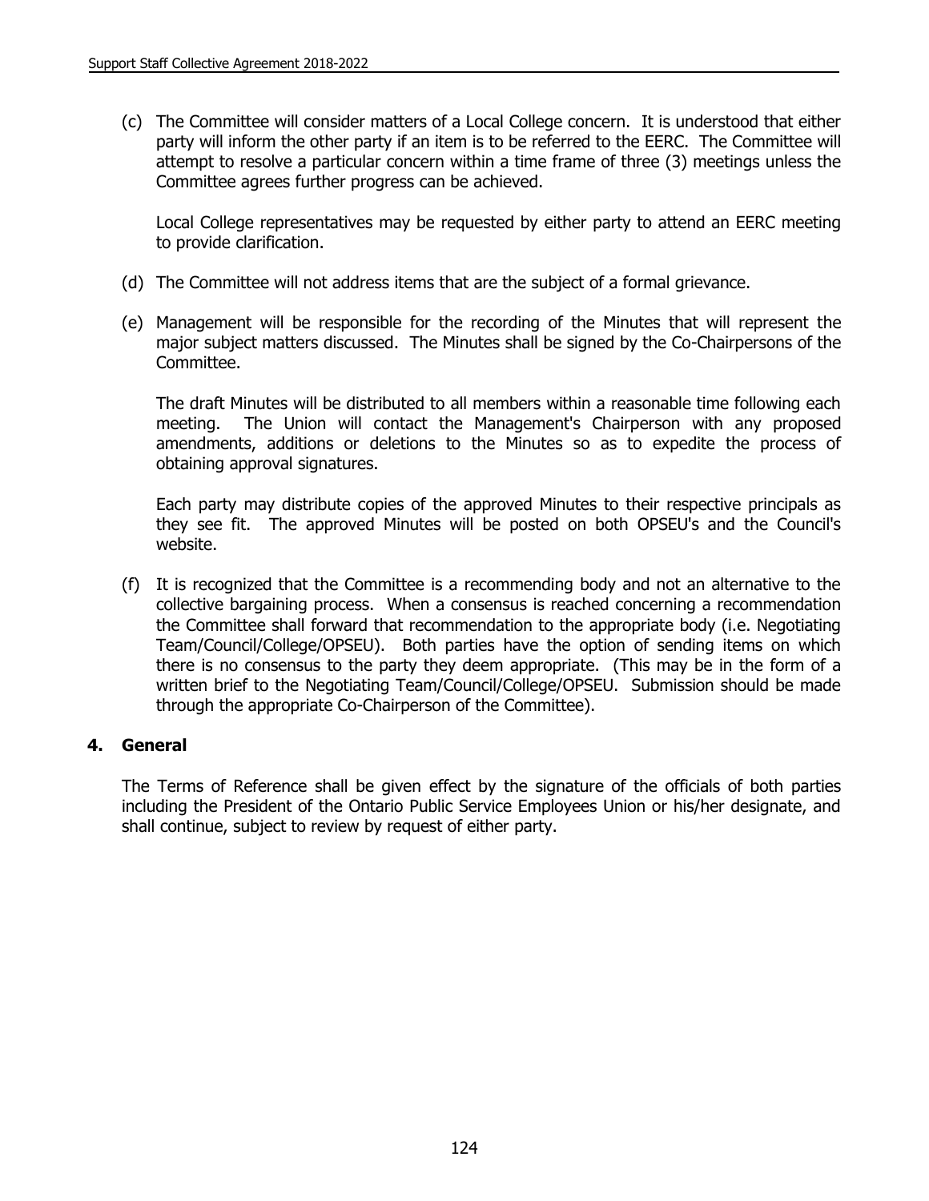(c) The Committee will consider matters of a Local College concern. It is understood that either party will inform the other party if an item is to be referred to the EERC. The Committee will attempt to resolve a particular concern within a time frame of three (3) meetings unless the Committee agrees further progress can be achieved.

    Local College representatives may be requested by either party to attend an EERC meeting to provide clarification.

(d) The Committee will not address items that are the subject of a formal grievance.

(e) Management will be responsible for the recording of the Minutes that will represent the major subject matters discussed. The Minutes shall be signed by the Co-Chairpersons of the Committee.

    The draft Minutes will be distributed to all members within a reasonable time following each meeting. The Union will contact the Management's Chairperson with any proposed amendments, additions or deletions to the Minutes so as to expedite the process of obtaining approval signatures.

    Each party may distribute copies of the approved Minutes to their respective principals as they see fit. The approved Minutes will be posted on both OPSEU's and the Council's website.

(f) It is recognized that the Committee is a recommending body and not an alternative to the collective bargaining process. When a consensus is reached concerning a recommendation the Committee shall forward that recommendation to the appropriate body (i.e. Negotiating Team/Council/College/OPSEU). Both parties have the option of sending items on which there is no consensus to the party they deem appropriate. (This may be in the form of a written brief to the Negotiating Team/Council/College/OPSEU. Submission should be made through the appropriate Co-Chairperson of the Committee).

## 4. General

The Terms of Reference shall be given effect by the signature of the officials of both parties including the President of the Ontario Public Service Employees Union or his/her designate, and shall continue, subject to review by request of either party.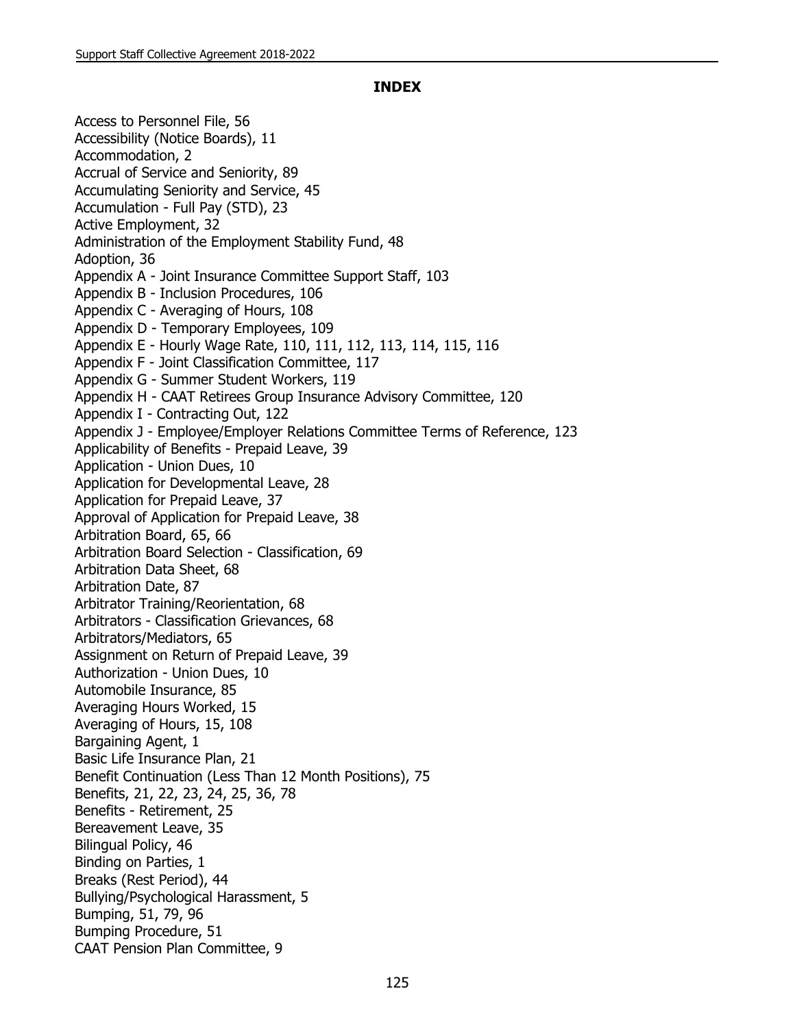## INDEX

Access to Personnel File, 56
Accessibility (Notice Boards), 11
Accommodation, 2
Accrual of Service and Seniority, 89
Accumulating Seniority and Service, 45
Accumulation - Full Pay (STD), 23
Active Employment, 32
Administration of the Employment Stability Fund, 48
Adoption, 36
Appendix A - Joint Insurance Committee Support Staff, 103
Appendix B - Inclusion Procedures, 106
Appendix C - Averaging of Hours, 108
Appendix D - Temporary Employees, 109
Appendix E - Hourly Wage Rate, 110, 111, 112, 113, 114, 115, 116
Appendix F - Joint Classification Committee, 117
Appendix G - Summer Student Workers, 119
Appendix H - CAAT Retirees Group Insurance Advisory Committee, 120
Appendix I - Contracting Out, 122
Appendix J - Employee/Employer Relations Committee Terms of Reference, 123
Applicability of Benefits - Prepaid Leave, 39
Application - Union Dues, 10
Application for Developmental Leave, 28
Application for Prepaid Leave, 37
Approval of Application for Prepaid Leave, 38
Arbitration Board, 65, 66
Arbitration Board Selection - Classification, 69
Arbitration Data Sheet, 68
Arbitration Date, 87
Arbitrator Training/Reorientation, 68
Arbitrators - Classification Grievances, 68
Arbitrators/Mediators, 65
Assignment on Return of Prepaid Leave, 39
Authorization - Union Dues, 10
Automobile Insurance, 85
Averaging Hours Worked, 15
Averaging of Hours, 15, 108
Bargaining Agent, 1
Basic Life Insurance Plan, 21
Benefit Continuation (Less Than 12 Month Positions), 75
Benefits, 21, 22, 23, 24, 25, 36, 78
Benefits - Retirement, 25
Bereavement Leave, 35
Bilingual Policy, 46
Binding on Parties, 1
Breaks (Rest Period), 44
Bullying/Psychological Harassment, 5
Bumping, 51, 79, 96
Bumping Procedure, 51
CAAT Pension Plan Committee, 9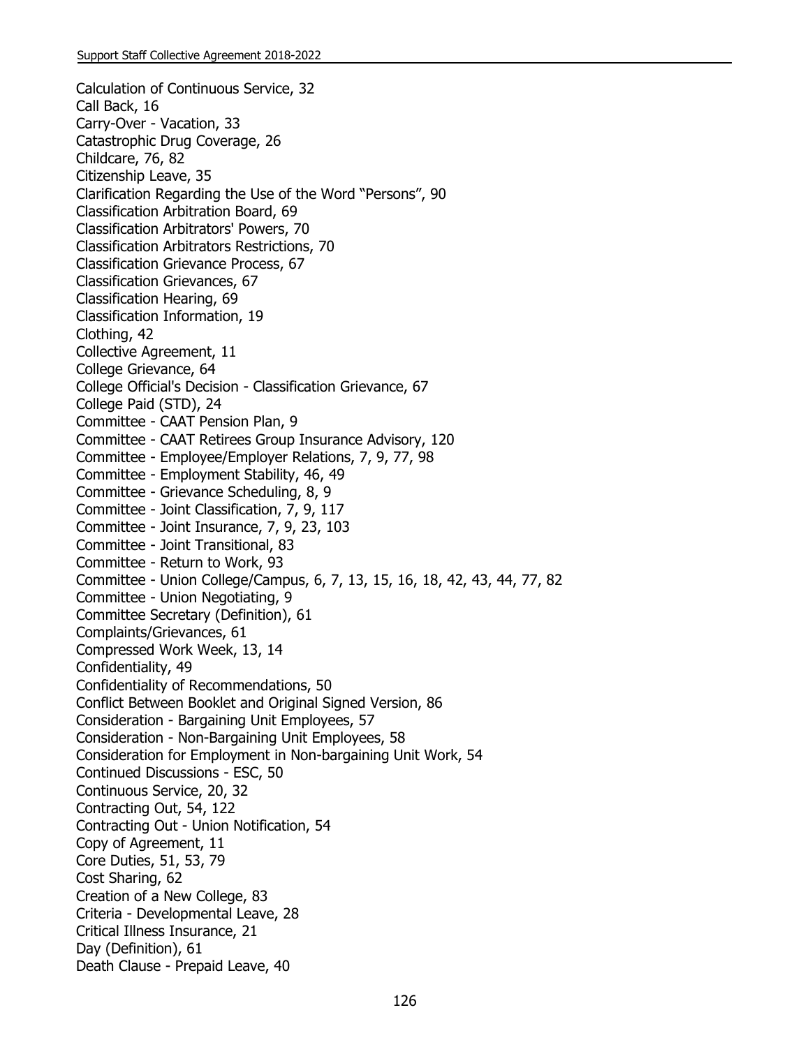Calculation of Continuous Service, 32
Call Back, 16
Carry-Over - Vacation, 33
Catastrophic Drug Coverage, 26
Childcare, 76, 82
Citizenship Leave, 35
Clarification Regarding the Use of the Word "Persons", 90
Classification Arbitration Board, 69
Classification Arbitrators' Powers, 70
Classification Arbitrators Restrictions, 70
Classification Grievance Process, 67
Classification Grievances, 67
Classification Hearing, 69
Classification Information, 19
Clothing, 42
Collective Agreement, 11
College Grievance, 64
College Official's Decision - Classification Grievance, 67
College Paid (STD), 24
Committee - CAAT Pension Plan, 9
Committee - CAAT Retirees Group Insurance Advisory, 120
Committee - Employee/Employer Relations, 7, 9, 77, 98
Committee - Employment Stability, 46, 49
Committee - Grievance Scheduling, 8, 9
Committee - Joint Classification, 7, 9, 117
Committee - Joint Insurance, 7, 9, 23, 103
Committee - Joint Transitional, 83
Committee - Return to Work, 93
Committee - Union College/Campus, 6, 7, 13, 15, 16, 18, 42, 43, 44, 77, 82
Committee - Union Negotiating, 9
Committee Secretary (Definition), 61
Complaints/Grievances, 61
Compressed Work Week, 13, 14
Confidentiality, 49
Confidentiality of Recommendations, 50
Conflict Between Booklet and Original Signed Version, 86
Consideration - Bargaining Unit Employees, 57
Consideration - Non-Bargaining Unit Employees, 58
Consideration for Employment in Non-bargaining Unit Work, 54
Continued Discussions - ESC, 50
Continuous Service, 20, 32
Contracting Out, 54, 122
Contracting Out - Union Notification, 54
Copy of Agreement, 11
Core Duties, 51, 53, 79
Cost Sharing, 62
Creation of a New College, 83
Criteria - Developmental Leave, 28
Critical Illness Insurance, 21
Day (Definition), 61
Death Clause - Prepaid Leave, 40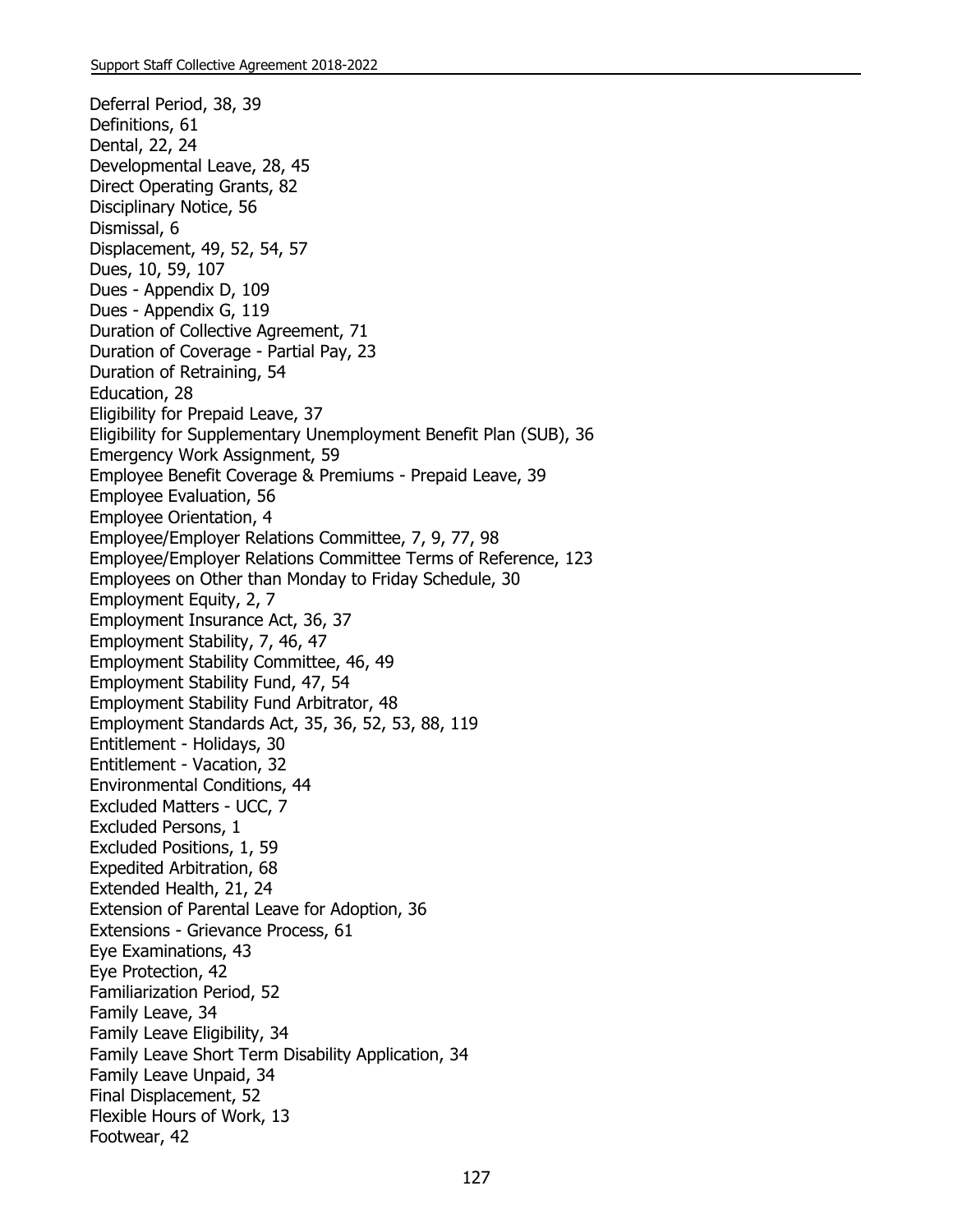Deferral Period, 38, 39
Definitions, 61
Dental, 22, 24
Developmental Leave, 28, 45
Direct Operating Grants, 82
Disciplinary Notice, 56
Dismissal, 6
Displacement, 49, 52, 54, 57
Dues, 10, 59, 107
Dues - Appendix D, 109
Dues - Appendix G, 119
Duration of Collective Agreement, 71
Duration of Coverage - Partial Pay, 23
Duration of Retraining, 54
Education, 28
Eligibility for Prepaid Leave, 37
Eligibility for Supplementary Unemployment Benefit Plan (SUB), 36
Emergency Work Assignment, 59
Employee Benefit Coverage & Premiums - Prepaid Leave, 39
Employee Evaluation, 56
Employee Orientation, 4
Employee/Employer Relations Committee, 7, 9, 77, 98
Employee/Employer Relations Committee Terms of Reference, 123
Employees on Other than Monday to Friday Schedule, 30
Employment Equity, 2, 7
Employment Insurance Act, 36, 37
Employment Stability, 7, 46, 47
Employment Stability Committee, 46, 49
Employment Stability Fund, 47, 54
Employment Stability Fund Arbitrator, 48
Employment Standards Act, 35, 36, 52, 53, 88, 119
Entitlement - Holidays, 30
Entitlement - Vacation, 32
Environmental Conditions, 44
Excluded Matters - UCC, 7
Excluded Persons, 1
Excluded Positions, 1, 59
Expedited Arbitration, 68
Extended Health, 21, 24
Extension of Parental Leave for Adoption, 36
Extensions - Grievance Process, 61
Eye Examinations, 43
Eye Protection, 42
Familiarization Period, 52
Family Leave, 34
Family Leave Eligibility, 34
Family Leave Short Term Disability Application, 34
Family Leave Unpaid, 34
Final Displacement, 52
Flexible Hours of Work, 13
Footwear, 42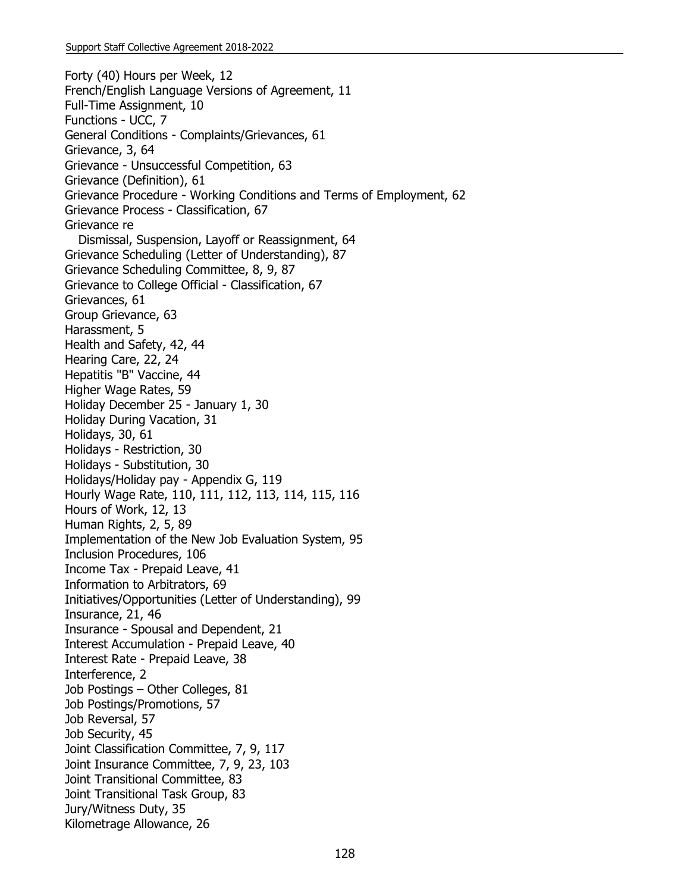Forty (40) Hours per Week, 12
French/English Language Versions of Agreement, 11
Full-Time Assignment, 10
Functions - UCC, 7
General Conditions - Complaints/Grievances, 61
Grievance, 3, 64
Grievance - Unsuccessful Competition, 63
Grievance (Definition), 61
Grievance Procedure - Working Conditions and Terms of Employment, 62
Grievance Process - Classification, 67
Grievance re
   Dismissal, Suspension, Layoff or Reassignment, 64
Grievance Scheduling (Letter of Understanding), 87
Grievance Scheduling Committee, 8, 9, 87
Grievance to College Official - Classification, 67
Grievances, 61
Group Grievance, 63
Harassment, 5
Health and Safety, 42, 44
Hearing Care, 22, 24
Hepatitis "B" Vaccine, 44
Higher Wage Rates, 59
Holiday December 25 - January 1, 30
Holiday During Vacation, 31
Holidays, 30, 61
Holidays - Restriction, 30
Holidays - Substitution, 30
Holidays/Holiday pay - Appendix G, 119
Hourly Wage Rate, 110, 111, 112, 113, 114, 115, 116
Hours of Work, 12, 13
Human Rights, 2, 5, 89
Implementation of the New Job Evaluation System, 95
Inclusion Procedures, 106
Income Tax - Prepaid Leave, 41
Information to Arbitrators, 69
Initiatives/Opportunities (Letter of Understanding), 99
Insurance, 21, 46
Insurance - Spousal and Dependent, 21
Interest Accumulation - Prepaid Leave, 40
Interest Rate - Prepaid Leave, 38
Interference, 2
Job Postings – Other Colleges, 81
Job Postings/Promotions, 57
Job Reversal, 57
Job Security, 45
Joint Classification Committee, 7, 9, 117
Joint Insurance Committee, 7, 9, 23, 103
Joint Transitional Committee, 83
Joint Transitional Task Group, 83
Jury/Witness Duty, 35
Kilometrage Allowance, 26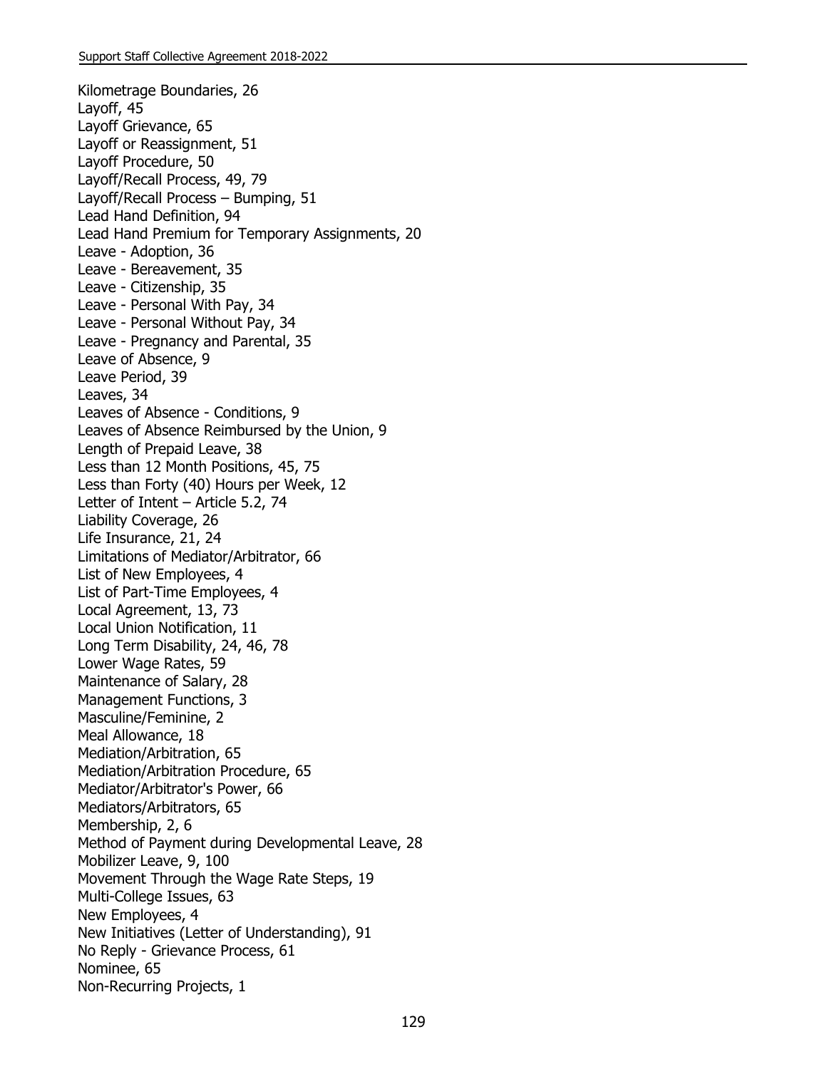Kilometrage Boundaries, 26
Layoff, 45
Layoff Grievance, 65
Layoff or Reassignment, 51
Layoff Procedure, 50
Layoff/Recall Process, 49, 79
Layoff/Recall Process – Bumping, 51
Lead Hand Definition, 94
Lead Hand Premium for Temporary Assignments, 20
Leave - Adoption, 36
Leave - Bereavement, 35
Leave - Citizenship, 35
Leave - Personal With Pay, 34
Leave - Personal Without Pay, 34
Leave - Pregnancy and Parental, 35
Leave of Absence, 9
Leave Period, 39
Leaves, 34
Leaves of Absence - Conditions, 9
Leaves of Absence Reimbursed by the Union, 9
Length of Prepaid Leave, 38
Less than 12 Month Positions, 45, 75
Less than Forty (40) Hours per Week, 12
Letter of Intent – Article 5.2, 74
Liability Coverage, 26
Life Insurance, 21, 24
Limitations of Mediator/Arbitrator, 66
List of New Employees, 4
List of Part-Time Employees, 4
Local Agreement, 13, 73
Local Union Notification, 11
Long Term Disability, 24, 46, 78
Lower Wage Rates, 59
Maintenance of Salary, 28
Management Functions, 3
Masculine/Feminine, 2
Meal Allowance, 18
Mediation/Arbitration, 65
Mediation/Arbitration Procedure, 65
Mediator/Arbitrator's Power, 66
Mediators/Arbitrators, 65
Membership, 2, 6
Method of Payment during Developmental Leave, 28
Mobilizer Leave, 9, 100
Movement Through the Wage Rate Steps, 19
Multi-College Issues, 63
New Employees, 4
New Initiatives (Letter of Understanding), 91
No Reply - Grievance Process, 61
Nominee, 65
Non-Recurring Projects, 1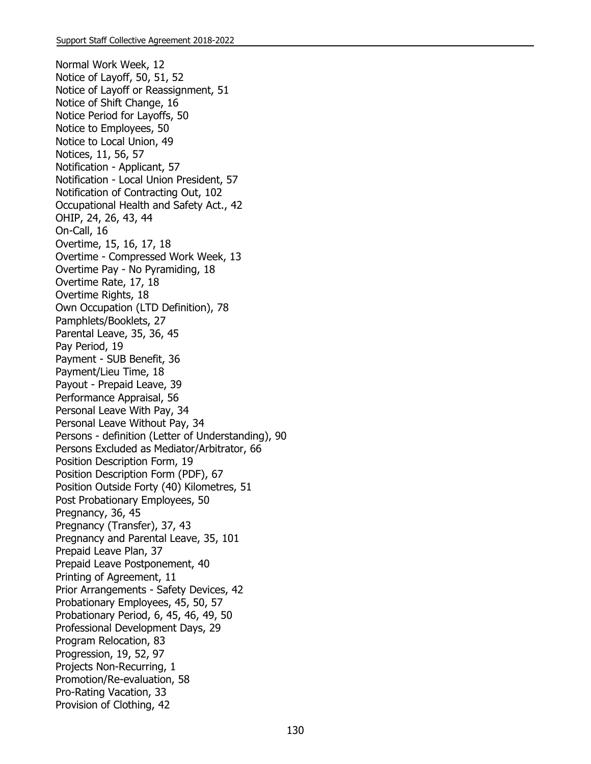Normal Work Week, 12
Notice of Layoff, 50, 51, 52
Notice of Layoff or Reassignment, 51
Notice of Shift Change, 16
Notice Period for Layoffs, 50
Notice to Employees, 50
Notice to Local Union, 49
Notices, 11, 56, 57
Notification - Applicant, 57
Notification - Local Union President, 57
Notification of Contracting Out, 102
Occupational Health and Safety Act., 42
OHIP, 24, 26, 43, 44
On-Call, 16
Overtime, 15, 16, 17, 18
Overtime - Compressed Work Week, 13
Overtime Pay - No Pyramiding, 18
Overtime Rate, 17, 18
Overtime Rights, 18
Own Occupation (LTD Definition), 78
Pamphlets/Booklets, 27
Parental Leave, 35, 36, 45
Pay Period, 19
Payment - SUB Benefit, 36
Payment/Lieu Time, 18
Payout - Prepaid Leave, 39
Performance Appraisal, 56
Personal Leave With Pay, 34
Personal Leave Without Pay, 34
Persons - definition (Letter of Understanding), 90
Persons Excluded as Mediator/Arbitrator, 66
Position Description Form, 19
Position Description Form (PDF), 67
Position Outside Forty (40) Kilometres, 51
Post Probationary Employees, 50
Pregnancy, 36, 45
Pregnancy (Transfer), 37, 43
Pregnancy and Parental Leave, 35, 101
Prepaid Leave Plan, 37
Prepaid Leave Postponement, 40
Printing of Agreement, 11
Prior Arrangements - Safety Devices, 42
Probationary Employees, 45, 50, 57
Probationary Period, 6, 45, 46, 49, 50
Professional Development Days, 29
Program Relocation, 83
Progression, 19, 52, 97
Projects Non-Recurring, 1
Promotion/Re-evaluation, 58
Pro-Rating Vacation, 33
Provision of Clothing, 42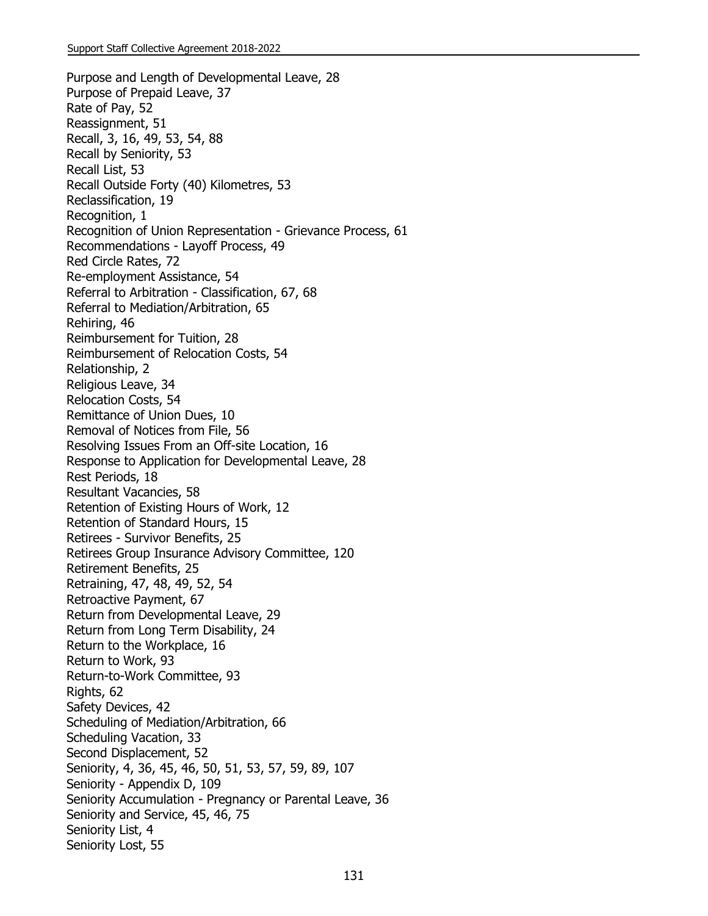Purpose and Length of Developmental Leave, 28
Purpose of Prepaid Leave, 37
Rate of Pay, 52
Reassignment, 51
Recall, 3, 16, 49, 53, 54, 88
Recall by Seniority, 53
Recall List, 53
Recall Outside Forty (40) Kilometres, 53
Reclassification, 19
Recognition, 1
Recognition of Union Representation - Grievance Process, 61
Recommendations - Layoff Process, 49
Red Circle Rates, 72
Re-employment Assistance, 54
Referral to Arbitration - Classification, 67, 68
Referral to Mediation/Arbitration, 65
Rehiring, 46
Reimbursement for Tuition, 28
Reimbursement of Relocation Costs, 54
Relationship, 2
Religious Leave, 34
Relocation Costs, 54
Remittance of Union Dues, 10
Removal of Notices from File, 56
Resolving Issues From an Off-site Location, 16
Response to Application for Developmental Leave, 28
Rest Periods, 18
Resultant Vacancies, 58
Retention of Existing Hours of Work, 12
Retention of Standard Hours, 15
Retirees - Survivor Benefits, 25
Retirees Group Insurance Advisory Committee, 120
Retirement Benefits, 25
Retraining, 47, 48, 49, 52, 54
Retroactive Payment, 67
Return from Developmental Leave, 29
Return from Long Term Disability, 24
Return to the Workplace, 16
Return to Work, 93
Return-to-Work Committee, 93
Rights, 62
Safety Devices, 42
Scheduling of Mediation/Arbitration, 66
Scheduling Vacation, 33
Second Displacement, 52
Seniority, 4, 36, 45, 46, 50, 51, 53, 57, 59, 89, 107
Seniority - Appendix D, 109
Seniority Accumulation - Pregnancy or Parental Leave, 36
Seniority and Service, 45, 46, 75
Seniority List, 4
Seniority Lost, 55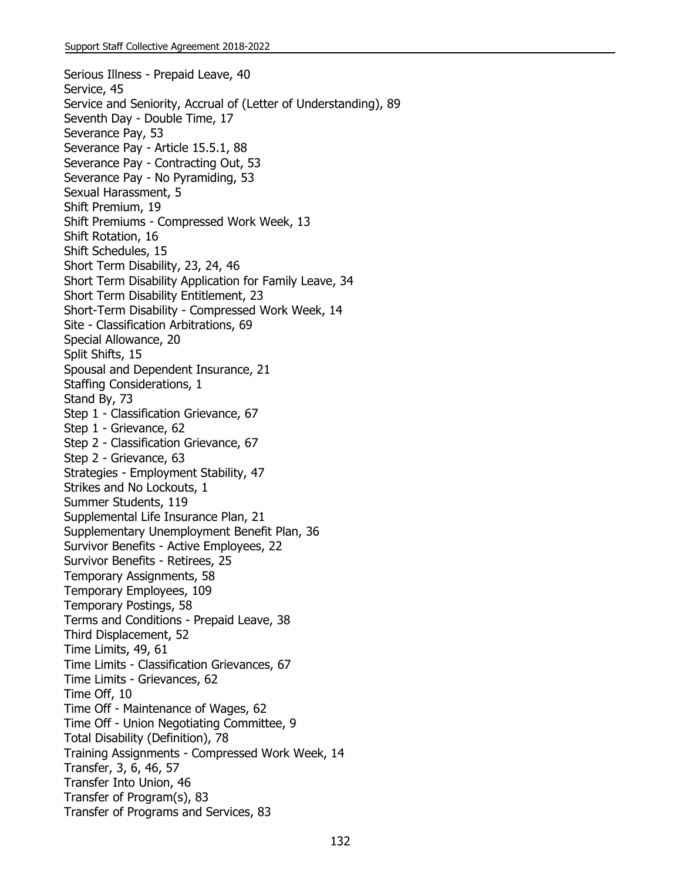Serious Illness - Prepaid Leave, 40
Service, 45
Service and Seniority, Accrual of (Letter of Understanding), 89
Seventh Day - Double Time, 17
Severance Pay, 53
Severance Pay - Article 15.5.1, 88
Severance Pay - Contracting Out, 53
Severance Pay - No Pyramiding, 53
Sexual Harassment, 5
Shift Premium, 19
Shift Premiums - Compressed Work Week, 13
Shift Rotation, 16
Shift Schedules, 15
Short Term Disability, 23, 24, 46
Short Term Disability Application for Family Leave, 34
Short Term Disability Entitlement, 23
Short-Term Disability - Compressed Work Week, 14
Site - Classification Arbitrations, 69
Special Allowance, 20
Split Shifts, 15
Spousal and Dependent Insurance, 21
Staffing Considerations, 1
Stand By, 73
Step 1 - Classification Grievance, 67
Step 1 - Grievance, 62
Step 2 - Classification Grievance, 67
Step 2 - Grievance, 63
Strategies - Employment Stability, 47
Strikes and No Lockouts, 1
Summer Students, 119
Supplemental Life Insurance Plan, 21
Supplementary Unemployment Benefit Plan, 36
Survivor Benefits - Active Employees, 22
Survivor Benefits - Retirees, 25
Temporary Assignments, 58
Temporary Employees, 109
Temporary Postings, 58
Terms and Conditions - Prepaid Leave, 38
Third Displacement, 52
Time Limits, 49, 61
Time Limits - Classification Grievances, 67
Time Limits - Grievances, 62
Time Off, 10
Time Off - Maintenance of Wages, 62
Time Off - Union Negotiating Committee, 9
Total Disability (Definition), 78
Training Assignments - Compressed Work Week, 14
Transfer, 3, 6, 46, 57
Transfer Into Union, 46
Transfer of Program(s), 83
Transfer of Programs and Services, 83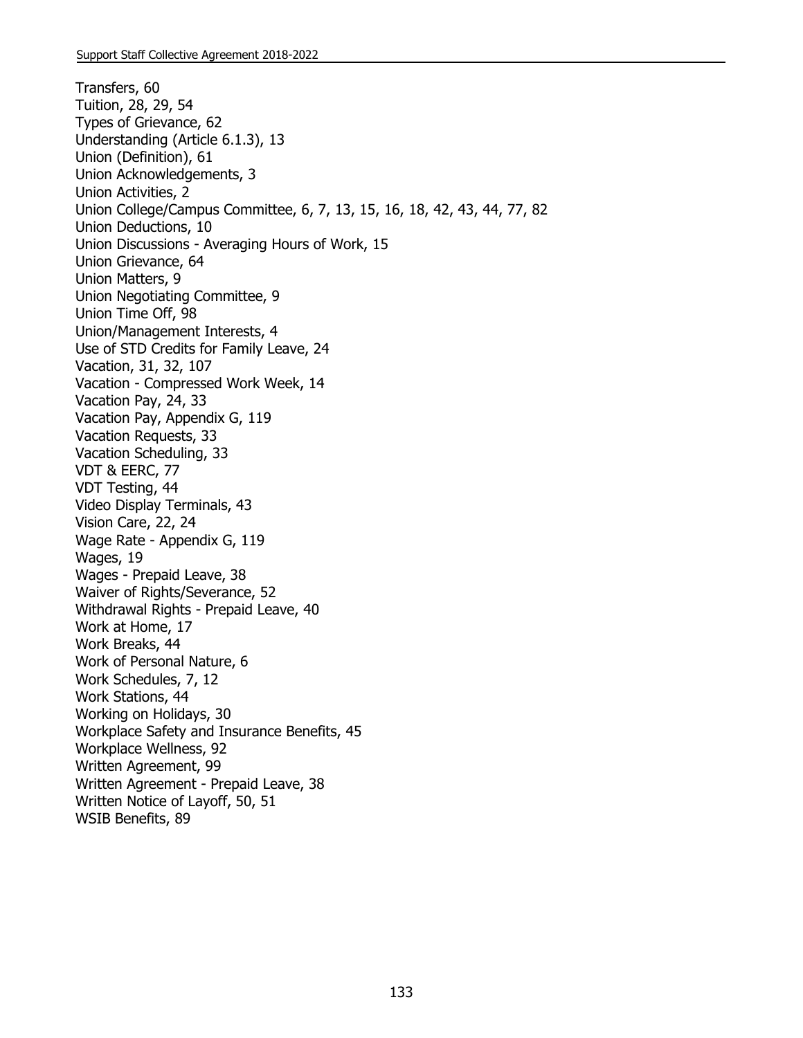Transfers, 60
Tuition, 28, 29, 54
Types of Grievance, 62
Understanding (Article 6.1.3), 13
Union (Definition), 61
Union Acknowledgements, 3
Union Activities, 2
Union College/Campus Committee, 6, 7, 13, 15, 16, 18, 42, 43, 44, 77, 82
Union Deductions, 10
Union Discussions - Averaging Hours of Work, 15
Union Grievance, 64
Union Matters, 9
Union Negotiating Committee, 9
Union Time Off, 98
Union/Management Interests, 4
Use of STD Credits for Family Leave, 24
Vacation, 31, 32, 107
Vacation - Compressed Work Week, 14
Vacation Pay, 24, 33
Vacation Pay, Appendix G, 119
Vacation Requests, 33
Vacation Scheduling, 33
VDT & EERC, 77
VDT Testing, 44
Video Display Terminals, 43
Vision Care, 22, 24
Wage Rate - Appendix G, 119
Wages, 19
Wages - Prepaid Leave, 38
Waiver of Rights/Severance, 52
Withdrawal Rights - Prepaid Leave, 40
Work at Home, 17
Work Breaks, 44
Work of Personal Nature, 6
Work Schedules, 7, 12
Work Stations, 44
Working on Holidays, 30
Workplace Safety and Insurance Benefits, 45
Workplace Wellness, 92
Written Agreement, 99
Written Agreement - Prepaid Leave, 38
Written Notice of Layoff, 50, 51
WSIB Benefits, 89